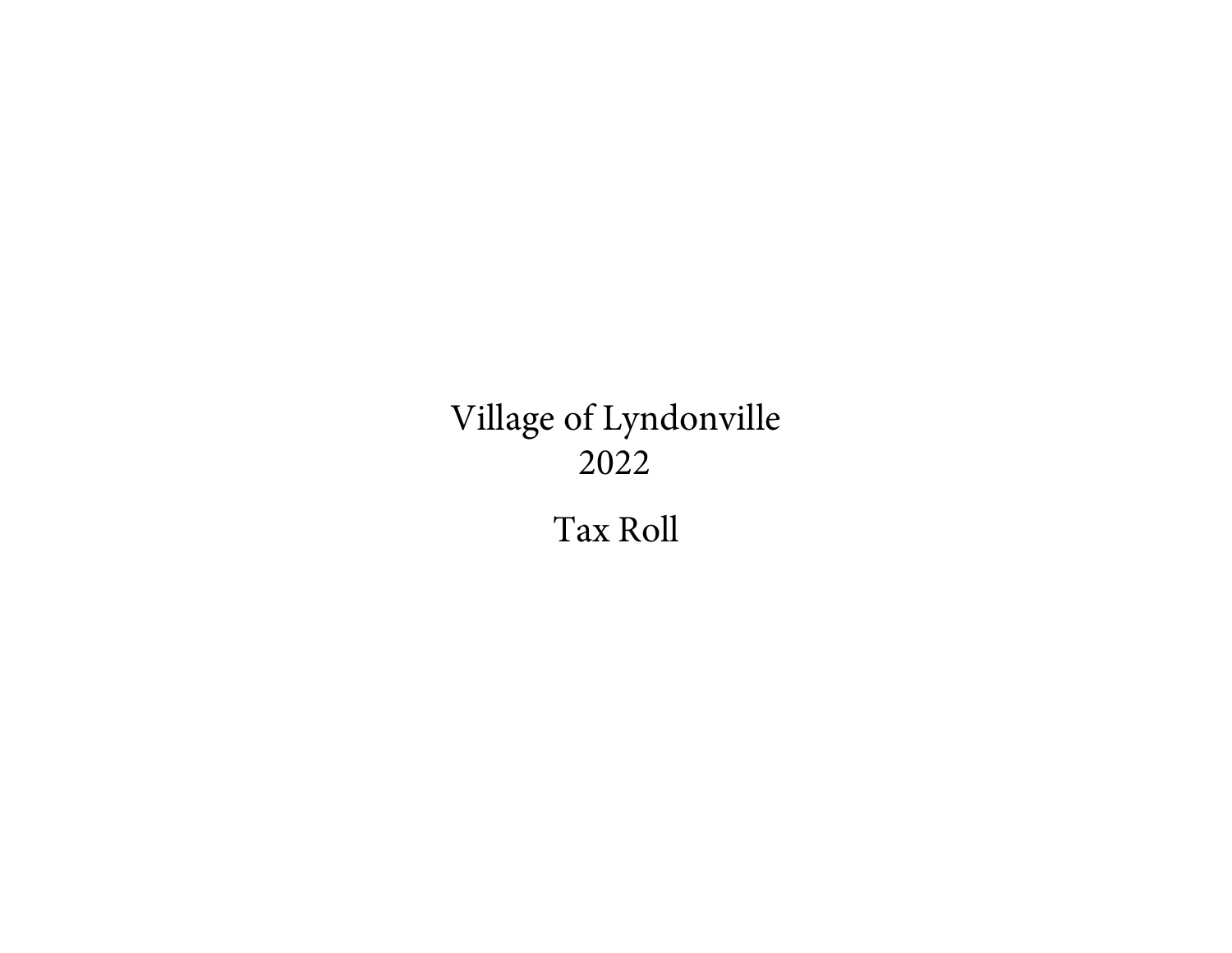# Village of Lyndonville
# 2022

# Tax Roll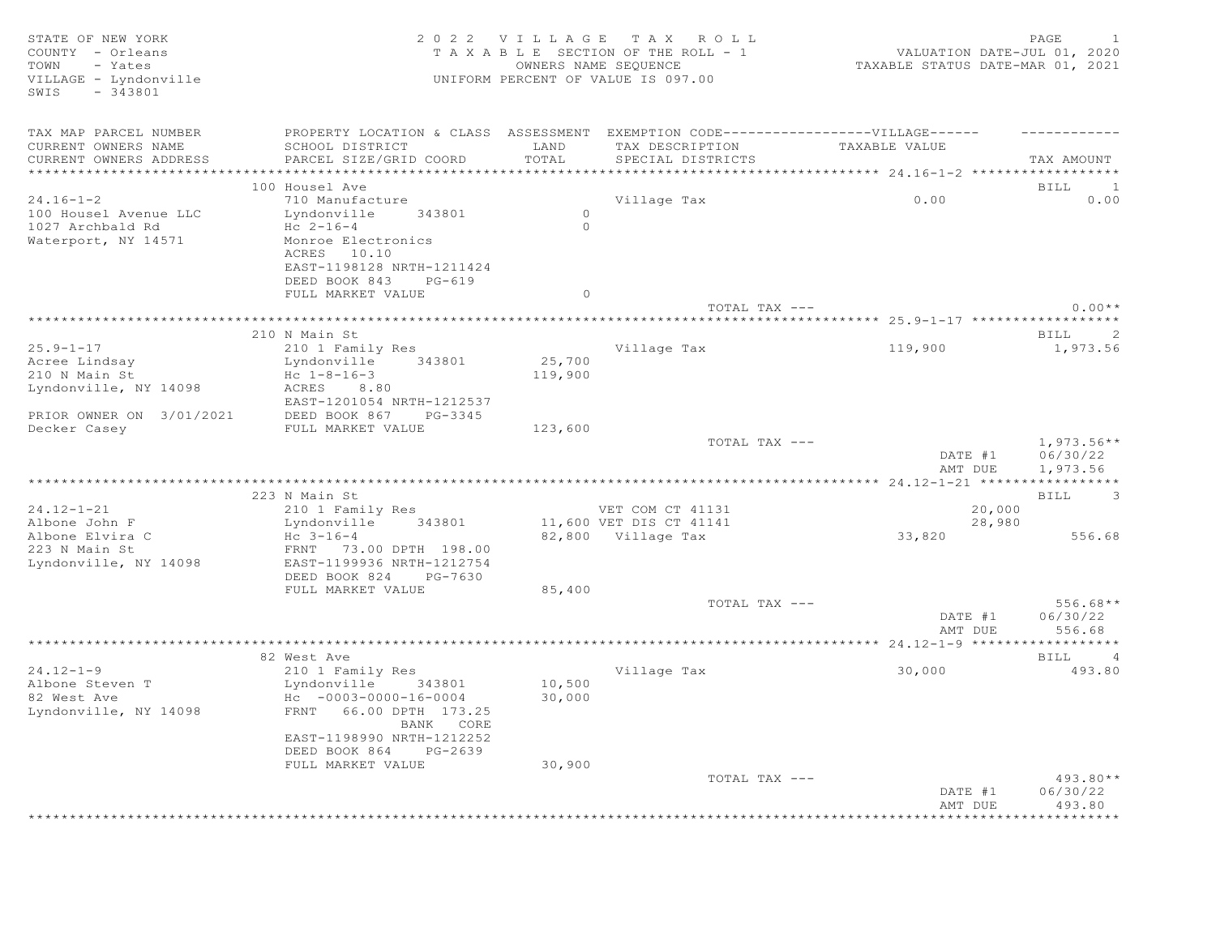STATE OF NEW YORK
COUNTY - Orleans
TOWN - Yates
VILLAGE - Lyndonville
SWIS - 343801

# 2022 VILLAGE TAX ROLL

TAXABLE SECTION OF THE ROLL - 1
OWNERS NAME SEQUENCE
UNIFORM PERCENT OF VALUE IS 097.00

VALUATION DATE-JUL 01, 2020
TAXABLE STATUS DATE-MAR 01, 2021

| TAX MAP PARCEL NUMBER / CURRENT OWNERS NAME / CURRENT OWNERS ADDRESS | PROPERTY LOCATION & CLASS / SCHOOL DISTRICT / PARCEL SIZE/GRID COORD | ASSESSMENT LAND / TOTAL | EXEMPTION CODE / TAX DESCRIPTION / SPECIAL DISTRICTS | VILLAGE TAXABLE VALUE | TAX AMOUNT |
|---|---|---|---|---|---|
| **24.16-1-2** | 100 Housel Ave | | | | BILL 1 |
| 24.16-1-2 | 710 Manufacture | | Village Tax | 0.00 | 0.00 |
| 100 Housel Avenue LLC | Lyndonville 343801 | 0 | | | |
| 1027 Archbald Rd | Hc 2-16-4 | 0 | | | |
| Waterport, NY 14571 | Monroe Electronics | | | | |
| | ACRES 10.10 | | | | |
| | EAST-1198128 NRTH-1211424 | | | | |
| | DEED BOOK 843 PG-619 | | | | |
| | FULL MARKET VALUE | 0 | | | |
| | | | TOTAL TAX --- | | 0.00** |
| **25.9-1-17** | 210 N Main St | | | | BILL 2 |
| 25.9-1-17 | 210 1 Family Res | | Village Tax | 119,900 | 1,973.56 |
| Acree Lindsay | Lyndonville 343801 | 25,700 | | | |
| 210 N Main St | Hc 1-8-16-3 | 119,900 | | | |
| Lyndonville, NY 14098 | ACRES 8.80 | | | | |
| | EAST-1201054 NRTH-1212537 | | | | |
| PRIOR OWNER ON 3/01/2021 | DEED BOOK 867 PG-3345 | | | | |
| Decker Casey | FULL MARKET VALUE | 123,600 | | | |
| | | | TOTAL TAX --- | | 1,973.56** |
| | | | | DATE #1 | 06/30/22 |
| | | | | AMT DUE | 1,973.56 |
| **24.12-1-21** | 223 N Main St | | | | BILL 3 |
| 24.12-1-21 | 210 1 Family Res | | VET COM CT 41131 | 20,000 | |
| Albone John F | Lyndonville 343801 | 11,600 | VET DIS CT 41141 | 28,980 | |
| Albone Elvira C | Hc 3-16-4 | 82,800 | Village Tax | 33,820 | 556.68 |
| 223 N Main St | FRNT 73.00 DPTH 198.00 | | | | |
| Lyndonville, NY 14098 | EAST-1199936 NRTH-1212754 | | | | |
| | DEED BOOK 824 PG-7630 | | | | |
| | FULL MARKET VALUE | 85,400 | | | |
| | | | TOTAL TAX --- | | 556.68** |
| | | | | DATE #1 | 06/30/22 |
| | | | | AMT DUE | 556.68 |
| **24.12-1-9** | 82 West Ave | | | | BILL 4 |
| 24.12-1-9 | 210 1 Family Res | | Village Tax | 30,000 | 493.80 |
| Albone Steven T | Lyndonville 343801 | 10,500 | | | |
| 82 West Ave | Hc -0003-0000-16-0004 | 30,000 | | | |
| Lyndonville, NY 14098 | FRNT 66.00 DPTH 173.25 | | | | |
| | BANK CORE | | | | |
| | EAST-1198990 NRTH-1212252 | | | | |
| | DEED BOOK 864 PG-2639 | | | | |
| | FULL MARKET VALUE | 30,900 | | | |
| | | | TOTAL TAX --- | | 493.80** |
| | | | | DATE #1 | 06/30/22 |
| | | | | AMT DUE | 493.80 |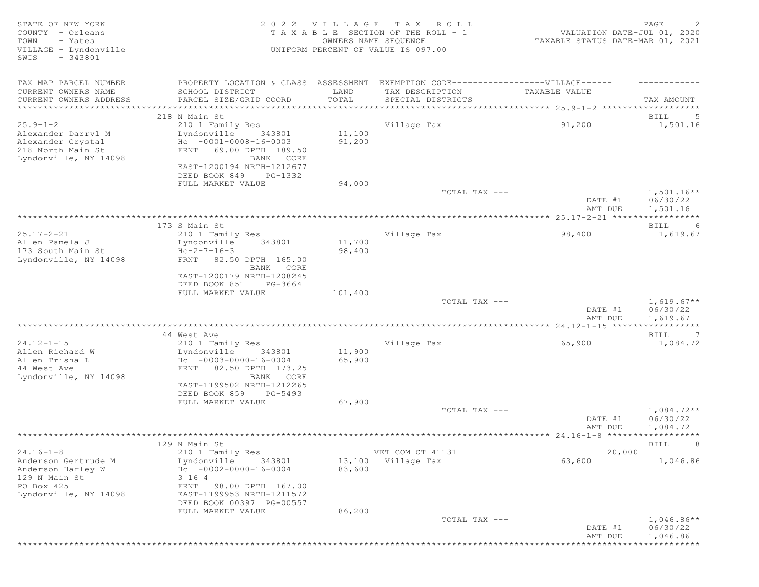STATE OF NEW YORK
COUNTY - Orleans
TOWN - Yates
VILLAGE - Lyndonville
SWIS - 343801

2022 VILLAGE TAX ROLL
TAXABLE SECTION OF THE ROLL - 1
OWNERS NAME SEQUENCE
UNIFORM PERCENT OF VALUE IS 097.00

VALUATION DATE-JUL 01, 2020
TAXABLE STATUS DATE-MAR 01, 2021

| TAX MAP PARCEL NUMBER / CURRENT OWNERS NAME / CURRENT OWNERS ADDRESS | PROPERTY LOCATION & CLASS / SCHOOL DISTRICT / PARCEL SIZE/GRID COORD | ASSESSMENT LAND / TOTAL | EXEMPTION CODE / TAX DESCRIPTION / SPECIAL DISTRICTS | VILLAGE TAXABLE VALUE | TAX AMOUNT |
|---|---|---|---|---|---|
| 25.9-1-2 | 218 N Main St | | | | BILL 5 |
| Alexander Darryl M | 210 1 Family Res | | Village Tax | 91,200 | 1,501.16 |
| Alexander Crystal | Lyndonville 343801 | 11,100 | | | |
| 218 North Main St | Hc -0001-0008-16-0003 | 91,200 | | | |
| Lyndonville, NY 14098 | FRNT 69.00 DPTH 189.50 | | | | |
| | BANK CORE | | | | |
| | EAST-1200194 NRTH-1212677 | | | | |
| | DEED BOOK 849 PG-1332 | | | | |
| | FULL MARKET VALUE | 94,000 | | | |
| | | | TOTAL TAX --- | | 1,501.16** |
| | | | | DATE #1 | 06/30/22 |
| | | | | AMT DUE | 1,501.16 |
| 25.17-2-21 | 173 S Main St | | | | BILL 6 |
| Allen Pamela J | 210 1 Family Res | | Village Tax | 98,400 | 1,619.67 |
| 173 South Main St | Lyndonville 343801 | 11,700 | | | |
| Lyndonville, NY 14098 | Hc-2-7-16-3 | 98,400 | | | |
| | FRNT 82.50 DPTH 165.00 | | | | |
| | BANK CORE | | | | |
| | EAST-1200179 NRTH-1208245 | | | | |
| | DEED BOOK 851 PG-3664 | | | | |
| | FULL MARKET VALUE | 101,400 | | | |
| | | | TOTAL TAX --- | | 1,619.67** |
| | | | | DATE #1 | 06/30/22 |
| | | | | AMT DUE | 1,619.67 |
| 24.12-1-15 | 44 West Ave | | | | BILL 7 |
| Allen Richard W | 210 1 Family Res | | Village Tax | 65,900 | 1,084.72 |
| Allen Trisha L | Lyndonville 343801 | 11,900 | | | |
| 44 West Ave | Hc -0003-0000-16-0004 | 65,900 | | | |
| Lyndonville, NY 14098 | FRNT 82.50 DPTH 173.25 | | | | |
| | BANK CORE | | | | |
| | EAST-1199502 NRTH-1212265 | | | | |
| | DEED BOOK 859 PG-5493 | | | | |
| | FULL MARKET VALUE | 67,900 | | | |
| | | | TOTAL TAX --- | | 1,084.72** |
| | | | | DATE #1 | 06/30/22 |
| | | | | AMT DUE | 1,084.72 |
| 24.16-1-8 | 129 N Main St | | | | BILL 8 |
| Anderson Gertrude M | 210 1 Family Res | | VET COM CT 41131 | 20,000 | |
| Anderson Harley W | Lyndonville 343801 | 13,100 | Village Tax | 63,600 | 1,046.86 |
| 129 N Main St | Hc -0002-0000-16-0004 | 83,600 | | | |
| PO Box 425 | 3 16 4 | | | | |
| Lyndonville, NY 14098 | FRNT 98.00 DPTH 167.00 | | | | |
| | EAST-1199953 NRTH-1211572 | | | | |
| | DEED BOOK 00397 PG-00557 | | | | |
| | FULL MARKET VALUE | 86,200 | | | |
| | | | TOTAL TAX --- | | 1,046.86** |
| | | | | DATE #1 | 06/30/22 |
| | | | | AMT DUE | 1,046.86 |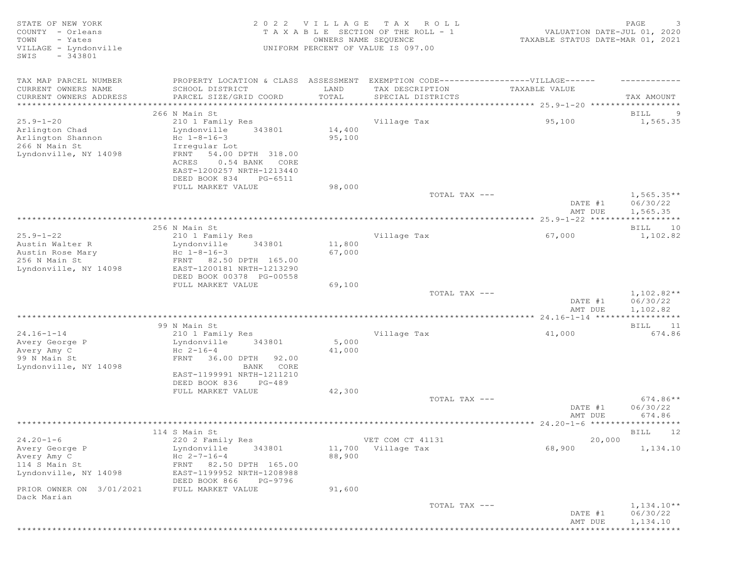STATE OF NEW YORK
COUNTY - Orleans
TOWN - Yates
VILLAGE - Lyndonville
SWIS - 343801

2022 VILLAGE TAX ROLL
TAXABLE SECTION OF THE ROLL - 1
OWNERS NAME SEQUENCE
UNIFORM PERCENT OF VALUE IS 097.00

VALUATION DATE-JUL 01, 2020
TAXABLE STATUS DATE-MAR 01, 2021

| TAX MAP PARCEL NUMBER / CURRENT OWNERS NAME / CURRENT OWNERS ADDRESS | PROPERTY LOCATION & CLASS / SCHOOL DISTRICT / PARCEL SIZE/GRID COORD | ASSESSMENT LAND / TOTAL | EXEMPTION CODE / TAX DESCRIPTION / SPECIAL DISTRICTS | TAXABLE VALUE | TAX AMOUNT |
|---|---|---|---|---|---|
| **25.9-1-20** | 266 N Main St | | | | BILL 9 |
| 25.9-1-20 | 210 1 Family Res | | Village Tax | 95,100 | 1,565.35 |
| Arlington Chad | Lyndonville 343801 | 14,400 | | | |
| Arlington Shannon | Hc 1-8-16-3 | 95,100 | | | |
| 266 N Main St | Irregular Lot | | | | |
| Lyndonville, NY 14098 | FRNT 54.00 DPTH 318.00 | | | | |
| | ACRES 0.54 BANK CORE | | | | |
| | EAST-1200257 NRTH-1213440 | | | | |
| | DEED BOOK 834 PG-6511 | | | | |
| | FULL MARKET VALUE | 98,000 | | | |
| | | | TOTAL TAX --- | | 1,565.35** |
| | | | | DATE #1 | 06/30/22 |
| | | | | AMT DUE | 1,565.35 |
| **25.9-1-22** | 256 N Main St | | | | BILL 10 |
| 25.9-1-22 | 210 1 Family Res | | Village Tax | 67,000 | 1,102.82 |
| Austin Walter R | Lyndonville 343801 | 11,800 | | | |
| Austin Rose Mary | Hc 1-8-16-3 | 67,000 | | | |
| 256 N Main St | FRNT 82.50 DPTH 165.00 | | | | |
| Lyndonville, NY 14098 | EAST-1200181 NRTH-1213290 | | | | |
| | DEED BOOK 00378 PG-00558 | | | | |
| | FULL MARKET VALUE | 69,100 | | | |
| | | | TOTAL TAX --- | | 1,102.82** |
| | | | | DATE #1 | 06/30/22 |
| | | | | AMT DUE | 1,102.82 |
| **24.16-1-14** | 99 N Main St | | | | BILL 11 |
| 24.16-1-14 | 210 1 Family Res | | Village Tax | 41,000 | 674.86 |
| Avery George P | Lyndonville 343801 | 5,000 | | | |
| Avery Amy C | Hc 2-16-4 | 41,000 | | | |
| 99 N Main St | FRNT 36.00 DPTH 92.00 | | | | |
| Lyndonville, NY 14098 | BANK CORE | | | | |
| | EAST-1199991 NRTH-1211210 | | | | |
| | DEED BOOK 836 PG-489 | | | | |
| | FULL MARKET VALUE | 42,300 | | | |
| | | | TOTAL TAX --- | | 674.86** |
| | | | | DATE #1 | 06/30/22 |
| | | | | AMT DUE | 674.86 |
| **24.20-1-6** | 114 S Main St | | | | BILL 12 |
| 24.20-1-6 | 220 2 Family Res | | VET COM CT 41131 | 20,000 | |
| Avery George P | Lyndonville 343801 | 11,700 | Village Tax | 68,900 | 1,134.10 |
| Avery Amy C | Hc 2-7-16-4 | 88,900 | | | |
| 114 S Main St | FRNT 82.50 DPTH 165.00 | | | | |
| Lyndonville, NY 14098 | EAST-1199952 NRTH-1208988 | | | | |
| | DEED BOOK 866 PG-9796 | | | | |
| PRIOR OWNER ON 3/01/2021 | FULL MARKET VALUE | 91,600 | | | |
| Dack Marian | | | | | |
| | | | TOTAL TAX --- | | 1,134.10** |
| | | | | DATE #1 | 06/30/22 |
| | | | | AMT DUE | 1,134.10 |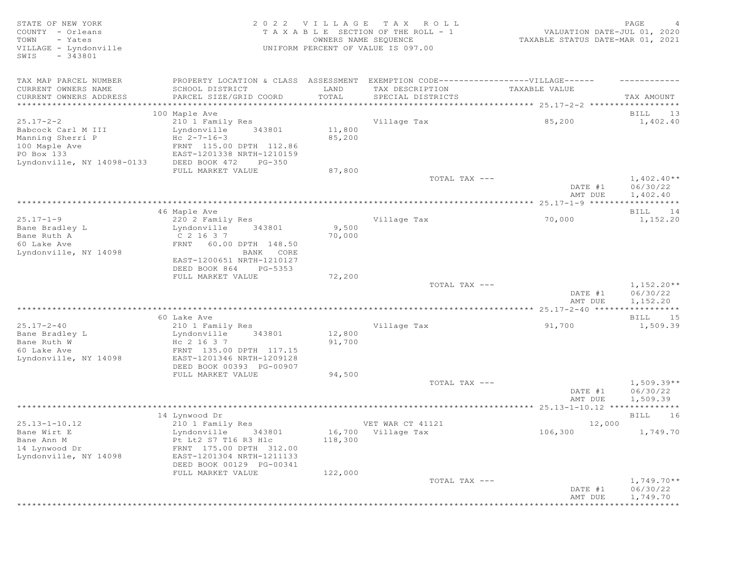STATE OF NEW YORK
COUNTY - Orleans
TOWN - Yates
VILLAGE - Lyndonville
SWIS - 343801

2022 VILLAGE TAX ROLL
TAXABLE SECTION OF THE ROLL - 1
OWNERS NAME SEQUENCE
UNIFORM PERCENT OF VALUE IS 097.00

VALUATION DATE-JUL 01, 2020
TAXABLE STATUS DATE-MAR 01, 2021

| TAX MAP PARCEL NUMBER / CURRENT OWNERS NAME / CURRENT OWNERS ADDRESS | PROPERTY LOCATION & CLASS / SCHOOL DISTRICT / PARCEL SIZE/GRID COORD | ASSESSMENT LAND / TOTAL | EXEMPTION CODE-----VILLAGE----- / TAX DESCRIPTION / SPECIAL DISTRICTS | TAXABLE VALUE | TAX AMOUNT |
|---|---|---|---|---|---|
| **25.17-2-2** | 100 Maple Ave | | | | BILL 13 |
| 25.17-2-2 | 210 1 Family Res | | Village Tax | 85,200 | 1,402.40 |
| Babcock Carl M III | Lyndonville 343801 | 11,800 | | | |
| Manning Sherri P | Hc 2-7-16-3 | 85,200 | | | |
| 100 Maple Ave | FRNT 115.00 DPTH 112.86 | | | | |
| PO Box 133 | EAST-1201338 NRTH-1210159 | | | | |
| Lyndonville, NY 14098-0133 | DEED BOOK 472 PG-350 | | | | |
| | FULL MARKET VALUE | 87,800 | | | |
| | | | TOTAL TAX --- | | 1,402.40** |
| | | | | DATE #1 | 06/30/22 |
| | | | | AMT DUE | 1,402.40 |
| **25.17-1-9** | 46 Maple Ave | | | | BILL 14 |
| 25.17-1-9 | 220 2 Family Res | | Village Tax | 70,000 | 1,152.20 |
| Bane Bradley L | Lyndonville 343801 | 9,500 | | | |
| Bane Ruth A | C 2 16 3 7 | 70,000 | | | |
| 60 Lake Ave | FRNT 60.00 DPTH 148.50 | | | | |
| Lyndonville, NY 14098 | BANK CORE | | | | |
| | EAST-1200651 NRTH-1210127 | | | | |
| | DEED BOOK 864 PG-5353 | | | | |
| | FULL MARKET VALUE | 72,200 | | | |
| | | | TOTAL TAX --- | | 1,152.20** |
| | | | | DATE #1 | 06/30/22 |
| | | | | AMT DUE | 1,152.20 |
| **25.17-2-40** | 60 Lake Ave | | | | BILL 15 |
| 25.17-2-40 | 210 1 Family Res | | Village Tax | 91,700 | 1,509.39 |
| Bane Bradley L | Lyndonville 343801 | 12,800 | | | |
| Bane Ruth W | Hc 2 16 3 7 | 91,700 | | | |
| 60 Lake Ave | FRNT 135.00 DPTH 117.15 | | | | |
| Lyndonville, NY 14098 | EAST-1201346 NRTH-1209128 | | | | |
| | DEED BOOK 00393 PG-00907 | | | | |
| | FULL MARKET VALUE | 94,500 | | | |
| | | | TOTAL TAX --- | | 1,509.39** |
| | | | | DATE #1 | 06/30/22 |
| | | | | AMT DUE | 1,509.39 |
| **25.13-1-10.12** | 14 Lynwood Dr | | | | BILL 16 |
| 25.13-1-10.12 | 210 1 Family Res | | VET WAR CT 41121 | 12,000 | |
| Bane Wirt E | Lyndonville 343801 | 16,700 | Village Tax | 106,300 | 1,749.70 |
| Bane Ann M | Pt Lt2 S7 T16 R3 Hlc | 118,300 | | | |
| 14 Lynwood Dr | FRNT 175.00 DPTH 312.00 | | | | |
| Lyndonville, NY 14098 | EAST-1201304 NRTH-1211133 | | | | |
| | DEED BOOK 00129 PG-00341 | | | | |
| | FULL MARKET VALUE | 122,000 | | | |
| | | | TOTAL TAX --- | | 1,749.70** |
| | | | | DATE #1 | 06/30/22 |
| | | | | AMT DUE | 1,749.70 |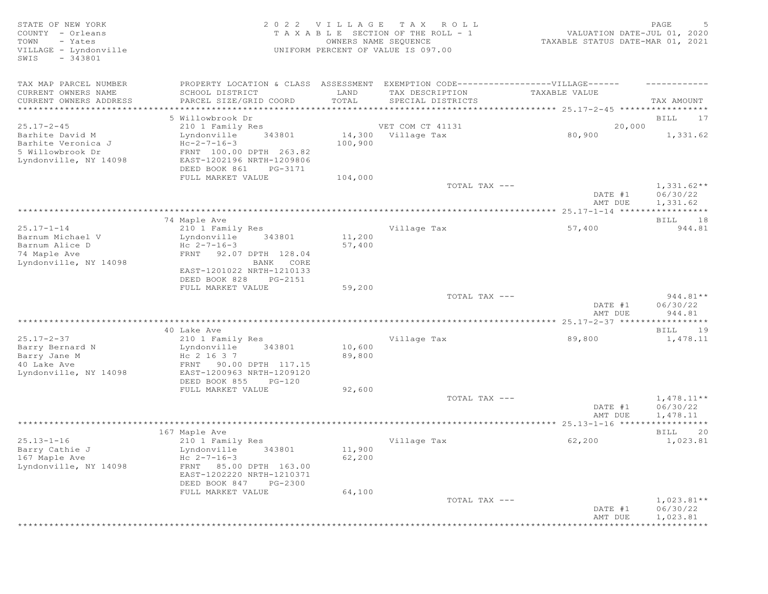STATE OF NEW YORK
COUNTY - Orleans
TOWN - Yates
VILLAGE - Lyndonville
SWIS - 343801

**2022 VILLAGE TAX ROLL**
TAXABLE SECTION OF THE ROLL - 1
OWNERS NAME SEQUENCE
UNIFORM PERCENT OF VALUE IS 097.00

VALUATION DATE-JUL 01, 2020
TAXABLE STATUS DATE-MAR 01, 2021

| TAX MAP PARCEL NUMBER / CURRENT OWNERS NAME / CURRENT OWNERS ADDRESS | PROPERTY LOCATION & CLASS / SCHOOL DISTRICT / PARCEL SIZE/GRID COORD | ASSESSMENT LAND / TOTAL | EXEMPTION CODE / TAX DESCRIPTION / SPECIAL DISTRICTS | VILLAGE TAXABLE VALUE | TAX AMOUNT |
|---|---|---|---|---|---|
| **25.17-2-45** | 5 Willowbrook Dr | | | | BILL 17 |
| Barhite David M | 210 1 Family Res | | VET COM CT 41131 | 20,000 | |
| Barhite Veronica J | Lyndonville 343801 | 14,300 | Village Tax | 80,900 | 1,331.62 |
| 5 Willowbrook Dr | Hc-2-7-16-3 | 100,900 | | | |
| Lyndonville, NY 14098 | FRNT 100.00 DPTH 263.82 | | | | |
| | EAST-1202196 NRTH-1209806 | | | | |
| | DEED BOOK 861 PG-3171 | | | | |
| | FULL MARKET VALUE | 104,000 | | | |
| | | | TOTAL TAX --- | | 1,331.62** |
| | | | | DATE #1 | 06/30/22 |
| | | | | AMT DUE | 1,331.62 |
| **25.17-1-14** | 74 Maple Ave | | | | BILL 18 |
| Barnum Michael V | 210 1 Family Res | | Village Tax | 57,400 | 944.81 |
| Barnum Alice D | Lyndonville 343801 | 11,200 | | | |
| 74 Maple Ave | Hc 2-7-16-3 | 57,400 | | | |
| Lyndonville, NY 14098 | FRNT 92.07 DPTH 128.04 | | | | |
| | BANK CORE | | | | |
| | EAST-1201022 NRTH-1210133 | | | | |
| | DEED BOOK 828 PG-2151 | | | | |
| | FULL MARKET VALUE | 59,200 | | | |
| | | | TOTAL TAX --- | | 944.81** |
| | | | | DATE #1 | 06/30/22 |
| | | | | AMT DUE | 944.81 |
| **25.17-2-37** | 40 Lake Ave | | | | BILL 19 |
| Barry Bernard N | 210 1 Family Res | | Village Tax | 89,800 | 1,478.11 |
| Barry Jane M | Lyndonville 343801 | 10,600 | | | |
| 40 Lake Ave | Hc 2 16 3 7 | 89,800 | | | |
| Lyndonville, NY 14098 | FRNT 90.00 DPTH 117.15 | | | | |
| | EAST-1200963 NRTH-1209120 | | | | |
| | DEED BOOK 855 PG-120 | | | | |
| | FULL MARKET VALUE | 92,600 | | | |
| | | | TOTAL TAX --- | | 1,478.11** |
| | | | | DATE #1 | 06/30/22 |
| | | | | AMT DUE | 1,478.11 |
| **25.13-1-16** | 167 Maple Ave | | | | BILL 20 |
| Barry Cathie J | 210 1 Family Res | | Village Tax | 62,200 | 1,023.81 |
| 167 Maple Ave | Lyndonville 343801 | 11,900 | | | |
| Lyndonville, NY 14098 | Hc 2-7-16-3 | 62,200 | | | |
| | FRNT 85.00 DPTH 163.00 | | | | |
| | EAST-1202220 NRTH-1210371 | | | | |
| | DEED BOOK 847 PG-2300 | | | | |
| | FULL MARKET VALUE | 64,100 | | | |
| | | | TOTAL TAX --- | | 1,023.81** |
| | | | | DATE #1 | 06/30/22 |
| | | | | AMT DUE | 1,023.81 |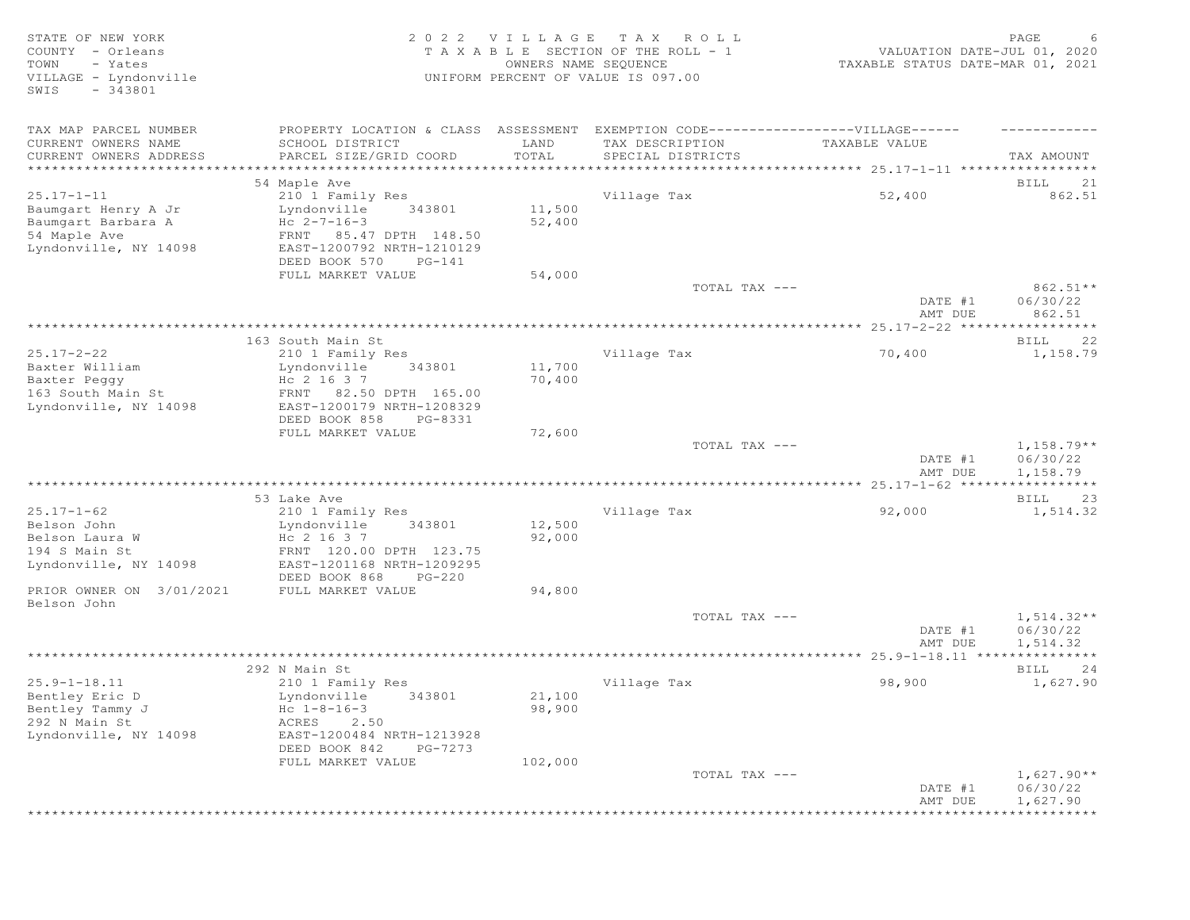STATE OF NEW YORK
COUNTY - Orleans
TOWN - Yates
VILLAGE - Lyndonville
SWIS - 343801

2022 VILLAGE TAX ROLL
TAXABLE SECTION OF THE ROLL - 1
OWNERS NAME SEQUENCE
UNIFORM PERCENT OF VALUE IS 097.00

VALUATION DATE-JUL 01, 2020
TAXABLE STATUS DATE-MAR 01, 2021

| TAX MAP PARCEL NUMBER / CURRENT OWNERS NAME / CURRENT OWNERS ADDRESS | PROPERTY LOCATION & CLASS / SCHOOL DISTRICT / PARCEL SIZE/GRID COORD | ASSESSMENT LAND / TOTAL | EXEMPTION CODE---VILLAGE--- / TAX DESCRIPTION / SPECIAL DISTRICTS | TAXABLE VALUE | TAX AMOUNT |
|---|---|---|---|---|---|
| **25.17-1-11** | 54 Maple Ave | | | | BILL 21 |
| 25.17-1-11 | 210 1 Family Res | | Village Tax | 52,400 | 862.51 |
| Baumgart Henry A Jr | Lyndonville 343801 | 11,500 | | | |
| Baumgart Barbara A | Hc 2-7-16-3 | 52,400 | | | |
| 54 Maple Ave | FRNT 85.47 DPTH 148.50 | | | | |
| Lyndonville, NY 14098 | EAST-1200792 NRTH-1210129 | | | | |
| | DEED BOOK 570 PG-141 | | | | |
| | FULL MARKET VALUE | 54,000 | | | |
| | | | TOTAL TAX --- | | 862.51** |
| | | | | DATE #1 | 06/30/22 |
| | | | | AMT DUE | 862.51 |
| **25.17-2-22** | 163 South Main St | | | | BILL 22 |
| 25.17-2-22 | 210 1 Family Res | | Village Tax | 70,400 | 1,158.79 |
| Baxter William | Lyndonville 343801 | 11,700 | | | |
| Baxter Peggy | Hc 2 16 3 7 | 70,400 | | | |
| 163 South Main St | FRNT 82.50 DPTH 165.00 | | | | |
| Lyndonville, NY 14098 | EAST-1200179 NRTH-1208329 | | | | |
| | DEED BOOK 858 PG-8331 | | | | |
| | FULL MARKET VALUE | 72,600 | | | |
| | | | TOTAL TAX --- | | 1,158.79** |
| | | | | DATE #1 | 06/30/22 |
| | | | | AMT DUE | 1,158.79 |
| **25.17-1-62** | 53 Lake Ave | | | | BILL 23 |
| 25.17-1-62 | 210 1 Family Res | | Village Tax | 92,000 | 1,514.32 |
| Belson John | Lyndonville 343801 | 12,500 | | | |
| Belson Laura W | Hc 2 16 3 7 | 92,000 | | | |
| 194 S Main St | FRNT 120.00 DPTH 123.75 | | | | |
| Lyndonville, NY 14098 | EAST-1201168 NRTH-1209295 | | | | |
| | DEED BOOK 868 PG-220 | | | | |
| PRIOR OWNER ON 3/01/2021 | FULL MARKET VALUE | 94,800 | | | |
| Belson John | | | | | |
| | | | TOTAL TAX --- | | 1,514.32** |
| | | | | DATE #1 | 06/30/22 |
| | | | | AMT DUE | 1,514.32 |
| **25.9-1-18.11** | 292 N Main St | | | | BILL 24 |
| 25.9-1-18.11 | 210 1 Family Res | | Village Tax | 98,900 | 1,627.90 |
| Bentley Eric D | Lyndonville 343801 | 21,100 | | | |
| Bentley Tammy J | Hc 1-8-16-3 | 98,900 | | | |
| 292 N Main St | ACRES 2.50 | | | | |
| Lyndonville, NY 14098 | EAST-1200484 NRTH-1213928 | | | | |
| | DEED BOOK 842 PG-7273 | | | | |
| | FULL MARKET VALUE | 102,000 | | | |
| | | | TOTAL TAX --- | | 1,627.90** |
| | | | | DATE #1 | 06/30/22 |
| | | | | AMT DUE | 1,627.90 |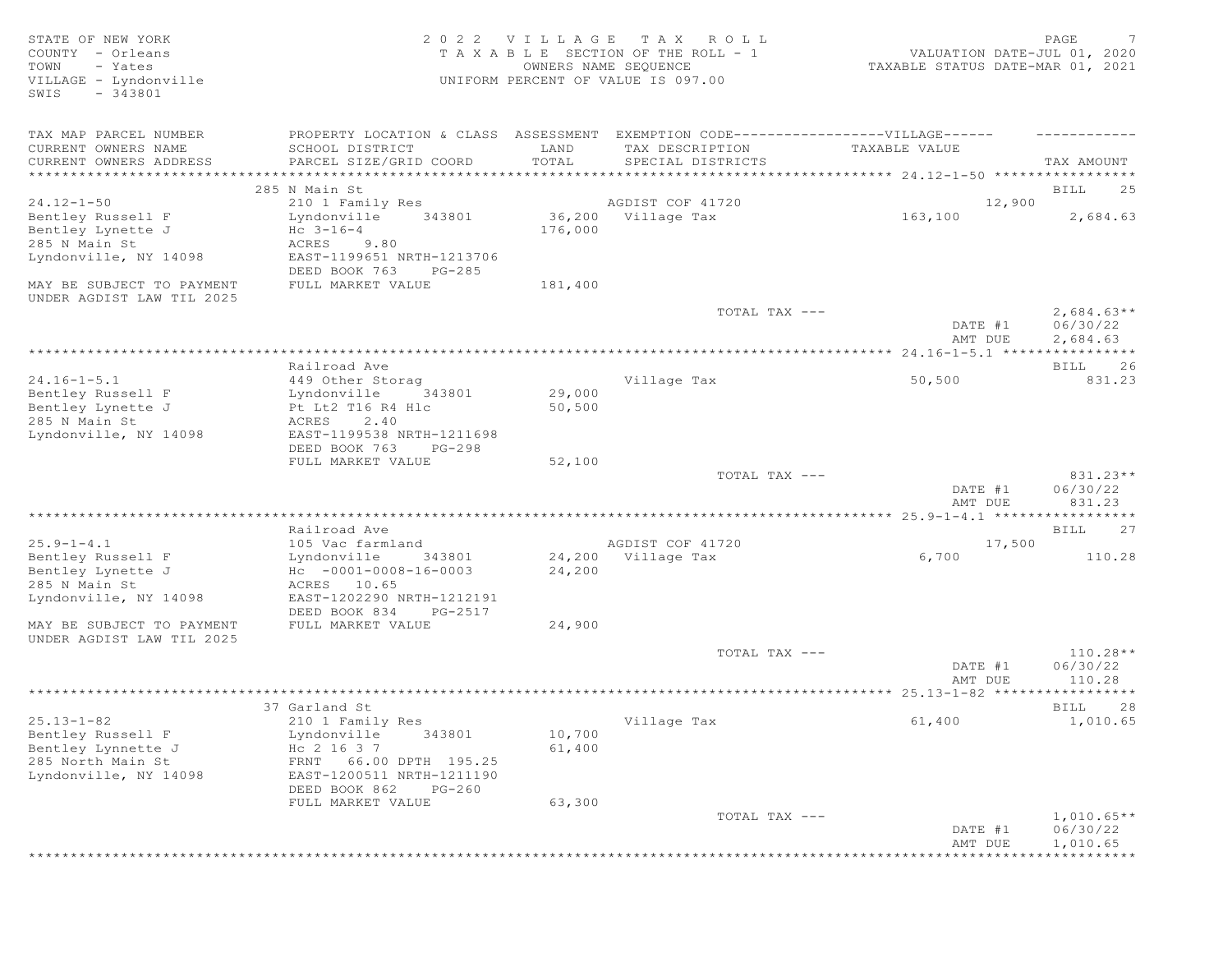STATE OF NEW YORK
COUNTY - Orleans
TOWN - Yates
VILLAGE - Lyndonville
SWIS - 343801

2022 VILLAGE TAX ROLL
TAXABLE SECTION OF THE ROLL - 1
OWNERS NAME SEQUENCE
UNIFORM PERCENT OF VALUE IS 097.00

VALUATION DATE-JUL 01, 2020
TAXABLE STATUS DATE-MAR 01, 2021

| TAX MAP PARCEL NUMBER / CURRENT OWNERS NAME / CURRENT OWNERS ADDRESS | PROPERTY LOCATION & CLASS / SCHOOL DISTRICT / PARCEL SIZE/GRID COORD | ASSESSMENT LAND / TOTAL | EXEMPTION CODE / TAX DESCRIPTION / SPECIAL DISTRICTS | VILLAGE TAXABLE VALUE | TAX AMOUNT |
|---|---|---|---|---|---|
| **24.12-1-50** | 285 N Main St | | | | BILL 25 |
| 24.12-1-50 | 210 1 Family Res | | AGDIST COF 41720 | 12,900 | |
| Bentley Russell F | Lyndonville 343801 | 36,200 | Village Tax | 163,100 | 2,684.63 |
| Bentley Lynette J | Hc 3-16-4 | 176,000 | | | |
| 285 N Main St | ACRES 9.80 | | | | |
| Lyndonville, NY 14098 | EAST-1199651 NRTH-1213706 | | | | |
| | DEED BOOK 763 PG-285 | | | | |
| MAY BE SUBJECT TO PAYMENT UNDER AGDIST LAW TIL 2025 | FULL MARKET VALUE | 181,400 | | | |
| | | | TOTAL TAX --- | | 2,684.63** |
| | | | | DATE #1 | 06/30/22 |
| | | | | AMT DUE | 2,684.63 |
| **24.16-1-5.1** | Railroad Ave | | | | BILL 26 |
| 24.16-1-5.1 | 449 Other Storag | | Village Tax | 50,500 | 831.23 |
| Bentley Russell F | Lyndonville 343801 | 29,000 | | | |
| Bentley Lynette J | Pt Lt2 T16 R4 H1c | 50,500 | | | |
| 285 N Main St | ACRES 2.40 | | | | |
| Lyndonville, NY 14098 | EAST-1199538 NRTH-1211698 | | | | |
| | DEED BOOK 763 PG-298 | | | | |
| | FULL MARKET VALUE | 52,100 | | | |
| | | | TOTAL TAX --- | | 831.23** |
| | | | | DATE #1 | 06/30/22 |
| | | | | AMT DUE | 831.23 |
| **25.9-1-4.1** | Railroad Ave | | | | BILL 27 |
| 25.9-1-4.1 | 105 Vac farmland | | AGDIST COF 41720 | 17,500 | |
| Bentley Russell F | Lyndonville 343801 | 24,200 | Village Tax | 6,700 | 110.28 |
| Bentley Lynette J | Hc -0001-0008-16-0003 | 24,200 | | | |
| 285 N Main St | ACRES 10.65 | | | | |
| Lyndonville, NY 14098 | EAST-1202290 NRTH-1212191 | | | | |
| | DEED BOOK 834 PG-2517 | | | | |
| MAY BE SUBJECT TO PAYMENT UNDER AGDIST LAW TIL 2025 | FULL MARKET VALUE | 24,900 | | | |
| | | | TOTAL TAX --- | | 110.28** |
| | | | | DATE #1 | 06/30/22 |
| | | | | AMT DUE | 110.28 |
| **25.13-1-82** | 37 Garland St | | | | BILL 28 |
| 25.13-1-82 | 210 1 Family Res | | Village Tax | 61,400 | 1,010.65 |
| Bentley Russell F | Lyndonville 343801 | 10,700 | | | |
| Bentley Lynnette J | Hc 2 16 3 7 | 61,400 | | | |
| 285 North Main St | FRNT 66.00 DPTH 195.25 | | | | |
| Lyndonville, NY 14098 | EAST-1200511 NRTH-1211190 | | | | |
| | DEED BOOK 862 PG-260 | | | | |
| | FULL MARKET VALUE | 63,300 | | | |
| | | | TOTAL TAX --- | | 1,010.65** |
| | | | | DATE #1 | 06/30/22 |
| | | | | AMT DUE | 1,010.65 |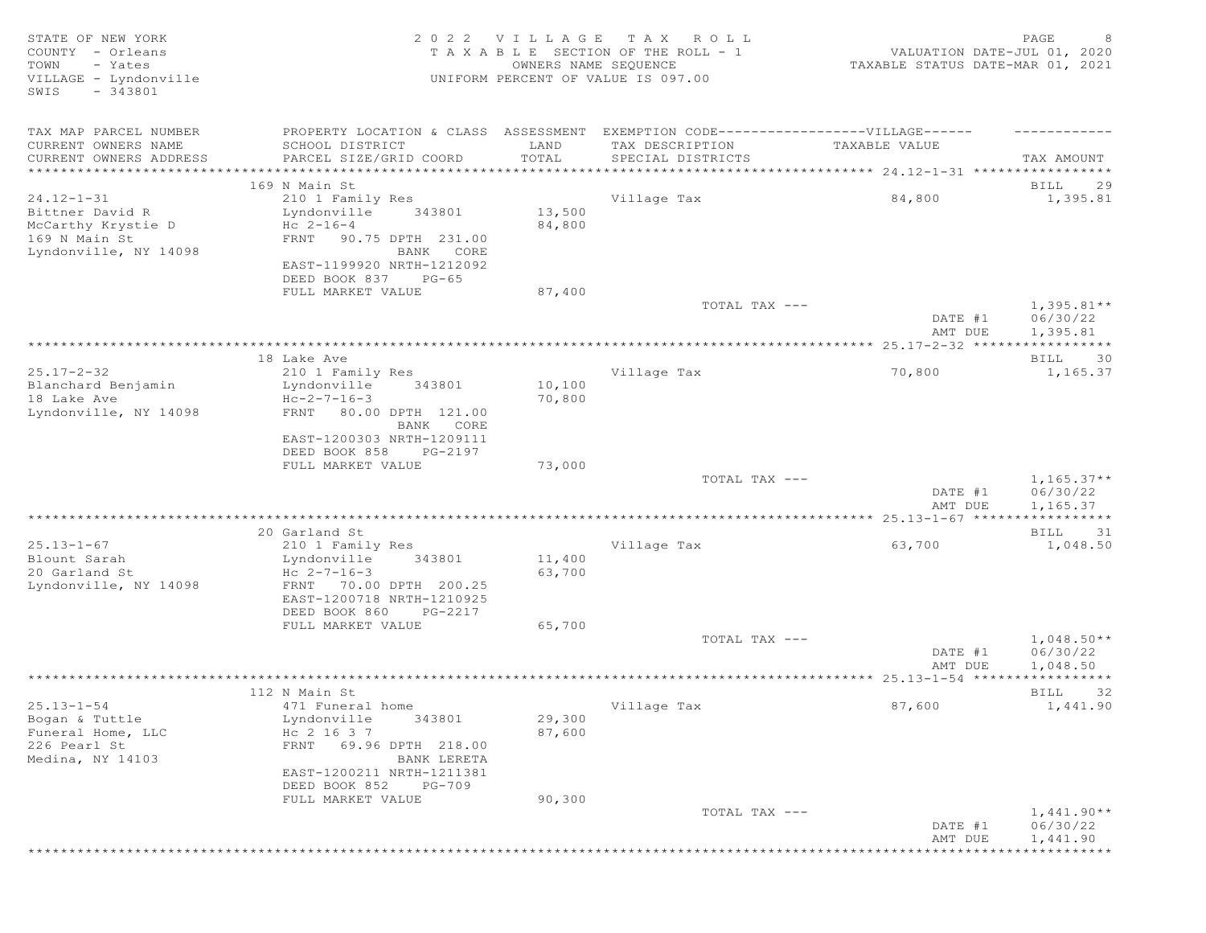STATE OF NEW YORK
COUNTY - Orleans
TOWN - Yates
VILLAGE - Lyndonville
SWIS - 343801

2022 VILLAGE TAX ROLL
TAXABLE SECTION OF THE ROLL - 1
OWNERS NAME SEQUENCE
UNIFORM PERCENT OF VALUE IS 097.00

VALUATION DATE-JUL 01, 2020
TAXABLE STATUS DATE-MAR 01, 2021

| TAX MAP PARCEL NUMBER / CURRENT OWNERS NAME / CURRENT OWNERS ADDRESS | PROPERTY LOCATION & CLASS / SCHOOL DISTRICT / PARCEL SIZE/GRID COORD | ASSESSMENT LAND / TOTAL | EXEMPTION CODE / TAX DESCRIPTION / SPECIAL DISTRICTS | VILLAGE TAXABLE VALUE | TAX AMOUNT |
|---|---|---|---|---|---|
| | 169 N Main St | | | | BILL 29 |
| 24.12-1-31 | 210 1 Family Res | | Village Tax | 84,800 | 1,395.81 |
| Bittner David R | Lyndonville 343801 | 13,500 | | | |
| McCarthy Krystie D | Hc 2-16-4 | 84,800 | | | |
| 169 N Main St | FRNT 90.75 DPTH 231.00 | | | | |
| Lyndonville, NY 14098 | BANK CORE | | | | |
| | EAST-1199920 NRTH-1212092 | | | | |
| | DEED BOOK 837 PG-65 | | | | |
| | FULL MARKET VALUE | 87,400 | | | |
| | | | TOTAL TAX --- | | 1,395.81** |
| | | | | DATE #1 | 06/30/22 |
| | | | | AMT DUE | 1,395.81 |
| | 18 Lake Ave | | | | BILL 30 |
| 25.17-2-32 | 210 1 Family Res | | Village Tax | 70,800 | 1,165.37 |
| Blanchard Benjamin | Lyndonville 343801 | 10,100 | | | |
| 18 Lake Ave | Hc-2-7-16-3 | 70,800 | | | |
| Lyndonville, NY 14098 | FRNT 80.00 DPTH 121.00 | | | | |
| | BANK CORE | | | | |
| | EAST-1200303 NRTH-1209111 | | | | |
| | DEED BOOK 858 PG-2197 | | | | |
| | FULL MARKET VALUE | 73,000 | | | |
| | | | TOTAL TAX --- | | 1,165.37** |
| | | | | DATE #1 | 06/30/22 |
| | | | | AMT DUE | 1,165.37 |
| | 20 Garland St | | | | BILL 31 |
| 25.13-1-67 | 210 1 Family Res | | Village Tax | 63,700 | 1,048.50 |
| Blount Sarah | Lyndonville 343801 | 11,400 | | | |
| 20 Garland St | Hc 2-7-16-3 | 63,700 | | | |
| Lyndonville, NY 14098 | FRNT 70.00 DPTH 200.25 | | | | |
| | EAST-1200718 NRTH-1210925 | | | | |
| | DEED BOOK 860 PG-2217 | | | | |
| | FULL MARKET VALUE | 65,700 | | | |
| | | | TOTAL TAX --- | | 1,048.50** |
| | | | | DATE #1 | 06/30/22 |
| | | | | AMT DUE | 1,048.50 |
| | 112 N Main St | | | | BILL 32 |
| 25.13-1-54 | 471 Funeral home | | Village Tax | 87,600 | 1,441.90 |
| Bogan & Tuttle | Lyndonville 343801 | 29,300 | | | |
| Funeral Home, LLC | Hc 2 16 3 7 | 87,600 | | | |
| 226 Pearl St | FRNT 69.96 DPTH 218.00 | | | | |
| Medina, NY 14103 | BANK LERETA | | | | |
| | EAST-1200211 NRTH-1211381 | | | | |
| | DEED BOOK 852 PG-709 | | | | |
| | FULL MARKET VALUE | 90,300 | | | |
| | | | TOTAL TAX --- | | 1,441.90** |
| | | | | DATE #1 | 06/30/22 |
| | | | | AMT DUE | 1,441.90 |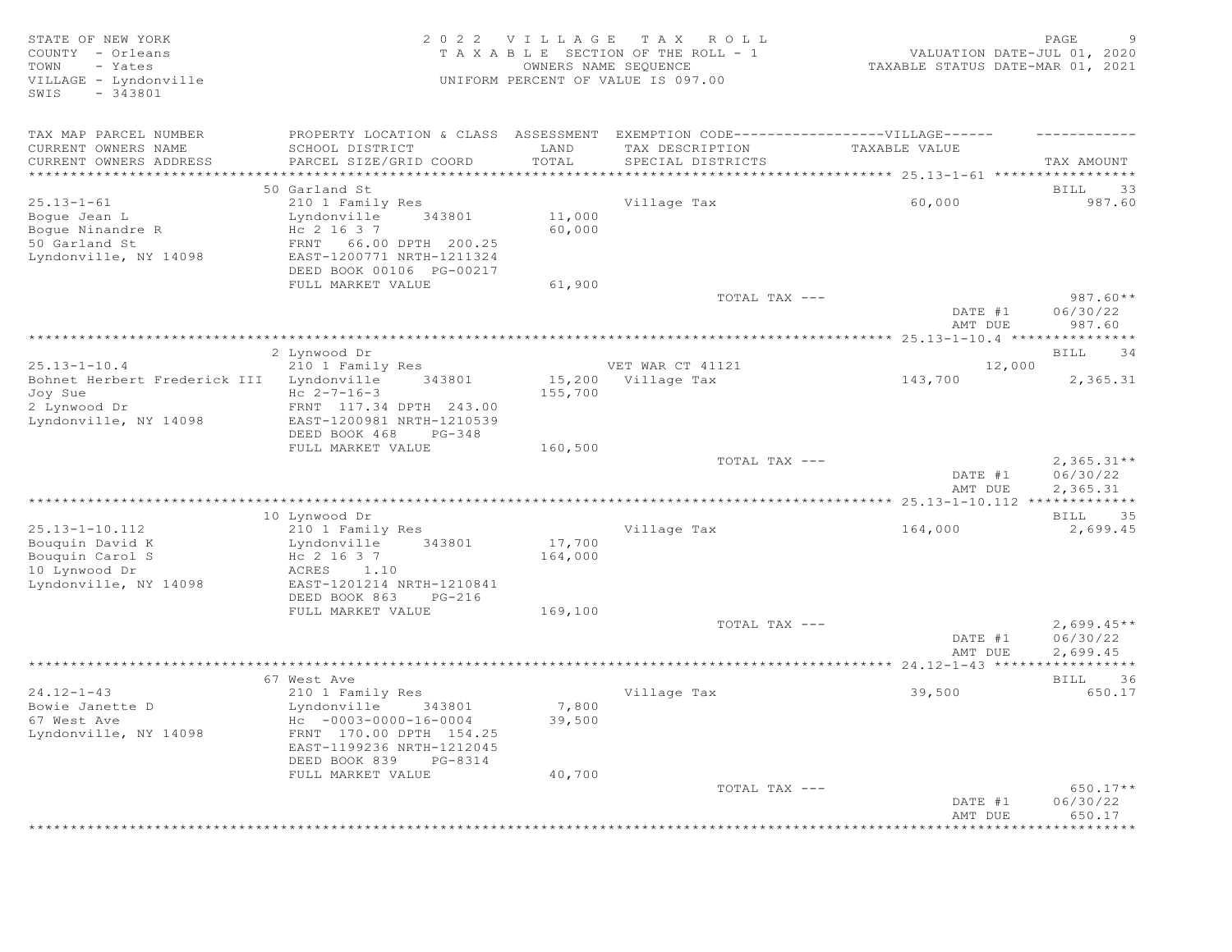STATE OF NEW YORK
COUNTY - Orleans
TOWN - Yates
VILLAGE - Lyndonville
SWIS - 343801

2022 VILLAGE TAX ROLL
TAXABLE SECTION OF THE ROLL - 1
OWNERS NAME SEQUENCE
UNIFORM PERCENT OF VALUE IS 097.00

VALUATION DATE-JUL 01, 2020
TAXABLE STATUS DATE-MAR 01, 2021

| TAX MAP PARCEL NUMBER / CURRENT OWNERS NAME / CURRENT OWNERS ADDRESS | PROPERTY LOCATION & CLASS / SCHOOL DISTRICT / PARCEL SIZE/GRID COORD | ASSESSMENT LAND / TOTAL | EXEMPTION CODE / TAX DESCRIPTION / SPECIAL DISTRICTS | VILLAGE TAXABLE VALUE | TAX AMOUNT |
|---|---|---|---|---|---|
| 25.13-1-61 | 50 Garland St | | | | BILL 33 |
| 25.13-1-61 | 210 1 Family Res | | Village Tax | 60,000 | 987.60 |
| Bogue Jean L | Lyndonville 343801 | 11,000 | | | |
| Bogue Ninandre R | Hc 2 16 3 7 | 60,000 | | | |
| 50 Garland St | FRNT 66.00 DPTH 200.25 | | | | |
| Lyndonville, NY 14098 | EAST-1200771 NRTH-1211324 | | | | |
| | DEED BOOK 00106 PG-00217 | | | | |
| | FULL MARKET VALUE | 61,900 | | | |
| | | | TOTAL TAX --- | | 987.60** |
| | | | | DATE #1 | 06/30/22 |
| | | | | AMT DUE | 987.60 |
| 25.13-1-10.4 | 2 Lynwood Dr | | | | BILL 34 |
| 25.13-1-10.4 | 210 1 Family Res | | VET WAR CT 41121 | 12,000 | |
| Bohnet Herbert Frederick III | Lyndonville 343801 | 15,200 | Village Tax | 143,700 | 2,365.31 |
| Joy Sue | Hc 2-7-16-3 | 155,700 | | | |
| 2 Lynwood Dr | FRNT 117.34 DPTH 243.00 | | | | |
| Lyndonville, NY 14098 | EAST-1200981 NRTH-1210539 | | | | |
| | DEED BOOK 468 PG-348 | | | | |
| | FULL MARKET VALUE | 160,500 | | | |
| | | | TOTAL TAX --- | | 2,365.31** |
| | | | | DATE #1 | 06/30/22 |
| | | | | AMT DUE | 2,365.31 |
| 25.13-1-10.112 | 10 Lynwood Dr | | | | BILL 35 |
| 25.13-1-10.112 | 210 1 Family Res | | Village Tax | 164,000 | 2,699.45 |
| Bouquin David K | Lyndonville 343801 | 17,700 | | | |
| Bouquin Carol S | Hc 2 16 3 7 | 164,000 | | | |
| 10 Lynwood Dr | ACRES 1.10 | | | | |
| Lyndonville, NY 14098 | EAST-1201214 NRTH-1210841 | | | | |
| | DEED BOOK 863 PG-216 | | | | |
| | FULL MARKET VALUE | 169,100 | | | |
| | | | TOTAL TAX --- | | 2,699.45** |
| | | | | DATE #1 | 06/30/22 |
| | | | | AMT DUE | 2,699.45 |
| 24.12-1-43 | 67 West Ave | | | | BILL 36 |
| 24.12-1-43 | 210 1 Family Res | | Village Tax | 39,500 | 650.17 |
| Bowie Janette D | Lyndonville 343801 | 7,800 | | | |
| 67 West Ave | Hc -0003-0000-16-0004 | 39,500 | | | |
| Lyndonville, NY 14098 | FRNT 170.00 DPTH 154.25 | | | | |
| | EAST-1199236 NRTH-1212045 | | | | |
| | DEED BOOK 839 PG-8314 | | | | |
| | FULL MARKET VALUE | 40,700 | | | |
| | | | TOTAL TAX --- | | 650.17** |
| | | | | DATE #1 | 06/30/22 |
| | | | | AMT DUE | 650.17 |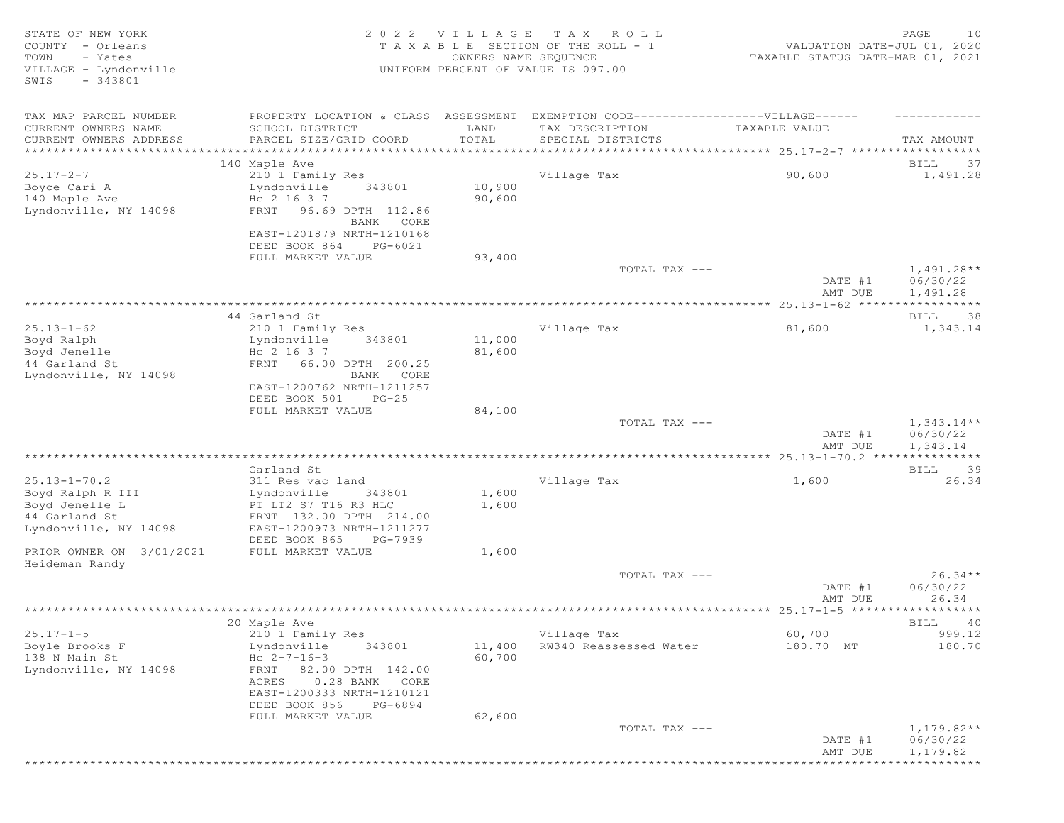STATE OF NEW YORK
COUNTY - Orleans
TOWN - Yates
VILLAGE - Lyndonville
SWIS - 343801

2022 VILLAGE TAX ROLL
TAXABLE SECTION OF THE ROLL - 1
OWNERS NAME SEQUENCE
UNIFORM PERCENT OF VALUE IS 097.00

VALUATION DATE-JUL 01, 2020
TAXABLE STATUS DATE-MAR 01, 2021

| TAX MAP PARCEL NUMBER / CURRENT OWNERS NAME / CURRENT OWNERS ADDRESS | PROPERTY LOCATION & CLASS / SCHOOL DISTRICT / PARCEL SIZE/GRID COORD | ASSESSMENT LAND / TOTAL | EXEMPTION CODE / TAX DESCRIPTION / SPECIAL DISTRICTS | TAXABLE VALUE | TAX AMOUNT |
|---|---|---|---|---|---|
| **25.17-2-7** | 140 Maple Ave | | | | BILL 37 |
| 25.17-2-7 | 210 1 Family Res | | Village Tax | 90,600 | 1,491.28 |
| Boyce Cari A | Lyndonville 343801 | 10,900 | | | |
| 140 Maple Ave | Hc 2 16 3 7 | 90,600 | | | |
| Lyndonville, NY 14098 | FRNT 96.69 DPTH 112.86 BANK CORE | | | | |
| | EAST-1201879 NRTH-1210168 | | | | |
| | DEED BOOK 864 PG-6021 | | | | |
| | FULL MARKET VALUE | 93,400 | | | |
| | | | TOTAL TAX --- | | 1,491.28** |
| | | | | DATE #1 | 06/30/22 |
| | | | | AMT DUE | 1,491.28 |
| **25.13-1-62** | 44 Garland St | | | | BILL 38 |
| 25.13-1-62 | 210 1 Family Res | | Village Tax | 81,600 | 1,343.14 |
| Boyd Ralph | Lyndonville 343801 | 11,000 | | | |
| Boyd Jenelle | Hc 2 16 3 7 | 81,600 | | | |
| 44 Garland St | FRNT 66.00 DPTH 200.25 | | | | |
| Lyndonville, NY 14098 | BANK CORE | | | | |
| | EAST-1200762 NRTH-1211257 | | | | |
| | DEED BOOK 501 PG-25 | | | | |
| | FULL MARKET VALUE | 84,100 | | | |
| | | | TOTAL TAX --- | | 1,343.14** |
| | | | | DATE #1 | 06/30/22 |
| | | | | AMT DUE | 1,343.14 |
| **25.13-1-70.2** | Garland St | | | | BILL 39 |
| 25.13-1-70.2 | 311 Res vac land | | Village Tax | 1,600 | 26.34 |
| Boyd Ralph R III | Lyndonville 343801 | 1,600 | | | |
| Boyd Jenelle L | PT LT2 S7 T16 R3 HLC | 1,600 | | | |
| 44 Garland St | FRNT 132.00 DPTH 214.00 | | | | |
| Lyndonville, NY 14098 | EAST-1200973 NRTH-1211277 | | | | |
| | DEED BOOK 865 PG-7939 | | | | |
| PRIOR OWNER ON 3/01/2021 | FULL MARKET VALUE | 1,600 | | | |
| Heideman Randy | | | | | |
| | | | TOTAL TAX --- | | 26.34** |
| | | | | DATE #1 | 06/30/22 |
| | | | | AMT DUE | 26.34 |
| **25.17-1-5** | 20 Maple Ave | | | | BILL 40 |
| 25.17-1-5 | 210 1 Family Res | | Village Tax | 60,700 | 999.12 |
| Boyle Brooks F | Lyndonville 343801 | 11,400 | RW340 Reassessed Water | 180.70 MT | 180.70 |
| 138 N Main St | Hc 2-7-16-3 | 60,700 | | | |
| Lyndonville, NY 14098 | FRNT 82.00 DPTH 142.00 | | | | |
| | ACRES 0.28 BANK CORE | | | | |
| | EAST-1200333 NRTH-1210121 | | | | |
| | DEED BOOK 856 PG-6894 | | | | |
| | FULL MARKET VALUE | 62,600 | | | |
| | | | TOTAL TAX --- | | 1,179.82** |
| | | | | DATE #1 | 06/30/22 |
| | | | | AMT DUE | 1,179.82 |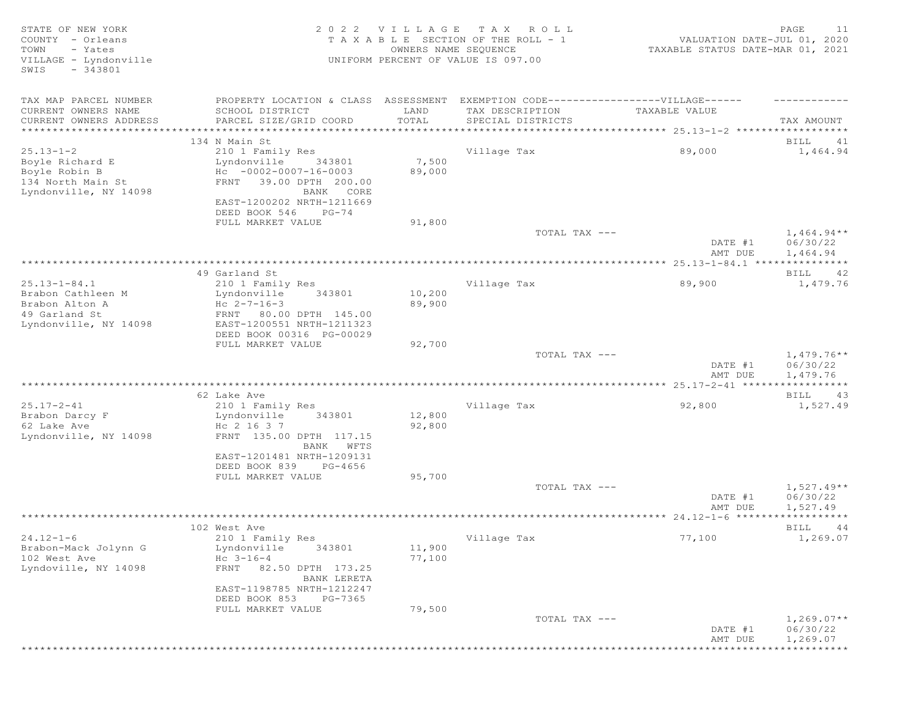STATE OF NEW YORK
COUNTY - Orleans
TOWN - Yates
VILLAGE - Lyndonville
SWIS - 343801

2022 VILLAGE TAX ROLL
TAXABLE SECTION OF THE ROLL - 1
OWNERS NAME SEQUENCE
UNIFORM PERCENT OF VALUE IS 097.00

VALUATION DATE-JUL 01, 2020
TAXABLE STATUS DATE-MAR 01, 2021

| TAX MAP PARCEL NUMBER / CURRENT OWNERS NAME / CURRENT OWNERS ADDRESS | PROPERTY LOCATION & CLASS / SCHOOL DISTRICT / PARCEL SIZE/GRID COORD | ASSESSMENT LAND / TOTAL | EXEMPTION CODE / TAX DESCRIPTION / SPECIAL DISTRICTS | VILLAGE TAXABLE VALUE | TAX AMOUNT |
|---|---|---|---|---|---|
| **25.13-1-2** | 134 N Main St | | | | BILL 41 |
| 25.13-1-2 | 210 1 Family Res | | Village Tax | 89,000 | 1,464.94 |
| Boyle Richard E | Lyndonville 343801 | 7,500 | | | |
| Boyle Robin B | Hc -0002-0007-16-0003 | 89,000 | | | |
| 134 North Main St | FRNT 39.00 DPTH 200.00 | | | | |
| Lyndonville, NY 14098 | BANK CORE | | | | |
| | EAST-1200202 NRTH-1211669 | | | | |
| | DEED BOOK 546 PG-74 | | | | |
| | FULL MARKET VALUE | 91,800 | | | |
| | | | TOTAL TAX --- | | 1,464.94** |
| | | | | DATE #1 | 06/30/22 |
| | | | | AMT DUE | 1,464.94 |
| **25.13-1-84.1** | 49 Garland St | | | | BILL 42 |
| 25.13-1-84.1 | 210 1 Family Res | | Village Tax | 89,900 | 1,479.76 |
| Brabon Cathleen M | Lyndonville 343801 | 10,200 | | | |
| Brabon Alton A | Hc 2-7-16-3 | 89,900 | | | |
| 49 Garland St | FRNT 80.00 DPTH 145.00 | | | | |
| Lyndonville, NY 14098 | EAST-1200551 NRTH-1211323 | | | | |
| | DEED BOOK 00316 PG-00029 | | | | |
| | FULL MARKET VALUE | 92,700 | | | |
| | | | TOTAL TAX --- | | 1,479.76** |
| | | | | DATE #1 | 06/30/22 |
| | | | | AMT DUE | 1,479.76 |
| **25.17-2-41** | 62 Lake Ave | | | | BILL 43 |
| 25.17-2-41 | 210 1 Family Res | | Village Tax | 92,800 | 1,527.49 |
| Brabon Darcy F | Lyndonville 343801 | 12,800 | | | |
| 62 Lake Ave | Hc 2 16 3 7 | 92,800 | | | |
| Lyndonville, NY 14098 | FRNT 135.00 DPTH 117.15 | | | | |
| | BANK WFTS | | | | |
| | EAST-1201481 NRTH-1209131 | | | | |
| | DEED BOOK 839 PG-4656 | | | | |
| | FULL MARKET VALUE | 95,700 | | | |
| | | | TOTAL TAX --- | | 1,527.49** |
| | | | | DATE #1 | 06/30/22 |
| | | | | AMT DUE | 1,527.49 |
| **24.12-1-6** | 102 West Ave | | | | BILL 44 |
| 24.12-1-6 | 210 1 Family Res | | Village Tax | 77,100 | 1,269.07 |
| Brabon-Mack Jolynn G | Lyndonville 343801 | 11,900 | | | |
| 102 West Ave | Hc 3-16-4 | 77,100 | | | |
| Lyndoville, NY 14098 | FRNT 82.50 DPTH 173.25 | | | | |
| | BANK LERETA | | | | |
| | EAST-1198785 NRTH-1212247 | | | | |
| | DEED BOOK 853 PG-7365 | | | | |
| | FULL MARKET VALUE | 79,500 | | | |
| | | | TOTAL TAX --- | | 1,269.07** |
| | | | | DATE #1 | 06/30/22 |
| | | | | AMT DUE | 1,269.07 |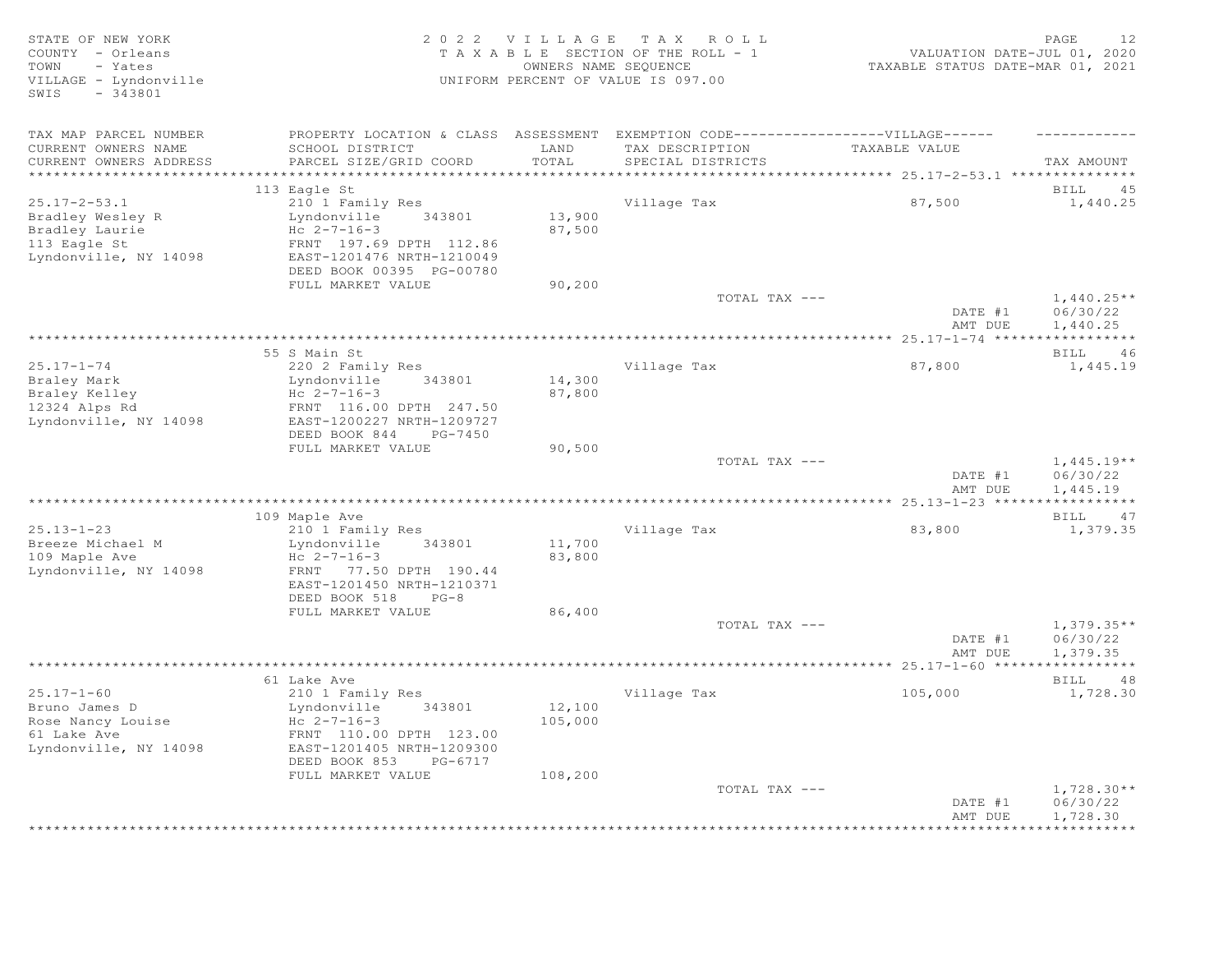STATE OF NEW YORK
COUNTY - Orleans
TOWN - Yates
VILLAGE - Lyndonville
SWIS - 343801

2022 VILLAGE TAX ROLL
TAXABLE SECTION OF THE ROLL - 1
OWNERS NAME SEQUENCE
UNIFORM PERCENT OF VALUE IS 097.00

VALUATION DATE-JUL 01, 2020
TAXABLE STATUS DATE-MAR 01, 2021

| TAX MAP PARCEL NUMBER / CURRENT OWNERS NAME / CURRENT OWNERS ADDRESS | PROPERTY LOCATION & CLASS / SCHOOL DISTRICT / PARCEL SIZE/GRID COORD | ASSESSMENT LAND / TOTAL | EXEMPTION CODE / TAX DESCRIPTION / SPECIAL DISTRICTS | TAXABLE VALUE | TAX AMOUNT |
|---|---|---|---|---|---|
| 25.17-2-53.1 | 113 Eagle St | | | | BILL 45 |
| | 210 1 Family Res | | Village Tax | 87,500 | 1,440.25 |
| Bradley Wesley R | Lyndonville 343801 | 13,900 | | | |
| Bradley Laurie | Hc 2-7-16-3 | 87,500 | | | |
| 113 Eagle St | FRNT 197.69 DPTH 112.86 | | | | |
| Lyndonville, NY 14098 | EAST-1201476 NRTH-1210049 | | | | |
| | DEED BOOK 00395 PG-00780 | | | | |
| | FULL MARKET VALUE | 90,200 | | | |
| | | | TOTAL TAX --- | | 1,440.25** |
| | | | | DATE #1 | 06/30/22 |
| | | | | AMT DUE | 1,440.25 |
| 25.17-1-74 | 55 S Main St | | | | BILL 46 |
| | 220 2 Family Res | | Village Tax | 87,800 | 1,445.19 |
| Braley Mark | Lyndonville 343801 | 14,300 | | | |
| Braley Kelley | Hc 2-7-16-3 | 87,800 | | | |
| 12324 Alps Rd | FRNT 116.00 DPTH 247.50 | | | | |
| Lyndonville, NY 14098 | EAST-1200227 NRTH-1209727 | | | | |
| | DEED BOOK 844 PG-7450 | | | | |
| | FULL MARKET VALUE | 90,500 | | | |
| | | | TOTAL TAX --- | | 1,445.19** |
| | | | | DATE #1 | 06/30/22 |
| | | | | AMT DUE | 1,445.19 |
| 25.13-1-23 | 109 Maple Ave | | | | BILL 47 |
| | 210 1 Family Res | | Village Tax | 83,800 | 1,379.35 |
| Breeze Michael M | Lyndonville 343801 | 11,700 | | | |
| 109 Maple Ave | Hc 2-7-16-3 | 83,800 | | | |
| Lyndonville, NY 14098 | FRNT 77.50 DPTH 190.44 | | | | |
| | EAST-1201450 NRTH-1210371 | | | | |
| | DEED BOOK 518 PG-8 | | | | |
| | FULL MARKET VALUE | 86,400 | | | |
| | | | TOTAL TAX --- | | 1,379.35** |
| | | | | DATE #1 | 06/30/22 |
| | | | | AMT DUE | 1,379.35 |
| 25.17-1-60 | 61 Lake Ave | | | | BILL 48 |
| | 210 1 Family Res | | Village Tax | 105,000 | 1,728.30 |
| Bruno James D | Lyndonville 343801 | 12,100 | | | |
| Rose Nancy Louise | Hc 2-7-16-3 | 105,000 | | | |
| 61 Lake Ave | FRNT 110.00 DPTH 123.00 | | | | |
| Lyndonville, NY 14098 | EAST-1201405 NRTH-1209300 | | | | |
| | DEED BOOK 853 PG-6717 | | | | |
| | FULL MARKET VALUE | 108,200 | | | |
| | | | TOTAL TAX --- | | 1,728.30** |
| | | | | DATE #1 | 06/30/22 |
| | | | | AMT DUE | 1,728.30 |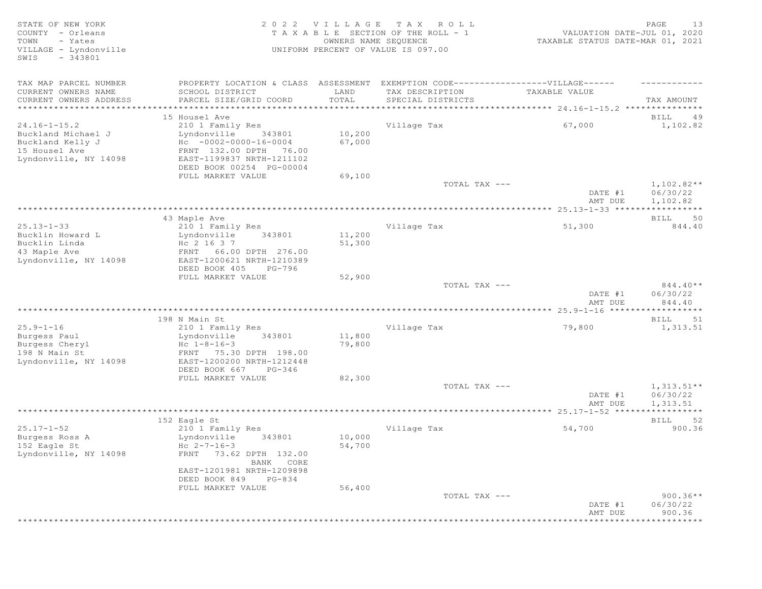STATE OF NEW YORK
COUNTY - Orleans
TOWN - Yates
VILLAGE - Lyndonville
SWIS - 343801

2 0 2 2 V I L L A G E T A X R O L L
T A X A B L E SECTION OF THE ROLL - 1
OWNERS NAME SEQUENCE
UNIFORM PERCENT OF VALUE IS 097.00

VALUATION DATE-JUL 01, 2020
TAXABLE STATUS DATE-MAR 01, 2021

| TAX MAP PARCEL NUMBER / CURRENT OWNERS NAME / CURRENT OWNERS ADDRESS | PROPERTY LOCATION & CLASS / SCHOOL DISTRICT / PARCEL SIZE/GRID COORD | ASSESSMENT LAND / TOTAL | EXEMPTION CODE / TAX DESCRIPTION / SPECIAL DISTRICTS | VILLAGE TAXABLE VALUE | TAX AMOUNT |
|---|---|---|---|---|---|
| 24.16-1-15.2 | 15 Housel Ave | | | | BILL 49 |
| | 210 1 Family Res | | Village Tax | 67,000 | 1,102.82 |
| Buckland Michael J | Lyndonville 343801 | 10,200 | | | |
| Buckland Kelly J | Hc -0002-0000-16-0004 | 67,000 | | | |
| 15 Housel Ave | FRNT 132.00 DPTH 76.00 | | | | |
| Lyndonville, NY 14098 | EAST-1199837 NRTH-1211102 | | | | |
| | DEED BOOK 00254 PG-00004 | | | | |
| | FULL MARKET VALUE | 69,100 | | | |
| | | | TOTAL TAX --- | | 1,102.82** |
| | | | | DATE #1 | 06/30/22 |
| | | | | AMT DUE | 1,102.82 |
| 25.13-1-33 | 43 Maple Ave | | | | BILL 50 |
| | 210 1 Family Res | | Village Tax | 51,300 | 844.40 |
| Bucklin Howard L | Lyndonville 343801 | 11,200 | | | |
| Bucklin Linda | Hc 2 16 3 7 | 51,300 | | | |
| 43 Maple Ave | FRNT 66.00 DPTH 276.00 | | | | |
| Lyndonville, NY 14098 | EAST-1200621 NRTH-1210389 | | | | |
| | DEED BOOK 405 PG-796 | | | | |
| | FULL MARKET VALUE | 52,900 | | | |
| | | | TOTAL TAX --- | | 844.40** |
| | | | | DATE #1 | 06/30/22 |
| | | | | AMT DUE | 844.40 |
| 25.9-1-16 | 198 N Main St | | | | BILL 51 |
| | 210 1 Family Res | | Village Tax | 79,800 | 1,313.51 |
| Burgess Paul | Lyndonville 343801 | 11,800 | | | |
| Burgess Cheryl | Hc 1-8-16-3 | 79,800 | | | |
| 198 N Main St | FRNT 75.30 DPTH 198.00 | | | | |
| Lyndonville, NY 14098 | EAST-1200200 NRTH-1212448 | | | | |
| | DEED BOOK 667 PG-346 | | | | |
| | FULL MARKET VALUE | 82,300 | | | |
| | | | TOTAL TAX --- | | 1,313.51** |
| | | | | DATE #1 | 06/30/22 |
| | | | | AMT DUE | 1,313.51 |
| 25.17-1-52 | 152 Eagle St | | | | BILL 52 |
| | 210 1 Family Res | | Village Tax | 54,700 | 900.36 |
| Burgess Ross A | Lyndonville 343801 | 10,000 | | | |
| 152 Eagle St | Hc 2-7-16-3 | 54,700 | | | |
| Lyndonville, NY 14098 | FRNT 73.62 DPTH 132.00 | | | | |
| | BANK CORE | | | | |
| | EAST-1201981 NRTH-1209898 | | | | |
| | DEED BOOK 849 PG-834 | | | | |
| | FULL MARKET VALUE | 56,400 | | | |
| | | | TOTAL TAX --- | | 900.36** |
| | | | | DATE #1 | 06/30/22 |
| | | | | AMT DUE | 900.36 |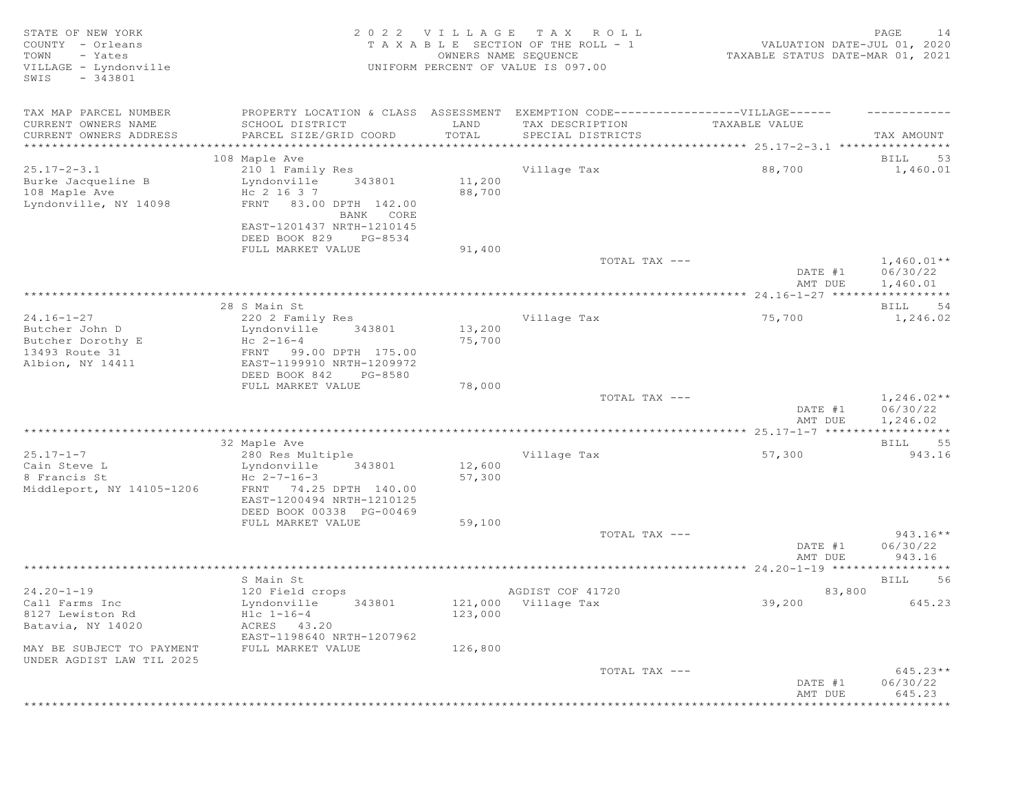STATE OF NEW YORK
COUNTY - Orleans
TOWN - Yates
VILLAGE - Lyndonville
SWIS - 343801

2 0 2 2 V I L L A G E T A X R O L L
T A X A B L E SECTION OF THE ROLL - 1
OWNERS NAME SEQUENCE
UNIFORM PERCENT OF VALUE IS 097.00

VALUATION DATE-JUL 01, 2020
TAXABLE STATUS DATE-MAR 01, 2021

| TAX MAP PARCEL NUMBER<br>CURRENT OWNERS NAME<br>CURRENT OWNERS ADDRESS | PROPERTY LOCATION & CLASS<br>SCHOOL DISTRICT<br>PARCEL SIZE/GRID COORD | ASSESSMENT<br>LAND<br>TOTAL | EXEMPTION CODE------VILLAGE------<br>TAX DESCRIPTION<br>SPECIAL DISTRICTS | TAXABLE VALUE | TAX AMOUNT |
|---|---|---|---|---|---|
| 25.17-2-3.1 | 108 Maple Ave | | | | BILL 53 |
| 25.17-2-3.1 | 210 1 Family Res | | Village Tax | 88,700 | 1,460.01 |
| Burke Jacqueline B | Lyndonville 343801 | 11,200 | | | |
| 108 Maple Ave | Hc 2 16 3 7 | 88,700 | | | |
| Lyndonville, NY 14098 | FRNT 83.00 DPTH 142.00 | | | | |
| | BANK CORE | | | | |
| | EAST-1201437 NRTH-1210145 | | | | |
| | DEED BOOK 829 PG-8534 | | | | |
| | FULL MARKET VALUE | 91,400 | | | |
| | | | TOTAL TAX --- | | 1,460.01** |
| | | | | DATE #1 | 06/30/22 |
| | | | | AMT DUE | 1,460.01 |
| 24.16-1-27 | 28 S Main St | | | | BILL 54 |
| 24.16-1-27 | 220 2 Family Res | | Village Tax | 75,700 | 1,246.02 |
| Butcher John D | Lyndonville 343801 | 13,200 | | | |
| Butcher Dorothy E | Hc 2-16-4 | 75,700 | | | |
| 13493 Route 31 | FRNT 99.00 DPTH 175.00 | | | | |
| Albion, NY 14411 | EAST-1199910 NRTH-1209972 | | | | |
| | DEED BOOK 842 PG-8580 | | | | |
| | FULL MARKET VALUE | 78,000 | | | |
| | | | TOTAL TAX --- | | 1,246.02** |
| | | | | DATE #1 | 06/30/22 |
| | | | | AMT DUE | 1,246.02 |
| 25.17-1-7 | 32 Maple Ave | | | | BILL 55 |
| 25.17-1-7 | 280 Res Multiple | | Village Tax | 57,300 | 943.16 |
| Cain Steve L | Lyndonville 343801 | 12,600 | | | |
| 8 Francis St | Hc 2-7-16-3 | 57,300 | | | |
| Middleport, NY 14105-1206 | FRNT 74.25 DPTH 140.00 | | | | |
| | EAST-1200494 NRTH-1210125 | | | | |
| | DEED BOOK 00338 PG-00469 | | | | |
| | FULL MARKET VALUE | 59,100 | | | |
| | | | TOTAL TAX --- | | 943.16** |
| | | | | DATE #1 | 06/30/22 |
| | | | | AMT DUE | 943.16 |
| 24.20-1-19 | S Main St | | | | BILL 56 |
| 24.20-1-19 | 120 Field crops | | AGDIST COF 41720 | 83,800 | |
| Call Farms Inc | Lyndonville 343801 | 121,000 | Village Tax | 39,200 | 645.23 |
| 8127 Lewiston Rd | Hlc 1-16-4 | 123,000 | | | |
| Batavia, NY 14020 | ACRES 43.20 | | | | |
| | EAST-1198640 NRTH-1207962 | | | | |
| MAY BE SUBJECT TO PAYMENT | FULL MARKET VALUE | 126,800 | | | |
| UNDER AGDIST LAW TIL 2025 | | | | | |
| | | | TOTAL TAX --- | | 645.23** |
| | | | | DATE #1 | 06/30/22 |
| | | | | AMT DUE | 645.23 |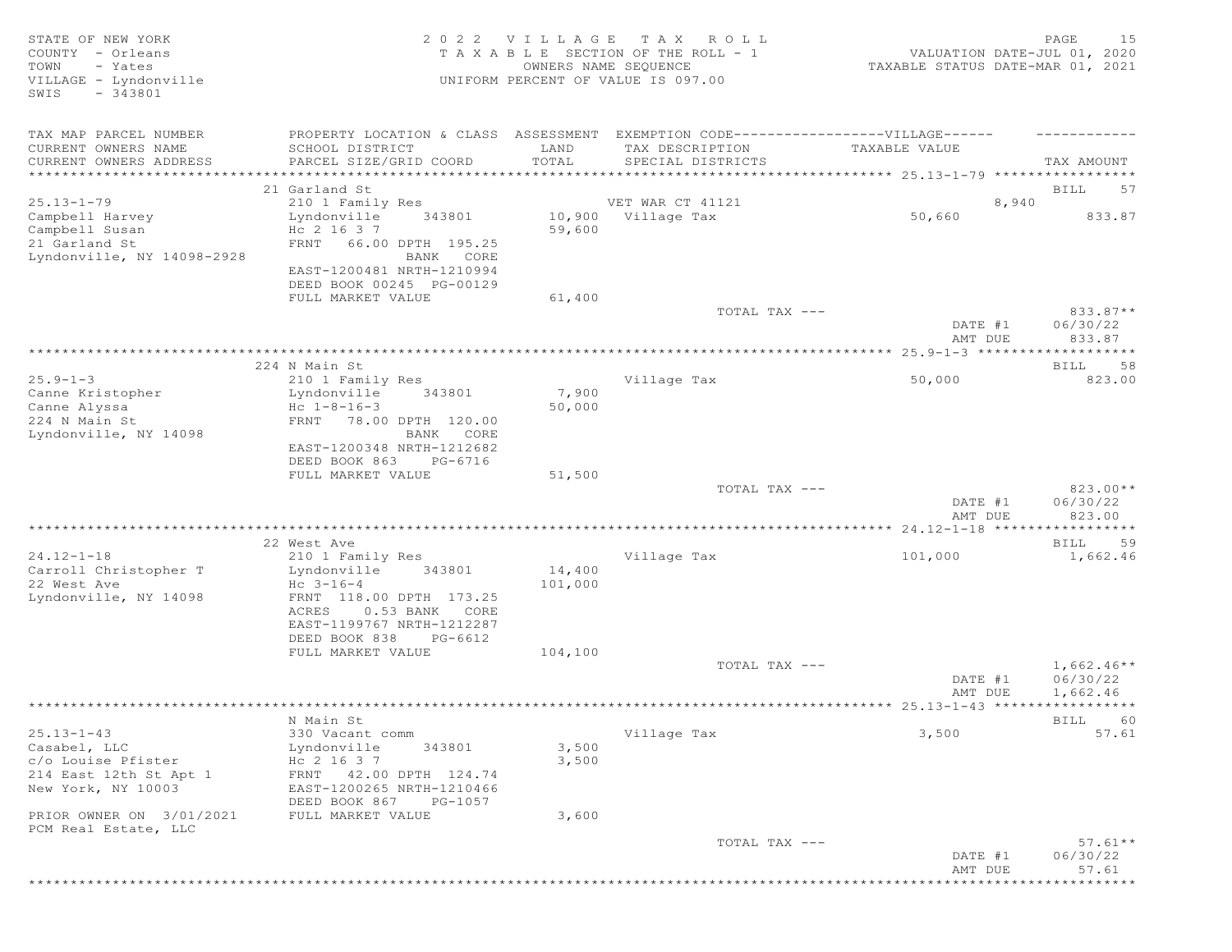STATE OF NEW YORK
COUNTY - Orleans
TOWN - Yates
VILLAGE - Lyndonville
SWIS - 343801

2022 VILLAGE TAX ROLL
TAXABLE SECTION OF THE ROLL - 1
OWNERS NAME SEQUENCE
UNIFORM PERCENT OF VALUE IS 097.00

VALUATION DATE-JUL 01, 2020
TAXABLE STATUS DATE-MAR 01, 2021

| TAX MAP PARCEL NUMBER / CURRENT OWNERS NAME / CURRENT OWNERS ADDRESS | PROPERTY LOCATION & CLASS / SCHOOL DISTRICT / PARCEL SIZE/GRID COORD | ASSESSMENT LAND / TOTAL | EXEMPTION CODE / TAX DESCRIPTION / SPECIAL DISTRICTS | VILLAGE TAXABLE VALUE | TAX AMOUNT |
|---|---|---|---|---|---|
| **25.13-1-79** | 21 Garland St | | | | BILL 57 |
| 25.13-1-79 | 210 1 Family Res | | VET WAR CT 41121 | 8,940 | |
| Campbell Harvey | Lyndonville 343801 | 10,900 | Village Tax | 50,660 | 833.87 |
| Campbell Susan | Hc 2 16 3 7 | 59,600 | | | |
| 21 Garland St | FRNT 66.00 DPTH 195.25 | | | | |
| Lyndonville, NY 14098-2928 | BANK CORE | | | | |
| | EAST-1200481 NRTH-1210994 | | | | |
| | DEED BOOK 00245 PG-00129 | | | | |
| | FULL MARKET VALUE | 61,400 | | | |
| | | | TOTAL TAX --- | | 833.87** |
| | | | | DATE #1 | 06/30/22 |
| | | | | AMT DUE | 833.87 |
| **25.9-1-3** | 224 N Main St | | | | BILL 58 |
| 25.9-1-3 | 210 1 Family Res | | Village Tax | 50,000 | 823.00 |
| Canne Kristopher | Lyndonville 343801 | 7,900 | | | |
| Canne Alyssa | Hc 1-8-16-3 | 50,000 | | | |
| 224 N Main St | FRNT 78.00 DPTH 120.00 | | | | |
| Lyndonville, NY 14098 | BANK CORE | | | | |
| | EAST-1200348 NRTH-1212682 | | | | |
| | DEED BOOK 863 PG-6716 | | | | |
| | FULL MARKET VALUE | 51,500 | | | |
| | | | TOTAL TAX --- | | 823.00** |
| | | | | DATE #1 | 06/30/22 |
| | | | | AMT DUE | 823.00 |
| **24.12-1-18** | 22 West Ave | | | | BILL 59 |
| 24.12-1-18 | 210 1 Family Res | | Village Tax | 101,000 | 1,662.46 |
| Carroll Christopher T | Lyndonville 343801 | 14,400 | | | |
| 22 West Ave | Hc 3-16-4 | 101,000 | | | |
| Lyndonville, NY 14098 | FRNT 118.00 DPTH 173.25 | | | | |
| | ACRES 0.53 BANK CORE | | | | |
| | EAST-1199767 NRTH-1212287 | | | | |
| | DEED BOOK 838 PG-6612 | | | | |
| | FULL MARKET VALUE | 104,100 | | | |
| | | | TOTAL TAX --- | | 1,662.46** |
| | | | | DATE #1 | 06/30/22 |
| | | | | AMT DUE | 1,662.46 |
| **25.13-1-43** | N Main St | | | | BILL 60 |
| 25.13-1-43 | 330 Vacant comm | | Village Tax | 3,500 | 57.61 |
| Casabel, LLC | Lyndonville 343801 | 3,500 | | | |
| c/o Louise Pfister | Hc 2 16 3 7 | 3,500 | | | |
| 214 East 12th St Apt 1 | FRNT 42.00 DPTH 124.74 | | | | |
| New York, NY 10003 | EAST-1200265 NRTH-1210466 | | | | |
| | DEED BOOK 867 PG-1057 | | | | |
| PRIOR OWNER ON 3/01/2021 | FULL MARKET VALUE | 3,600 | | | |
| PCM Real Estate, LLC | | | | | |
| | | | TOTAL TAX --- | | 57.61** |
| | | | | DATE #1 | 06/30/22 |
| | | | | AMT DUE | 57.61 |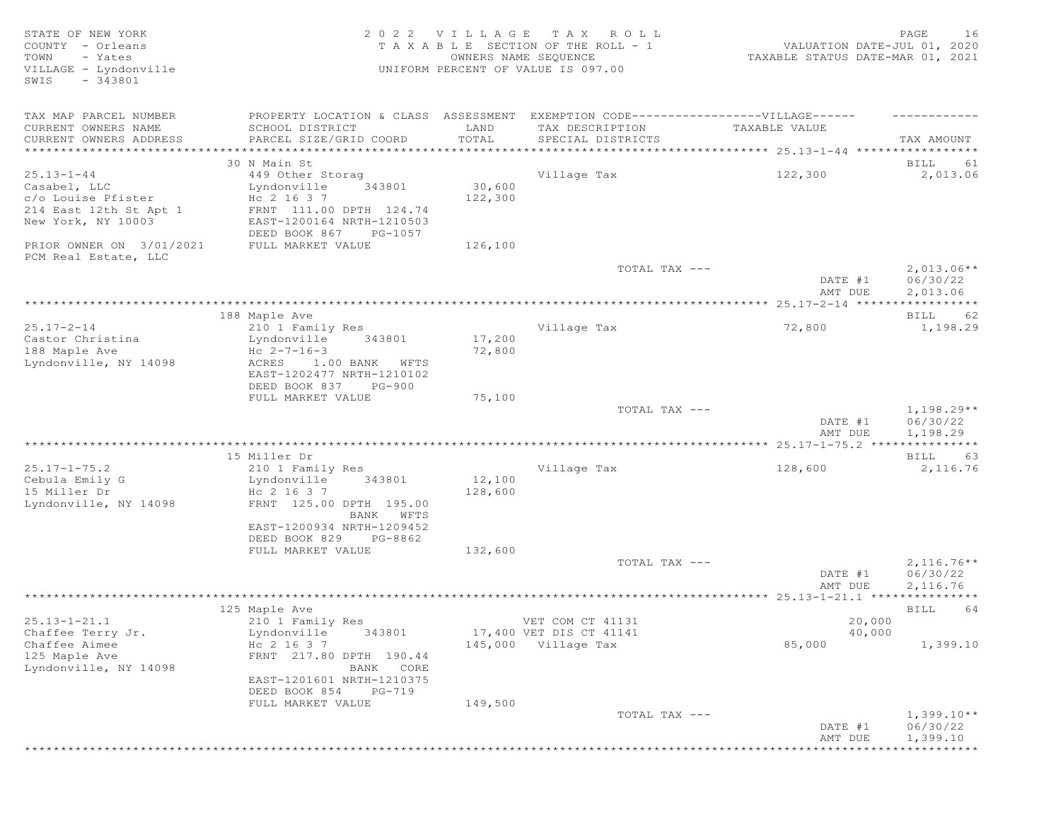STATE OF NEW YORK
COUNTY - Orleans
TOWN - Yates
VILLAGE - Lyndonville
SWIS - 343801

2022 VILLAGE TAX ROLL
TAXABLE SECTION OF THE ROLL - 1
OWNERS NAME SEQUENCE
UNIFORM PERCENT OF VALUE IS 097.00

VALUATION DATE-JUL 01, 2020
TAXABLE STATUS DATE-MAR 01, 2021

| TAX MAP PARCEL NUMBER / CURRENT OWNERS NAME / CURRENT OWNERS ADDRESS | PROPERTY LOCATION & CLASS / SCHOOL DISTRICT / PARCEL SIZE/GRID COORD | ASSESSMENT LAND / TOTAL | EXEMPTION CODE------VILLAGE------ TAX DESCRIPTION / SPECIAL DISTRICTS | TAXABLE VALUE | TAX AMOUNT |
|---|---|---|---|---|---|
| 25.13-1-44 | 30 N Main St | | | | BILL 61 |
| Casabel, LLC | 449 Other Storag | | Village Tax | 122,300 | 2,013.06 |
| c/o Louise Pfister | Lyndonville 343801 | 30,600 | | | |
| 214 East 12th St Apt 1 | Hc 2 16 3 7 | 122,300 | | | |
| New York, NY 10003 | FRNT 111.00 DPTH 124.74 | | | | |
| | EAST-1200164 NRTH-1210503 | | | | |
| | DEED BOOK 867 PG-1057 | | | | |
| PRIOR OWNER ON 3/01/2021 PCM Real Estate, LLC | FULL MARKET VALUE | 126,100 | | | |
| | | | TOTAL TAX --- | | 2,013.06** |
| | | | | DATE #1 | 06/30/22 |
| | | | | AMT DUE | 2,013.06 |
| 25.17-2-14 | 188 Maple Ave | | | | BILL 62 |
| Castor Christina | 210 1 Family Res | | Village Tax | 72,800 | 1,198.29 |
| 188 Maple Ave | Lyndonville 343801 | 17,200 | | | |
| Lyndonville, NY 14098 | Hc 2-7-16-3 | 72,800 | | | |
| | ACRES 1.00 BANK WFTS | | | | |
| | EAST-1202477 NRTH-1210102 | | | | |
| | DEED BOOK 837 PG-900 | | | | |
| | FULL MARKET VALUE | 75,100 | | | |
| | | | TOTAL TAX --- | | 1,198.29** |
| | | | | DATE #1 | 06/30/22 |
| | | | | AMT DUE | 1,198.29 |
| 25.17-1-75.2 | 15 Miller Dr | | | | BILL 63 |
| Cebula Emily G | 210 1 Family Res | | Village Tax | 128,600 | 2,116.76 |
| 15 Miller Dr | Lyndonville 343801 | 12,100 | | | |
| Lyndonville, NY 14098 | Hc 2 16 3 7 | 128,600 | | | |
| | FRNT 125.00 DPTH 195.00 | | | | |
| | BANK WFTS | | | | |
| | EAST-1200934 NRTH-1209452 | | | | |
| | DEED BOOK 829 PG-8862 | | | | |
| | FULL MARKET VALUE | 132,600 | | | |
| | | | TOTAL TAX --- | | 2,116.76** |
| | | | | DATE #1 | 06/30/22 |
| | | | | AMT DUE | 2,116.76 |
| 25.13-1-21.1 | 125 Maple Ave | | | | BILL 64 |
| Chaffee Terry Jr. | 210 1 Family Res | | VET COM CT 41131 | 20,000 | |
| Chaffee Aimee | Lyndonville 343801 | 17,400 | VET DIS CT 41141 | 40,000 | |
| 125 Maple Ave | Hc 2 16 3 7 | 145,000 | Village Tax | 85,000 | 1,399.10 |
| Lyndonville, NY 14098 | FRNT 217.80 DPTH 190.44 | | | | |
| | BANK CORE | | | | |
| | EAST-1201601 NRTH-1210375 | | | | |
| | DEED BOOK 854 PG-719 | | | | |
| | FULL MARKET VALUE | 149,500 | | | |
| | | | TOTAL TAX --- | | 1,399.10** |
| | | | | DATE #1 | 06/30/22 |
| | | | | AMT DUE | 1,399.10 |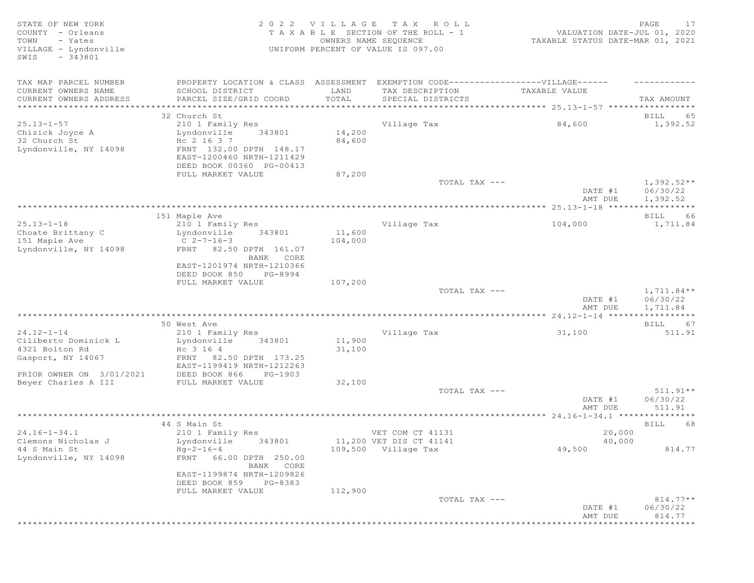STATE OF NEW YORK
COUNTY - Orleans
TOWN - Yates
VILLAGE - Lyndonville
SWIS - 343801

# 2022 VILLAGE TAX ROLL

TAXABLE SECTION OF THE ROLL - 1
OWNERS NAME SEQUENCE
UNIFORM PERCENT OF VALUE IS 097.00

VALUATION DATE-JUL 01, 2020
TAXABLE STATUS DATE-MAR 01, 2021

| TAX MAP PARCEL NUMBER / CURRENT OWNERS NAME / CURRENT OWNERS ADDRESS | PROPERTY LOCATION & CLASS / SCHOOL DISTRICT / PARCEL SIZE/GRID COORD | ASSESSMENT LAND / TOTAL | EXEMPTION CODE / TAX DESCRIPTION / SPECIAL DISTRICTS | VILLAGE TAXABLE VALUE | TAX AMOUNT |
|---|---|---|---|---|---|
| **25.13-1-57** | 32 Church St | | | | BILL 65 |
| 25.13-1-57 | 210 1 Family Res | | Village Tax | 84,600 | 1,392.52 |
| Chizick Joyce A | Lyndonville 343801 | 14,200 | | | |
| 32 Church St | Hc 2 16 3 7 | 84,600 | | | |
| Lyndonville, NY 14098 | FRNT 132.00 DPTH 148.17 | | | | |
| | EAST-1200460 NRTH-1211429 | | | | |
| | DEED BOOK 00360 PG-00413 | | | | |
| | FULL MARKET VALUE | 87,200 | | | |
| | | | TOTAL TAX --- | | 1,392.52** |
| | | | | DATE #1 | 06/30/22 |
| | | | | AMT DUE | 1,392.52 |
| **25.13-1-18** | 151 Maple Ave | | | | BILL 66 |
| 25.13-1-18 | 210 1 Family Res | | Village Tax | 104,000 | 1,711.84 |
| Choate Brittany C | Lyndonville 343801 | 11,600 | | | |
| 151 Maple Ave | C 2-7-16-3 | 104,000 | | | |
| Lyndonville, NY 14098 | FRNT 82.50 DPTH 161.07 | | | | |
| | BANK CORE | | | | |
| | EAST-1201974 NRTH-1210366 | | | | |
| | DEED BOOK 850 PG-8994 | | | | |
| | FULL MARKET VALUE | 107,200 | | | |
| | | | TOTAL TAX --- | | 1,711.84** |
| | | | | DATE #1 | 06/30/22 |
| | | | | AMT DUE | 1,711.84 |
| **24.12-1-14** | 50 West Ave | | | | BILL 67 |
| 24.12-1-14 | 210 1 Family Res | | Village Tax | 31,100 | 511.91 |
| Ciliberto Dominick L | Lyndonville 343801 | 11,900 | | | |
| 4321 Bolton Rd | Hc 3 16 4 | 31,100 | | | |
| Gasport, NY 14067 | FRNT 82.50 DPTH 173.25 | | | | |
| | EAST-1199419 NRTH-1212263 | | | | |
| PRIOR OWNER ON 3/01/2021 | DEED BOOK 866 PG-1903 | | | | |
| Beyer Charles A III | FULL MARKET VALUE | 32,100 | | | |
| | | | TOTAL TAX --- | | 511.91** |
| | | | | DATE #1 | 06/30/22 |
| | | | | AMT DUE | 511.91 |
| **24.16-1-34.1** | 44 S Main St | | | | BILL 68 |
| 24.16-1-34.1 | 210 1 Family Res | | VET COM CT 41131 | 20,000 | |
| Clemons Nicholas J | Lyndonville 343801 | 11,200 | VET DIS CT 41141 | 40,000 | |
| 44 S Main St | Hg-2-16-4 | 109,500 | Village Tax | 49,500 | 814.77 |
| Lyndonville, NY 14098 | FRNT 66.00 DPTH 250.00 | | | | |
| | BANK CORE | | | | |
| | EAST-1199874 NRTH-1209826 | | | | |
| | DEED BOOK 859 PG-8383 | | | | |
| | FULL MARKET VALUE | 112,900 | | | |
| | | | TOTAL TAX --- | | 814.77** |
| | | | | DATE #1 | 06/30/22 |
| | | | | AMT DUE | 814.77 |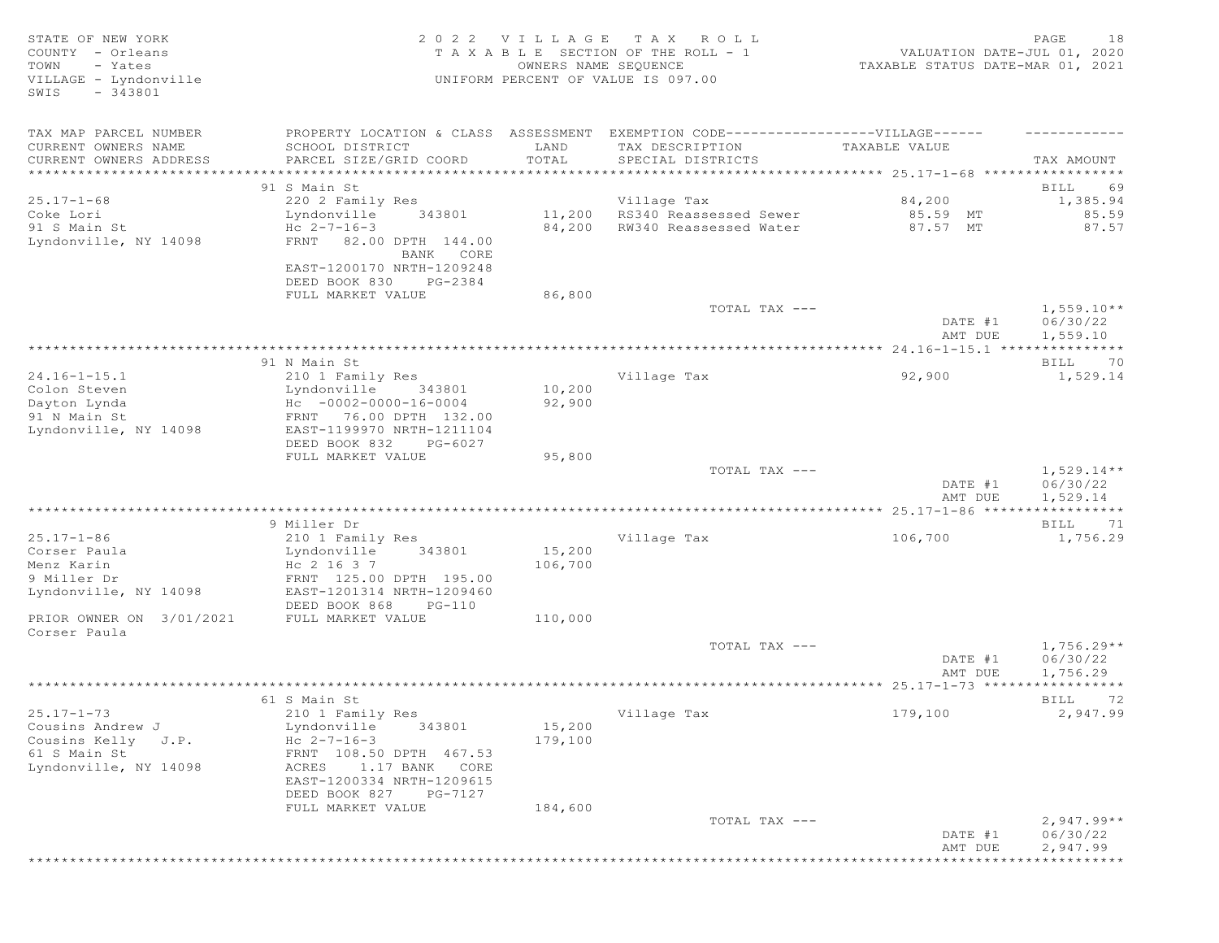STATE OF NEW YORK
COUNTY - Orleans
TOWN - Yates
VILLAGE - Lyndonville
SWIS - 343801

2022 VILLAGE TAX ROLL
TAXABLE SECTION OF THE ROLL - 1
OWNERS NAME SEQUENCE
UNIFORM PERCENT OF VALUE IS 097.00

VALUATION DATE-JUL 01, 2020
TAXABLE STATUS DATE-MAR 01, 2021

| TAX MAP PARCEL NUMBER / CURRENT OWNERS NAME / CURRENT OWNERS ADDRESS | PROPERTY LOCATION & CLASS / SCHOOL DISTRICT / PARCEL SIZE/GRID COORD | ASSESSMENT LAND / TOTAL | EXEMPTION CODE / TAX DESCRIPTION / SPECIAL DISTRICTS | TAXABLE VALUE | TAX AMOUNT |
|---|---|---|---|---|---|
| **25.17-1-68** | 91 S Main St | | | | BILL 69 |
| 25.17-1-68 | 220 2 Family Res | | Village Tax | 84,200 | 1,385.94 |
| Coke Lori | Lyndonville 343801 | 11,200 | RS340 Reassessed Sewer | 85.59 MT | 85.59 |
| 91 S Main St | Hc 2-7-16-3 | 84,200 | RW340 Reassessed Water | 87.57 MT | 87.57 |
| Lyndonville, NY 14098 | FRNT 82.00 DPTH 144.00 BANK CORE | | | | |
| | EAST-1200170 NRTH-1209248 | | | | |
| | DEED BOOK 830 PG-2384 | | | | |
| | FULL MARKET VALUE | 86,800 | | | |
| | | | TOTAL TAX --- | | 1,559.10** |
| | | | | DATE #1 | 06/30/22 |
| | | | | AMT DUE | 1,559.10 |
| **24.16-1-15.1** | 91 N Main St | | | | BILL 70 |
| 24.16-1-15.1 | 210 1 Family Res | | Village Tax | 92,900 | 1,529.14 |
| Colon Steven | Lyndonville 343801 | 10,200 | | | |
| Dayton Lynda | Hc -0002-0000-16-0004 | 92,900 | | | |
| 91 N Main St | FRNT 76.00 DPTH 132.00 | | | | |
| Lyndonville, NY 14098 | EAST-1199970 NRTH-1211104 | | | | |
| | DEED BOOK 832 PG-6027 | | | | |
| | FULL MARKET VALUE | 95,800 | | | |
| | | | TOTAL TAX --- | | 1,529.14** |
| | | | | DATE #1 | 06/30/22 |
| | | | | AMT DUE | 1,529.14 |
| **25.17-1-86** | 9 Miller Dr | | | | BILL 71 |
| 25.17-1-86 | 210 1 Family Res | | Village Tax | 106,700 | 1,756.29 |
| Corser Paula | Lyndonville 343801 | 15,200 | | | |
| Menz Karin | Hc 2 16 3 7 | 106,700 | | | |
| 9 Miller Dr | FRNT 125.00 DPTH 195.00 | | | | |
| Lyndonville, NY 14098 | EAST-1201314 NRTH-1209460 | | | | |
| | DEED BOOK 868 PG-110 | | | | |
| PRIOR OWNER ON 3/01/2021 | FULL MARKET VALUE | 110,000 | | | |
| Corser Paula | | | | | |
| | | | TOTAL TAX --- | | 1,756.29** |
| | | | | DATE #1 | 06/30/22 |
| | | | | AMT DUE | 1,756.29 |
| **25.17-1-73** | 61 S Main St | | | | BILL 72 |
| 25.17-1-73 | 210 1 Family Res | | Village Tax | 179,100 | 2,947.99 |
| Cousins Andrew J | Lyndonville 343801 | 15,200 | | | |
| Cousins Kelly J.P. | Hc 2-7-16-3 | 179,100 | | | |
| 61 S Main St | FRNT 108.50 DPTH 467.53 | | | | |
| Lyndonville, NY 14098 | ACRES 1.17 BANK CORE | | | | |
| | EAST-1200334 NRTH-1209615 | | | | |
| | DEED BOOK 827 PG-7127 | | | | |
| | FULL MARKET VALUE | 184,600 | | | |
| | | | TOTAL TAX --- | | 2,947.99** |
| | | | | DATE #1 | 06/30/22 |
| | | | | AMT DUE | 2,947.99 |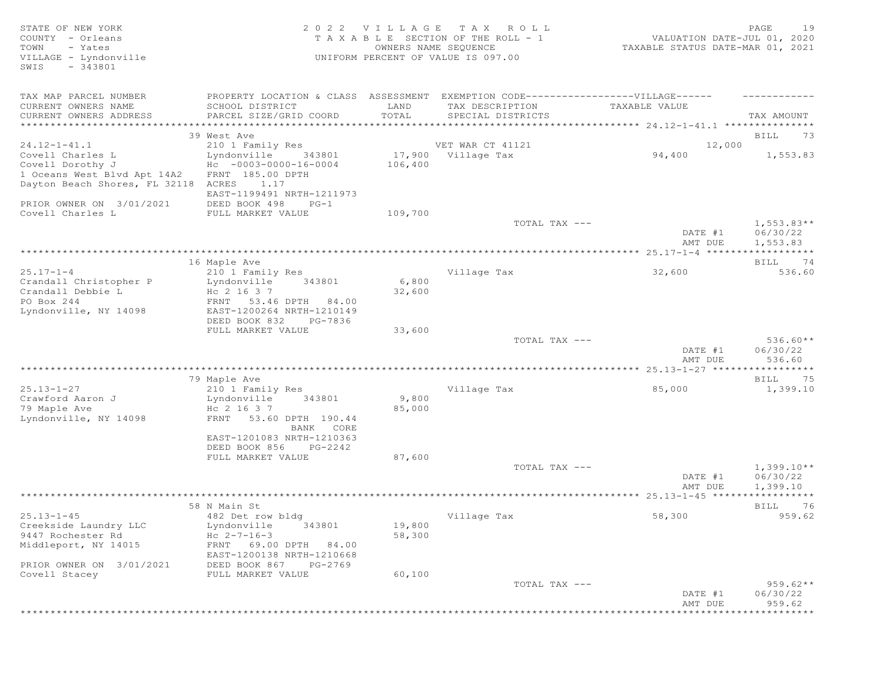STATE OF NEW YORK
COUNTY - Orleans
TOWN - Yates
VILLAGE - Lyndonville
SWIS - 343801

2022 VILLAGE TAX ROLL
TAXABLE SECTION OF THE ROLL - 1
OWNERS NAME SEQUENCE
UNIFORM PERCENT OF VALUE IS 097.00

VALUATION DATE-JUL 01, 2020
TAXABLE STATUS DATE-MAR 01, 2021

| TAX MAP PARCEL NUMBER / CURRENT OWNERS NAME / CURRENT OWNERS ADDRESS | PROPERTY LOCATION & CLASS / SCHOOL DISTRICT / PARCEL SIZE/GRID COORD | ASSESSMENT LAND / TOTAL | EXEMPTION CODE-----VILLAGE----- / TAX DESCRIPTION / SPECIAL DISTRICTS | TAXABLE VALUE | TAX AMOUNT |
|---|---|---|---|---|---|
| **24.12-1-41.1** | 39 West Ave | | | | BILL 73 |
| 24.12-1-41.1 | 210 1 Family Res | | VET WAR CT 41121 | 12,000 | |
| Covell Charles L | Lyndonville 343801 | 17,900 | Village Tax | 94,400 | 1,553.83 |
| Covell Dorothy J | Hc -0003-0000-16-0004 | 106,400 | | | |
| 1 Oceans West Blvd Apt 14A2 | FRNT 185.00 DPTH | | | | |
| Dayton Beach Shores, FL 32118 | ACRES 1.17 | | | | |
| | EAST-1199491 NRTH-1211973 | | | | |
| PRIOR OWNER ON 3/01/2021 | DEED BOOK 498 PG-1 | | | | |
| Covell Charles L | FULL MARKET VALUE | 109,700 | | | |
| | | | TOTAL TAX --- | | 1,553.83** |
| | | | | DATE #1 | 06/30/22 |
| | | | | AMT DUE | 1,553.83 |
| **25.17-1-4** | 16 Maple Ave | | | | BILL 74 |
| 25.17-1-4 | 210 1 Family Res | | Village Tax | 32,600 | 536.60 |
| Crandall Christopher P | Lyndonville 343801 | 6,800 | | | |
| Crandall Debbie L | Hc 2 16 3 7 | 32,600 | | | |
| PO Box 244 | FRNT 53.46 DPTH 84.00 | | | | |
| Lyndonville, NY 14098 | EAST-1200264 NRTH-1210149 | | | | |
| | DEED BOOK 832 PG-7836 | | | | |
| | FULL MARKET VALUE | 33,600 | | | |
| | | | TOTAL TAX --- | | 536.60** |
| | | | | DATE #1 | 06/30/22 |
| | | | | AMT DUE | 536.60 |
| **25.13-1-27** | 79 Maple Ave | | | | BILL 75 |
| 25.13-1-27 | 210 1 Family Res | | Village Tax | 85,000 | 1,399.10 |
| Crawford Aaron J | Lyndonville 343801 | 9,800 | | | |
| 79 Maple Ave | Hc 2 16 3 7 | 85,000 | | | |
| Lyndonville, NY 14098 | FRNT 53.60 DPTH 190.44 | | | | |
| | BANK CORE | | | | |
| | EAST-1201083 NRTH-1210363 | | | | |
| | DEED BOOK 856 PG-2242 | | | | |
| | FULL MARKET VALUE | 87,600 | | | |
| | | | TOTAL TAX --- | | 1,399.10** |
| | | | | DATE #1 | 06/30/22 |
| | | | | AMT DUE | 1,399.10 |
| **25.13-1-45** | 58 N Main St | | | | BILL 76 |
| 25.13-1-45 | 482 Det row bldg | | Village Tax | 58,300 | 959.62 |
| Creekside Laundry LLC | Lyndonville 343801 | 19,800 | | | |
| 9447 Rochester Rd | Hc 2-7-16-3 | 58,300 | | | |
| Middleport, NY 14015 | FRNT 69.00 DPTH 84.00 | | | | |
| | EAST-1200138 NRTH-1210668 | | | | |
| PRIOR OWNER ON 3/01/2021 | DEED BOOK 867 PG-2769 | | | | |
| Covell Stacey | FULL MARKET VALUE | 60,100 | | | |
| | | | TOTAL TAX --- | | 959.62** |
| | | | | DATE #1 | 06/30/22 |
| | | | | AMT DUE | 959.62 |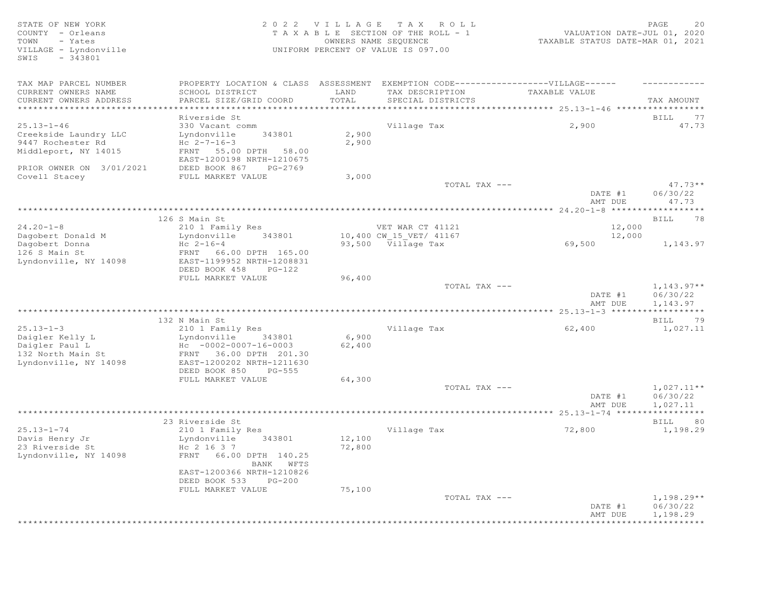STATE OF NEW YORK
COUNTY - Orleans
TOWN - Yates
VILLAGE - Lyndonville
SWIS - 343801

2022 VILLAGE TAX ROLL
TAXABLE SECTION OF THE ROLL - 1
OWNERS NAME SEQUENCE
UNIFORM PERCENT OF VALUE IS 097.00

VALUATION DATE-JUL 01, 2020
TAXABLE STATUS DATE-MAR 01, 2021

| TAX MAP PARCEL NUMBER / CURRENT OWNERS NAME / CURRENT OWNERS ADDRESS | PROPERTY LOCATION & CLASS / SCHOOL DISTRICT / PARCEL SIZE/GRID COORD | ASSESSMENT LAND / TOTAL | EXEMPTION CODE / TAX DESCRIPTION / SPECIAL DISTRICTS | VILLAGE TAXABLE VALUE | TAX AMOUNT |
|---|---|---|---|---|---|
| **25.13-1-46** | Riverside St | | | | BILL 77 |
| 25.13-1-46 | 330 Vacant comm | | Village Tax | 2,900 | 47.73 |
| Creekside Laundry LLC | Lyndonville 343801 | 2,900 | | | |
| 9447 Rochester Rd | Hc 2-7-16-3 | 2,900 | | | |
| Middleport, NY 14015 | FRNT 55.00 DPTH 58.00 | | | | |
| | EAST-1200198 NRTH-1210675 | | | | |
| PRIOR OWNER ON 3/01/2021 | DEED BOOK 867 PG-2769 | | | | |
| Covell Stacey | FULL MARKET VALUE | 3,000 | | | |
| | | | TOTAL TAX --- | | 47.73** |
| | | | | DATE #1 | 06/30/22 |
| | | | | AMT DUE | 47.73 |
| **24.20-1-8** | 126 S Main St | | | | BILL 78 |
| 24.20-1-8 | 210 1 Family Res | | VET WAR CT 41121 | 12,000 | |
| Dagobert Donald M | Lyndonville 343801 | 10,400 | CW_15_VET/ 41167 | 12,000 | |
| Dagobert Donna | Hc 2-16-4 | 93,500 | Village Tax | 69,500 | 1,143.97 |
| 126 S Main St | FRNT 66.00 DPTH 165.00 | | | | |
| Lyndonville, NY 14098 | EAST-1199952 NRTH-1208831 | | | | |
| | DEED BOOK 458 PG-122 | | | | |
| | FULL MARKET VALUE | 96,400 | | | |
| | | | TOTAL TAX --- | | 1,143.97** |
| | | | | DATE #1 | 06/30/22 |
| | | | | AMT DUE | 1,143.97 |
| **25.13-1-3** | 132 N Main St | | | | BILL 79 |
| 25.13-1-3 | 210 1 Family Res | | Village Tax | 62,400 | 1,027.11 |
| Daigler Kelly L | Lyndonville 343801 | 6,900 | | | |
| Daigler Paul L | Hc -0002-0007-16-0003 | 62,400 | | | |
| 132 North Main St | FRNT 36.00 DPTH 201.30 | | | | |
| Lyndonville, NY 14098 | EAST-1200202 NRTH-1211630 | | | | |
| | DEED BOOK 850 PG-555 | | | | |
| | FULL MARKET VALUE | 64,300 | | | |
| | | | TOTAL TAX --- | | 1,027.11** |
| | | | | DATE #1 | 06/30/22 |
| | | | | AMT DUE | 1,027.11 |
| **25.13-1-74** | 23 Riverside St | | | | BILL 80 |
| 25.13-1-74 | 210 1 Family Res | | Village Tax | 72,800 | 1,198.29 |
| Davis Henry Jr | Lyndonville 343801 | 12,100 | | | |
| 23 Riverside St | Hc 2 16 3 7 | 72,800 | | | |
| Lyndonville, NY 14098 | FRNT 66.00 DPTH 140.25 | | | | |
| | BANK WFTS | | | | |
| | EAST-1200366 NRTH-1210826 | | | | |
| | DEED BOOK 533 PG-200 | | | | |
| | FULL MARKET VALUE | 75,100 | | | |
| | | | TOTAL TAX --- | | 1,198.29** |
| | | | | DATE #1 | 06/30/22 |
| | | | | AMT DUE | 1,198.29 |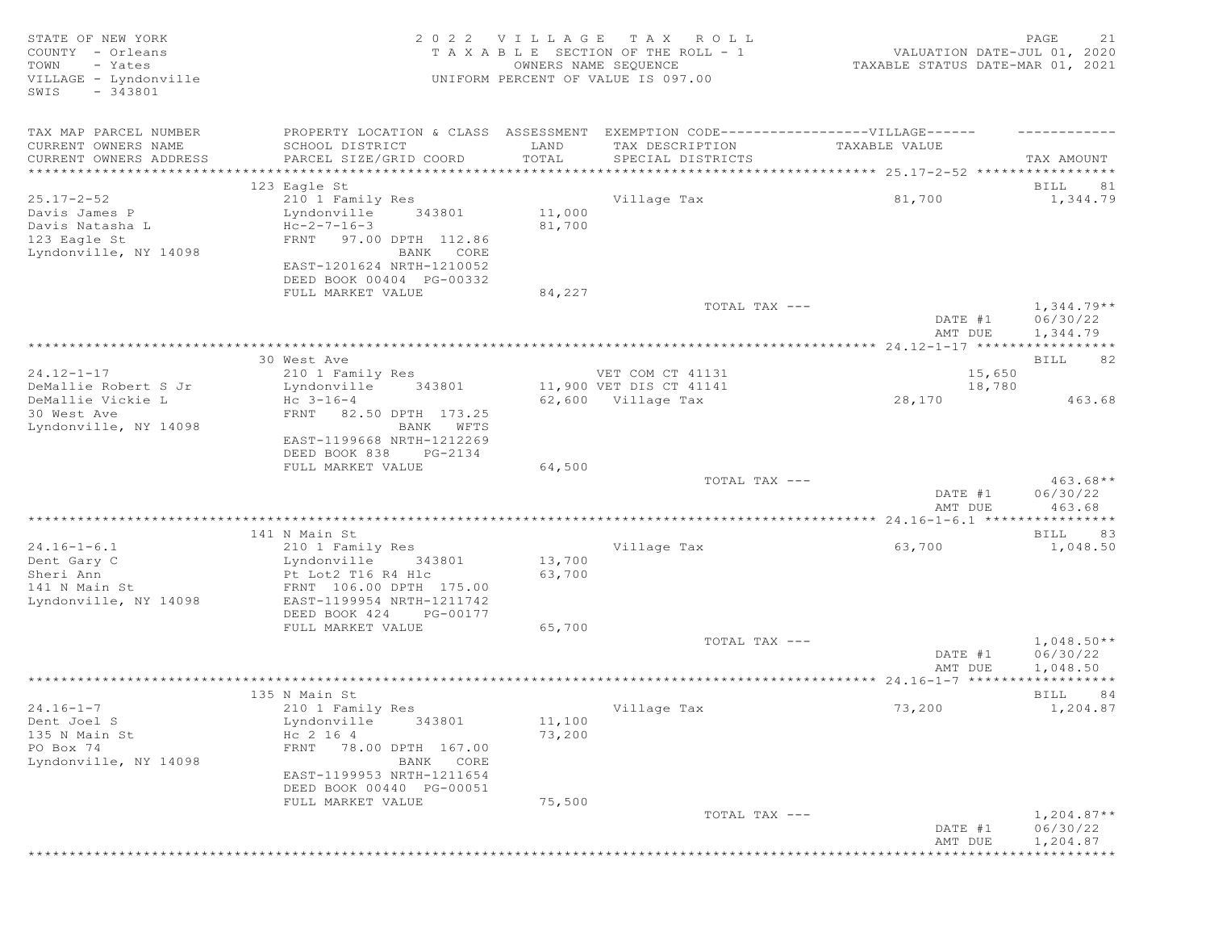STATE OF NEW YORK
COUNTY - Orleans
TOWN - Yates
VILLAGE - Lyndonville
SWIS - 343801

2022 VILLAGE TAX ROLL
TAXABLE SECTION OF THE ROLL - 1
OWNERS NAME SEQUENCE
UNIFORM PERCENT OF VALUE IS 097.00

VALUATION DATE-JUL 01, 2020
TAXABLE STATUS DATE-MAR 01, 2021

| TAX MAP PARCEL NUMBER / CURRENT OWNERS NAME / CURRENT OWNERS ADDRESS | PROPERTY LOCATION & CLASS / SCHOOL DISTRICT / PARCEL SIZE/GRID COORD | ASSESSMENT LAND / TOTAL | EXEMPTION CODE / TAX DESCRIPTION / SPECIAL DISTRICTS | VILLAGE TAXABLE VALUE | TAX AMOUNT |
|---|---|---|---|---|---|
| **25.17-2-52** | 123 Eagle St | | | | BILL 81 |
| 25.17-2-52 | 210 1 Family Res | | Village Tax | 81,700 | 1,344.79 |
| Davis James P | Lyndonville 343801 | 11,000 | | | |
| Davis Natasha L | Hc-2-7-16-3 | 81,700 | | | |
| 123 Eagle St | FRNT 97.00 DPTH 112.86 | | | | |
| Lyndonville, NY 14098 | BANK CORE | | | | |
| | EAST-1201624 NRTH-1210052 | | | | |
| | DEED BOOK 00404 PG-00332 | | | | |
| | FULL MARKET VALUE | 84,227 | | | |
| | | | TOTAL TAX --- | | 1,344.79** |
| | | | | DATE #1 | 06/30/22 |
| | | | | AMT DUE | 1,344.79 |
| **24.12-1-17** | 30 West Ave | | | | BILL 82 |
| 24.12-1-17 | 210 1 Family Res | | VET COM CT 41131 | 15,650 | |
| DeMallie Robert S Jr | Lyndonville 343801 | 11,900 | VET DIS CT 41141 | 18,780 | |
| DeMallie Vickie L | Hc 3-16-4 | 62,600 | Village Tax | 28,170 | 463.68 |
| 30 West Ave | FRNT 82.50 DPTH 173.25 | | | | |
| Lyndonville, NY 14098 | BANK WFTS | | | | |
| | EAST-1199668 NRTH-1212269 | | | | |
| | DEED BOOK 838 PG-2134 | | | | |
| | FULL MARKET VALUE | 64,500 | | | |
| | | | TOTAL TAX --- | | 463.68** |
| | | | | DATE #1 | 06/30/22 |
| | | | | AMT DUE | 463.68 |
| **24.16-1-6.1** | 141 N Main St | | | | BILL 83 |
| 24.16-1-6.1 | 210 1 Family Res | | Village Tax | 63,700 | 1,048.50 |
| Dent Gary C | Lyndonville 343801 | 13,700 | | | |
| Sheri Ann | Pt Lot2 T16 R4 Hlc | 63,700 | | | |
| 141 N Main St | FRNT 106.00 DPTH 175.00 | | | | |
| Lyndonville, NY 14098 | EAST-1199954 NRTH-1211742 | | | | |
| | DEED BOOK 424 PG-00177 | | | | |
| | FULL MARKET VALUE | 65,700 | | | |
| | | | TOTAL TAX --- | | 1,048.50** |
| | | | | DATE #1 | 06/30/22 |
| | | | | AMT DUE | 1,048.50 |
| **24.16-1-7** | 135 N Main St | | | | BILL 84 |
| 24.16-1-7 | 210 1 Family Res | | Village Tax | 73,200 | 1,204.87 |
| Dent Joel S | Lyndonville 343801 | 11,100 | | | |
| 135 N Main St | Hc 2 16 4 | 73,200 | | | |
| PO Box 74 | FRNT 78.00 DPTH 167.00 | | | | |
| Lyndonville, NY 14098 | BANK CORE | | | | |
| | EAST-1199953 NRTH-1211654 | | | | |
| | DEED BOOK 00440 PG-00051 | | | | |
| | FULL MARKET VALUE | 75,500 | | | |
| | | | TOTAL TAX --- | | 1,204.87** |
| | | | | DATE #1 | 06/30/22 |
| | | | | AMT DUE | 1,204.87 |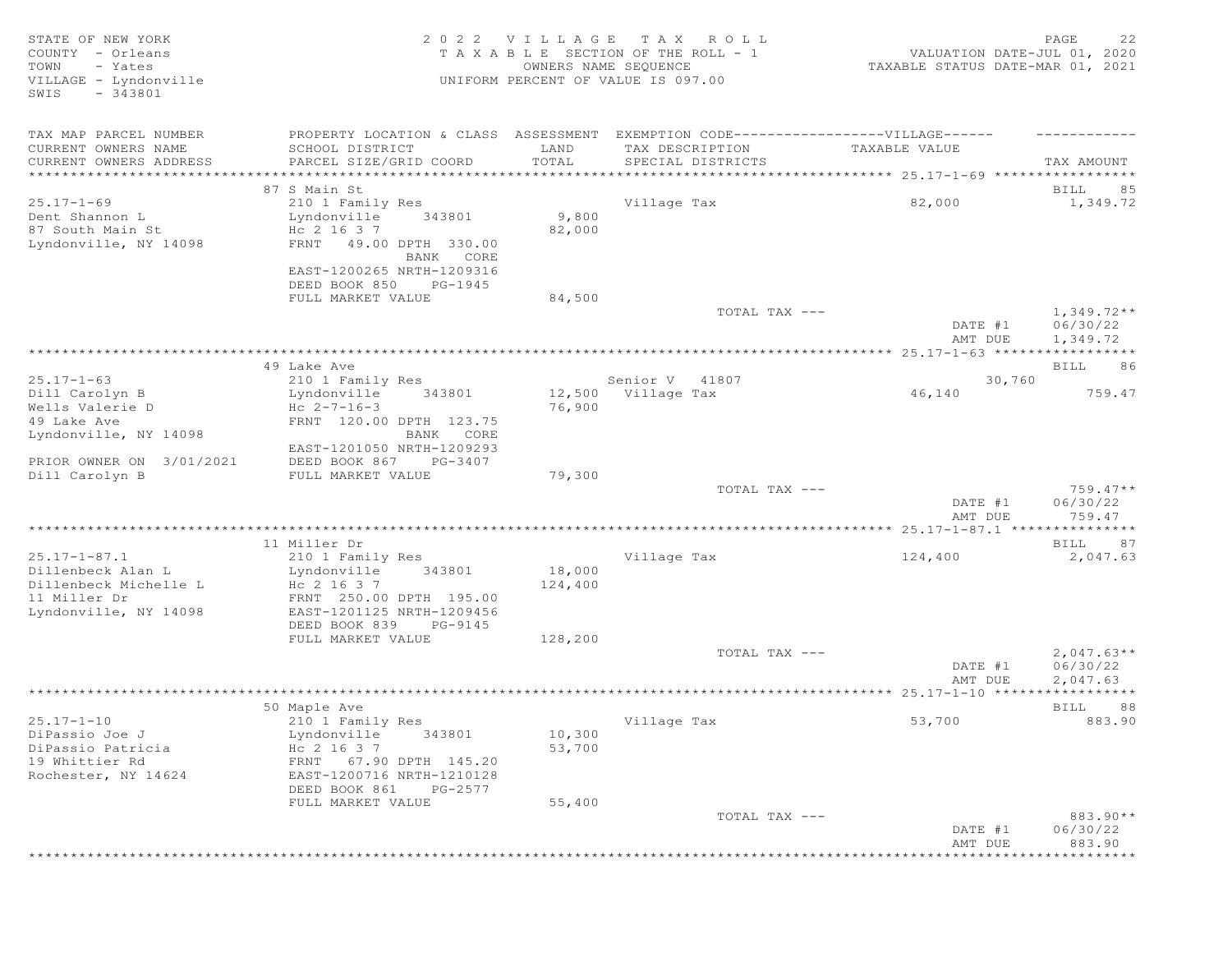STATE OF NEW YORK
COUNTY - Orleans
TOWN - Yates
VILLAGE - Lyndonville
SWIS - 343801

2022 VILLAGE TAX ROLL
TAXABLE SECTION OF THE ROLL - 1
OWNERS NAME SEQUENCE
UNIFORM PERCENT OF VALUE IS 097.00

VALUATION DATE-JUL 01, 2020
TAXABLE STATUS DATE-MAR 01, 2021

| TAX MAP PARCEL NUMBER / CURRENT OWNERS NAME / CURRENT OWNERS ADDRESS | PROPERTY LOCATION & CLASS / SCHOOL DISTRICT / PARCEL SIZE/GRID COORD | ASSESSMENT LAND / TOTAL | EXEMPTION CODE / TAX DESCRIPTION / SPECIAL DISTRICTS | VILLAGE TAXABLE VALUE | TAX AMOUNT |
|---|---|---|---|---|---|
| 25.17-1-69 | 87 S Main St | | | | BILL 85 |
| 25.17-1-69 | 210 1 Family Res | | Village Tax | 82,000 | 1,349.72 |
| Dent Shannon L | Lyndonville 343801 | 9,800 | | | |
| 87 South Main St | Hc 2 16 3 7 | 82,000 | | | |
| Lyndonville, NY 14098 | FRNT 49.00 DPTH 330.00 BANK CORE | | | | |
| | EAST-1200265 NRTH-1209316 | | | | |
| | DEED BOOK 850 PG-1945 | | | | |
| | FULL MARKET VALUE | 84,500 | | | |
| | | | TOTAL TAX --- | | 1,349.72** |
| | | | | DATE #1 | 06/30/22 |
| | | | | AMT DUE | 1,349.72 |
| 25.17-1-63 | 49 Lake Ave | | | | BILL 86 |
| 25.17-1-63 | 210 1 Family Res | | Senior V 41807 | 30,760 | |
| Dill Carolyn B | Lyndonville 343801 | 12,500 | Village Tax | 46,140 | 759.47 |
| Wells Valerie D | Hc 2-7-16-3 | 76,900 | | | |
| 49 Lake Ave | FRNT 120.00 DPTH 123.75 | | | | |
| Lyndonville, NY 14098 | BANK CORE | | | | |
| | EAST-1201050 NRTH-1209293 | | | | |
| PRIOR OWNER ON 3/01/2021 | DEED BOOK 867 PG-3407 | | | | |
| Dill Carolyn B | FULL MARKET VALUE | 79,300 | | | |
| | | | TOTAL TAX --- | | 759.47** |
| | | | | DATE #1 | 06/30/22 |
| | | | | AMT DUE | 759.47 |
| 25.17-1-87.1 | 11 Miller Dr | | | | BILL 87 |
| 25.17-1-87.1 | 210 1 Family Res | | Village Tax | 124,400 | 2,047.63 |
| Dillenbeck Alan L | Lyndonville 343801 | 18,000 | | | |
| Dillenbeck Michelle L | Hc 2 16 3 7 | 124,400 | | | |
| 11 Miller Dr | FRNT 250.00 DPTH 195.00 | | | | |
| Lyndonville, NY 14098 | EAST-1201125 NRTH-1209456 | | | | |
| | DEED BOOK 839 PG-9145 | | | | |
| | FULL MARKET VALUE | 128,200 | | | |
| | | | TOTAL TAX --- | | 2,047.63** |
| | | | | DATE #1 | 06/30/22 |
| | | | | AMT DUE | 2,047.63 |
| 25.17-1-10 | 50 Maple Ave | | | | BILL 88 |
| 25.17-1-10 | 210 1 Family Res | | Village Tax | 53,700 | 883.90 |
| DiPassio Joe J | Lyndonville 343801 | 10,300 | | | |
| DiPassio Patricia | Hc 2 16 3 7 | 53,700 | | | |
| 19 Whittier Rd | FRNT 67.90 DPTH 145.20 | | | | |
| Rochester, NY 14624 | EAST-1200716 NRTH-1210128 | | | | |
| | DEED BOOK 861 PG-2577 | | | | |
| | FULL MARKET VALUE | 55,400 | | | |
| | | | TOTAL TAX --- | | 883.90** |
| | | | | DATE #1 | 06/30/22 |
| | | | | AMT DUE | 883.90 |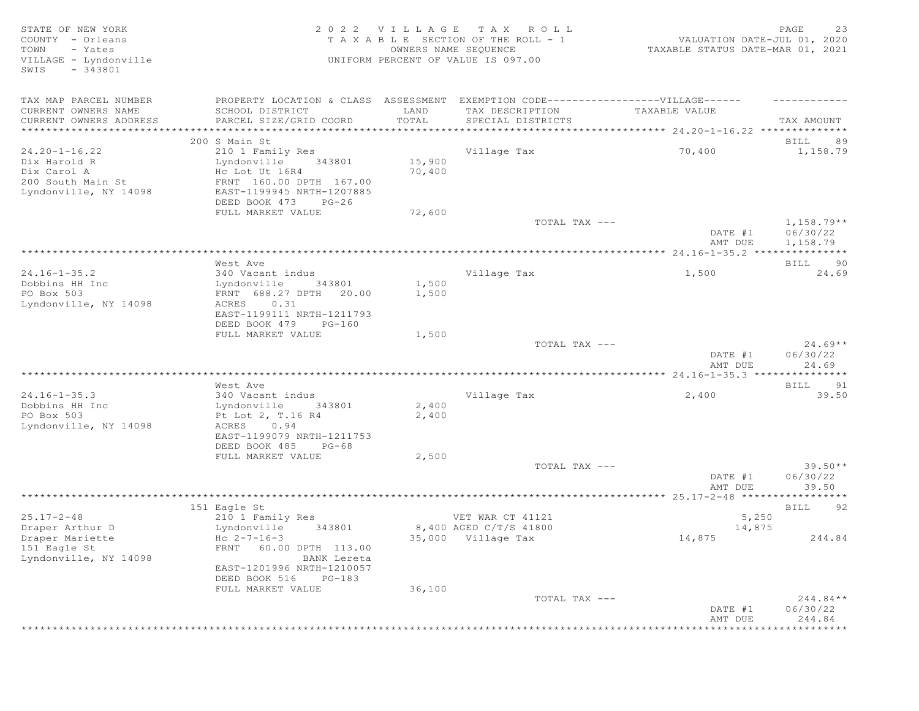STATE OF NEW YORK
COUNTY - Orleans
TOWN - Yates
VILLAGE - Lyndonville
SWIS - 343801

2 0 2 2 V I L L A G E T A X R O L L
T A X A B L E SECTION OF THE ROLL - 1
OWNERS NAME SEQUENCE
UNIFORM PERCENT OF VALUE IS 097.00

VALUATION DATE-JUL 01, 2020
TAXABLE STATUS DATE-MAR 01, 2021

| TAX MAP PARCEL NUMBER / CURRENT OWNERS NAME / CURRENT OWNERS ADDRESS | PROPERTY LOCATION & CLASS / SCHOOL DISTRICT / PARCEL SIZE/GRID COORD | ASSESSMENT LAND / TOTAL | EXEMPTION CODE / TAX DESCRIPTION / SPECIAL DISTRICTS | VILLAGE TAXABLE VALUE | TAX AMOUNT |
|---|---|---|---|---|---|
| **24.20-1-16.22** | 200 S Main St | | | | BILL 89 |
| 24.20-1-16.22 | 210 1 Family Res | | Village Tax | 70,400 | 1,158.79 |
| Dix Harold R | Lyndonville 343801 | 15,900 | | | |
| Dix Carol A | Hc Lot Ut 16R4 | 70,400 | | | |
| 200 South Main St | FRNT 160.00 DPTH 167.00 | | | | |
| Lyndonville, NY 14098 | EAST-1199945 NRTH-1207885 | | | | |
| | DEED BOOK 473 PG-26 | | | | |
| | FULL MARKET VALUE | 72,600 | | | |
| | | | TOTAL TAX --- | | 1,158.79** |
| | | | | DATE #1 | 06/30/22 |
| | | | | AMT DUE | 1,158.79 |
| **24.16-1-35.2** | West Ave | | | | BILL 90 |
| 24.16-1-35.2 | 340 Vacant indus | | Village Tax | 1,500 | 24.69 |
| Dobbins HH Inc | Lyndonville 343801 | 1,500 | | | |
| PO Box 503 | FRNT 688.27 DPTH 20.00 | 1,500 | | | |
| Lyndonville, NY 14098 | ACRES 0.31 | | | | |
| | EAST-1199111 NRTH-1211793 | | | | |
| | DEED BOOK 479 PG-160 | | | | |
| | FULL MARKET VALUE | 1,500 | | | |
| | | | TOTAL TAX --- | | 24.69** |
| | | | | DATE #1 | 06/30/22 |
| | | | | AMT DUE | 24.69 |
| **24.16-1-35.3** | West Ave | | | | BILL 91 |
| 24.16-1-35.3 | 340 Vacant indus | | Village Tax | 2,400 | 39.50 |
| Dobbins HH Inc | Lyndonville 343801 | 2,400 | | | |
| PO Box 503 | Pt Lot 2, T.16 R4 | 2,400 | | | |
| Lyndonville, NY 14098 | ACRES 0.94 | | | | |
| | EAST-1199079 NRTH-1211753 | | | | |
| | DEED BOOK 485 PG-68 | | | | |
| | FULL MARKET VALUE | 2,500 | | | |
| | | | TOTAL TAX --- | | 39.50** |
| | | | | DATE #1 | 06/30/22 |
| | | | | AMT DUE | 39.50 |
| **25.17-2-48** | 151 Eagle St | | | | BILL 92 |
| 25.17-2-48 | 210 1 Family Res | | VET WAR CT 41121 | 5,250 | |
| Draper Arthur D | Lyndonville 343801 | 8,400 | AGED C/T/S 41800 | 14,875 | |
| Draper Mariette | Hc 2-7-16-3 | 35,000 | Village Tax | 14,875 | 244.84 |
| 151 Eagle St | FRNT 60.00 DPTH 113.00 | | | | |
| Lyndonville, NY 14098 | BANK Lereta | | | | |
| | EAST-1201996 NRTH-1210057 | | | | |
| | DEED BOOK 516 PG-183 | | | | |
| | FULL MARKET VALUE | 36,100 | | | |
| | | | TOTAL TAX --- | | 244.84** |
| | | | | DATE #1 | 06/30/22 |
| | | | | AMT DUE | 244.84 |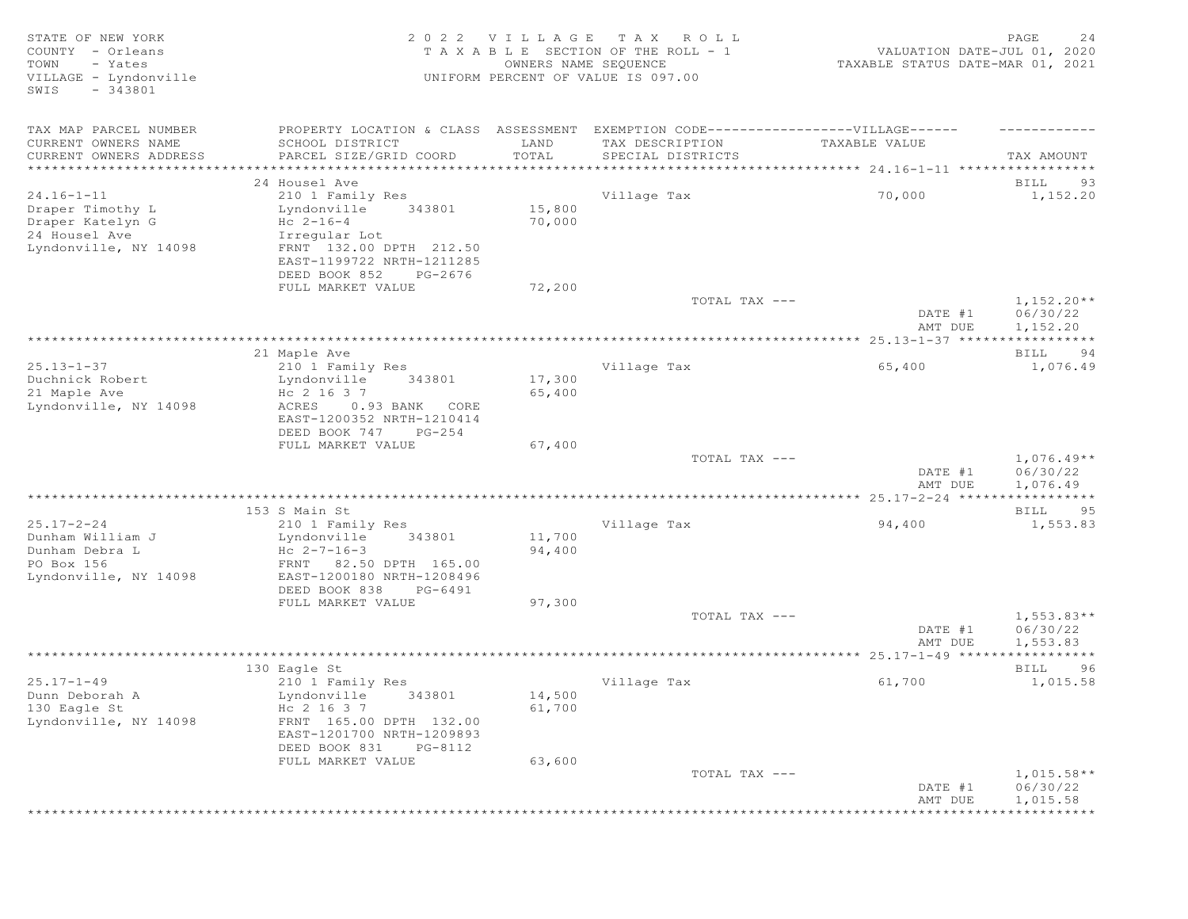STATE OF NEW YORK
COUNTY - Orleans
TOWN - Yates
VILLAGE - Lyndonville
SWIS - 343801

2022 VILLAGE TAX ROLL
TAXABLE SECTION OF THE ROLL - 1
OWNERS NAME SEQUENCE
UNIFORM PERCENT OF VALUE IS 097.00

VALUATION DATE-JUL 01, 2020
TAXABLE STATUS DATE-MAR 01, 2021

| TAX MAP PARCEL NUMBER / CURRENT OWNERS NAME / CURRENT OWNERS ADDRESS | PROPERTY LOCATION & CLASS / SCHOOL DISTRICT / PARCEL SIZE/GRID COORD | ASSESSMENT LAND / TOTAL | EXEMPTION CODE / TAX DESCRIPTION / SPECIAL DISTRICTS | VILLAGE TAXABLE VALUE | TAX AMOUNT |
|---|---|---|---|---|---|
| **24.16-1-11** | 24 Housel Ave | | | | BILL 93 |
| Draper Timothy L | 210 1 Family Res | | Village Tax | 70,000 | 1,152.20 |
| Draper Katelyn G | Lyndonville 343801 | 15,800 | | | |
| 24 Housel Ave | Hc 2-16-4 | 70,000 | | | |
| Lyndonville, NY 14098 | Irregular Lot | | | | |
| | FRNT 132.00 DPTH 212.50 | | | | |
| | EAST-1199722 NRTH-1211285 | | | | |
| | DEED BOOK 852 PG-2676 | | | | |
| | FULL MARKET VALUE | 72,200 | | | |
| | | | TOTAL TAX --- | | 1,152.20** |
| | | | | DATE #1 | 06/30/22 |
| | | | | AMT DUE | 1,152.20 |
| **25.13-1-37** | 21 Maple Ave | | | | BILL 94 |
| Duchnick Robert | 210 1 Family Res | | Village Tax | 65,400 | 1,076.49 |
| 21 Maple Ave | Lyndonville 343801 | 17,300 | | | |
| Lyndonville, NY 14098 | Hc 2 16 3 7 | 65,400 | | | |
| | ACRES 0.93 BANK CORE | | | | |
| | EAST-1200352 NRTH-1210414 | | | | |
| | DEED BOOK 747 PG-254 | | | | |
| | FULL MARKET VALUE | 67,400 | | | |
| | | | TOTAL TAX --- | | 1,076.49** |
| | | | | DATE #1 | 06/30/22 |
| | | | | AMT DUE | 1,076.49 |
| **25.17-2-24** | 153 S Main St | | | | BILL 95 |
| Dunham William J | 210 1 Family Res | | Village Tax | 94,400 | 1,553.83 |
| Dunham Debra L | Lyndonville 343801 | 11,700 | | | |
| PO Box 156 | Hc 2-7-16-3 | 94,400 | | | |
| Lyndonville, NY 14098 | FRNT 82.50 DPTH 165.00 | | | | |
| | EAST-1200180 NRTH-1208496 | | | | |
| | DEED BOOK 838 PG-6491 | | | | |
| | FULL MARKET VALUE | 97,300 | | | |
| | | | TOTAL TAX --- | | 1,553.83** |
| | | | | DATE #1 | 06/30/22 |
| | | | | AMT DUE | 1,553.83 |
| **25.17-1-49** | 130 Eagle St | | | | BILL 96 |
| Dunn Deborah A | 210 1 Family Res | | Village Tax | 61,700 | 1,015.58 |
| 130 Eagle St | Lyndonville 343801 | 14,500 | | | |
| Lyndonville, NY 14098 | Hc 2 16 3 7 | 61,700 | | | |
| | FRNT 165.00 DPTH 132.00 | | | | |
| | EAST-1201700 NRTH-1209893 | | | | |
| | DEED BOOK 831 PG-8112 | | | | |
| | FULL MARKET VALUE | 63,600 | | | |
| | | | TOTAL TAX --- | | 1,015.58** |
| | | | | DATE #1 | 06/30/22 |
| | | | | AMT DUE | 1,015.58 |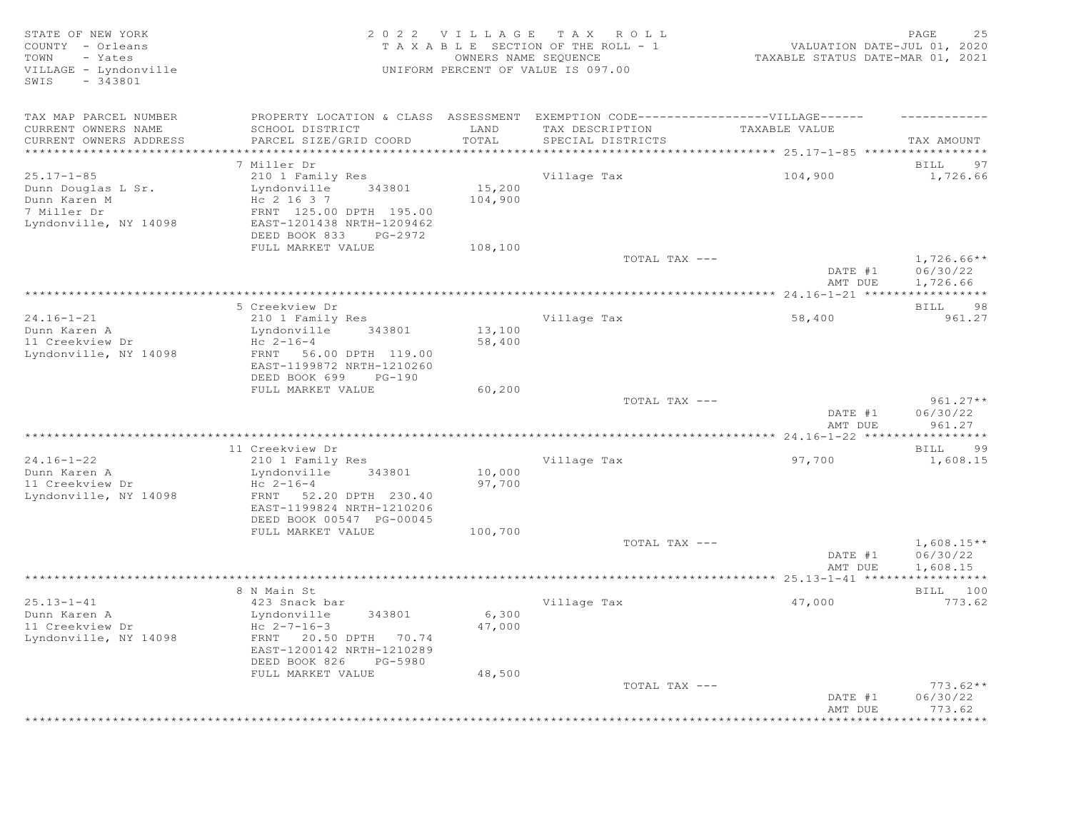STATE OF NEW YORK
COUNTY - Orleans
TOWN - Yates
VILLAGE - Lyndonville
SWIS - 343801

2022 VILLAGE TAX ROLL
TAXABLE SECTION OF THE ROLL - 1
OWNERS NAME SEQUENCE
UNIFORM PERCENT OF VALUE IS 097.00

VALUATION DATE-JUL 01, 2020
TAXABLE STATUS DATE-MAR 01, 2021

| TAX MAP PARCEL NUMBER / CURRENT OWNERS NAME / CURRENT OWNERS ADDRESS | PROPERTY LOCATION & CLASS / SCHOOL DISTRICT / PARCEL SIZE/GRID COORD | ASSESSMENT LAND / TOTAL | EXEMPTION CODE-----VILLAGE----- TAX DESCRIPTION / SPECIAL DISTRICTS | TAXABLE VALUE | TAX AMOUNT |
|---|---|---|---|---|---|
| **25.17-1-85** | 7 Miller Dr | | | | BILL 97 |
| 25.17-1-85 | 210 1 Family Res | | Village Tax | 104,900 | 1,726.66 |
| Dunn Douglas L Sr. | Lyndonville 343801 | 15,200 | | | |
| Dunn Karen M | Hc 2 16 3 7 | 104,900 | | | |
| 7 Miller Dr | FRNT 125.00 DPTH 195.00 | | | | |
| Lyndonville, NY 14098 | EAST-1201438 NRTH-1209462 | | | | |
| | DEED BOOK 833 PG-2972 | | | | |
| | FULL MARKET VALUE | 108,100 | | | |
| | | | TOTAL TAX --- | | 1,726.66** |
| | | | | DATE #1 | 06/30/22 |
| | | | | AMT DUE | 1,726.66 |
| **24.16-1-21** | 5 Creekview Dr | | | | BILL 98 |
| 24.16-1-21 | 210 1 Family Res | | Village Tax | 58,400 | 961.27 |
| Dunn Karen A | Lyndonville 343801 | 13,100 | | | |
| 11 Creekview Dr | Hc 2-16-4 | 58,400 | | | |
| Lyndonville, NY 14098 | FRNT 56.00 DPTH 119.00 | | | | |
| | EAST-1199872 NRTH-1210260 | | | | |
| | DEED BOOK 699 PG-190 | | | | |
| | FULL MARKET VALUE | 60,200 | | | |
| | | | TOTAL TAX --- | | 961.27** |
| | | | | DATE #1 | 06/30/22 |
| | | | | AMT DUE | 961.27 |
| **24.16-1-22** | 11 Creekview Dr | | | | BILL 99 |
| 24.16-1-22 | 210 1 Family Res | | Village Tax | 97,700 | 1,608.15 |
| Dunn Karen A | Lyndonville 343801 | 10,000 | | | |
| 11 Creekview Dr | Hc 2-16-4 | 97,700 | | | |
| Lyndonville, NY 14098 | FRNT 52.20 DPTH 230.40 | | | | |
| | EAST-1199824 NRTH-1210206 | | | | |
| | DEED BOOK 00547 PG-00045 | | | | |
| | FULL MARKET VALUE | 100,700 | | | |
| | | | TOTAL TAX --- | | 1,608.15** |
| | | | | DATE #1 | 06/30/22 |
| | | | | AMT DUE | 1,608.15 |
| **25.13-1-41** | 8 N Main St | | | | BILL 100 |
| 25.13-1-41 | 423 Snack bar | | Village Tax | 47,000 | 773.62 |
| Dunn Karen A | Lyndonville 343801 | 6,300 | | | |
| 11 Creekview Dr | Hc 2-7-16-3 | 47,000 | | | |
| Lyndonville, NY 14098 | FRNT 20.50 DPTH 70.74 | | | | |
| | EAST-1200142 NRTH-1210289 | | | | |
| | DEED BOOK 826 PG-5980 | | | | |
| | FULL MARKET VALUE | 48,500 | | | |
| | | | TOTAL TAX --- | | 773.62** |
| | | | | DATE #1 | 06/30/22 |
| | | | | AMT DUE | 773.62 |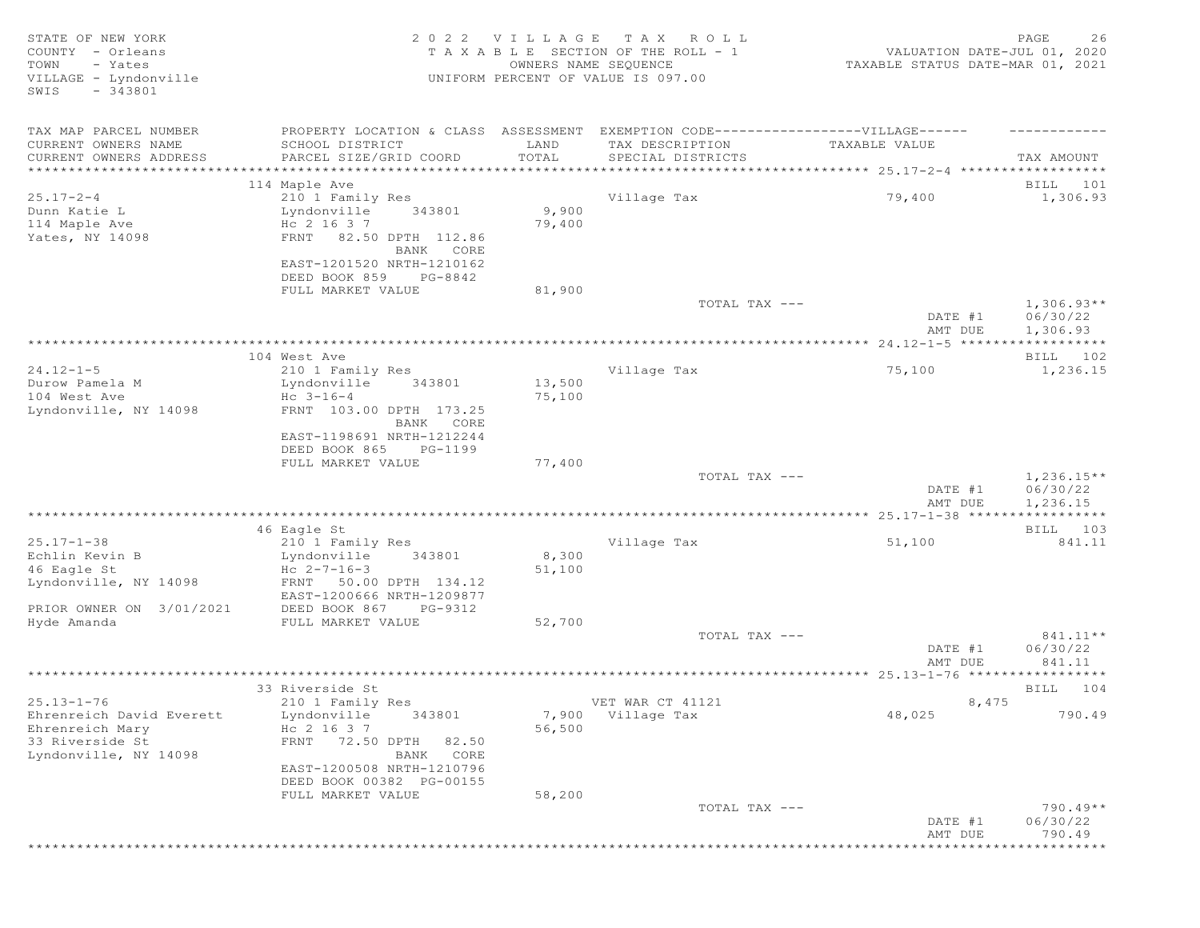STATE OF NEW YORK
COUNTY - Orleans
TOWN - Yates
VILLAGE - Lyndonville
SWIS - 343801

2 0 2 2 V I L L A G E T A X R O L L
T A X A B L E SECTION OF THE ROLL - 1
OWNERS NAME SEQUENCE
UNIFORM PERCENT OF VALUE IS 097.00

VALUATION DATE-JUL 01, 2020
TAXABLE STATUS DATE-MAR 01, 2021

| TAX MAP PARCEL NUMBER / CURRENT OWNERS NAME / CURRENT OWNERS ADDRESS | PROPERTY LOCATION & CLASS / SCHOOL DISTRICT / PARCEL SIZE/GRID COORD | ASSESSMENT LAND / TOTAL | EXEMPTION CODE / TAX DESCRIPTION / SPECIAL DISTRICTS | TAXABLE VALUE | TAX AMOUNT |
|---|---|---|---|---|---|
| **25.17-2-4** | 114 Maple Ave | | | | BILL 101 |
| 25.17-2-4 | 210 1 Family Res | | Village Tax | 79,400 | 1,306.93 |
| Dunn Katie L | Lyndonville 343801 | 9,900 | | | |
| 114 Maple Ave | Hc 2 16 3 7 | 79,400 | | | |
| Yates, NY 14098 | FRNT 82.50 DPTH 112.86 | | | | |
| | BANK CORE | | | | |
| | EAST-1201520 NRTH-1210162 | | | | |
| | DEED BOOK 859 PG-8842 | | | | |
| | FULL MARKET VALUE | 81,900 | | | |
| | | | TOTAL TAX --- | | 1,306.93** |
| | | | | DATE #1 | 06/30/22 |
| | | | | AMT DUE | 1,306.93 |
| **24.12-1-5** | 104 West Ave | | | | BILL 102 |
| 24.12-1-5 | 210 1 Family Res | | Village Tax | 75,100 | 1,236.15 |
| Durow Pamela M | Lyndonville 343801 | 13,500 | | | |
| 104 West Ave | Hc 3-16-4 | 75,100 | | | |
| Lyndonville, NY 14098 | FRNT 103.00 DPTH 173.25 | | | | |
| | BANK CORE | | | | |
| | EAST-1198691 NRTH-1212244 | | | | |
| | DEED BOOK 865 PG-1199 | | | | |
| | FULL MARKET VALUE | 77,400 | | | |
| | | | TOTAL TAX --- | | 1,236.15** |
| | | | | DATE #1 | 06/30/22 |
| | | | | AMT DUE | 1,236.15 |
| **25.17-1-38** | 46 Eagle St | | | | BILL 103 |
| 25.17-1-38 | 210 1 Family Res | | Village Tax | 51,100 | 841.11 |
| Echlin Kevin B | Lyndonville 343801 | 8,300 | | | |
| 46 Eagle St | Hc 2-7-16-3 | 51,100 | | | |
| Lyndonville, NY 14098 | FRNT 50.00 DPTH 134.12 | | | | |
| | EAST-1200666 NRTH-1209877 | | | | |
| PRIOR OWNER ON 3/01/2021 | DEED BOOK 867 PG-9312 | | | | |
| Hyde Amanda | FULL MARKET VALUE | 52,700 | | | |
| | | | TOTAL TAX --- | | 841.11** |
| | | | | DATE #1 | 06/30/22 |
| | | | | AMT DUE | 841.11 |
| **25.13-1-76** | 33 Riverside St | | | | BILL 104 |
| 25.13-1-76 | 210 1 Family Res | | VET WAR CT 41121 | 8,475 | |
| Ehrenreich David Everett | Lyndonville 343801 | 7,900 | Village Tax | 48,025 | 790.49 |
| Ehrenreich Mary | Hc 2 16 3 7 | 56,500 | | | |
| 33 Riverside St | FRNT 72.50 DPTH 82.50 | | | | |
| Lyndonville, NY 14098 | BANK CORE | | | | |
| | EAST-1200508 NRTH-1210796 | | | | |
| | DEED BOOK 00382 PG-00155 | | | | |
| | FULL MARKET VALUE | 58,200 | | | |
| | | | TOTAL TAX --- | | 790.49** |
| | | | | DATE #1 | 06/30/22 |
| | | | | AMT DUE | 790.49 |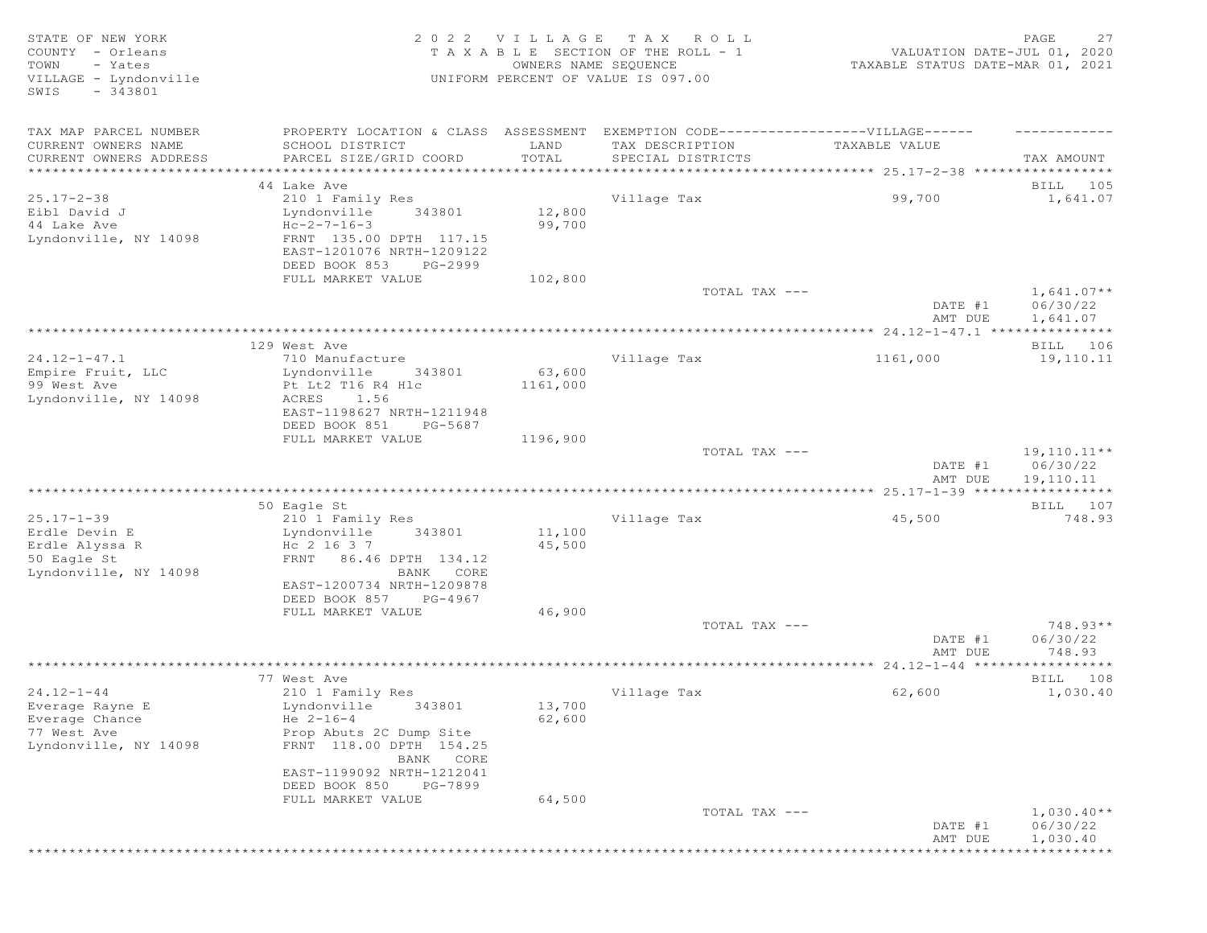STATE OF NEW YORK
COUNTY - Orleans
TOWN - Yates
VILLAGE - Lyndonville
SWIS - 343801

2022 VILLAGE TAX ROLL
TAXABLE SECTION OF THE ROLL - 1
OWNERS NAME SEQUENCE
UNIFORM PERCENT OF VALUE IS 097.00

PAGE 27
VALUATION DATE-JUL 01, 2020
TAXABLE STATUS DATE-MAR 01, 2021

| TAX MAP PARCEL NUMBER / CURRENT OWNERS NAME / CURRENT OWNERS ADDRESS | PROPERTY LOCATION & CLASS / SCHOOL DISTRICT / PARCEL SIZE/GRID COORD | ASSESSMENT LAND / TOTAL | EXEMPTION CODE / TAX DESCRIPTION / SPECIAL DISTRICTS | VILLAGE TAXABLE VALUE | TAX AMOUNT |
|---|---|---|---|---|---|
| **25.17-2-38** | 44 Lake Ave | | | | BILL 105 |
| 25.17-2-38 | 210 1 Family Res | | Village Tax | 99,700 | 1,641.07 |
| Eibl David J | Lyndonville 343801 | 12,800 | | | |
| 44 Lake Ave | Hc-2-7-16-3 | 99,700 | | | |
| Lyndonville, NY 14098 | FRNT 135.00 DPTH 117.15 | | | | |
| | EAST-1201076 NRTH-1209122 | | | | |
| | DEED BOOK 853 PG-2999 | | | | |
| | FULL MARKET VALUE | 102,800 | | | |
| | | | TOTAL TAX --- | | 1,641.07** |
| | | | | DATE #1 | 06/30/22 |
| | | | | AMT DUE | 1,641.07 |
| **24.12-1-47.1** | 129 West Ave | | | | BILL 106 |
| 24.12-1-47.1 | 710 Manufacture | | Village Tax | 1161,000 | 19,110.11 |
| Empire Fruit, LLC | Lyndonville 343801 | 63,600 | | | |
| 99 West Ave | Pt Lt2 T16 R4 Hlc | 1161,000 | | | |
| Lyndonville, NY 14098 | ACRES 1.56 | | | | |
| | EAST-1198627 NRTH-1211948 | | | | |
| | DEED BOOK 851 PG-5687 | | | | |
| | FULL MARKET VALUE | 1196,900 | | | |
| | | | TOTAL TAX --- | | 19,110.11** |
| | | | | DATE #1 | 06/30/22 |
| | | | | AMT DUE | 19,110.11 |
| **25.17-1-39** | 50 Eagle St | | | | BILL 107 |
| 25.17-1-39 | 210 1 Family Res | | Village Tax | 45,500 | 748.93 |
| Erdle Devin E | Lyndonville 343801 | 11,100 | | | |
| Erdle Alyssa R | Hc 2 16 3 7 | 45,500 | | | |
| 50 Eagle St | FRNT 86.46 DPTH 134.12 | | | | |
| Lyndonville, NY 14098 | BANK CORE | | | | |
| | EAST-1200734 NRTH-1209878 | | | | |
| | DEED BOOK 857 PG-4967 | | | | |
| | FULL MARKET VALUE | 46,900 | | | |
| | | | TOTAL TAX --- | | 748.93** |
| | | | | DATE #1 | 06/30/22 |
| | | | | AMT DUE | 748.93 |
| **24.12-1-44** | 77 West Ave | | | | BILL 108 |
| 24.12-1-44 | 210 1 Family Res | | Village Tax | 62,600 | 1,030.40 |
| Everage Rayne E | Lyndonville 343801 | 13,700 | | | |
| Everage Chance | He 2-16-4 | 62,600 | | | |
| 77 West Ave | Prop Abuts 2C Dump Site | | | | |
| Lyndonville, NY 14098 | FRNT 118.00 DPTH 154.25 | | | | |
| | BANK CORE | | | | |
| | EAST-1199092 NRTH-1212041 | | | | |
| | DEED BOOK 850 PG-7899 | | | | |
| | FULL MARKET VALUE | 64,500 | | | |
| | | | TOTAL TAX --- | | 1,030.40** |
| | | | | DATE #1 | 06/30/22 |
| | | | | AMT DUE | 1,030.40 |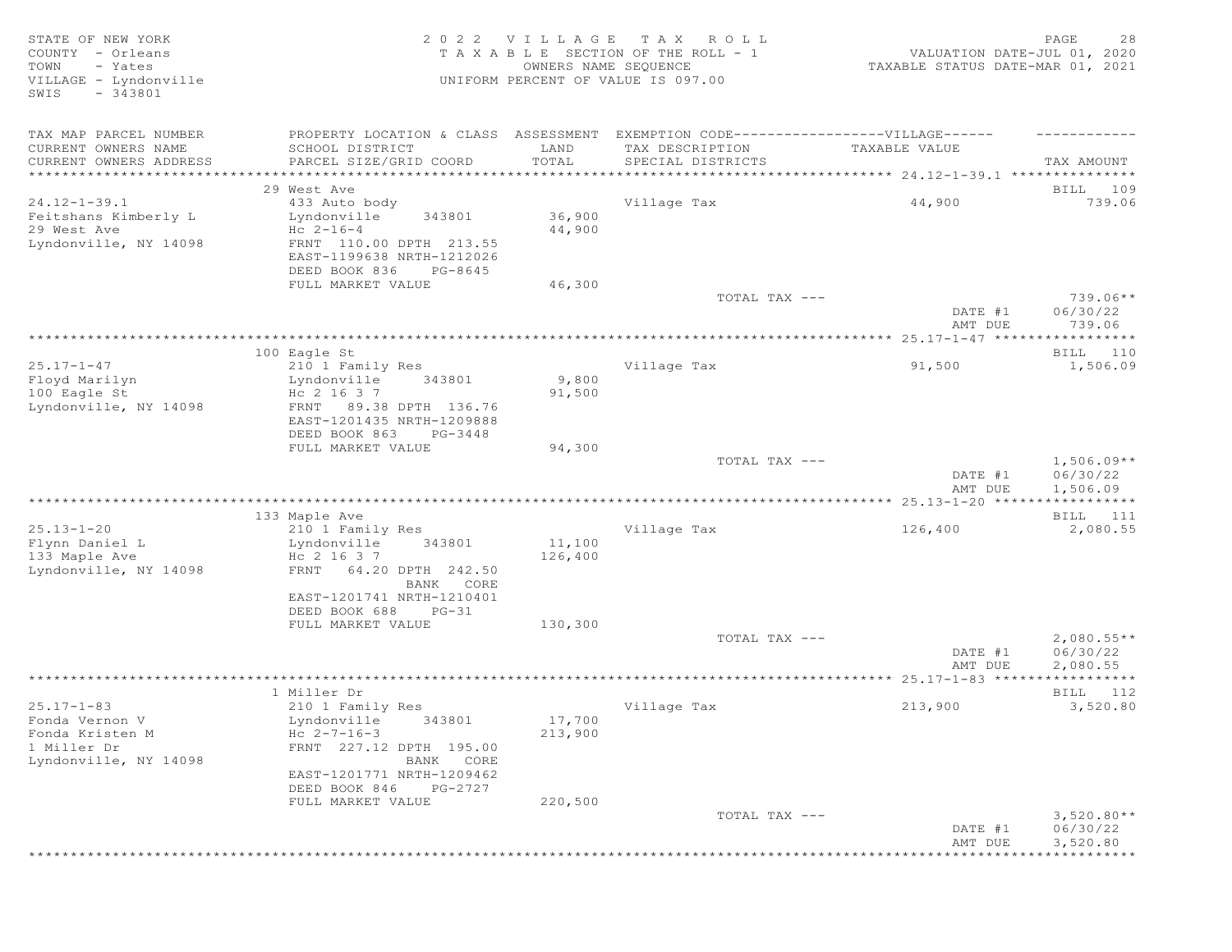STATE OF NEW YORK
COUNTY - Orleans
TOWN - Yates
VILLAGE - Lyndonville
SWIS - 343801

2022 VILLAGE TAX ROLL
TAXABLE SECTION OF THE ROLL - 1
OWNERS NAME SEQUENCE
UNIFORM PERCENT OF VALUE IS 097.00

VALUATION DATE-JUL 01, 2020
TAXABLE STATUS DATE-MAR 01, 2021

| TAX MAP PARCEL NUMBER / CURRENT OWNERS NAME / CURRENT OWNERS ADDRESS | PROPERTY LOCATION & CLASS / SCHOOL DISTRICT / PARCEL SIZE/GRID COORD | ASSESSMENT LAND / TOTAL | EXEMPTION CODE---VILLAGE--- TAX DESCRIPTION / SPECIAL DISTRICTS | TAXABLE VALUE | TAX AMOUNT |
|---|---|---|---|---|---|
| 24.12-1-39.1 | 29 West Ave | | | | BILL 109 |
| Feitshans Kimberly L | 433 Auto body | | Village Tax | 44,900 | 739.06 |
| 29 West Ave | Lyndonville 343801 | 36,900 | | | |
| Lyndonville, NY 14098 | Hc 2-16-4 | 44,900 | | | |
| | FRNT 110.00 DPTH 213.55 | | | | |
| | EAST-1199638 NRTH-1212026 | | | | |
| | DEED BOOK 836 PG-8645 | | | | |
| | FULL MARKET VALUE | 46,300 | | | |
| | | | TOTAL TAX --- | | 739.06** |
| | | | | DATE #1 | 06/30/22 |
| | | | | AMT DUE | 739.06 |
| 25.17-1-47 | 100 Eagle St | | | | BILL 110 |
| Floyd Marilyn | 210 1 Family Res | | Village Tax | 91,500 | 1,506.09 |
| 100 Eagle St | Lyndonville 343801 | 9,800 | | | |
| Lyndonville, NY 14098 | Hc 2 16 3 7 | 91,500 | | | |
| | FRNT 89.38 DPTH 136.76 | | | | |
| | EAST-1201435 NRTH-1209888 | | | | |
| | DEED BOOK 863 PG-3448 | | | | |
| | FULL MARKET VALUE | 94,300 | | | |
| | | | TOTAL TAX --- | | 1,506.09** |
| | | | | DATE #1 | 06/30/22 |
| | | | | AMT DUE | 1,506.09 |
| 25.13-1-20 | 133 Maple Ave | | | | BILL 111 |
| Flynn Daniel L | 210 1 Family Res | | Village Tax | 126,400 | 2,080.55 |
| 133 Maple Ave | Lyndonville 343801 | 11,100 | | | |
| Lyndonville, NY 14098 | Hc 2 16 3 7 | 126,400 | | | |
| | FRNT 64.20 DPTH 242.50 | | | | |
| | BANK CORE | | | | |
| | EAST-1201741 NRTH-1210401 | | | | |
| | DEED BOOK 688 PG-31 | | | | |
| | FULL MARKET VALUE | 130,300 | | | |
| | | | TOTAL TAX --- | | 2,080.55** |
| | | | | DATE #1 | 06/30/22 |
| | | | | AMT DUE | 2,080.55 |
| 25.17-1-83 | 1 Miller Dr | | | | BILL 112 |
| Fonda Vernon V | 210 1 Family Res | | Village Tax | 213,900 | 3,520.80 |
| Fonda Kristen M | Lyndonville 343801 | 17,700 | | | |
| 1 Miller Dr | Hc 2-7-16-3 | 213,900 | | | |
| Lyndonville, NY 14098 | FRNT 227.12 DPTH 195.00 | | | | |
| | BANK CORE | | | | |
| | EAST-1201771 NRTH-1209462 | | | | |
| | DEED BOOK 846 PG-2727 | | | | |
| | FULL MARKET VALUE | 220,500 | | | |
| | | | TOTAL TAX --- | | 3,520.80** |
| | | | | DATE #1 | 06/30/22 |
| | | | | AMT DUE | 3,520.80 |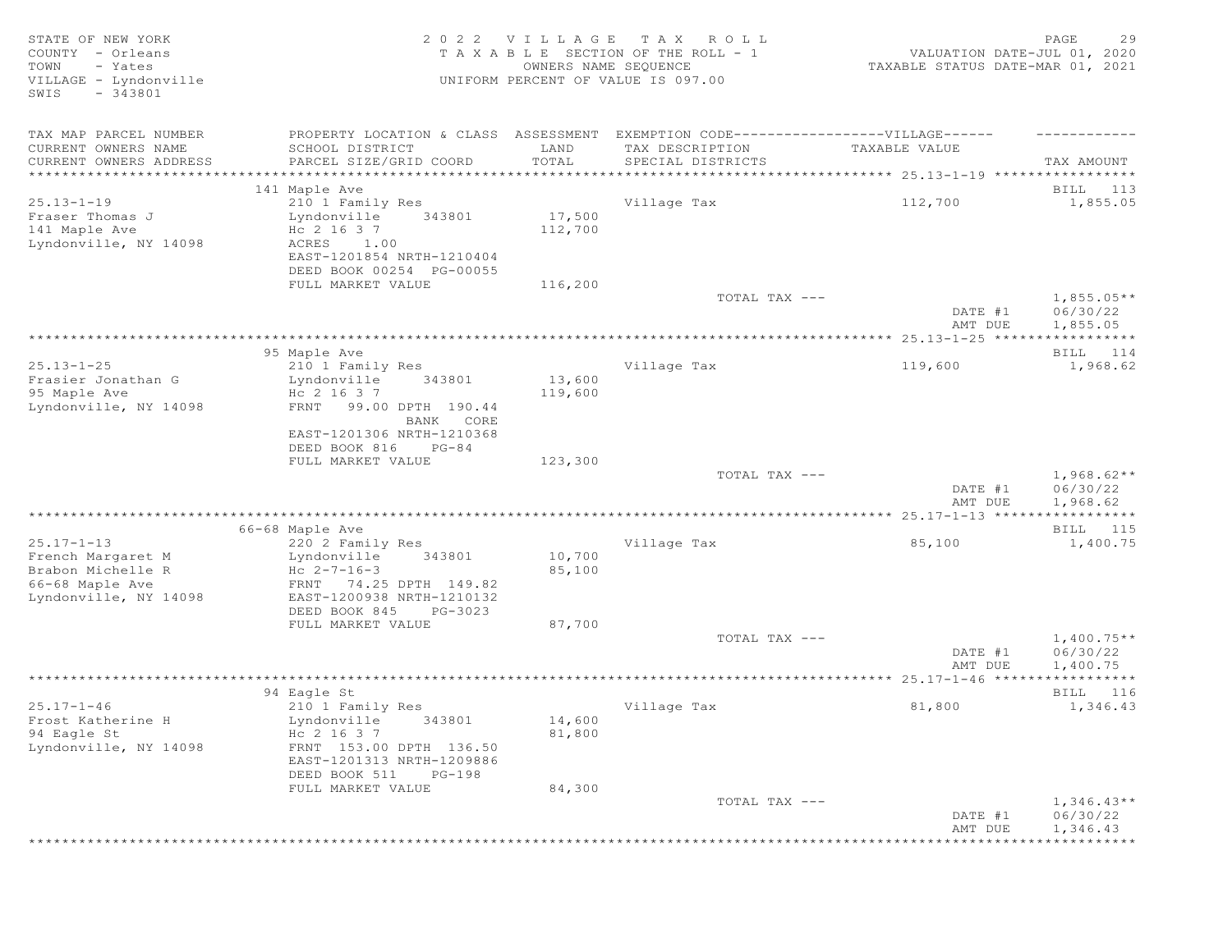STATE OF NEW YORK
COUNTY - Orleans
TOWN - Yates
VILLAGE - Lyndonville
SWIS - 343801

2022 VILLAGE TAX ROLL
TAXABLE SECTION OF THE ROLL - 1
OWNERS NAME SEQUENCE
UNIFORM PERCENT OF VALUE IS 097.00

VALUATION DATE-JUL 01, 2020
TAXABLE STATUS DATE-MAR 01, 2021

| TAX MAP PARCEL NUMBER / CURRENT OWNERS NAME / CURRENT OWNERS ADDRESS | PROPERTY LOCATION & CLASS / SCHOOL DISTRICT / PARCEL SIZE/GRID COORD | ASSESSMENT LAND / TOTAL | EXEMPTION CODE / TAX DESCRIPTION / SPECIAL DISTRICTS | VILLAGE TAXABLE VALUE | TAX AMOUNT |
|---|---|---|---|---|---|
| | 141 Maple Ave | | | | BILL 113 |
| 25.13-1-19 | 210 1 Family Res | | Village Tax | 112,700 | 1,855.05 |
| Fraser Thomas J | Lyndonville 343801 | 17,500 | | | |
| 141 Maple Ave | Hc 2 16 3 7 | 112,700 | | | |
| Lyndonville, NY 14098 | ACRES 1.00 | | | | |
| | EAST-1201854 NRTH-1210404 | | | | |
| | DEED BOOK 00254 PG-00055 | | | | |
| | FULL MARKET VALUE | 116,200 | | | |
| | | | TOTAL TAX --- | | 1,855.05** |
| | | | | DATE #1 | 06/30/22 |
| | | | | AMT DUE | 1,855.05 |
| | 95 Maple Ave | | | | BILL 114 |
| 25.13-1-25 | 210 1 Family Res | | Village Tax | 119,600 | 1,968.62 |
| Frasier Jonathan G | Lyndonville 343801 | 13,600 | | | |
| 95 Maple Ave | Hc 2 16 3 7 | 119,600 | | | |
| Lyndonville, NY 14098 | FRNT 99.00 DPTH 190.44 | | | | |
| | BANK CORE | | | | |
| | EAST-1201306 NRTH-1210368 | | | | |
| | DEED BOOK 816 PG-84 | | | | |
| | FULL MARKET VALUE | 123,300 | | | |
| | | | TOTAL TAX --- | | 1,968.62** |
| | | | | DATE #1 | 06/30/22 |
| | | | | AMT DUE | 1,968.62 |
| | 66-68 Maple Ave | | | | BILL 115 |
| 25.17-1-13 | 220 2 Family Res | | Village Tax | 85,100 | 1,400.75 |
| French Margaret M | Lyndonville 343801 | 10,700 | | | |
| Brabon Michelle R | Hc 2-7-16-3 | 85,100 | | | |
| 66-68 Maple Ave | FRNT 74.25 DPTH 149.82 | | | | |
| Lyndonville, NY 14098 | EAST-1200938 NRTH-1210132 | | | | |
| | DEED BOOK 845 PG-3023 | | | | |
| | FULL MARKET VALUE | 87,700 | | | |
| | | | TOTAL TAX --- | | 1,400.75** |
| | | | | DATE #1 | 06/30/22 |
| | | | | AMT DUE | 1,400.75 |
| | 94 Eagle St | | | | BILL 116 |
| 25.17-1-46 | 210 1 Family Res | | Village Tax | 81,800 | 1,346.43 |
| Frost Katherine H | Lyndonville 343801 | 14,600 | | | |
| 94 Eagle St | Hc 2 16 3 7 | 81,800 | | | |
| Lyndonville, NY 14098 | FRNT 153.00 DPTH 136.50 | | | | |
| | EAST-1201313 NRTH-1209886 | | | | |
| | DEED BOOK 511 PG-198 | | | | |
| | FULL MARKET VALUE | 84,300 | | | |
| | | | TOTAL TAX --- | | 1,346.43** |
| | | | | DATE #1 | 06/30/22 |
| | | | | AMT DUE | 1,346.43 |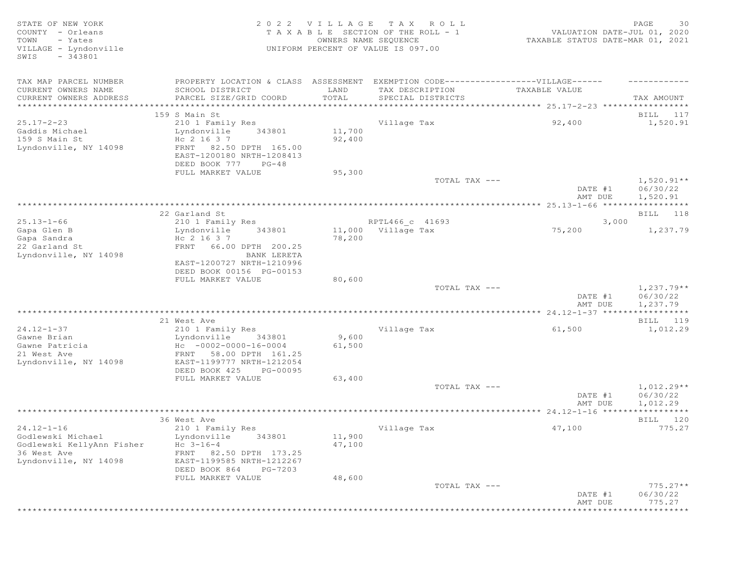STATE OF NEW YORK
COUNTY - Orleans
TOWN - Yates
VILLAGE - Lyndonville
SWIS - 343801

2022 VILLAGE TAX ROLL
TAXABLE SECTION OF THE ROLL - 1
OWNERS NAME SEQUENCE
UNIFORM PERCENT OF VALUE IS 097.00

VALUATION DATE-JUL 01, 2020
TAXABLE STATUS DATE-MAR 01, 2021

| TAX MAP PARCEL NUMBER / CURRENT OWNERS NAME / CURRENT OWNERS ADDRESS | PROPERTY LOCATION & CLASS / SCHOOL DISTRICT / PARCEL SIZE/GRID COORD | ASSESSMENT LAND / TOTAL | EXEMPTION CODE / TAX DESCRIPTION / SPECIAL DISTRICTS | VILLAGE TAXABLE VALUE | TAX AMOUNT |
|---|---|---|---|---|---|
| **25.17-2-23** | 159 S Main St | | | | BILL 117 |
| Gaddis Michael | 210 1 Family Res | | Village Tax | 92,400 | 1,520.91 |
| 159 S Main St | Lyndonville 343801 | 11,700 | | | |
| Lyndonville, NY 14098 | Hc 2 16 3 7 | 92,400 | | | |
| | FRNT 82.50 DPTH 165.00 | | | | |
| | EAST-1200180 NRTH-1208413 | | | | |
| | DEED BOOK 777 PG-48 | | | | |
| | FULL MARKET VALUE | 95,300 | | | |
| | | | TOTAL TAX --- | | 1,520.91** |
| | | | | DATE #1 | 06/30/22 |
| | | | | AMT DUE | 1,520.91 |
| **25.13-1-66** | 22 Garland St | | | | BILL 118 |
| Gapa Glen B | 210 1 Family Res | | RPTL466_c 41693 | 3,000 | |
| Gapa Sandra | Lyndonville 343801 | 11,000 | Village Tax | 75,200 | 1,237.79 |
| 22 Garland St | Hc 2 16 3 7 | 78,200 | | | |
| Lyndonville, NY 14098 | FRNT 66.00 DPTH 200.25 | | | | |
| | BANK LERETA | | | | |
| | EAST-1200727 NRTH-1210996 | | | | |
| | DEED BOOK 00156 PG-00153 | | | | |
| | FULL MARKET VALUE | 80,600 | | | |
| | | | TOTAL TAX --- | | 1,237.79** |
| | | | | DATE #1 | 06/30/22 |
| | | | | AMT DUE | 1,237.79 |
| **24.12-1-37** | 21 West Ave | | | | BILL 119 |
| Gawne Brian | 210 1 Family Res | | Village Tax | 61,500 | 1,012.29 |
| Gawne Patricia | Lyndonville 343801 | 9,600 | | | |
| 21 West Ave | Hc -0002-0000-16-0004 | 61,500 | | | |
| Lyndonville, NY 14098 | FRNT 58.00 DPTH 161.25 | | | | |
| | EAST-1199777 NRTH-1212054 | | | | |
| | DEED BOOK 425 PG-00095 | | | | |
| | FULL MARKET VALUE | 63,400 | | | |
| | | | TOTAL TAX --- | | 1,012.29** |
| | | | | DATE #1 | 06/30/22 |
| | | | | AMT DUE | 1,012.29 |
| **24.12-1-16** | 36 West Ave | | | | BILL 120 |
| Godlewski Michael | 210 1 Family Res | | Village Tax | 47,100 | 775.27 |
| Godlewski KellyAnn Fisher | Lyndonville 343801 | 11,900 | | | |
| 36 West Ave | Hc 3-16-4 | 47,100 | | | |
| Lyndonville, NY 14098 | FRNT 82.50 DPTH 173.25 | | | | |
| | EAST-1199585 NRTH-1212267 | | | | |
| | DEED BOOK 864 PG-7203 | | | | |
| | FULL MARKET VALUE | 48,600 | | | |
| | | | TOTAL TAX --- | | 775.27** |
| | | | | DATE #1 | 06/30/22 |
| | | | | AMT DUE | 775.27 |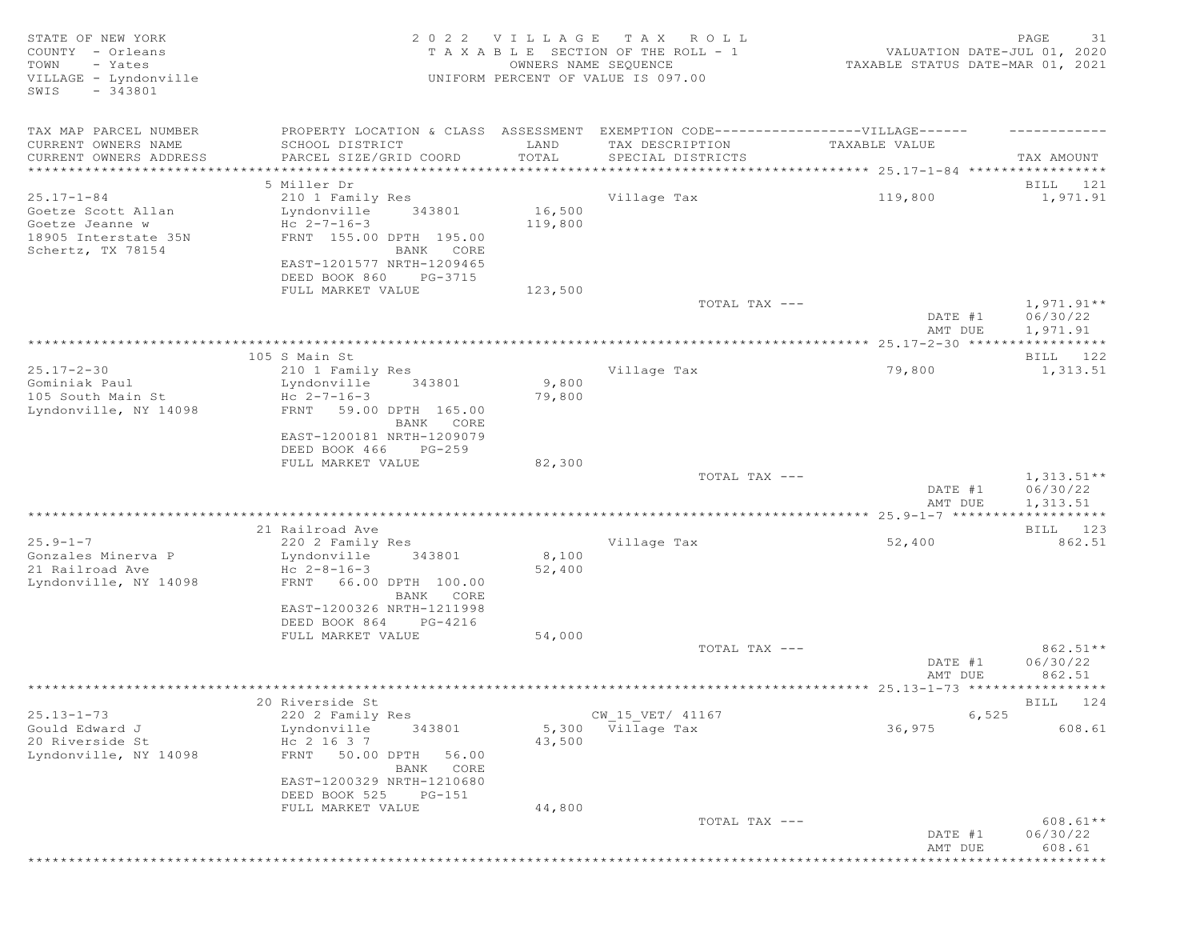STATE OF NEW YORK — 2022 VILLAGE TAX ROLL — PAGE 31
COUNTY - Orleans — TAXABLE SECTION OF THE ROLL - 1 — VALUATION DATE-JUL 01, 2020
TOWN - Yates — OWNERS NAME SEQUENCE — TAXABLE STATUS DATE-MAR 01, 2021
VILLAGE - Lyndonville — UNIFORM PERCENT OF VALUE IS 097.00
SWIS - 343801

| TAX MAP PARCEL NUMBER / CURRENT OWNERS NAME / CURRENT OWNERS ADDRESS | PROPERTY LOCATION & CLASS / SCHOOL DISTRICT / PARCEL SIZE/GRID COORD | ASSESSMENT LAND / TOTAL | EXEMPTION CODE-----VILLAGE----- / TAX DESCRIPTION / SPECIAL DISTRICTS | TAXABLE VALUE | TAX AMOUNT |
|---|---|---|---|---|---|
| **25.17-1-84** | 5 Miller Dr | | | | BILL 121 |
| 25.17-1-84 | 210 1 Family Res | | Village Tax | 119,800 | 1,971.91 |
| Goetze Scott Allan | Lyndonville 343801 | 16,500 | | | |
| Goetze Jeanne w | Hc 2-7-16-3 | 119,800 | | | |
| 18905 Interstate 35N | FRNT 155.00 DPTH 195.00 | | | | |
| Schertz, TX 78154 | BANK CORE | | | | |
| | EAST-1201577 NRTH-1209465 | | | | |
| | DEED BOOK 860 PG-3715 | | | | |
| | FULL MARKET VALUE | 123,500 | | | |
| | | | TOTAL TAX --- | | 1,971.91** |
| | | | | DATE #1 | 06/30/22 |
| | | | | AMT DUE | 1,971.91 |
| **25.17-2-30** | 105 S Main St | | | | BILL 122 |
| 25.17-2-30 | 210 1 Family Res | | Village Tax | 79,800 | 1,313.51 |
| Gominiak Paul | Lyndonville 343801 | 9,800 | | | |
| 105 South Main St | Hc 2-7-16-3 | 79,800 | | | |
| Lyndonville, NY 14098 | FRNT 59.00 DPTH 165.00 | | | | |
| | BANK CORE | | | | |
| | EAST-1200181 NRTH-1209079 | | | | |
| | DEED BOOK 466 PG-259 | | | | |
| | FULL MARKET VALUE | 82,300 | | | |
| | | | TOTAL TAX --- | | 1,313.51** |
| | | | | DATE #1 | 06/30/22 |
| | | | | AMT DUE | 1,313.51 |
| **25.9-1-7** | 21 Railroad Ave | | | | BILL 123 |
| 25.9-1-7 | 220 2 Family Res | | Village Tax | 52,400 | 862.51 |
| Gonzales Minerva P | Lyndonville 343801 | 8,100 | | | |
| 21 Railroad Ave | Hc 2-8-16-3 | 52,400 | | | |
| Lyndonville, NY 14098 | FRNT 66.00 DPTH 100.00 | | | | |
| | BANK CORE | | | | |
| | EAST-1200326 NRTH-1211998 | | | | |
| | DEED BOOK 864 PG-4216 | | | | |
| | FULL MARKET VALUE | 54,000 | | | |
| | | | TOTAL TAX --- | | 862.51** |
| | | | | DATE #1 | 06/30/22 |
| | | | | AMT DUE | 862.51 |
| **25.13-1-73** | 20 Riverside St | | | | BILL 124 |
| 25.13-1-73 | 220 2 Family Res | | CW_15_VET/ 41167 | 6,525 | |
| Gould Edward J | Lyndonville 343801 | 5,300 | Village Tax | 36,975 | 608.61 |
| 20 Riverside St | Hc 2 16 3 7 | 43,500 | | | |
| Lyndonville, NY 14098 | FRNT 50.00 DPTH 56.00 | | | | |
| | BANK CORE | | | | |
| | EAST-1200329 NRTH-1210680 | | | | |
| | DEED BOOK 525 PG-151 | | | | |
| | FULL MARKET VALUE | 44,800 | | | |
| | | | TOTAL TAX --- | | 608.61** |
| | | | | DATE #1 | 06/30/22 |
| | | | | AMT DUE | 608.61 |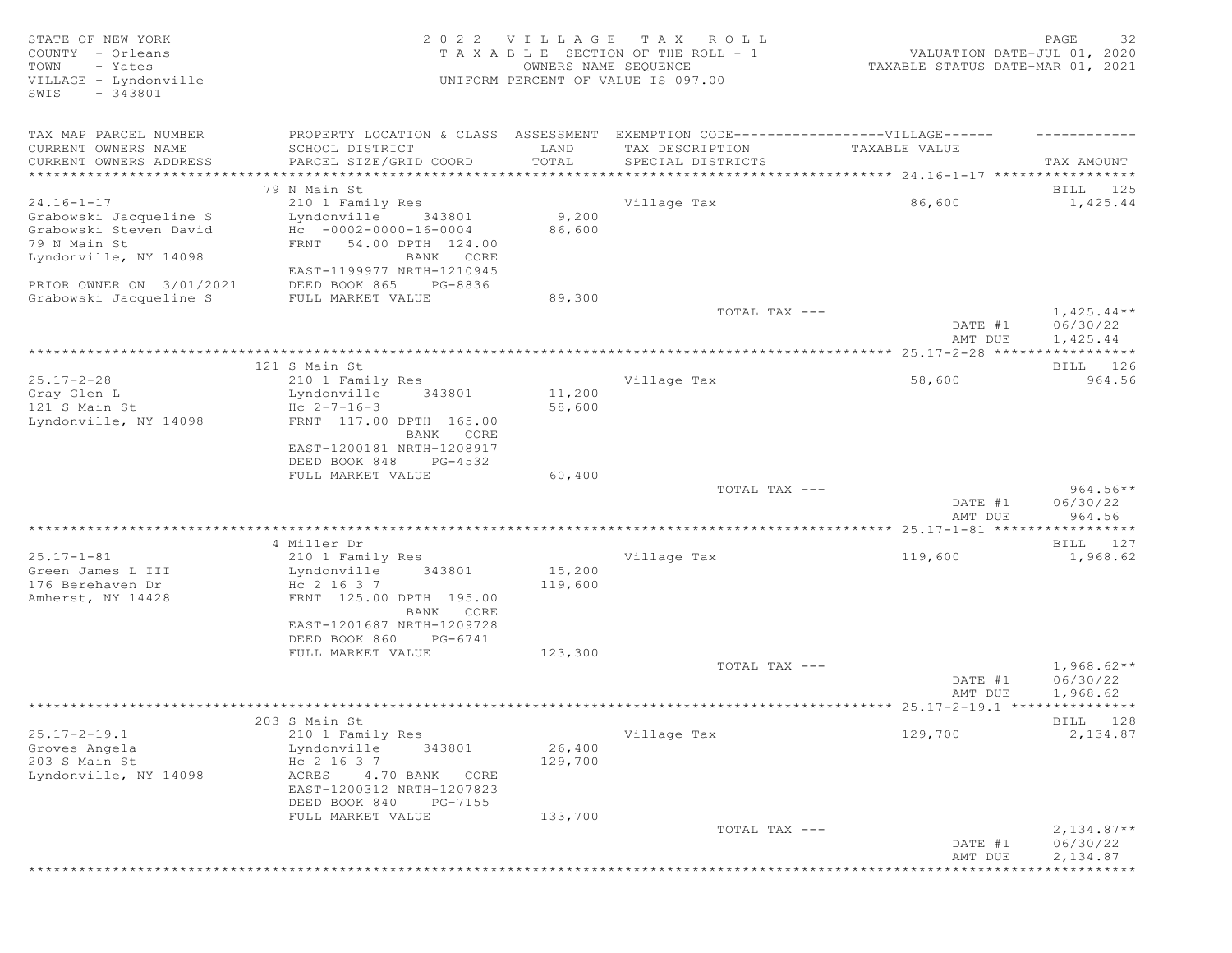STATE OF NEW YORK
COUNTY - Orleans
TOWN - Yates
VILLAGE - Lyndonville
SWIS - 343801

2022 VILLAGE TAX ROLL
TAXABLE SECTION OF THE ROLL - 1
OWNERS NAME SEQUENCE
UNIFORM PERCENT OF VALUE IS 097.00

VALUATION DATE-JUL 01, 2020
TAXABLE STATUS DATE-MAR 01, 2021

| TAX MAP PARCEL NUMBER / CURRENT OWNERS NAME / CURRENT OWNERS ADDRESS | PROPERTY LOCATION & CLASS / SCHOOL DISTRICT / PARCEL SIZE/GRID COORD | ASSESSMENT LAND / TOTAL | EXEMPTION CODE---VILLAGE--- / TAX DESCRIPTION / SPECIAL DISTRICTS | TAXABLE VALUE | TAX AMOUNT |
|---|---|---|---|---|---|
| **24.16-1-17** | 79 N Main St | | | | BILL 125 |
| 24.16-1-17 | 210 1 Family Res | | Village Tax | 86,600 | 1,425.44 |
| Grabowski Jacqueline S | Lyndonville 343801 | 9,200 | | | |
| Grabowski Steven David | Hc -0002-0000-16-0004 | 86,600 | | | |
| 79 N Main St | FRNT 54.00 DPTH 124.00 | | | | |
| Lyndonville, NY 14098 | BANK CORE | | | | |
| | EAST-1199977 NRTH-1210945 | | | | |
| PRIOR OWNER ON 3/01/2021 | DEED BOOK 865 PG-8836 | | | | |
| Grabowski Jacqueline S | FULL MARKET VALUE | 89,300 | | | |
| | | | TOTAL TAX --- | | 1,425.44** |
| | | | | DATE #1 | 06/30/22 |
| | | | | AMT DUE | 1,425.44 |
| **25.17-2-28** | 121 S Main St | | | | BILL 126 |
| 25.17-2-28 | 210 1 Family Res | | Village Tax | 58,600 | 964.56 |
| Gray Glen L | Lyndonville 343801 | 11,200 | | | |
| 121 S Main St | Hc 2-7-16-3 | 58,600 | | | |
| Lyndonville, NY 14098 | FRNT 117.00 DPTH 165.00 | | | | |
| | BANK CORE | | | | |
| | EAST-1200181 NRTH-1208917 | | | | |
| | DEED BOOK 848 PG-4532 | | | | |
| | FULL MARKET VALUE | 60,400 | | | |
| | | | TOTAL TAX --- | | 964.56** |
| | | | | DATE #1 | 06/30/22 |
| | | | | AMT DUE | 964.56 |
| **25.17-1-81** | 4 Miller Dr | | | | BILL 127 |
| 25.17-1-81 | 210 1 Family Res | | Village Tax | 119,600 | 1,968.62 |
| Green James L III | Lyndonville 343801 | 15,200 | | | |
| 176 Berehaven Dr | Hc 2 16 3 7 | 119,600 | | | |
| Amherst, NY 14428 | FRNT 125.00 DPTH 195.00 | | | | |
| | BANK CORE | | | | |
| | EAST-1201687 NRTH-1209728 | | | | |
| | DEED BOOK 860 PG-6741 | | | | |
| | FULL MARKET VALUE | 123,300 | | | |
| | | | TOTAL TAX --- | | 1,968.62** |
| | | | | DATE #1 | 06/30/22 |
| | | | | AMT DUE | 1,968.62 |
| **25.17-2-19.1** | 203 S Main St | | | | BILL 128 |
| 25.17-2-19.1 | 210 1 Family Res | | Village Tax | 129,700 | 2,134.87 |
| Groves Angela | Lyndonville 343801 | 26,400 | | | |
| 203 S Main St | Hc 2 16 3 7 | 129,700 | | | |
| Lyndonville, NY 14098 | ACRES 4.70 BANK CORE | | | | |
| | EAST-1200312 NRTH-1207823 | | | | |
| | DEED BOOK 840 PG-7155 | | | | |
| | FULL MARKET VALUE | 133,700 | | | |
| | | | TOTAL TAX --- | | 2,134.87** |
| | | | | DATE #1 | 06/30/22 |
| | | | | AMT DUE | 2,134.87 |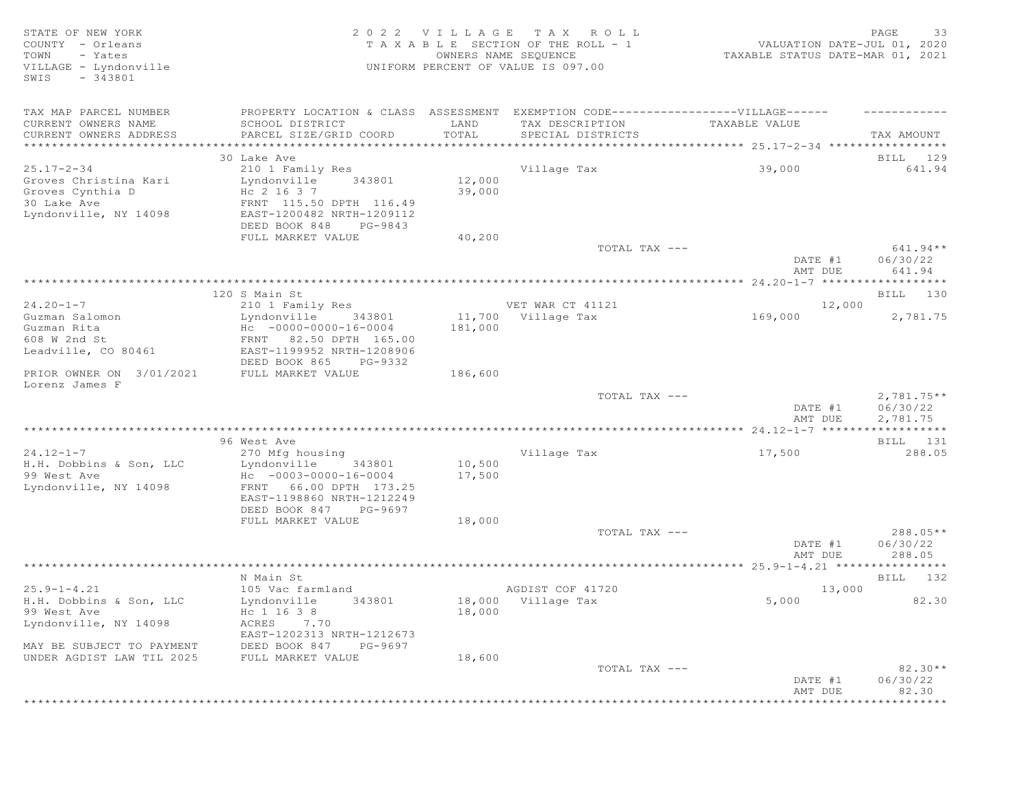STATE OF NEW YORK
COUNTY - Orleans
TOWN - Yates
VILLAGE - Lyndonville
SWIS - 343801

2022 VILLAGE TAX ROLL
TAXABLE SECTION OF THE ROLL - 1
OWNERS NAME SEQUENCE
UNIFORM PERCENT OF VALUE IS 097.00

VALUATION DATE-JUL 01, 2020
TAXABLE STATUS DATE-MAR 01, 2021

| TAX MAP PARCEL NUMBER / CURRENT OWNERS NAME / CURRENT OWNERS ADDRESS | PROPERTY LOCATION & CLASS / SCHOOL DISTRICT / PARCEL SIZE/GRID COORD | ASSESSMENT LAND / TOTAL | EXEMPTION CODE / TAX DESCRIPTION / SPECIAL DISTRICTS | VILLAGE TAXABLE VALUE | TAX AMOUNT |
|---|---|---|---|---|---|
| 25.17-2-34 | 30 Lake Ave | | | | BILL 129 |
| | 210 1 Family Res | | Village Tax | 39,000 | 641.94 |
| Groves Christina Kari | Lyndonville 343801 | 12,000 | | | |
| Groves Cynthia D | Hc 2 16 3 7 | 39,000 | | | |
| 30 Lake Ave | FRNT 115.50 DPTH 116.49 | | | | |
| Lyndonville, NY 14098 | EAST-1200482 NRTH-1209112 | | | | |
| | DEED BOOK 848 PG-9843 | | | | |
| | FULL MARKET VALUE | 40,200 | | | |
| | | | TOTAL TAX --- | | 641.94** |
| | | | | DATE #1 | 06/30/22 |
| | | | | AMT DUE | 641.94 |
| 24.20-1-7 | 120 S Main St | | | | BILL 130 |
| | 210 1 Family Res | | VET WAR CT 41121 | 12,000 | |
| Guzman Salomon | Lyndonville 343801 | 11,700 | Village Tax | 169,000 | 2,781.75 |
| Guzman Rita | Hc -0000-0000-16-0004 | 181,000 | | | |
| 608 W 2nd St | FRNT 82.50 DPTH 165.00 | | | | |
| Leadville, CO 80461 | EAST-1199952 NRTH-1208906 | | | | |
| | DEED BOOK 865 PG-9332 | | | | |
| PRIOR OWNER ON 3/01/2021 | FULL MARKET VALUE | 186,600 | | | |
| Lorenz James F | | | | | |
| | | | TOTAL TAX --- | | 2,781.75** |
| | | | | DATE #1 | 06/30/22 |
| | | | | AMT DUE | 2,781.75 |
| 24.12-1-7 | 96 West Ave | | | | BILL 131 |
| | 270 Mfg housing | | Village Tax | 17,500 | 288.05 |
| H.H. Dobbins & Son, LLC | Lyndonville 343801 | 10,500 | | | |
| 99 West Ave | Hc -0003-0000-16-0004 | 17,500 | | | |
| Lyndonville, NY 14098 | FRNT 66.00 DPTH 173.25 | | | | |
| | EAST-1198860 NRTH-1212249 | | | | |
| | DEED BOOK 847 PG-9697 | | | | |
| | FULL MARKET VALUE | 18,000 | | | |
| | | | TOTAL TAX --- | | 288.05** |
| | | | | DATE #1 | 06/30/22 |
| | | | | AMT DUE | 288.05 |
| 25.9-1-4.21 | N Main St | | | | BILL 132 |
| | 105 Vac farmland | | AGDIST COF 41720 | 13,000 | |
| H.H. Dobbins & Son, LLC | Lyndonville 343801 | 18,000 | Village Tax | 5,000 | 82.30 |
| 99 West Ave | Hc 1 16 3 8 | 18,000 | | | |
| Lyndonville, NY 14098 | ACRES 7.70 | | | | |
| | EAST-1202313 NRTH-1212673 | | | | |
| MAY BE SUBJECT TO PAYMENT | DEED BOOK 847 PG-9697 | | | | |
| UNDER AGDIST LAW TIL 2025 | FULL MARKET VALUE | 18,600 | | | |
| | | | TOTAL TAX --- | | 82.30** |
| | | | | DATE #1 | 06/30/22 |
| | | | | AMT DUE | 82.30 |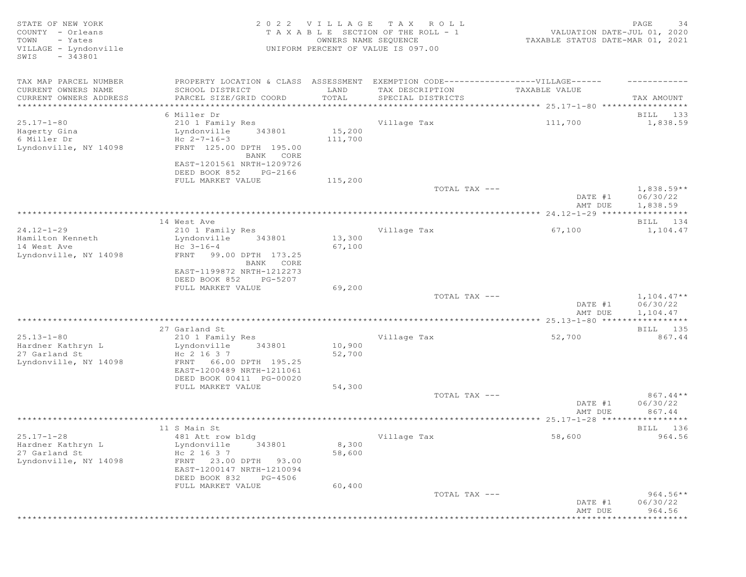STATE OF NEW YORK
COUNTY - Orleans
TOWN - Yates
VILLAGE - Lyndonville
SWIS - 343801

2022 VILLAGE TAX ROLL
TAXABLE SECTION OF THE ROLL - 1
OWNERS NAME SEQUENCE
UNIFORM PERCENT OF VALUE IS 097.00

VALUATION DATE-JUL 01, 2020
TAXABLE STATUS DATE-MAR 01, 2021

| TAX MAP PARCEL NUMBER / CURRENT OWNERS NAME / CURRENT OWNERS ADDRESS | PROPERTY LOCATION & CLASS / SCHOOL DISTRICT / PARCEL SIZE/GRID COORD | ASSESSMENT LAND / TOTAL | EXEMPTION CODE / TAX DESCRIPTION / SPECIAL DISTRICTS | VILLAGE TAXABLE VALUE | TAX AMOUNT |
|---|---|---|---|---|---|
| **25.17-1-80** | 6 Miller Dr | | | | BILL 133 |
| 25.17-1-80 | 210 1 Family Res | | Village Tax | 111,700 | 1,838.59 |
| Hagerty Gina | Lyndonville 343801 | 15,200 | | | |
| 6 Miller Dr | Hc 2-7-16-3 | 111,700 | | | |
| Lyndonville, NY 14098 | FRNT 125.00 DPTH 195.00 | | | | |
| | BANK CORE | | | | |
| | EAST-1201561 NRTH-1209726 | | | | |
| | DEED BOOK 852 PG-2166 | | | | |
| | FULL MARKET VALUE | 115,200 | | | |
| | | | TOTAL TAX --- | | 1,838.59** |
| | | | | DATE #1 | 06/30/22 |
| | | | | AMT DUE | 1,838.59 |
| **24.12-1-29** | 14 West Ave | | | | BILL 134 |
| 24.12-1-29 | 210 1 Family Res | | Village Tax | 67,100 | 1,104.47 |
| Hamilton Kenneth | Lyndonville 343801 | 13,300 | | | |
| 14 West Ave | Hc 3-16-4 | 67,100 | | | |
| Lyndonville, NY 14098 | FRNT 99.00 DPTH 173.25 | | | | |
| | BANK CORE | | | | |
| | EAST-1199872 NRTH-1212273 | | | | |
| | DEED BOOK 852 PG-5207 | | | | |
| | FULL MARKET VALUE | 69,200 | | | |
| | | | TOTAL TAX --- | | 1,104.47** |
| | | | | DATE #1 | 06/30/22 |
| | | | | AMT DUE | 1,104.47 |
| **25.13-1-80** | 27 Garland St | | | | BILL 135 |
| 25.13-1-80 | 210 1 Family Res | | Village Tax | 52,700 | 867.44 |
| Hardner Kathryn L | Lyndonville 343801 | 10,900 | | | |
| 27 Garland St | Hc 2 16 3 7 | 52,700 | | | |
| Lyndonville, NY 14098 | FRNT 66.00 DPTH 195.25 | | | | |
| | EAST-1200489 NRTH-1211061 | | | | |
| | DEED BOOK 00411 PG-00020 | | | | |
| | FULL MARKET VALUE | 54,300 | | | |
| | | | TOTAL TAX --- | | 867.44** |
| | | | | DATE #1 | 06/30/22 |
| | | | | AMT DUE | 867.44 |
| **25.17-1-28** | 11 S Main St | | | | BILL 136 |
| 25.17-1-28 | 481 Att row bldg | | Village Tax | 58,600 | 964.56 |
| Hardner Kathryn L | Lyndonville 343801 | 8,300 | | | |
| 27 Garland St | Hc 2 16 3 7 | 58,600 | | | |
| Lyndonville, NY 14098 | FRNT 23.00 DPTH 93.00 | | | | |
| | EAST-1200147 NRTH-1210094 | | | | |
| | DEED BOOK 832 PG-4506 | | | | |
| | FULL MARKET VALUE | 60,400 | | | |
| | | | TOTAL TAX --- | | 964.56** |
| | | | | DATE #1 | 06/30/22 |
| | | | | AMT DUE | 964.56 |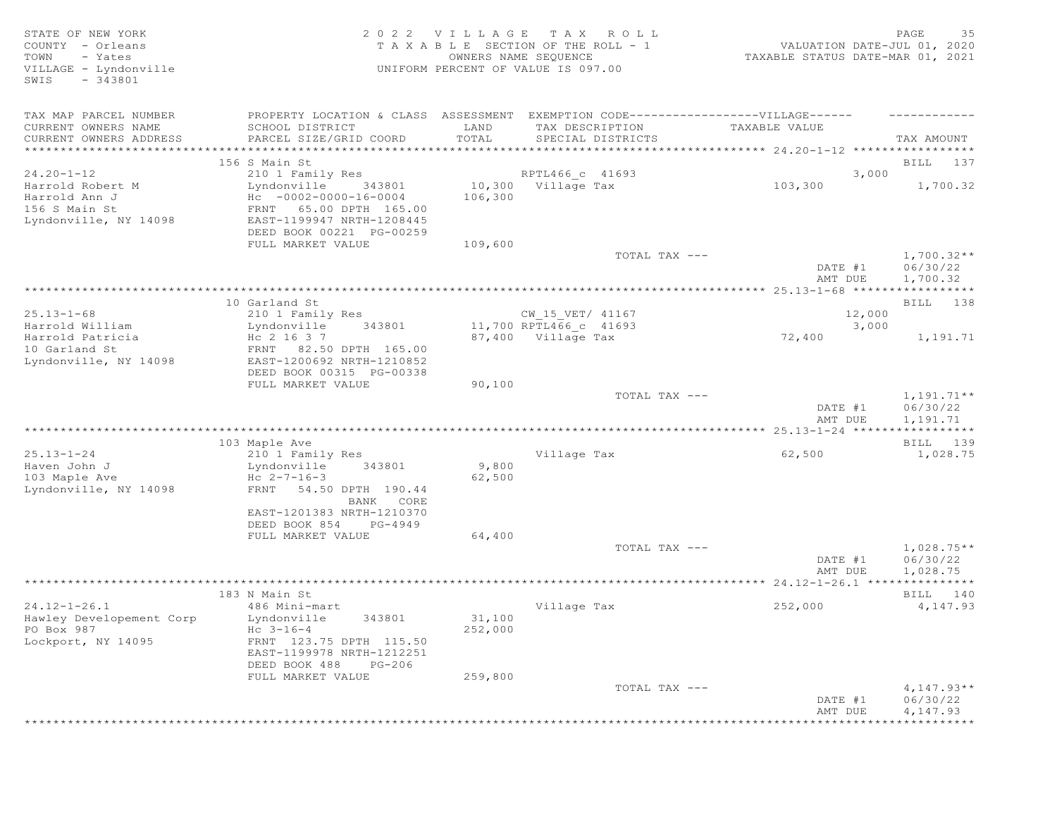STATE OF NEW YORK — 2022 VILLAGE TAX ROLL
COUNTY - Orleans — TAXABLE SECTION OF THE ROLL - 1 — VALUATION DATE-JUL 01, 2020
TOWN - Yates — OWNERS NAME SEQUENCE — TAXABLE STATUS DATE-MAR 01, 2021
VILLAGE - Lyndonville — UNIFORM PERCENT OF VALUE IS 097.00
SWIS - 343801

| TAX MAP PARCEL NUMBER / CURRENT OWNERS NAME / CURRENT OWNERS ADDRESS | PROPERTY LOCATION & CLASS / SCHOOL DISTRICT / PARCEL SIZE/GRID COORD | ASSESSMENT LAND / TOTAL | EXEMPTION CODE / TAX DESCRIPTION / SPECIAL DISTRICTS | VILLAGE TAXABLE VALUE | TAX AMOUNT |
|---|---|---|---|---|---|
| 24.20-1-12 | 156 S Main St | | | | BILL 137 |
| | 210 1 Family Res | | RPTL466_c 41693 | 3,000 | |
| Harrold Robert M | Lyndonville 343801 | 10,300 | Village Tax | 103,300 | 1,700.32 |
| Harrold Ann J | Hc -0002-0000-16-0004 | 106,300 | | | |
| 156 S Main St | FRNT 65.00 DPTH 165.00 | | | | |
| Lyndonville, NY 14098 | EAST-1199947 NRTH-1208445 | | | | |
| | DEED BOOK 00221 PG-00259 | | | | |
| | FULL MARKET VALUE | 109,600 | | | |
| | | | TOTAL TAX --- | | 1,700.32** |
| | | | | DATE #1 | 06/30/22 |
| | | | | AMT DUE | 1,700.32 |
| 25.13-1-68 | 10 Garland St | | | | BILL 138 |
| | 210 1 Family Res | | CW_15_VET/ 41167 | 12,000 | |
| Harrold William | Lyndonville 343801 | 11,700 | RPTL466_c 41693 | 3,000 | |
| Harrold Patricia | Hc 2 16 3 7 | 87,400 | Village Tax | 72,400 | 1,191.71 |
| 10 Garland St | FRNT 82.50 DPTH 165.00 | | | | |
| Lyndonville, NY 14098 | EAST-1200692 NRTH-1210852 | | | | |
| | DEED BOOK 00315 PG-00338 | | | | |
| | FULL MARKET VALUE | 90,100 | | | |
| | | | TOTAL TAX --- | | 1,191.71** |
| | | | | DATE #1 | 06/30/22 |
| | | | | AMT DUE | 1,191.71 |
| 25.13-1-24 | 103 Maple Ave | | | | BILL 139 |
| | 210 1 Family Res | | Village Tax | 62,500 | 1,028.75 |
| Haven John J | Lyndonville 343801 | 9,800 | | | |
| 103 Maple Ave | Hc 2-7-16-3 | 62,500 | | | |
| Lyndonville, NY 14098 | FRNT 54.50 DPTH 190.44 | | | | |
| | BANK CORE | | | | |
| | EAST-1201383 NRTH-1210370 | | | | |
| | DEED BOOK 854 PG-4949 | | | | |
| | FULL MARKET VALUE | 64,400 | | | |
| | | | TOTAL TAX --- | | 1,028.75** |
| | | | | DATE #1 | 06/30/22 |
| | | | | AMT DUE | 1,028.75 |
| 24.12-1-26.1 | 183 N Main St | | | | BILL 140 |
| | 486 Mini-mart | | Village Tax | 252,000 | 4,147.93 |
| Hawley Developement Corp | Lyndonville 343801 | 31,100 | | | |
| PO Box 987 | Hc 3-16-4 | 252,000 | | | |
| Lockport, NY 14095 | FRNT 123.75 DPTH 115.50 | | | | |
| | EAST-1199978 NRTH-1212251 | | | | |
| | DEED BOOK 488 PG-206 | | | | |
| | FULL MARKET VALUE | 259,800 | | | |
| | | | TOTAL TAX --- | | 4,147.93** |
| | | | | DATE #1 | 06/30/22 |
| | | | | AMT DUE | 4,147.93 |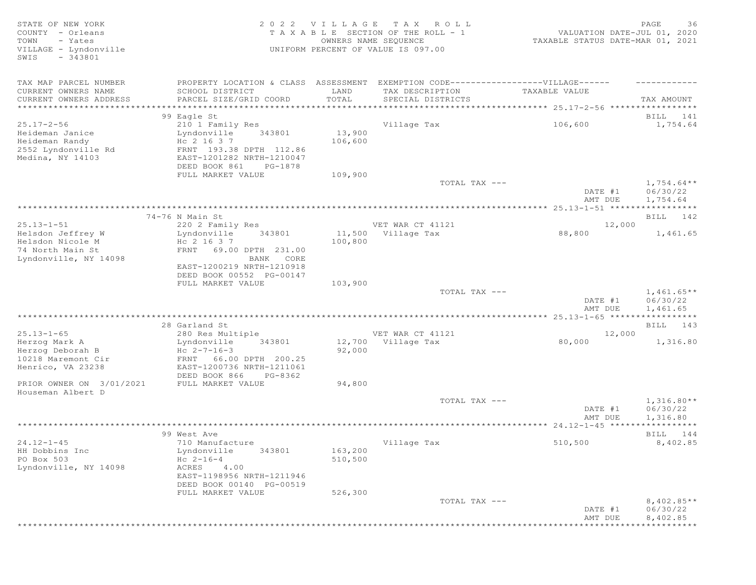STATE OF NEW YORK
COUNTY - Orleans
TOWN - Yates
VILLAGE - Lyndonville
SWIS - 343801

2 0 2 2 V I L L A G E T A X R O L L
T A X A B L E SECTION OF THE ROLL - 1
OWNERS NAME SEQUENCE
UNIFORM PERCENT OF VALUE IS 097.00

VALUATION DATE-JUL 01, 2020
TAXABLE STATUS DATE-MAR 01, 2021

| TAX MAP PARCEL NUMBER / CURRENT OWNERS NAME / CURRENT OWNERS ADDRESS | PROPERTY LOCATION & CLASS / SCHOOL DISTRICT / PARCEL SIZE/GRID COORD | ASSESSMENT LAND / TOTAL | EXEMPTION CODE / TAX DESCRIPTION / SPECIAL DISTRICTS | TAXABLE VALUE | TAX AMOUNT |
|---|---|---|---|---|---|
| | 99 Eagle St | | | | BILL 141 |
| 25.17-2-56 | 210 1 Family Res | | Village Tax | 106,600 | 1,754.64 |
| Heideman Janice | Lyndonville 343801 | 13,900 | | | |
| Heideman Randy | Hc 2 16 3 7 | 106,600 | | | |
| 2552 Lyndonville Rd | FRNT 193.38 DPTH 112.86 | | | | |
| Medina, NY 14103 | EAST-1201282 NRTH-1210047 | | | | |
| | DEED BOOK 861 PG-1878 | | | | |
| | FULL MARKET VALUE | 109,900 | | | |
| | | | TOTAL TAX --- | | 1,754.64** |
| | | | | DATE #1 | 06/30/22 |
| | | | | AMT DUE | 1,754.64 |
| | 74-76 N Main St | | | | BILL 142 |
| 25.13-1-51 | 220 2 Family Res | | VET WAR CT 41121 | 12,000 | |
| Helsdon Jeffrey W | Lyndonville 343801 | 11,500 | Village Tax | 88,800 | 1,461.65 |
| Helsdon Nicole M | Hc 2 16 3 7 | 100,800 | | | |
| 74 North Main St | FRNT 69.00 DPTH 231.00 | | | | |
| Lyndonville, NY 14098 | BANK CORE | | | | |
| | EAST-1200219 NRTH-1210918 | | | | |
| | DEED BOOK 00552 PG-00147 | | | | |
| | FULL MARKET VALUE | 103,900 | | | |
| | | | TOTAL TAX --- | | 1,461.65** |
| | | | | DATE #1 | 06/30/22 |
| | | | | AMT DUE | 1,461.65 |
| | 28 Garland St | | | | BILL 143 |
| 25.13-1-65 | 280 Res Multiple | | VET WAR CT 41121 | 12,000 | |
| Herzog Mark A | Lyndonville 343801 | 12,700 | Village Tax | 80,000 | 1,316.80 |
| Herzog Deborah B | Hc 2-7-16-3 | 92,000 | | | |
| 10218 Maremont Cir | FRNT 66.00 DPTH 200.25 | | | | |
| Henrico, VA 23238 | EAST-1200736 NRTH-1211061 | | | | |
| | DEED BOOK 866 PG-8362 | | | | |
| PRIOR OWNER ON 3/01/2021 | FULL MARKET VALUE | 94,800 | | | |
| Houseman Albert D | | | | | |
| | | | TOTAL TAX --- | | 1,316.80** |
| | | | | DATE #1 | 06/30/22 |
| | | | | AMT DUE | 1,316.80 |
| | 99 West Ave | | | | BILL 144 |
| 24.12-1-45 | 710 Manufacture | | Village Tax | 510,500 | 8,402.85 |
| HH Dobbins Inc | Lyndonville 343801 | 163,200 | | | |
| PO Box 503 | Hc 2-16-4 | 510,500 | | | |
| Lyndonville, NY 14098 | ACRES 4.00 | | | | |
| | EAST-1198956 NRTH-1211946 | | | | |
| | DEED BOOK 00140 PG-00519 | | | | |
| | FULL MARKET VALUE | 526,300 | | | |
| | | | TOTAL TAX --- | | 8,402.85** |
| | | | | DATE #1 | 06/30/22 |
| | | | | AMT DUE | 8,402.85 |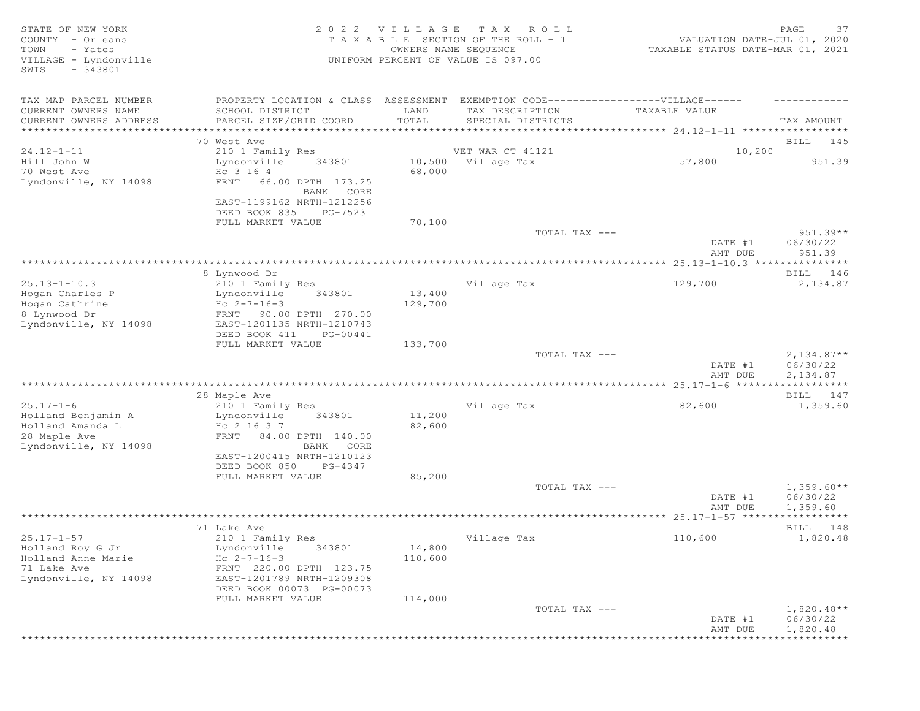STATE OF NEW YORK
COUNTY - Orleans
TOWN - Yates
VILLAGE - Lyndonville
SWIS - 343801

2 0 2 2 V I L L A G E T A X R O L L
T A X A B L E SECTION OF THE ROLL - 1
OWNERS NAME SEQUENCE
UNIFORM PERCENT OF VALUE IS 097.00

VALUATION DATE-JUL 01, 2020
TAXABLE STATUS DATE-MAR 01, 2021

| TAX MAP PARCEL NUMBER / CURRENT OWNERS NAME / CURRENT OWNERS ADDRESS | PROPERTY LOCATION & CLASS / SCHOOL DISTRICT / PARCEL SIZE/GRID COORD | ASSESSMENT LAND / TOTAL | EXEMPTION CODE / TAX DESCRIPTION / SPECIAL DISTRICTS | VILLAGE TAXABLE VALUE | TAX AMOUNT |
|---|---|---|---|---|---|
| **24.12-1-11** | 70 West Ave | | | | BILL 145 |
| 24.12-1-11 | 210 1 Family Res | | VET WAR CT 41121 | 10,200 | |
| Hill John W | Lyndonville 343801 | 10,500 | Village Tax | 57,800 | 951.39 |
| 70 West Ave | Hc 3 16 4 | 68,000 | | | |
| Lyndonville, NY 14098 | FRNT 66.00 DPTH 173.25 BANK CORE | | | | |
| | EAST-1199162 NRTH-1212256 | | | | |
| | DEED BOOK 835 PG-7523 | | | | |
| | FULL MARKET VALUE | 70,100 | | | |
| | | | TOTAL TAX --- | | 951.39** |
| | | | | DATE #1 | 06/30/22 |
| | | | | AMT DUE | 951.39 |
| **25.13-1-10.3** | 8 Lynwood Dr | | | | BILL 146 |
| 25.13-1-10.3 | 210 1 Family Res | | Village Tax | 129,700 | 2,134.87 |
| Hogan Charles P | Lyndonville 343801 | 13,400 | | | |
| Hogan Cathrine | Hc 2-7-16-3 | 129,700 | | | |
| 8 Lynwood Dr | FRNT 90.00 DPTH 270.00 | | | | |
| Lyndonville, NY 14098 | EAST-1201135 NRTH-1210743 | | | | |
| | DEED BOOK 411 PG-00441 | | | | |
| | FULL MARKET VALUE | 133,700 | | | |
| | | | TOTAL TAX --- | | 2,134.87** |
| | | | | DATE #1 | 06/30/22 |
| | | | | AMT DUE | 2,134.87 |
| **25.17-1-6** | 28 Maple Ave | | | | BILL 147 |
| 25.17-1-6 | 210 1 Family Res | | Village Tax | 82,600 | 1,359.60 |
| Holland Benjamin A | Lyndonville 343801 | 11,200 | | | |
| Holland Amanda L | Hc 2 16 3 7 | 82,600 | | | |
| 28 Maple Ave | FRNT 84.00 DPTH 140.00 | | | | |
| Lyndonville, NY 14098 | BANK CORE | | | | |
| | EAST-1200415 NRTH-1210123 | | | | |
| | DEED BOOK 850 PG-4347 | | | | |
| | FULL MARKET VALUE | 85,200 | | | |
| | | | TOTAL TAX --- | | 1,359.60** |
| | | | | DATE #1 | 06/30/22 |
| | | | | AMT DUE | 1,359.60 |
| **25.17-1-57** | 71 Lake Ave | | | | BILL 148 |
| 25.17-1-57 | 210 1 Family Res | | Village Tax | 110,600 | 1,820.48 |
| Holland Roy G Jr | Lyndonville 343801 | 14,800 | | | |
| Holland Anne Marie | Hc 2-7-16-3 | 110,600 | | | |
| 71 Lake Ave | FRNT 220.00 DPTH 123.75 | | | | |
| Lyndonville, NY 14098 | EAST-1201789 NRTH-1209308 | | | | |
| | DEED BOOK 00073 PG-00073 | | | | |
| | FULL MARKET VALUE | 114,000 | | | |
| | | | TOTAL TAX --- | | 1,820.48** |
| | | | | DATE #1 | 06/30/22 |
| | | | | AMT DUE | 1,820.48 |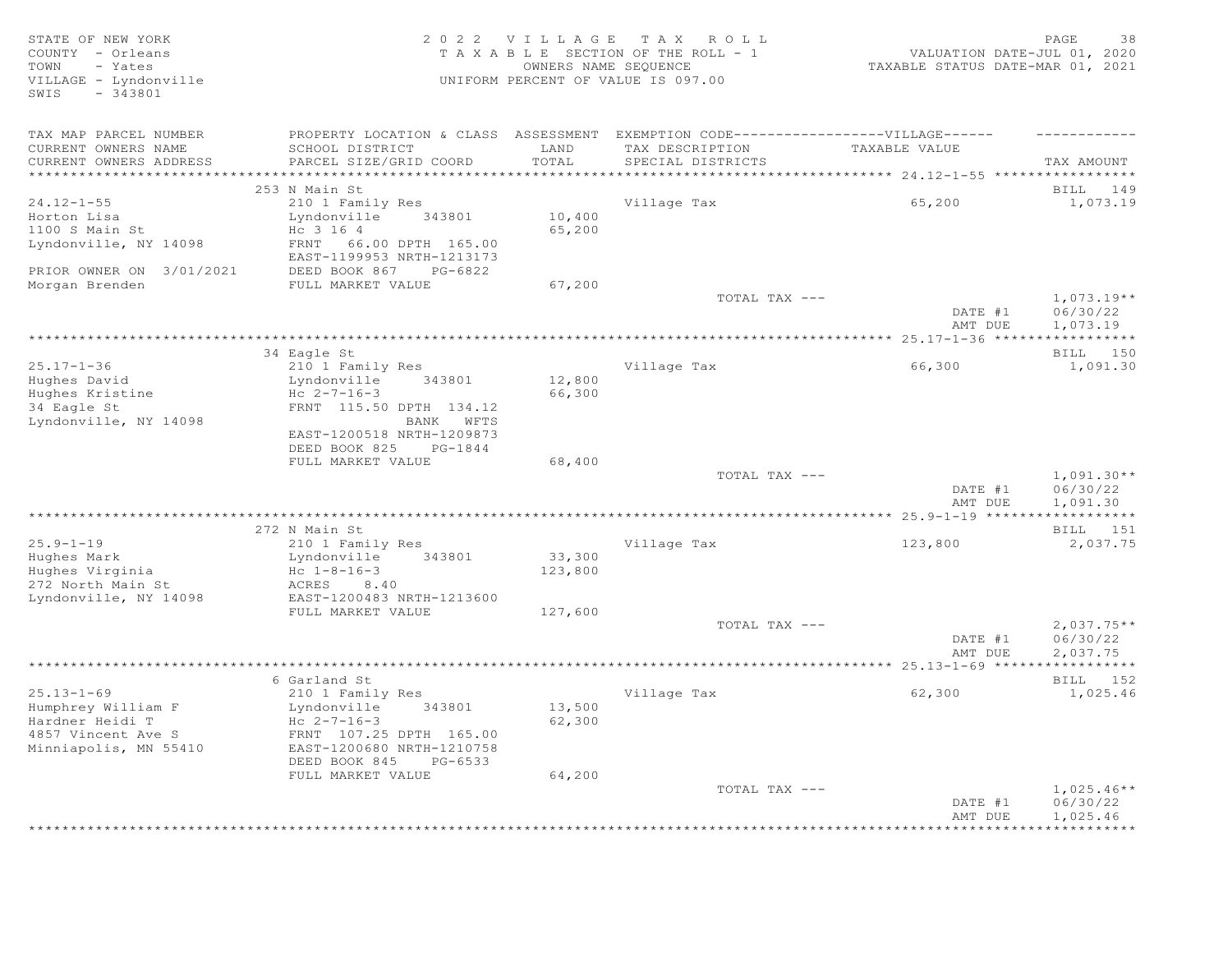STATE OF NEW YORK
COUNTY - Orleans
TOWN - Yates
VILLAGE - Lyndonville
SWIS - 343801

2022 VILLAGE TAX ROLL
TAXABLE SECTION OF THE ROLL - 1
OWNERS NAME SEQUENCE
UNIFORM PERCENT OF VALUE IS 097.00

VALUATION DATE-JUL 01, 2020
TAXABLE STATUS DATE-MAR 01, 2021

| TAX MAP PARCEL NUMBER / CURRENT OWNERS NAME / CURRENT OWNERS ADDRESS | PROPERTY LOCATION & CLASS / SCHOOL DISTRICT / PARCEL SIZE/GRID COORD | ASSESSMENT LAND / TOTAL | EXEMPTION CODE / TAX DESCRIPTION / SPECIAL DISTRICTS | VILLAGE TAXABLE VALUE | TAX AMOUNT |
|---|---|---|---|---|---|
| **24.12-1-55** | 253 N Main St | | | | BILL 149 |
| 24.12-1-55 | 210 1 Family Res | | Village Tax | 65,200 | 1,073.19 |
| Horton Lisa | Lyndonville 343801 | 10,400 | | | |
| 1100 S Main St | Hc 3 16 4 | 65,200 | | | |
| Lyndonville, NY 14098 | FRNT 66.00 DPTH 165.00 | | | | |
| | EAST-1199953 NRTH-1213173 | | | | |
| PRIOR OWNER ON 3/01/2021 | DEED BOOK 867 PG-6822 | | | | |
| Morgan Brenden | FULL MARKET VALUE | 67,200 | | | |
| | | | TOTAL TAX --- | | 1,073.19** |
| | | | | DATE #1 | 06/30/22 |
| | | | | AMT DUE | 1,073.19 |
| **25.17-1-36** | 34 Eagle St | | | | BILL 150 |
| 25.17-1-36 | 210 1 Family Res | | Village Tax | 66,300 | 1,091.30 |
| Hughes David | Lyndonville 343801 | 12,800 | | | |
| Hughes Kristine | Hc 2-7-16-3 | 66,300 | | | |
| 34 Eagle St | FRNT 115.50 DPTH 134.12 | | | | |
| Lyndonville, NY 14098 | BANK WFTS | | | | |
| | EAST-1200518 NRTH-1209873 | | | | |
| | DEED BOOK 825 PG-1844 | | | | |
| | FULL MARKET VALUE | 68,400 | | | |
| | | | TOTAL TAX --- | | 1,091.30** |
| | | | | DATE #1 | 06/30/22 |
| | | | | AMT DUE | 1,091.30 |
| **25.9-1-19** | 272 N Main St | | | | BILL 151 |
| 25.9-1-19 | 210 1 Family Res | | Village Tax | 123,800 | 2,037.75 |
| Hughes Mark | Lyndonville 343801 | 33,300 | | | |
| Hughes Virginia | Hc 1-8-16-3 | 123,800 | | | |
| 272 North Main St | ACRES 8.40 | | | | |
| Lyndonville, NY 14098 | EAST-1200483 NRTH-1213600 | | | | |
| | FULL MARKET VALUE | 127,600 | | | |
| | | | TOTAL TAX --- | | 2,037.75** |
| | | | | DATE #1 | 06/30/22 |
| | | | | AMT DUE | 2,037.75 |
| **25.13-1-69** | 6 Garland St | | | | BILL 152 |
| 25.13-1-69 | 210 1 Family Res | | Village Tax | 62,300 | 1,025.46 |
| Humphrey William F | Lyndonville 343801 | 13,500 | | | |
| Hardner Heidi T | Hc 2-7-16-3 | 62,300 | | | |
| 4857 Vincent Ave S | FRNT 107.25 DPTH 165.00 | | | | |
| Minniapolis, MN 55410 | EAST-1200680 NRTH-1210758 | | | | |
| | DEED BOOK 845 PG-6533 | | | | |
| | FULL MARKET VALUE | 64,200 | | | |
| | | | TOTAL TAX --- | | 1,025.46** |
| | | | | DATE #1 | 06/30/22 |
| | | | | AMT DUE | 1,025.46 |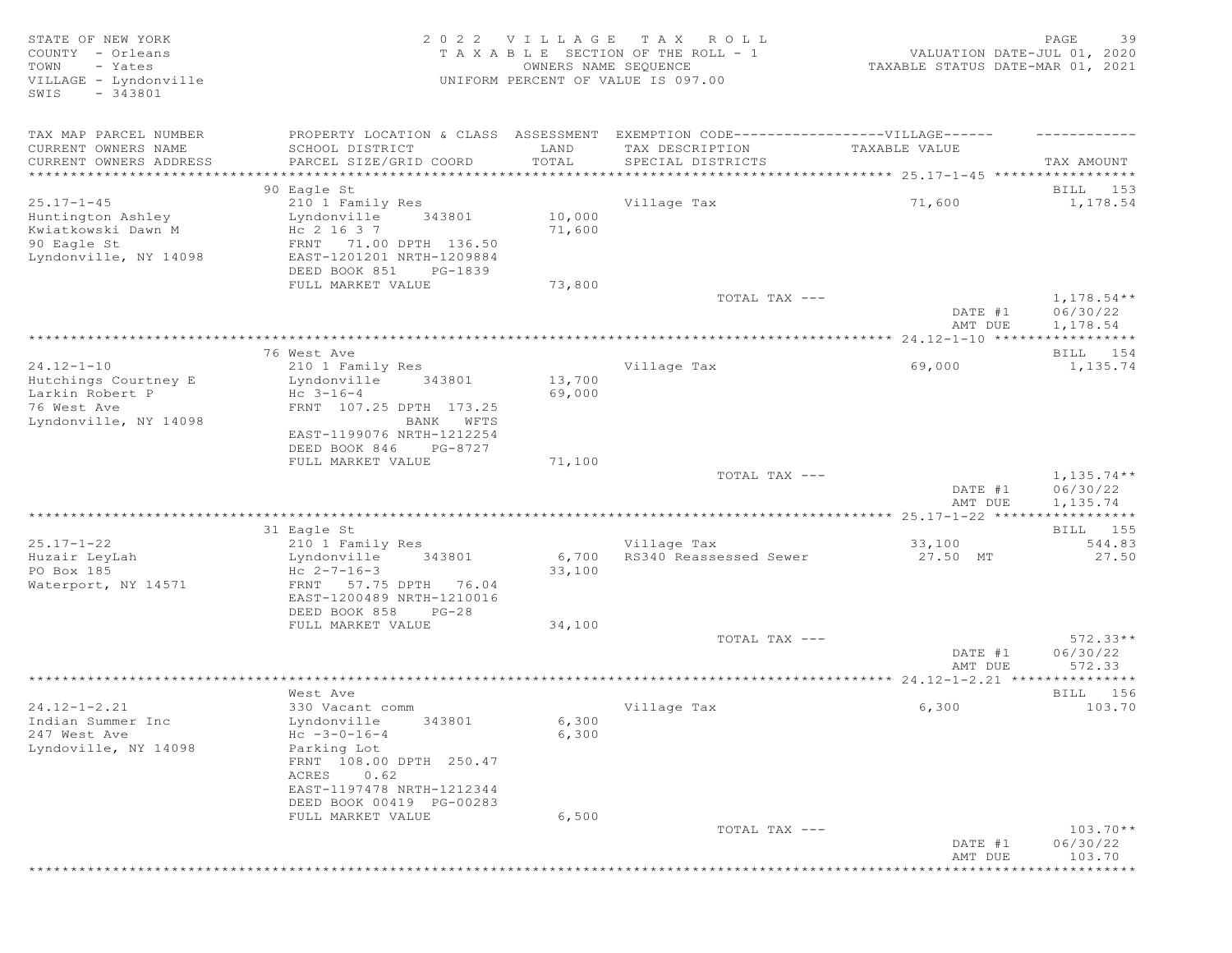STATE OF NEW YORK
COUNTY - Orleans
TOWN - Yates
VILLAGE - Lyndonville
SWIS - 343801

2022 VILLAGE TAX ROLL
TAXABLE SECTION OF THE ROLL - 1
OWNERS NAME SEQUENCE
UNIFORM PERCENT OF VALUE IS 097.00

VALUATION DATE-JUL 01, 2020
TAXABLE STATUS DATE-MAR 01, 2021

| TAX MAP PARCEL NUMBER / CURRENT OWNERS NAME / CURRENT OWNERS ADDRESS | PROPERTY LOCATION & CLASS / SCHOOL DISTRICT / PARCEL SIZE/GRID COORD | ASSESSMENT LAND / TOTAL | EXEMPTION CODE / TAX DESCRIPTION / SPECIAL DISTRICTS | VILLAGE TAXABLE VALUE | TAX AMOUNT |
|---|---|---|---|---|---|
| **25.17-1-45** | 90 Eagle St | | | | BILL 153 |
| 25.17-1-45 | 210 1 Family Res | | Village Tax | 71,600 | 1,178.54 |
| Huntington Ashley | Lyndonville 343801 | 10,000 | | | |
| Kwiatkowski Dawn M | Hc 2 16 3 7 | 71,600 | | | |
| 90 Eagle St | FRNT 71.00 DPTH 136.50 | | | | |
| Lyndonville, NY 14098 | EAST-1201201 NRTH-1209884 | | | | |
| | DEED BOOK 851 PG-1839 | | | | |
| | FULL MARKET VALUE | 73,800 | | | |
| | | | TOTAL TAX --- | | 1,178.54** |
| | | | | DATE #1 | 06/30/22 |
| | | | | AMT DUE | 1,178.54 |
| **24.12-1-10** | 76 West Ave | | | | BILL 154 |
| 24.12-1-10 | 210 1 Family Res | | Village Tax | 69,000 | 1,135.74 |
| Hutchings Courtney E | Lyndonville 343801 | 13,700 | | | |
| Larkin Robert P | Hc 3-16-4 | 69,000 | | | |
| 76 West Ave | FRNT 107.25 DPTH 173.25 | | | | |
| Lyndonville, NY 14098 | BANK WFTS | | | | |
| | EAST-1199076 NRTH-1212254 | | | | |
| | DEED BOOK 846 PG-8727 | | | | |
| | FULL MARKET VALUE | 71,100 | | | |
| | | | TOTAL TAX --- | | 1,135.74** |
| | | | | DATE #1 | 06/30/22 |
| | | | | AMT DUE | 1,135.74 |
| **25.17-1-22** | 31 Eagle St | | | | BILL 155 |
| 25.17-1-22 | 210 1 Family Res | | Village Tax | 33,100 | 544.83 |
| Huzair LeyLah | Lyndonville 343801 | 6,700 | RS340 Reassessed Sewer | 27.50 MT | 27.50 |
| PO Box 185 | Hc 2-7-16-3 | 33,100 | | | |
| Waterport, NY 14571 | FRNT 57.75 DPTH 76.04 | | | | |
| | EAST-1200489 NRTH-1210016 | | | | |
| | DEED BOOK 858 PG-28 | | | | |
| | FULL MARKET VALUE | 34,100 | | | |
| | | | TOTAL TAX --- | | 572.33** |
| | | | | DATE #1 | 06/30/22 |
| | | | | AMT DUE | 572.33 |
| **24.12-1-2.21** | West Ave | | | | BILL 156 |
| 24.12-1-2.21 | 330 Vacant comm | | Village Tax | 6,300 | 103.70 |
| Indian Summer Inc | Lyndonville 343801 | 6,300 | | | |
| 247 West Ave | Hc -3-0-16-4 | 6,300 | | | |
| Lyndoville, NY 14098 | Parking Lot | | | | |
| | FRNT 108.00 DPTH 250.47 | | | | |
| | ACRES 0.62 | | | | |
| | EAST-1197478 NRTH-1212344 | | | | |
| | DEED BOOK 00419 PG-00283 | | | | |
| | FULL MARKET VALUE | 6,500 | | | |
| | | | TOTAL TAX --- | | 103.70** |
| | | | | DATE #1 | 06/30/22 |
| | | | | AMT DUE | 103.70 |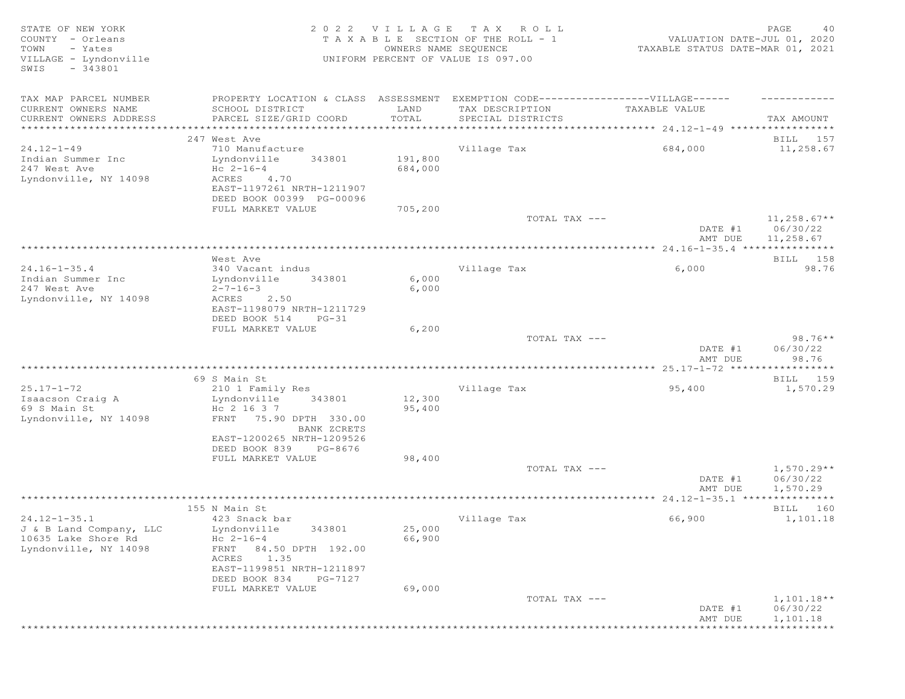STATE OF NEW YORK
COUNTY - Orleans
TOWN - Yates
VILLAGE - Lyndonville
SWIS - 343801

2 0 2 2 V I L L A G E T A X R O L L
T A X A B L E SECTION OF THE ROLL - 1
OWNERS NAME SEQUENCE
UNIFORM PERCENT OF VALUE IS 097.00

VALUATION DATE-JUL 01, 2020
TAXABLE STATUS DATE-MAR 01, 2021

| TAX MAP PARCEL NUMBER / CURRENT OWNERS NAME / CURRENT OWNERS ADDRESS | PROPERTY LOCATION & CLASS / SCHOOL DISTRICT / PARCEL SIZE/GRID COORD | ASSESSMENT LAND / TOTAL | EXEMPTION CODE / TAX DESCRIPTION / SPECIAL DISTRICTS | VILLAGE TAXABLE VALUE | TAX AMOUNT |
|---|---|---|---|---|---|
| 24.12-1-49 | 247 West Ave | | | | BILL 157 |
| 24.12-1-49 | 710 Manufacture | | Village Tax | 684,000 | 11,258.67 |
| Indian Summer Inc | Lyndonville 343801 | 191,800 | | | |
| 247 West Ave | Hc 2-16-4 | 684,000 | | | |
| Lyndonville, NY 14098 | ACRES 4.70 | | | | |
| | EAST-1197261 NRTH-1211907 | | | | |
| | DEED BOOK 00399 PG-00096 | | | | |
| | FULL MARKET VALUE | 705,200 | | | |
| | | | TOTAL TAX --- | | 11,258.67** |
| | | | | DATE #1 | 06/30/22 |
| | | | | AMT DUE | 11,258.67 |
| 24.16-1-35.4 | West Ave | | | | BILL 158 |
| 24.16-1-35.4 | 340 Vacant indus | | Village Tax | 6,000 | 98.76 |
| Indian Summer Inc | Lyndonville 343801 | 6,000 | | | |
| 247 West Ave | 2-7-16-3 | 6,000 | | | |
| Lyndonville, NY 14098 | ACRES 2.50 | | | | |
| | EAST-1198079 NRTH-1211729 | | | | |
| | DEED BOOK 514 PG-31 | | | | |
| | FULL MARKET VALUE | 6,200 | | | |
| | | | TOTAL TAX --- | | 98.76** |
| | | | | DATE #1 | 06/30/22 |
| | | | | AMT DUE | 98.76 |
| 25.17-1-72 | 69 S Main St | | | | BILL 159 |
| 25.17-1-72 | 210 1 Family Res | | Village Tax | 95,400 | 1,570.29 |
| Isaacson Craig A | Lyndonville 343801 | 12,300 | | | |
| 69 S Main St | Hc 2 16 3 7 | 95,400 | | | |
| Lyndonville, NY 14098 | FRNT 75.90 DPTH 330.00 | | | | |
| | BANK ZCRETS | | | | |
| | EAST-1200265 NRTH-1209526 | | | | |
| | DEED BOOK 839 PG-8676 | | | | |
| | FULL MARKET VALUE | 98,400 | | | |
| | | | TOTAL TAX --- | | 1,570.29** |
| | | | | DATE #1 | 06/30/22 |
| | | | | AMT DUE | 1,570.29 |
| 24.12-1-35.1 | 155 N Main St | | | | BILL 160 |
| 24.12-1-35.1 | 423 Snack bar | | Village Tax | 66,900 | 1,101.18 |
| J & B Land Company, LLC | Lyndonville 343801 | 25,000 | | | |
| 10635 Lake Shore Rd | Hc 2-16-4 | 66,900 | | | |
| Lyndonville, NY 14098 | FRNT 84.50 DPTH 192.00 | | | | |
| | ACRES 1.35 | | | | |
| | EAST-1199851 NRTH-1211897 | | | | |
| | DEED BOOK 834 PG-7127 | | | | |
| | FULL MARKET VALUE | 69,000 | | | |
| | | | TOTAL TAX --- | | 1,101.18** |
| | | | | DATE #1 | 06/30/22 |
| | | | | AMT DUE | 1,101.18 |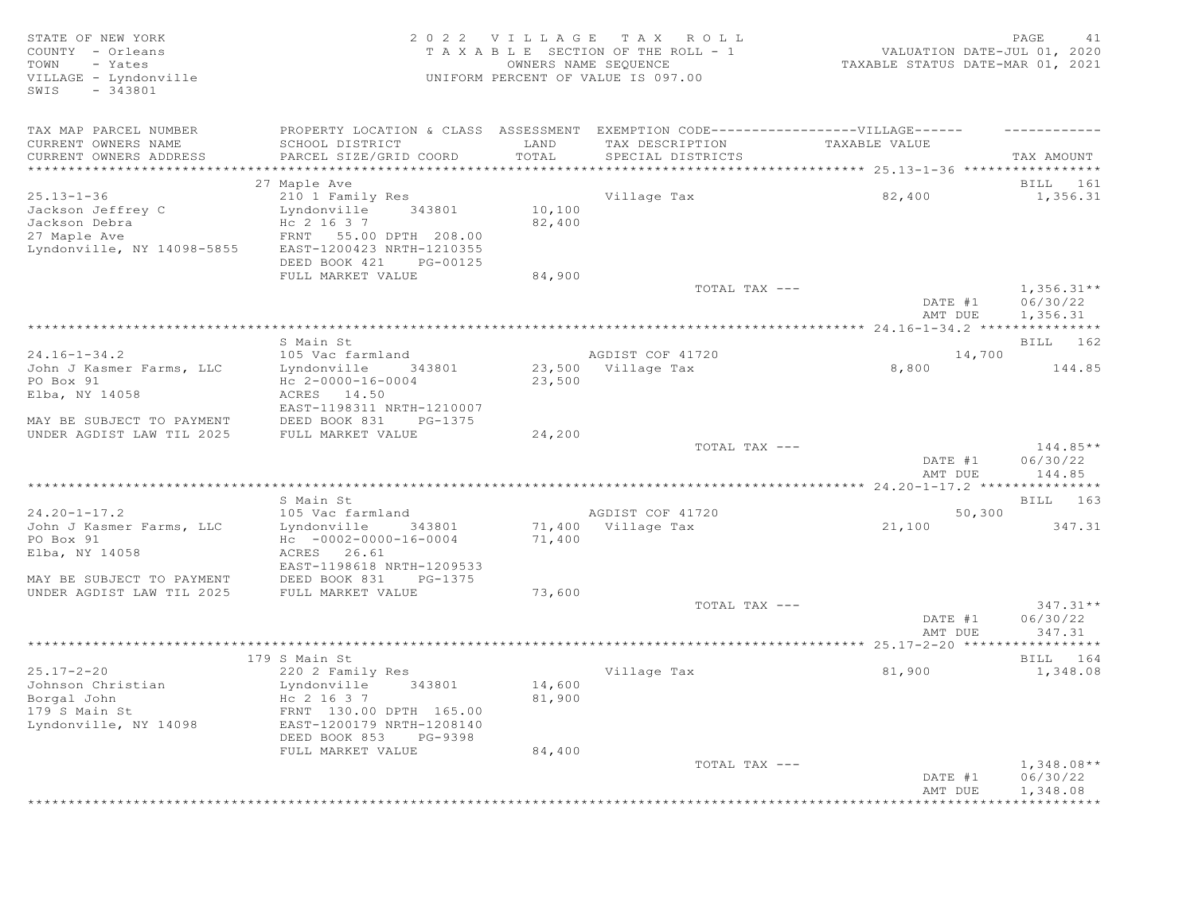STATE OF NEW YORK
COUNTY - Orleans
TOWN - Yates
VILLAGE - Lyndonville
SWIS - 343801

2022 VILLAGE TAX ROLL
TAXABLE SECTION OF THE ROLL - 1
OWNERS NAME SEQUENCE
UNIFORM PERCENT OF VALUE IS 097.00

VALUATION DATE-JUL 01, 2020
TAXABLE STATUS DATE-MAR 01, 2021

| TAX MAP PARCEL NUMBER / CURRENT OWNERS NAME / CURRENT OWNERS ADDRESS | PROPERTY LOCATION & CLASS / SCHOOL DISTRICT / PARCEL SIZE/GRID COORD | ASSESSMENT LAND / TOTAL | EXEMPTION CODE---VILLAGE--- / TAX DESCRIPTION / SPECIAL DISTRICTS | TAXABLE VALUE | TAX AMOUNT |
|---|---|---|---|---|---|
| **25.13-1-36** | 27 Maple Ave | | | | BILL 161 |
| 25.13-1-36 | 210 1 Family Res | | Village Tax | 82,400 | 1,356.31 |
| Jackson Jeffrey C | Lyndonville 343801 | 10,100 | | | |
| Jackson Debra | Hc 2 16 3 7 | 82,400 | | | |
| 27 Maple Ave | FRNT 55.00 DPTH 208.00 | | | | |
| Lyndonville, NY 14098-5855 | EAST-1200423 NRTH-1210355 | | | | |
| | DEED BOOK 421 PG-00125 | | | | |
| | FULL MARKET VALUE | 84,900 | | | |
| | | | TOTAL TAX --- | | 1,356.31** |
| | | | | DATE #1 | 06/30/22 |
| | | | | AMT DUE | 1,356.31 |
| **24.16-1-34.2** | S Main St | | | | BILL 162 |
| 24.16-1-34.2 | 105 Vac farmland | | AGDIST COF 41720 | 14,700 | |
| John J Kasmer Farms, LLC | Lyndonville 343801 | 23,500 | Village Tax | 8,800 | 144.85 |
| PO Box 91 | Hc 2-0000-16-0004 | 23,500 | | | |
| Elba, NY 14058 | ACRES 14.50 | | | | |
| | EAST-1198311 NRTH-1210007 | | | | |
| MAY BE SUBJECT TO PAYMENT | DEED BOOK 831 PG-1375 | | | | |
| UNDER AGDIST LAW TIL 2025 | FULL MARKET VALUE | 24,200 | | | |
| | | | TOTAL TAX --- | | 144.85** |
| | | | | DATE #1 | 06/30/22 |
| | | | | AMT DUE | 144.85 |
| **24.20-1-17.2** | S Main St | | | | BILL 163 |
| 24.20-1-17.2 | 105 Vac farmland | | AGDIST COF 41720 | 50,300 | |
| John J Kasmer Farms, LLC | Lyndonville 343801 | 71,400 | Village Tax | 21,100 | 347.31 |
| PO Box 91 | Hc -0002-0000-16-0004 | 71,400 | | | |
| Elba, NY 14058 | ACRES 26.61 | | | | |
| | EAST-1198618 NRTH-1209533 | | | | |
| MAY BE SUBJECT TO PAYMENT | DEED BOOK 831 PG-1375 | | | | |
| UNDER AGDIST LAW TIL 2025 | FULL MARKET VALUE | 73,600 | | | |
| | | | TOTAL TAX --- | | 347.31** |
| | | | | DATE #1 | 06/30/22 |
| | | | | AMT DUE | 347.31 |
| **25.17-2-20** | 179 S Main St | | | | BILL 164 |
| 25.17-2-20 | 220 2 Family Res | | Village Tax | 81,900 | 1,348.08 |
| Johnson Christian | Lyndonville 343801 | 14,600 | | | |
| Borgal John | Hc 2 16 3 7 | 81,900 | | | |
| 179 S Main St | FRNT 130.00 DPTH 165.00 | | | | |
| Lyndonville, NY 14098 | EAST-1200179 NRTH-1208140 | | | | |
| | DEED BOOK 853 PG-9398 | | | | |
| | FULL MARKET VALUE | 84,400 | | | |
| | | | TOTAL TAX --- | | 1,348.08** |
| | | | | DATE #1 | 06/30/22 |
| | | | | AMT DUE | 1,348.08 |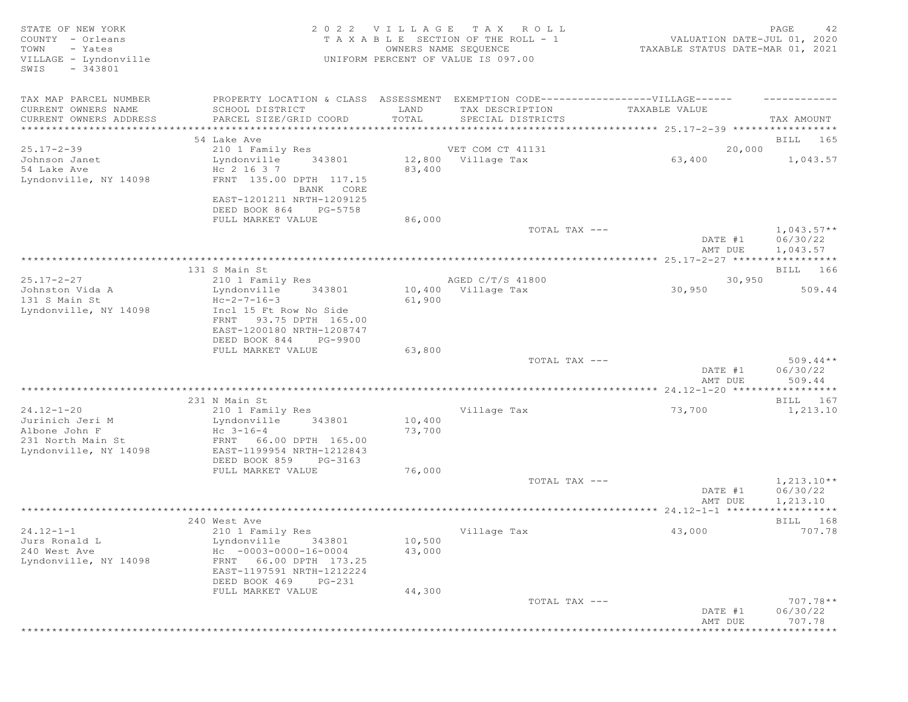STATE OF NEW YORK
COUNTY - Orleans
TOWN - Yates
VILLAGE - Lyndonville
SWIS - 343801

2 0 2 2 V I L L A G E T A X R O L L
T A X A B L E SECTION OF THE ROLL - 1
OWNERS NAME SEQUENCE
UNIFORM PERCENT OF VALUE IS 097.00

VALUATION DATE-JUL 01, 2020
TAXABLE STATUS DATE-MAR 01, 2021

| TAX MAP PARCEL NUMBER / CURRENT OWNERS NAME / CURRENT OWNERS ADDRESS | PROPERTY LOCATION & CLASS / SCHOOL DISTRICT / PARCEL SIZE/GRID COORD | ASSESSMENT LAND / TOTAL | EXEMPTION CODE / TAX DESCRIPTION / SPECIAL DISTRICTS | VILLAGE / TAXABLE VALUE | TAX AMOUNT |
|---|---|---|---|---|---|
| | 54 Lake Ave | | | | BILL 165 |
| 25.17-2-39 | 210 1 Family Res | | VET COM CT 41131 | 20,000 | |
| Johnson Janet | Lyndonville 343801 | 12,800 | Village Tax | 63,400 | 1,043.57 |
| 54 Lake Ave | Hc 2 16 3 7 | 83,400 | | | |
| Lyndonville, NY 14098 | FRNT 135.00 DPTH 117.15 | | | | |
| | BANK CORE | | | | |
| | EAST-1201211 NRTH-1209125 | | | | |
| | DEED BOOK 864 PG-5758 | | | | |
| | FULL MARKET VALUE | 86,000 | | | |
| | | | TOTAL TAX --- | | 1,043.57** |
| | | | | DATE #1 | 06/30/22 |
| | | | | AMT DUE | 1,043.57 |
| | 131 S Main St | | | | BILL 166 |
| 25.17-2-27 | 210 1 Family Res | | AGED C/T/S 41800 | 30,950 | |
| Johnston Vida A | Lyndonville 343801 | 10,400 | Village Tax | 30,950 | 509.44 |
| 131 S Main St | Hc-2-7-16-3 | 61,900 | | | |
| Lyndonville, NY 14098 | Incl 15 Ft Row No Side | | | | |
| | FRNT 93.75 DPTH 165.00 | | | | |
| | EAST-1200180 NRTH-1208747 | | | | |
| | DEED BOOK 844 PG-9900 | | | | |
| | FULL MARKET VALUE | 63,800 | | | |
| | | | TOTAL TAX --- | | 509.44** |
| | | | | DATE #1 | 06/30/22 |
| | | | | AMT DUE | 509.44 |
| | 231 N Main St | | | | BILL 167 |
| 24.12-1-20 | 210 1 Family Res | | Village Tax | 73,700 | 1,213.10 |
| Jurinich Jeri M | Lyndonville 343801 | 10,400 | | | |
| Albone John F | Hc 3-16-4 | 73,700 | | | |
| 231 North Main St | FRNT 66.00 DPTH 165.00 | | | | |
| Lyndonville, NY 14098 | EAST-1199954 NRTH-1212843 | | | | |
| | DEED BOOK 859 PG-3163 | | | | |
| | FULL MARKET VALUE | 76,000 | | | |
| | | | TOTAL TAX --- | | 1,213.10** |
| | | | | DATE #1 | 06/30/22 |
| | | | | AMT DUE | 1,213.10 |
| | 240 West Ave | | | | BILL 168 |
| 24.12-1-1 | 210 1 Family Res | | Village Tax | 43,000 | 707.78 |
| Jurs Ronald L | Lyndonville 343801 | 10,500 | | | |
| 240 West Ave | Hc -0003-0000-16-0004 | 43,000 | | | |
| Lyndonville, NY 14098 | FRNT 66.00 DPTH 173.25 | | | | |
| | EAST-1197591 NRTH-1212224 | | | | |
| | DEED BOOK 469 PG-231 | | | | |
| | FULL MARKET VALUE | 44,300 | | | |
| | | | TOTAL TAX --- | | 707.78** |
| | | | | DATE #1 | 06/30/22 |
| | | | | AMT DUE | 707.78 |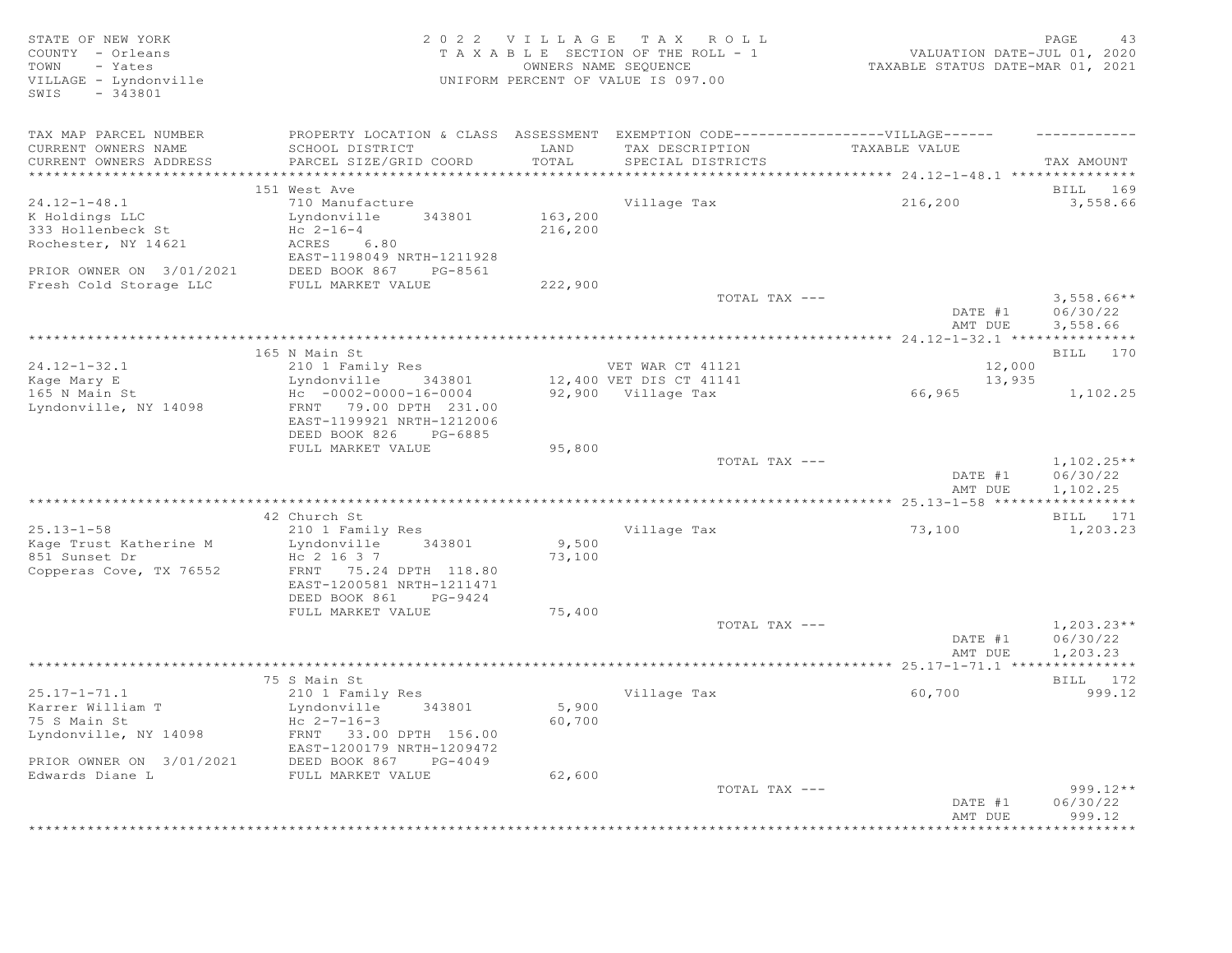STATE OF NEW YORK
COUNTY - Orleans
TOWN - Yates
VILLAGE - Lyndonville
SWIS - 343801

2022 VILLAGE TAX ROLL
TAXABLE SECTION OF THE ROLL - 1
OWNERS NAME SEQUENCE
UNIFORM PERCENT OF VALUE IS 097.00

VALUATION DATE-JUL 01, 2020
TAXABLE STATUS DATE-MAR 01, 2021

| TAX MAP PARCEL NUMBER / CURRENT OWNERS NAME / CURRENT OWNERS ADDRESS | PROPERTY LOCATION & CLASS / SCHOOL DISTRICT / PARCEL SIZE/GRID COORD | ASSESSMENT LAND / TOTAL | EXEMPTION CODE / TAX DESCRIPTION / SPECIAL DISTRICTS | TAXABLE VALUE | TAX AMOUNT |
|---|---|---|---|---|---|
| **24.12-1-48.1** | 151 West Ave | | | | BILL 169 |
| 24.12-1-48.1 | 710 Manufacture | | Village Tax | 216,200 | 3,558.66 |
| K Holdings LLC | Lyndonville 343801 | 163,200 | | | |
| 333 Hollenbeck St | Hc 2-16-4 | 216,200 | | | |
| Rochester, NY 14621 | ACRES 6.80 | | | | |
| | EAST-1198049 NRTH-1211928 | | | | |
| PRIOR OWNER ON 3/01/2021 | DEED BOOK 867 PG-8561 | | | | |
| Fresh Cold Storage LLC | FULL MARKET VALUE | 222,900 | | | |
| | | | TOTAL TAX --- | | 3,558.66** |
| | | | | DATE #1 | 06/30/22 |
| | | | | AMT DUE | 3,558.66 |
| **24.12-1-32.1** | 165 N Main St | | | | BILL 170 |
| 24.12-1-32.1 | 210 1 Family Res | | VET WAR CT 41121 | 12,000 | |
| Kage Mary E | Lyndonville 343801 | 12,400 | VET DIS CT 41141 | 13,935 | |
| 165 N Main St | Hc -0002-0000-16-0004 | 92,900 | Village Tax | 66,965 | 1,102.25 |
| Lyndonville, NY 14098 | FRNT 79.00 DPTH 231.00 | | | | |
| | EAST-1199921 NRTH-1212006 | | | | |
| | DEED BOOK 826 PG-6885 | | | | |
| | FULL MARKET VALUE | 95,800 | | | |
| | | | TOTAL TAX --- | | 1,102.25** |
| | | | | DATE #1 | 06/30/22 |
| | | | | AMT DUE | 1,102.25 |
| **25.13-1-58** | 42 Church St | | | | BILL 171 |
| 25.13-1-58 | 210 1 Family Res | | Village Tax | 73,100 | 1,203.23 |
| Kage Trust Katherine M | Lyndonville 343801 | 9,500 | | | |
| 851 Sunset Dr | Hc 2 16 3 7 | 73,100 | | | |
| Copperas Cove, TX 76552 | FRNT 75.24 DPTH 118.80 | | | | |
| | EAST-1200581 NRTH-1211471 | | | | |
| | DEED BOOK 861 PG-9424 | | | | |
| | FULL MARKET VALUE | 75,400 | | | |
| | | | TOTAL TAX --- | | 1,203.23** |
| | | | | DATE #1 | 06/30/22 |
| | | | | AMT DUE | 1,203.23 |
| **25.17-1-71.1** | 75 S Main St | | | | BILL 172 |
| 25.17-1-71.1 | 210 1 Family Res | | Village Tax | 60,700 | 999.12 |
| Karrer William T | Lyndonville 343801 | 5,900 | | | |
| 75 S Main St | Hc 2-7-16-3 | 60,700 | | | |
| Lyndonville, NY 14098 | FRNT 33.00 DPTH 156.00 | | | | |
| | EAST-1200179 NRTH-1209472 | | | | |
| PRIOR OWNER ON 3/01/2021 | DEED BOOK 867 PG-4049 | | | | |
| Edwards Diane L | FULL MARKET VALUE | 62,600 | | | |
| | | | TOTAL TAX --- | | 999.12** |
| | | | | DATE #1 | 06/30/22 |
| | | | | AMT DUE | 999.12 |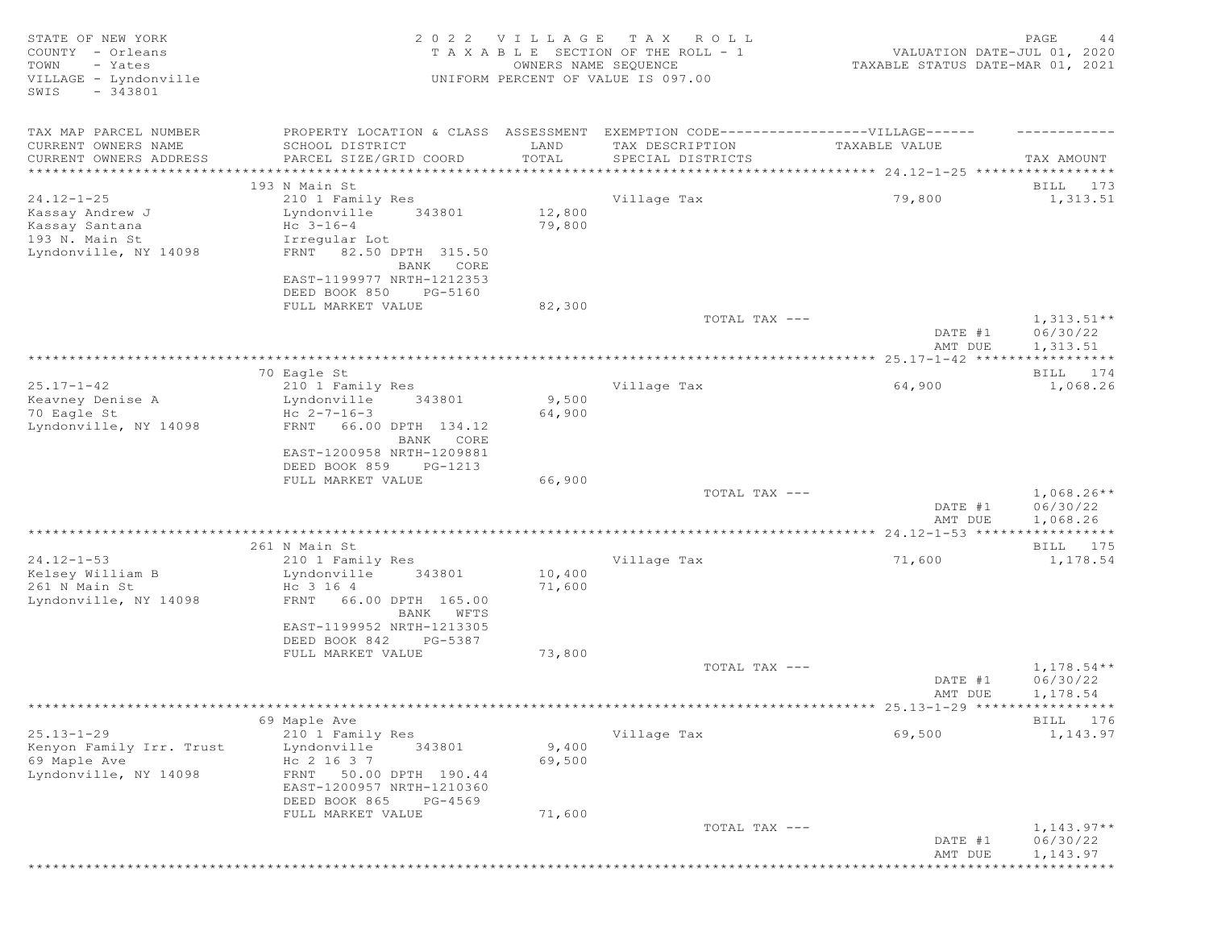STATE OF NEW YORK
COUNTY - Orleans
TOWN - Yates
VILLAGE - Lyndonville
SWIS - 343801

2022 VILLAGE TAX ROLL
TAXABLE SECTION OF THE ROLL - 1
OWNERS NAME SEQUENCE
UNIFORM PERCENT OF VALUE IS 097.00

VALUATION DATE-JUL 01, 2020
TAXABLE STATUS DATE-MAR 01, 2021

| TAX MAP PARCEL NUMBER / CURRENT OWNERS NAME / CURRENT OWNERS ADDRESS | PROPERTY LOCATION & CLASS / SCHOOL DISTRICT / PARCEL SIZE/GRID COORD | ASSESSMENT LAND / TOTAL | EXEMPTION CODE / TAX DESCRIPTION / SPECIAL DISTRICTS | VILLAGE TAXABLE VALUE | TAX AMOUNT |
|---|---|---|---|---|---|
| 24.12-1-25 | 193 N Main St | | | | BILL 173 |
| | 210 1 Family Res | | Village Tax | 79,800 | 1,313.51 |
| Kassay Andrew J | Lyndonville 343801 | 12,800 | | | |
| Kassay Santana | Hc 3-16-4 | 79,800 | | | |
| 193 N. Main St | Irregular Lot | | | | |
| Lyndonville, NY 14098 | FRNT 82.50 DPTH 315.50 BANK CORE | | | | |
| | EAST-1199977 NRTH-1212353 | | | | |
| | DEED BOOK 850 PG-5160 | | | | |
| | FULL MARKET VALUE | 82,300 | | | |
| | | | TOTAL TAX --- | | 1,313.51** |
| | | | | DATE #1 | 06/30/22 |
| | | | | AMT DUE | 1,313.51 |
| 25.17-1-42 | 70 Eagle St | | | | BILL 174 |
| | 210 1 Family Res | | Village Tax | 64,900 | 1,068.26 |
| Keavney Denise A | Lyndonville 343801 | 9,500 | | | |
| 70 Eagle St | Hc 2-7-16-3 | 64,900 | | | |
| Lyndonville, NY 14098 | FRNT 66.00 DPTH 134.12 BANK CORE | | | | |
| | EAST-1200958 NRTH-1209881 | | | | |
| | DEED BOOK 859 PG-1213 | | | | |
| | FULL MARKET VALUE | 66,900 | | | |
| | | | TOTAL TAX --- | | 1,068.26** |
| | | | | DATE #1 | 06/30/22 |
| | | | | AMT DUE | 1,068.26 |
| 24.12-1-53 | 261 N Main St | | | | BILL 175 |
| | 210 1 Family Res | | Village Tax | 71,600 | 1,178.54 |
| Kelsey William B | Lyndonville 343801 | 10,400 | | | |
| 261 N Main St | Hc 3 16 4 | 71,600 | | | |
| Lyndonville, NY 14098 | FRNT 66.00 DPTH 165.00 BANK WFTS | | | | |
| | EAST-1199952 NRTH-1213305 | | | | |
| | DEED BOOK 842 PG-5387 | | | | |
| | FULL MARKET VALUE | 73,800 | | | |
| | | | TOTAL TAX --- | | 1,178.54** |
| | | | | DATE #1 | 06/30/22 |
| | | | | AMT DUE | 1,178.54 |
| 25.13-1-29 | 69 Maple Ave | | | | BILL 176 |
| | 210 1 Family Res | | Village Tax | 69,500 | 1,143.97 |
| Kenyon Family Irr. Trust | Lyndonville 343801 | 9,400 | | | |
| 69 Maple Ave | Hc 2 16 3 7 | 69,500 | | | |
| Lyndonville, NY 14098 | FRNT 50.00 DPTH 190.44 | | | | |
| | EAST-1200957 NRTH-1210360 | | | | |
| | DEED BOOK 865 PG-4569 | | | | |
| | FULL MARKET VALUE | 71,600 | | | |
| | | | TOTAL TAX --- | | 1,143.97** |
| | | | | DATE #1 | 06/30/22 |
| | | | | AMT DUE | 1,143.97 |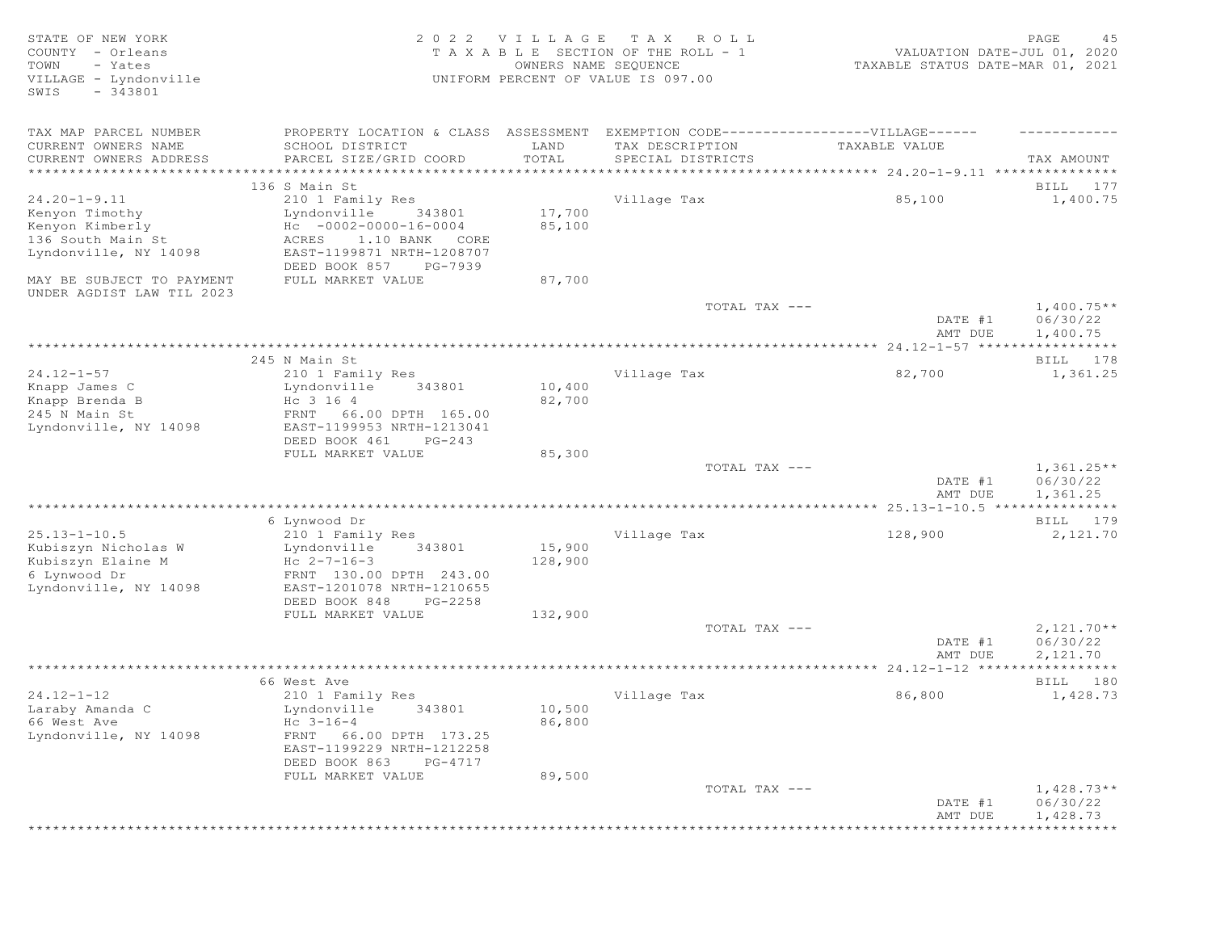STATE OF NEW YORK
COUNTY - Orleans
TOWN - Yates
VILLAGE - Lyndonville
SWIS - 343801

2022 VILLAGE TAX ROLL
TAXABLE SECTION OF THE ROLL - 1
OWNERS NAME SEQUENCE
UNIFORM PERCENT OF VALUE IS 097.00

VALUATION DATE-JUL 01, 2020
TAXABLE STATUS DATE-MAR 01, 2021

| TAX MAP PARCEL NUMBER / CURRENT OWNERS NAME / CURRENT OWNERS ADDRESS | PROPERTY LOCATION & CLASS / SCHOOL DISTRICT / PARCEL SIZE/GRID COORD | ASSESSMENT LAND / TOTAL | EXEMPTION CODE / TAX DESCRIPTION / SPECIAL DISTRICTS | VILLAGE TAXABLE VALUE | TAX AMOUNT |
|---|---|---|---|---|---|
| **24.20-1-9.11** | 136 S Main St | | | | BILL 177 |
| 24.20-1-9.11 | 210 1 Family Res | | Village Tax | 85,100 | 1,400.75 |
| Kenyon Timothy | Lyndonville 343801 | 17,700 | | | |
| Kenyon Kimberly | Hc -0002-0000-16-0004 | 85,100 | | | |
| 136 South Main St | ACRES 1.10 BANK CORE | | | | |
| Lyndonville, NY 14098 | EAST-1199871 NRTH-1208707 | | | | |
| | DEED BOOK 857 PG-7939 | | | | |
| MAY BE SUBJECT TO PAYMENT UNDER AGDIST LAW TIL 2023 | FULL MARKET VALUE | 87,700 | | | |
| | | | TOTAL TAX --- | | 1,400.75** |
| | | | | DATE #1 | 06/30/22 |
| | | | | AMT DUE | 1,400.75 |
| **24.12-1-57** | 245 N Main St | | | | BILL 178 |
| 24.12-1-57 | 210 1 Family Res | | Village Tax | 82,700 | 1,361.25 |
| Knapp James C | Lyndonville 343801 | 10,400 | | | |
| Knapp Brenda B | Hc 3 16 4 | 82,700 | | | |
| 245 N Main St | FRNT 66.00 DPTH 165.00 | | | | |
| Lyndonville, NY 14098 | EAST-1199953 NRTH-1213041 | | | | |
| | DEED BOOK 461 PG-243 | | | | |
| | FULL MARKET VALUE | 85,300 | | | |
| | | | TOTAL TAX --- | | 1,361.25** |
| | | | | DATE #1 | 06/30/22 |
| | | | | AMT DUE | 1,361.25 |
| **25.13-1-10.5** | 6 Lynwood Dr | | | | BILL 179 |
| 25.13-1-10.5 | 210 1 Family Res | | Village Tax | 128,900 | 2,121.70 |
| Kubiszyn Nicholas W | Lyndonville 343801 | 15,900 | | | |
| Kubiszyn Elaine M | Hc 2-7-16-3 | 128,900 | | | |
| 6 Lynwood Dr | FRNT 130.00 DPTH 243.00 | | | | |
| Lyndonville, NY 14098 | EAST-1201078 NRTH-1210655 | | | | |
| | DEED BOOK 848 PG-2258 | | | | |
| | FULL MARKET VALUE | 132,900 | | | |
| | | | TOTAL TAX --- | | 2,121.70** |
| | | | | DATE #1 | 06/30/22 |
| | | | | AMT DUE | 2,121.70 |
| **24.12-1-12** | 66 West Ave | | | | BILL 180 |
| 24.12-1-12 | 210 1 Family Res | | Village Tax | 86,800 | 1,428.73 |
| Laraby Amanda C | Lyndonville 343801 | 10,500 | | | |
| 66 West Ave | Hc 3-16-4 | 86,800 | | | |
| Lyndonville, NY 14098 | FRNT 66.00 DPTH 173.25 | | | | |
| | EAST-1199229 NRTH-1212258 | | | | |
| | DEED BOOK 863 PG-4717 | | | | |
| | FULL MARKET VALUE | 89,500 | | | |
| | | | TOTAL TAX --- | | 1,428.73** |
| | | | | DATE #1 | 06/30/22 |
| | | | | AMT DUE | 1,428.73 |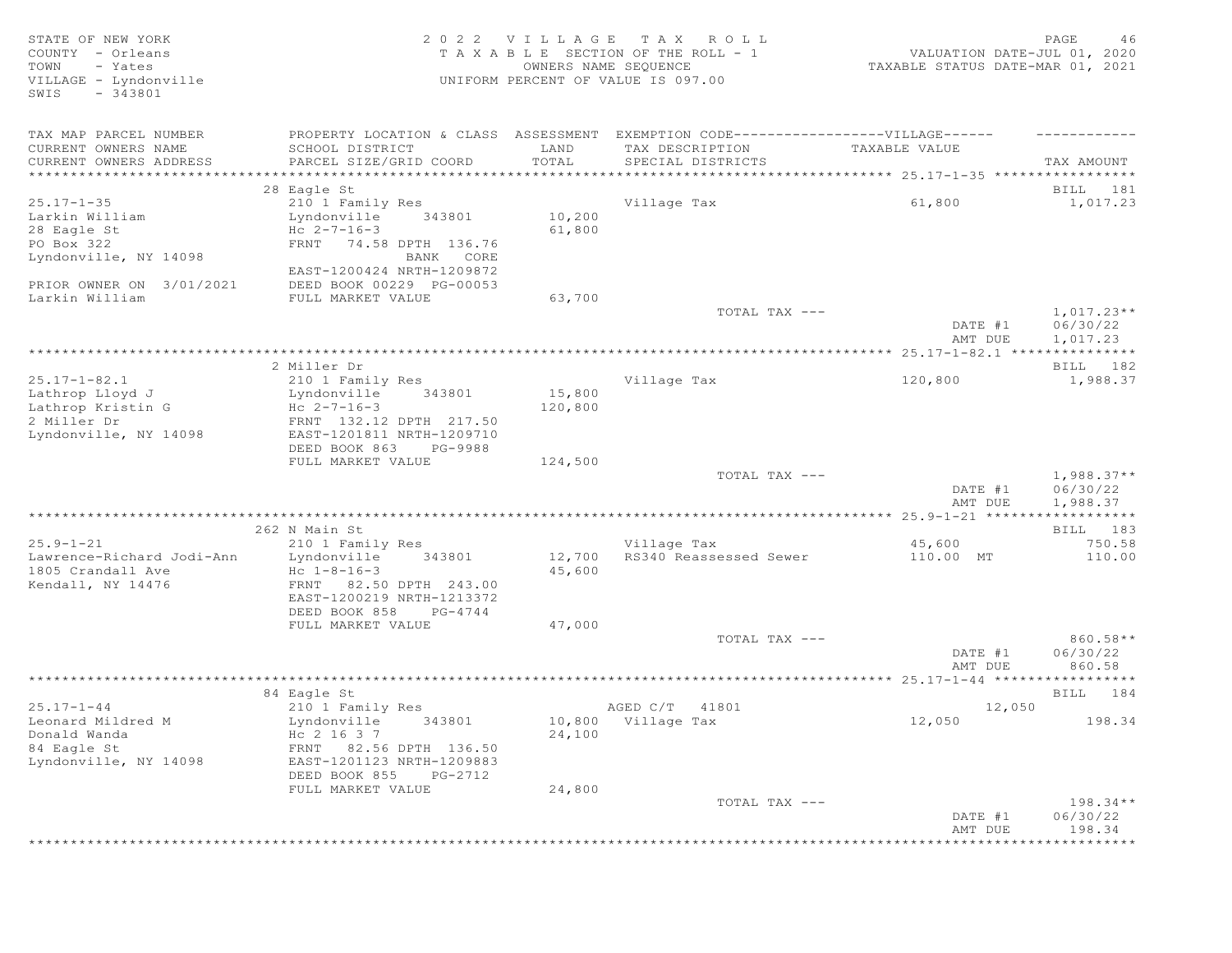STATE OF NEW YORK
COUNTY - Orleans
TOWN - Yates
VILLAGE - Lyndonville
SWIS - 343801

2 0 2 2 V I L L A G E T A X R O L L
T A X A B L E SECTION OF THE ROLL - 1
OWNERS NAME SEQUENCE
UNIFORM PERCENT OF VALUE IS 097.00

VALUATION DATE-JUL 01, 2020
TAXABLE STATUS DATE-MAR 01, 2021

| TAX MAP PARCEL NUMBER / CURRENT OWNERS NAME / CURRENT OWNERS ADDRESS | PROPERTY LOCATION & CLASS / SCHOOL DISTRICT / PARCEL SIZE/GRID COORD | ASSESSMENT LAND / TOTAL | EXEMPTION CODE / TAX DESCRIPTION / SPECIAL DISTRICTS | TAXABLE VALUE | TAX AMOUNT |
|---|---|---|---|---|---|
| **25.17-1-35** | 28 Eagle St | | | | BILL 181 |
| 25.17-1-35 | 210 1 Family Res | | Village Tax | 61,800 | 1,017.23 |
| Larkin William | Lyndonville 343801 | 10,200 | | | |
| 28 Eagle St | Hc 2-7-16-3 | 61,800 | | | |
| PO Box 322 | FRNT 74.58 DPTH 136.76 | | | | |
| Lyndonville, NY 14098 | BANK CORE | | | | |
| | EAST-1200424 NRTH-1209872 | | | | |
| PRIOR OWNER ON 3/01/2021 | DEED BOOK 00229 PG-00053 | | | | |
| Larkin William | FULL MARKET VALUE | 63,700 | | | |
| | | | TOTAL TAX --- | | 1,017.23** |
| | | | | DATE #1 | 06/30/22 |
| | | | | AMT DUE | 1,017.23 |
| **25.17-1-82.1** | 2 Miller Dr | | | | BILL 182 |
| 25.17-1-82.1 | 210 1 Family Res | | Village Tax | 120,800 | 1,988.37 |
| Lathrop Lloyd J | Lyndonville 343801 | 15,800 | | | |
| Lathrop Kristin G | Hc 2-7-16-3 | 120,800 | | | |
| 2 Miller Dr | FRNT 132.12 DPTH 217.50 | | | | |
| Lyndonville, NY 14098 | EAST-1201811 NRTH-1209710 | | | | |
| | DEED BOOK 863 PG-9988 | | | | |
| | FULL MARKET VALUE | 124,500 | | | |
| | | | TOTAL TAX --- | | 1,988.37** |
| | | | | DATE #1 | 06/30/22 |
| | | | | AMT DUE | 1,988.37 |
| **25.9-1-21** | 262 N Main St | | | | BILL 183 |
| 25.9-1-21 | 210 1 Family Res | | Village Tax | 45,600 | 750.58 |
| Lawrence-Richard Jodi-Ann | Lyndonville 343801 | 12,700 | RS340 Reassessed Sewer | 110.00 MT | 110.00 |
| 1805 Crandall Ave | Hc 1-8-16-3 | 45,600 | | | |
| Kendall, NY 14476 | FRNT 82.50 DPTH 243.00 | | | | |
| | EAST-1200219 NRTH-1213372 | | | | |
| | DEED BOOK 858 PG-4744 | | | | |
| | FULL MARKET VALUE | 47,000 | | | |
| | | | TOTAL TAX --- | | 860.58** |
| | | | | DATE #1 | 06/30/22 |
| | | | | AMT DUE | 860.58 |
| **25.17-1-44** | 84 Eagle St | | | | BILL 184 |
| 25.17-1-44 | 210 1 Family Res | | AGED C/T 41801 | 12,050 | |
| Leonard Mildred M | Lyndonville 343801 | 10,800 | Village Tax | 12,050 | 198.34 |
| Donald Wanda | Hc 2 16 3 7 | 24,100 | | | |
| 84 Eagle St | FRNT 82.56 DPTH 136.50 | | | | |
| Lyndonville, NY 14098 | EAST-1201123 NRTH-1209883 | | | | |
| | DEED BOOK 855 PG-2712 | | | | |
| | FULL MARKET VALUE | 24,800 | | | |
| | | | TOTAL TAX --- | | 198.34** |
| | | | | DATE #1 | 06/30/22 |
| | | | | AMT DUE | 198.34 |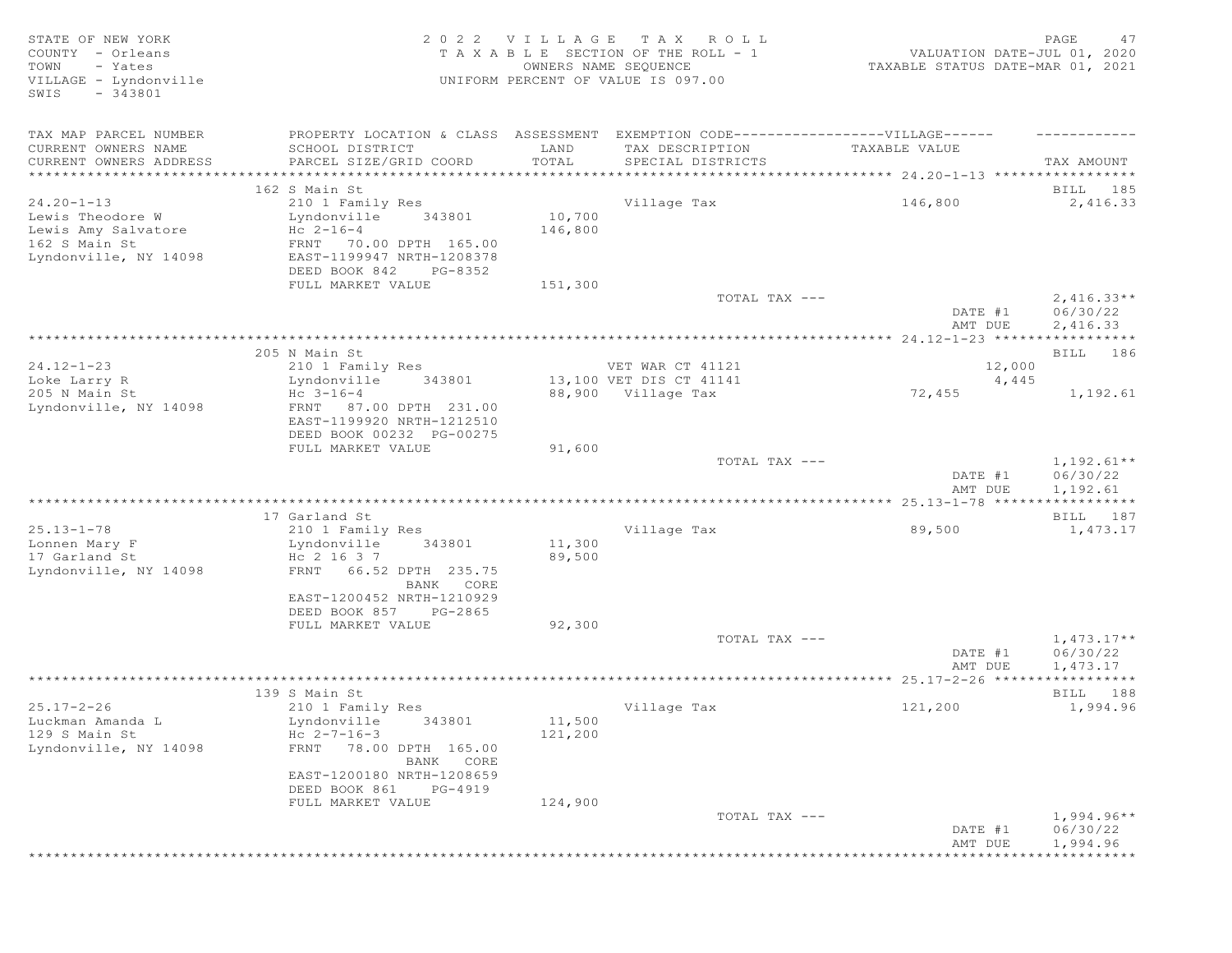STATE OF NEW YORK
COUNTY - Orleans
TOWN - Yates
VILLAGE - Lyndonville
SWIS - 343801

2 0 2 2 V I L L A G E T A X R O L L
T A X A B L E SECTION OF THE ROLL - 1
OWNERS NAME SEQUENCE
UNIFORM PERCENT OF VALUE IS 097.00

VALUATION DATE-JUL 01, 2020
TAXABLE STATUS DATE-MAR 01, 2021

| TAX MAP PARCEL NUMBER / CURRENT OWNERS NAME / CURRENT OWNERS ADDRESS | PROPERTY LOCATION & CLASS / SCHOOL DISTRICT / PARCEL SIZE/GRID COORD | ASSESSMENT LAND / TOTAL | EXEMPTION CODE / TAX DESCRIPTION / SPECIAL DISTRICTS | VILLAGE TAXABLE VALUE | TAX AMOUNT |
|---|---|---|---|---|---|
| **24.20-1-13** | 162 S Main St | | | | BILL 185 |
| 24.20-1-13 | 210 1 Family Res | | Village Tax | 146,800 | 2,416.33 |
| Lewis Theodore W | Lyndonville 343801 | 10,700 | | | |
| Lewis Amy Salvatore | Hc 2-16-4 | 146,800 | | | |
| 162 S Main St | FRNT 70.00 DPTH 165.00 | | | | |
| Lyndonville, NY 14098 | EAST-1199947 NRTH-1208378 | | | | |
| | DEED BOOK 842 PG-8352 | | | | |
| | FULL MARKET VALUE | 151,300 | | | |
| | | | TOTAL TAX --- | | 2,416.33** |
| | | | | DATE #1 | 06/30/22 |
| | | | | AMT DUE | 2,416.33 |
| **24.12-1-23** | 205 N Main St | | | | BILL 186 |
| 24.12-1-23 | 210 1 Family Res | | VET WAR CT 41121 | 12,000 | |
| Loke Larry R | Lyndonville 343801 | 13,100 | VET DIS CT 41141 | 4,445 | |
| 205 N Main St | Hc 3-16-4 | 88,900 | Village Tax | 72,455 | 1,192.61 |
| Lyndonville, NY 14098 | FRNT 87.00 DPTH 231.00 | | | | |
| | EAST-1199920 NRTH-1212510 | | | | |
| | DEED BOOK 00232 PG-00275 | | | | |
| | FULL MARKET VALUE | 91,600 | | | |
| | | | TOTAL TAX --- | | 1,192.61** |
| | | | | DATE #1 | 06/30/22 |
| | | | | AMT DUE | 1,192.61 |
| **25.13-1-78** | 17 Garland St | | | | BILL 187 |
| 25.13-1-78 | 210 1 Family Res | | Village Tax | 89,500 | 1,473.17 |
| Lonnen Mary F | Lyndonville 343801 | 11,300 | | | |
| 17 Garland St | Hc 2 16 3 7 | 89,500 | | | |
| Lyndonville, NY 14098 | FRNT 66.52 DPTH 235.75 | | | | |
| | BANK CORE | | | | |
| | EAST-1200452 NRTH-1210929 | | | | |
| | DEED BOOK 857 PG-2865 | | | | |
| | FULL MARKET VALUE | 92,300 | | | |
| | | | TOTAL TAX --- | | 1,473.17** |
| | | | | DATE #1 | 06/30/22 |
| | | | | AMT DUE | 1,473.17 |
| **25.17-2-26** | 139 S Main St | | | | BILL 188 |
| 25.17-2-26 | 210 1 Family Res | | Village Tax | 121,200 | 1,994.96 |
| Luckman Amanda L | Lyndonville 343801 | 11,500 | | | |
| 129 S Main St | Hc 2-7-16-3 | 121,200 | | | |
| Lyndonville, NY 14098 | FRNT 78.00 DPTH 165.00 | | | | |
| | BANK CORE | | | | |
| | EAST-1200180 NRTH-1208659 | | | | |
| | DEED BOOK 861 PG-4919 | | | | |
| | FULL MARKET VALUE | 124,900 | | | |
| | | | TOTAL TAX --- | | 1,994.96** |
| | | | | DATE #1 | 06/30/22 |
| | | | | AMT DUE | 1,994.96 |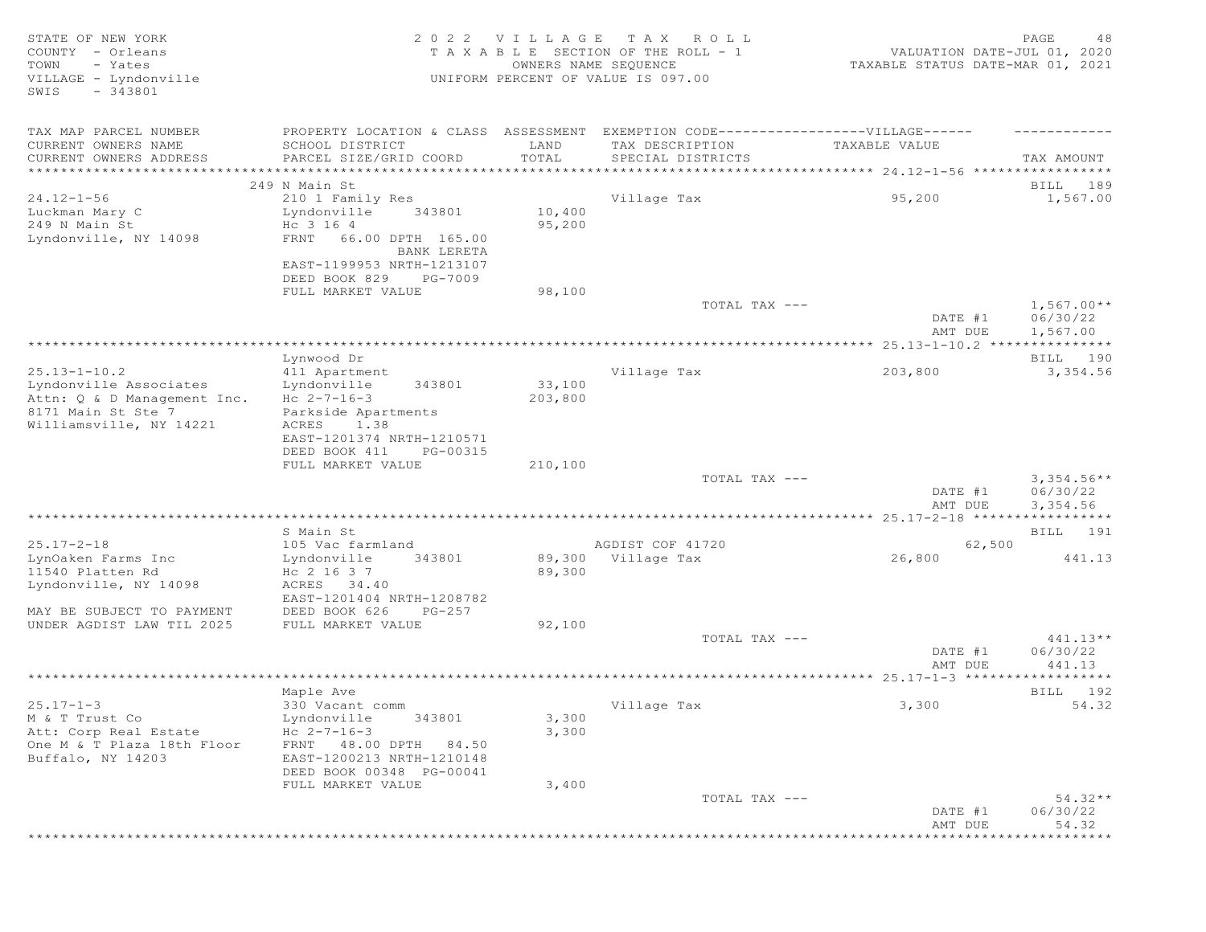STATE OF NEW YORK
COUNTY - Orleans
TOWN - Yates
VILLAGE - Lyndonville
SWIS - 343801

2022 VILLAGE TAX ROLL
TAXABLE SECTION OF THE ROLL - 1
OWNERS NAME SEQUENCE
UNIFORM PERCENT OF VALUE IS 097.00

VALUATION DATE-JUL 01, 2020
TAXABLE STATUS DATE-MAR 01, 2021

| TAX MAP PARCEL NUMBER / CURRENT OWNERS NAME / CURRENT OWNERS ADDRESS | PROPERTY LOCATION & CLASS / SCHOOL DISTRICT / PARCEL SIZE/GRID COORD | ASSESSMENT LAND / TOTAL | EXEMPTION CODE / TAX DESCRIPTION / SPECIAL DISTRICTS | TAXABLE VALUE | TAX AMOUNT |
|---|---|---|---|---|---|
| 24.12-1-56 | 249 N Main St | | | | BILL 189 |
| Luckman Mary C | 210 1 Family Res | | Village Tax | 95,200 | 1,567.00 |
| 249 N Main St | Lyndonville 343801 | 10,400 | | | |
| Lyndonville, NY 14098 | Hc 3 16 4 | 95,200 | | | |
| | FRNT 66.00 DPTH 165.00 | | | | |
| | BANK LERETA | | | | |
| | EAST-1199953 NRTH-1213107 | | | | |
| | DEED BOOK 829 PG-7009 | | | | |
| | FULL MARKET VALUE | 98,100 | | | |
| | | | TOTAL TAX --- | | 1,567.00** |
| | | | | DATE #1 | 06/30/22 |
| | | | | AMT DUE | 1,567.00 |
| 25.13-1-10.2 | Lynwood Dr | | | | BILL 190 |
| Lyndonville Associates | 411 Apartment | | Village Tax | 203,800 | 3,354.56 |
| Attn: Q & D Management Inc. | Lyndonville 343801 | 33,100 | | | |
| 8171 Main St Ste 7 | Hc 2-7-16-3 | 203,800 | | | |
| Williamsville, NY 14221 | Parkside Apartments | | | | |
| | ACRES 1.38 | | | | |
| | EAST-1201374 NRTH-1210571 | | | | |
| | DEED BOOK 411 PG-00315 | | | | |
| | FULL MARKET VALUE | 210,100 | | | |
| | | | TOTAL TAX --- | | 3,354.56** |
| | | | | DATE #1 | 06/30/22 |
| | | | | AMT DUE | 3,354.56 |
| 25.17-2-18 | S Main St | | | | BILL 191 |
| LynOaken Farms Inc | 105 Vac farmland | | AGDIST COF 41720 | 62,500 | |
| 11540 Platten Rd | Lyndonville 343801 | 89,300 | Village Tax | 26,800 | 441.13 |
| Lyndonville, NY 14098 | Hc 2 16 3 7 | 89,300 | | | |
| | ACRES 34.40 | | | | |
| | EAST-1201404 NRTH-1208782 | | | | |
| MAY BE SUBJECT TO PAYMENT | DEED BOOK 626 PG-257 | | | | |
| UNDER AGDIST LAW TIL 2025 | FULL MARKET VALUE | 92,100 | | | |
| | | | TOTAL TAX --- | | 441.13** |
| | | | | DATE #1 | 06/30/22 |
| | | | | AMT DUE | 441.13 |
| 25.17-1-3 | Maple Ave | | | | BILL 192 |
| M & T Trust Co | 330 Vacant comm | | Village Tax | 3,300 | 54.32 |
| Att: Corp Real Estate | Lyndonville 343801 | 3,300 | | | |
| One M & T Plaza 18th Floor | Hc 2-7-16-3 | 3,300 | | | |
| Buffalo, NY 14203 | FRNT 48.00 DPTH 84.50 | | | | |
| | EAST-1200213 NRTH-1210148 | | | | |
| | DEED BOOK 00348 PG-00041 | | | | |
| | FULL MARKET VALUE | 3,400 | | | |
| | | | TOTAL TAX --- | | 54.32** |
| | | | | DATE #1 | 06/30/22 |
| | | | | AMT DUE | 54.32 |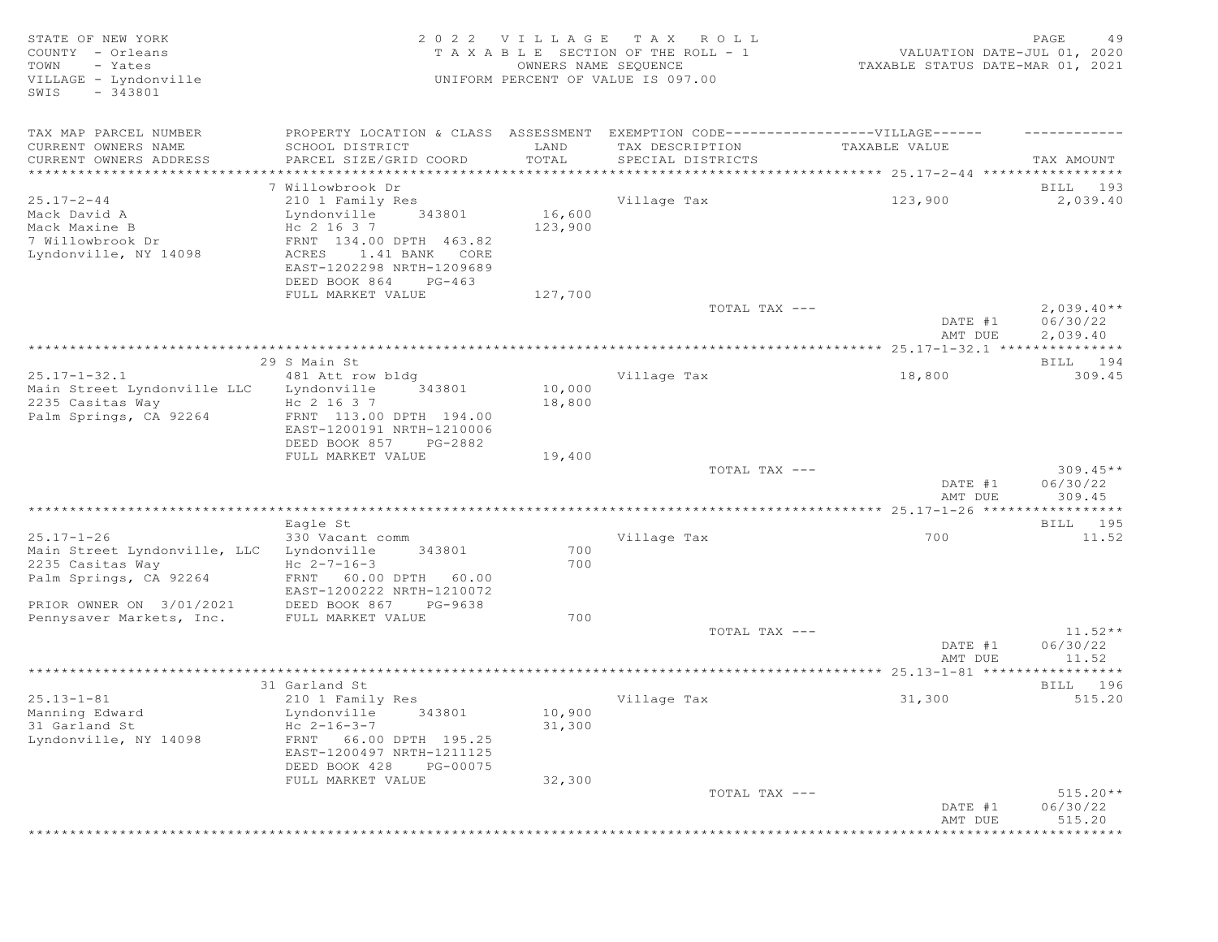STATE OF NEW YORK
COUNTY - Orleans
TOWN - Yates
VILLAGE - Lyndonville
SWIS - 343801

2022 VILLAGE TAX ROLL
TAXABLE SECTION OF THE ROLL - 1
OWNERS NAME SEQUENCE
UNIFORM PERCENT OF VALUE IS 097.00

VALUATION DATE-JUL 01, 2020
TAXABLE STATUS DATE-MAR 01, 2021

| TAX MAP PARCEL NUMBER / CURRENT OWNERS NAME / CURRENT OWNERS ADDRESS | PROPERTY LOCATION & CLASS / SCHOOL DISTRICT / PARCEL SIZE/GRID COORD | ASSESSMENT LAND / TOTAL | EXEMPTION CODE-----VILLAGE----- / TAX DESCRIPTION / SPECIAL DISTRICTS | TAXABLE VALUE | TAX AMOUNT |
|---|---|---|---|---|---|
| 25.17-2-44 | 7 Willowbrook Dr | | | | BILL 193 |
| 25.17-2-44 | 210 1 Family Res | | Village Tax | 123,900 | 2,039.40 |
| Mack David A | Lyndonville 343801 | 16,600 | | | |
| Mack Maxine B | Hc 2 16 3 7 | 123,900 | | | |
| 7 Willowbrook Dr | FRNT 134.00 DPTH 463.82 | | | | |
| Lyndonville, NY 14098 | ACRES 1.41 BANK CORE | | | | |
| | EAST-1202298 NRTH-1209689 | | | | |
| | DEED BOOK 864 PG-463 | | | | |
| | FULL MARKET VALUE | 127,700 | | | |
| | | | TOTAL TAX --- | | 2,039.40** |
| | | | | DATE #1 | 06/30/22 |
| | | | | AMT DUE | 2,039.40 |
| 25.17-1-32.1 | 29 S Main St | | | | BILL 194 |
| 25.17-1-32.1 | 481 Att row bldg | | Village Tax | 18,800 | 309.45 |
| Main Street Lyndonville LLC | Lyndonville 343801 | 10,000 | | | |
| 2235 Casitas Way | Hc 2 16 3 7 | 18,800 | | | |
| Palm Springs, CA 92264 | FRNT 113.00 DPTH 194.00 | | | | |
| | EAST-1200191 NRTH-1210006 | | | | |
| | DEED BOOK 857 PG-2882 | | | | |
| | FULL MARKET VALUE | 19,400 | | | |
| | | | TOTAL TAX --- | | 309.45** |
| | | | | DATE #1 | 06/30/22 |
| | | | | AMT DUE | 309.45 |
| 25.17-1-26 | Eagle St | | | | BILL 195 |
| 25.17-1-26 | 330 Vacant comm | | Village Tax | 700 | 11.52 |
| Main Street Lyndonville, LLC | Lyndonville 343801 | 700 | | | |
| 2235 Casitas Way | Hc 2-7-16-3 | 700 | | | |
| Palm Springs, CA 92264 | FRNT 60.00 DPTH 60.00 | | | | |
| | EAST-1200222 NRTH-1210072 | | | | |
| PRIOR OWNER ON 3/01/2021 | DEED BOOK 867 PG-9638 | | | | |
| Pennysaver Markets, Inc. | FULL MARKET VALUE | 700 | | | |
| | | | TOTAL TAX --- | | 11.52** |
| | | | | DATE #1 | 06/30/22 |
| | | | | AMT DUE | 11.52 |
| 25.13-1-81 | 31 Garland St | | | | BILL 196 |
| 25.13-1-81 | 210 1 Family Res | | Village Tax | 31,300 | 515.20 |
| Manning Edward | Lyndonville 343801 | 10,900 | | | |
| 31 Garland St | Hc 2-16-3-7 | 31,300 | | | |
| Lyndonville, NY 14098 | FRNT 66.00 DPTH 195.25 | | | | |
| | EAST-1200497 NRTH-1211125 | | | | |
| | DEED BOOK 428 PG-00075 | | | | |
| | FULL MARKET VALUE | 32,300 | | | |
| | | | TOTAL TAX --- | | 515.20** |
| | | | | DATE #1 | 06/30/22 |
| | | | | AMT DUE | 515.20 |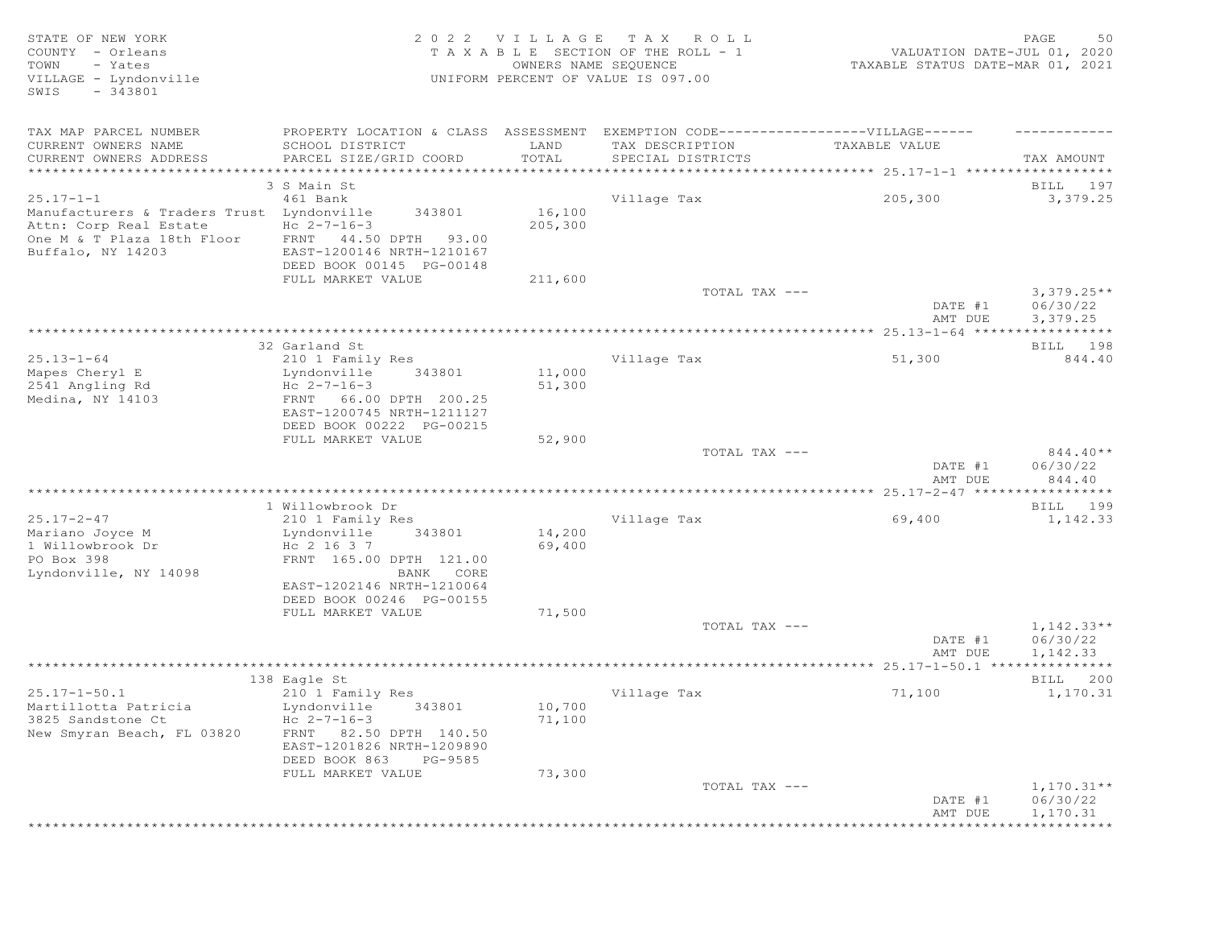STATE OF NEW YORK
COUNTY - Orleans
TOWN - Yates
VILLAGE - Lyndonville
SWIS - 343801

2022 VILLAGE TAX ROLL
TAXABLE SECTION OF THE ROLL - 1
OWNERS NAME SEQUENCE
UNIFORM PERCENT OF VALUE IS 097.00

VALUATION DATE-JUL 01, 2020
TAXABLE STATUS DATE-MAR 01, 2021

| TAX MAP PARCEL NUMBER / CURRENT OWNERS NAME / CURRENT OWNERS ADDRESS | PROPERTY LOCATION & CLASS / SCHOOL DISTRICT / PARCEL SIZE/GRID COORD | ASSESSMENT LAND / TOTAL | EXEMPTION CODE / TAX DESCRIPTION / SPECIAL DISTRICTS | VILLAGE TAXABLE VALUE | TAX AMOUNT |
|---|---|---|---|---|---|
| 25.17-1-1 | 3 S Main St | | | | BILL 197 |
| | 461 Bank | | Village Tax | 205,300 | 3,379.25 |
| Manufacturers & Traders Trust | Lyndonville 343801 | 16,100 | | | |
| Attn: Corp Real Estate | Hc 2-7-16-3 | 205,300 | | | |
| One M & T Plaza 18th Floor | FRNT 44.50 DPTH 93.00 | | | | |
| Buffalo, NY 14203 | EAST-1200146 NRTH-1210167 | | | | |
| | DEED BOOK 00145 PG-00148 | | | | |
| | FULL MARKET VALUE | 211,600 | | | |
| | | | TOTAL TAX --- | | 3,379.25** |
| | | | | DATE #1 | 06/30/22 |
| | | | | AMT DUE | 3,379.25 |
| 25.13-1-64 | 32 Garland St | | | | BILL 198 |
| | 210 1 Family Res | | Village Tax | 51,300 | 844.40 |
| Mapes Cheryl E | Lyndonville 343801 | 11,000 | | | |
| 2541 Angling Rd | Hc 2-7-16-3 | 51,300 | | | |
| Medina, NY 14103 | FRNT 66.00 DPTH 200.25 | | | | |
| | EAST-1200745 NRTH-1211127 | | | | |
| | DEED BOOK 00222 PG-00215 | | | | |
| | FULL MARKET VALUE | 52,900 | | | |
| | | | TOTAL TAX --- | | 844.40** |
| | | | | DATE #1 | 06/30/22 |
| | | | | AMT DUE | 844.40 |
| 25.17-2-47 | 1 Willowbrook Dr | | | | BILL 199 |
| | 210 1 Family Res | | Village Tax | 69,400 | 1,142.33 |
| Mariano Joyce M | Lyndonville 343801 | 14,200 | | | |
| 1 Willowbrook Dr | Hc 2 16 3 7 | 69,400 | | | |
| PO Box 398 | FRNT 165.00 DPTH 121.00 | | | | |
| Lyndonville, NY 14098 | BANK CORE | | | | |
| | EAST-1202146 NRTH-1210064 | | | | |
| | DEED BOOK 00246 PG-00155 | | | | |
| | FULL MARKET VALUE | 71,500 | | | |
| | | | TOTAL TAX --- | | 1,142.33** |
| | | | | DATE #1 | 06/30/22 |
| | | | | AMT DUE | 1,142.33 |
| 25.17-1-50.1 | 138 Eagle St | | | | BILL 200 |
| | 210 1 Family Res | | Village Tax | 71,100 | 1,170.31 |
| Martillotta Patricia | Lyndonville 343801 | 10,700 | | | |
| 3825 Sandstone Ct | Hc 2-7-16-3 | 71,100 | | | |
| New Smyran Beach, FL 03820 | FRNT 82.50 DPTH 140.50 | | | | |
| | EAST-1201826 NRTH-1209890 | | | | |
| | DEED BOOK 863 PG-9585 | | | | |
| | FULL MARKET VALUE | 73,300 | | | |
| | | | TOTAL TAX --- | | 1,170.31** |
| | | | | DATE #1 | 06/30/22 |
| | | | | AMT DUE | 1,170.31 |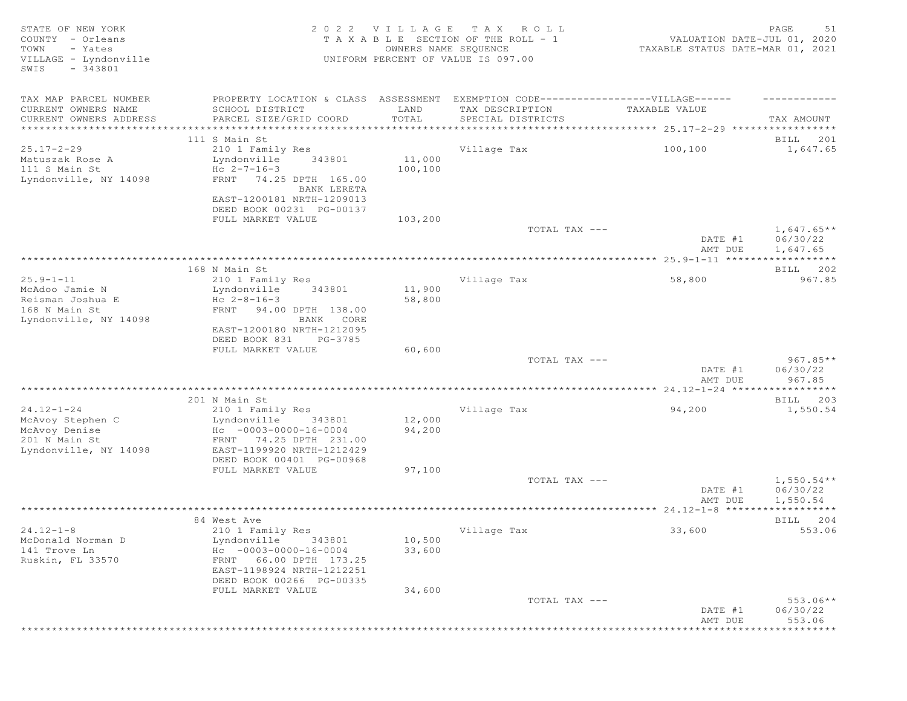STATE OF NEW YORK — 2022 VILLAGE TAX ROLL — PAGE 51
COUNTY - Orleans — TAXABLE SECTION OF THE ROLL - 1 — VALUATION DATE-JUL 01, 2020
TOWN - Yates — OWNERS NAME SEQUENCE — TAXABLE STATUS DATE-MAR 01, 2021
VILLAGE - Lyndonville — UNIFORM PERCENT OF VALUE IS 097.00
SWIS - 343801

| TAX MAP PARCEL NUMBER / CURRENT OWNERS NAME / CURRENT OWNERS ADDRESS | PROPERTY LOCATION & CLASS / SCHOOL DISTRICT / PARCEL SIZE/GRID COORD | ASSESSMENT LAND / TOTAL | EXEMPTION CODE—VILLAGE / TAX DESCRIPTION / SPECIAL DISTRICTS | TAXABLE VALUE | TAX AMOUNT |
|---|---|---|---|---|---|
| | 111 S Main St | | | | BILL 201 |
| 25.17-2-29 | 210 1 Family Res | | Village Tax | 100,100 | 1,647.65 |
| Matuszak Rose A | Lyndonville 343801 | 11,000 | | | |
| 111 S Main St | Hc 2-7-16-3 | 100,100 | | | |
| Lyndonville, NY 14098 | FRNT 74.25 DPTH 165.00 | | | | |
| | BANK LERETA | | | | |
| | EAST-1200181 NRTH-1209013 | | | | |
| | DEED BOOK 00231 PG-00137 | | | | |
| | FULL MARKET VALUE | 103,200 | | | |
| | | | TOTAL TAX --- | | 1,647.65** |
| | | | | DATE #1 | 06/30/22 |
| | | | | AMT DUE | 1,647.65 |
| | 168 N Main St | | | | BILL 202 |
| 25.9-1-11 | 210 1 Family Res | | Village Tax | 58,800 | 967.85 |
| McAdoo Jamie N | Lyndonville 343801 | 11,900 | | | |
| Reisman Joshua E | Hc 2-8-16-3 | 58,800 | | | |
| 168 N Main St | FRNT 94.00 DPTH 138.00 | | | | |
| Lyndonville, NY 14098 | BANK CORE | | | | |
| | EAST-1200180 NRTH-1212095 | | | | |
| | DEED BOOK 831 PG-3785 | | | | |
| | FULL MARKET VALUE | 60,600 | | | |
| | | | TOTAL TAX --- | | 967.85** |
| | | | | DATE #1 | 06/30/22 |
| | | | | AMT DUE | 967.85 |
| | 201 N Main St | | | | BILL 203 |
| 24.12-1-24 | 210 1 Family Res | | Village Tax | 94,200 | 1,550.54 |
| McAvoy Stephen C | Lyndonville 343801 | 12,000 | | | |
| McAvoy Denise | Hc -0003-0000-16-0004 | 94,200 | | | |
| 201 N Main St | FRNT 74.25 DPTH 231.00 | | | | |
| Lyndonville, NY 14098 | EAST-1199920 NRTH-1212429 | | | | |
| | DEED BOOK 00401 PG-00968 | | | | |
| | FULL MARKET VALUE | 97,100 | | | |
| | | | TOTAL TAX --- | | 1,550.54** |
| | | | | DATE #1 | 06/30/22 |
| | | | | AMT DUE | 1,550.54 |
| | 84 West Ave | | | | BILL 204 |
| 24.12-1-8 | 210 1 Family Res | | Village Tax | 33,600 | 553.06 |
| McDonald Norman D | Lyndonville 343801 | 10,500 | | | |
| 141 Trove Ln | Hc -0003-0000-16-0004 | 33,600 | | | |
| Ruskin, FL 33570 | FRNT 66.00 DPTH 173.25 | | | | |
| | EAST-1198924 NRTH-1212251 | | | | |
| | DEED BOOK 00266 PG-00335 | | | | |
| | FULL MARKET VALUE | 34,600 | | | |
| | | | TOTAL TAX --- | | 553.06** |
| | | | | DATE #1 | 06/30/22 |
| | | | | AMT DUE | 553.06 |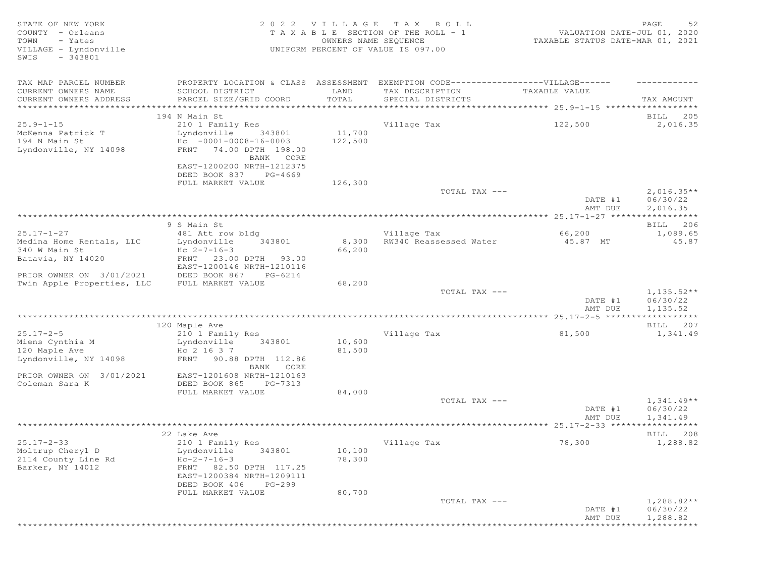STATE OF NEW YORK
COUNTY - Orleans
TOWN - Yates
VILLAGE - Lyndonville
SWIS - 343801

2 0 2 2 V I L L A G E T A X R O L L
T A X A B L E SECTION OF THE ROLL - 1
OWNERS NAME SEQUENCE
UNIFORM PERCENT OF VALUE IS 097.00

VALUATION DATE-JUL 01, 2020
TAXABLE STATUS DATE-MAR 01, 2021

| TAX MAP PARCEL NUMBER / CURRENT OWNERS NAME / CURRENT OWNERS ADDRESS | PROPERTY LOCATION & CLASS / SCHOOL DISTRICT / PARCEL SIZE/GRID COORD | ASSESSMENT LAND / TOTAL | EXEMPTION CODE / TAX DESCRIPTION / SPECIAL DISTRICTS | TAXABLE VALUE | TAX AMOUNT |
|---|---|---|---|---|---|
| **25.9-1-15** | 194 N Main St | | | | BILL 205 |
| 25.9-1-15 | 210 1 Family Res | | Village Tax | 122,500 | 2,016.35 |
| McKenna Patrick T | Lyndonville 343801 | 11,700 | | | |
| 194 N Main St | Hc -0001-0008-16-0003 | 122,500 | | | |
| Lyndonville, NY 14098 | FRNT 74.00 DPTH 198.00 | | | | |
| | BANK CORE | | | | |
| | EAST-1200200 NRTH-1212375 | | | | |
| | DEED BOOK 837 PG-4669 | | | | |
| | FULL MARKET VALUE | 126,300 | | | |
| | | | TOTAL TAX --- | | 2,016.35** |
| | | | | DATE #1 | 06/30/22 |
| | | | | AMT DUE | 2,016.35 |
| **25.17-1-27** | 9 S Main St | | | | BILL 206 |
| 25.17-1-27 | 481 Att row bldg | | Village Tax | 66,200 | 1,089.65 |
| Medina Home Rentals, LLC | Lyndonville 343801 | 8,300 | RW340 Reassessed Water | 45.87 MT | 45.87 |
| 340 W Main St | Hc 2-7-16-3 | 66,200 | | | |
| Batavia, NY 14020 | FRNT 23.00 DPTH 93.00 | | | | |
| | EAST-1200146 NRTH-1210116 | | | | |
| PRIOR OWNER ON 3/01/2021 | DEED BOOK 867 PG-6214 | | | | |
| Twin Apple Properties, LLC | FULL MARKET VALUE | 68,200 | | | |
| | | | TOTAL TAX --- | | 1,135.52** |
| | | | | DATE #1 | 06/30/22 |
| | | | | AMT DUE | 1,135.52 |
| **25.17-2-5** | 120 Maple Ave | | | | BILL 207 |
| 25.17-2-5 | 210 1 Family Res | | Village Tax | 81,500 | 1,341.49 |
| Miens Cynthia M | Lyndonville 343801 | 10,600 | | | |
| 120 Maple Ave | Hc 2 16 3 7 | 81,500 | | | |
| Lyndonville, NY 14098 | FRNT 90.88 DPTH 112.86 | | | | |
| | BANK CORE | | | | |
| PRIOR OWNER ON 3/01/2021 | EAST-1201608 NRTH-1210163 | | | | |
| Coleman Sara K | DEED BOOK 865 PG-7313 | | | | |
| | FULL MARKET VALUE | 84,000 | | | |
| | | | TOTAL TAX --- | | 1,341.49** |
| | | | | DATE #1 | 06/30/22 |
| | | | | AMT DUE | 1,341.49 |
| **25.17-2-33** | 22 Lake Ave | | | | BILL 208 |
| 25.17-2-33 | 210 1 Family Res | | Village Tax | 78,300 | 1,288.82 |
| Moltrup Cheryl D | Lyndonville 343801 | 10,100 | | | |
| 2114 County Line Rd | Hc-2-7-16-3 | 78,300 | | | |
| Barker, NY 14012 | FRNT 82.50 DPTH 117.25 | | | | |
| | EAST-1200384 NRTH-1209111 | | | | |
| | DEED BOOK 406 PG-299 | | | | |
| | FULL MARKET VALUE | 80,700 | | | |
| | | | TOTAL TAX --- | | 1,288.82** |
| | | | | DATE #1 | 06/30/22 |
| | | | | AMT DUE | 1,288.82 |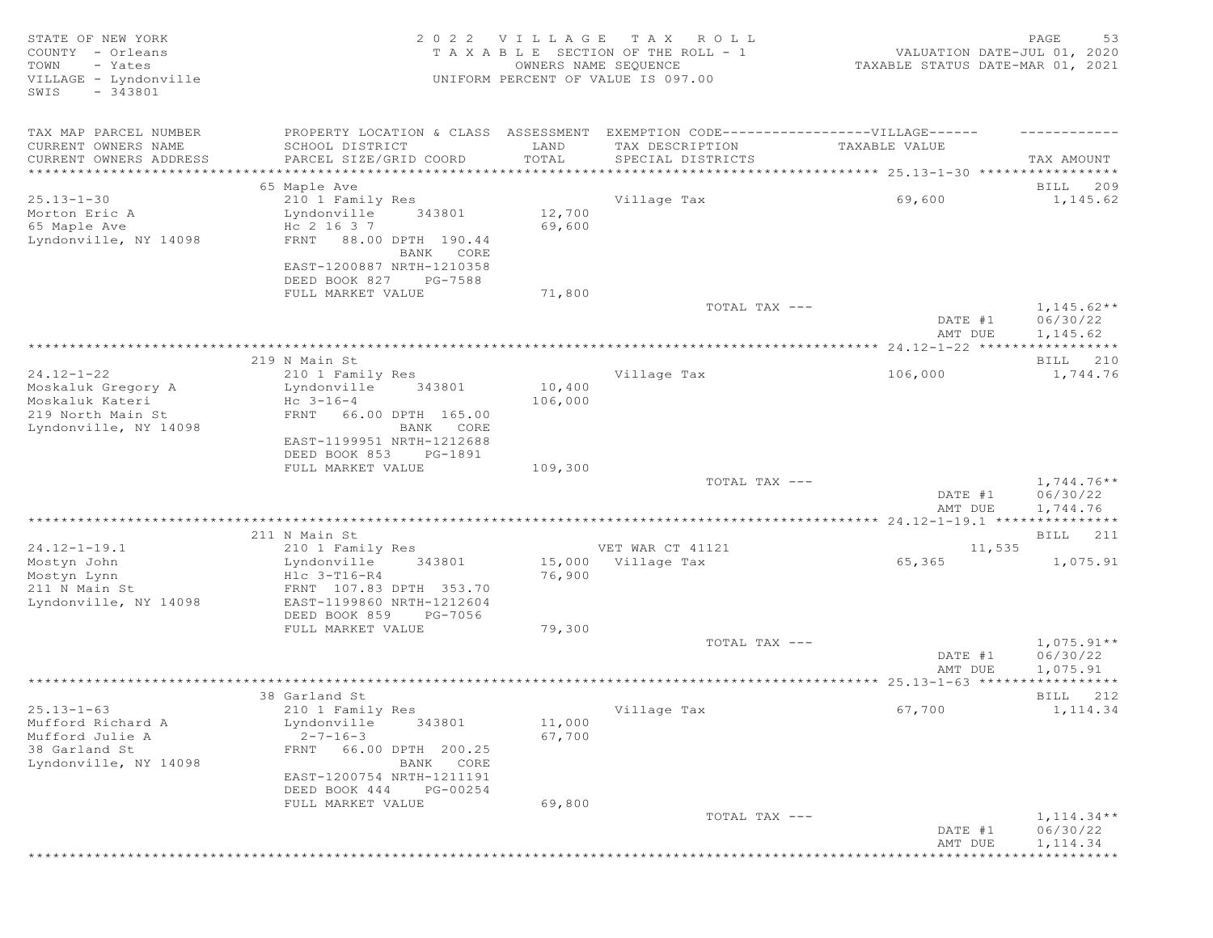STATE OF NEW YORK
COUNTY - Orleans
TOWN - Yates
VILLAGE - Lyndonville
SWIS - 343801

2022 VILLAGE TAX ROLL
TAXABLE SECTION OF THE ROLL - 1
OWNERS NAME SEQUENCE
UNIFORM PERCENT OF VALUE IS 097.00

VALUATION DATE-JUL 01, 2020
TAXABLE STATUS DATE-MAR 01, 2021

| TAX MAP PARCEL NUMBER / CURRENT OWNERS NAME / CURRENT OWNERS ADDRESS | PROPERTY LOCATION & CLASS / SCHOOL DISTRICT / PARCEL SIZE/GRID COORD | ASSESSMENT LAND / TOTAL | EXEMPTION CODE / TAX DESCRIPTION / SPECIAL DISTRICTS | VILLAGE TAXABLE VALUE | TAX AMOUNT |
|---|---|---|---|---|---|
| 25.13-1-30 | 65 Maple Ave | | | | BILL 209 |
| Morton Eric A | 210 1 Family Res | | Village Tax | 69,600 | 1,145.62 |
| 65 Maple Ave | Lyndonville 343801 | 12,700 | | | |
| Lyndonville, NY 14098 | Hc 2 16 3 7 | 69,600 | | | |
| | FRNT 88.00 DPTH 190.44 | | | | |
| | BANK CORE | | | | |
| | EAST-1200887 NRTH-1210358 | | | | |
| | DEED BOOK 827 PG-7588 | | | | |
| | FULL MARKET VALUE | 71,800 | | | |
| | | | TOTAL TAX --- | | 1,145.62** |
| | | | | DATE #1 | 06/30/22 |
| | | | | AMT DUE | 1,145.62 |
| 24.12-1-22 | 219 N Main St | | | | BILL 210 |
| Moskaluk Gregory A | 210 1 Family Res | | Village Tax | 106,000 | 1,744.76 |
| Moskaluk Kateri | Lyndonville 343801 | 10,400 | | | |
| 219 North Main St | Hc 3-16-4 | 106,000 | | | |
| Lyndonville, NY 14098 | FRNT 66.00 DPTH 165.00 | | | | |
| | BANK CORE | | | | |
| | EAST-1199951 NRTH-1212688 | | | | |
| | DEED BOOK 853 PG-1891 | | | | |
| | FULL MARKET VALUE | 109,300 | | | |
| | | | TOTAL TAX --- | | 1,744.76** |
| | | | | DATE #1 | 06/30/22 |
| | | | | AMT DUE | 1,744.76 |
| 24.12-1-19.1 | 211 N Main St | | | | BILL 211 |
| Mostyn John | 210 1 Family Res | | VET WAR CT 41121 | 11,535 | |
| Mostyn Lynn | Lyndonville 343801 | 15,000 | Village Tax | 65,365 | 1,075.91 |
| 211 N Main St | Hlc 3-T16-R4 | 76,900 | | | |
| Lyndonville, NY 14098 | FRNT 107.83 DPTH 353.70 | | | | |
| | EAST-1199860 NRTH-1212604 | | | | |
| | DEED BOOK 859 PG-7056 | | | | |
| | FULL MARKET VALUE | 79,300 | | | |
| | | | TOTAL TAX --- | | 1,075.91** |
| | | | | DATE #1 | 06/30/22 |
| | | | | AMT DUE | 1,075.91 |
| 25.13-1-63 | 38 Garland St | | | | BILL 212 |
| Mufford Richard A | 210 1 Family Res | | Village Tax | 67,700 | 1,114.34 |
| Mufford Julie A | Lyndonville 343801 | 11,000 | | | |
| 38 Garland St | 2-7-16-3 | 67,700 | | | |
| Lyndonville, NY 14098 | FRNT 66.00 DPTH 200.25 | | | | |
| | BANK CORE | | | | |
| | EAST-1200754 NRTH-1211191 | | | | |
| | DEED BOOK 444 PG-00254 | | | | |
| | FULL MARKET VALUE | 69,800 | | | |
| | | | TOTAL TAX --- | | 1,114.34** |
| | | | | DATE #1 | 06/30/22 |
| | | | | AMT DUE | 1,114.34 |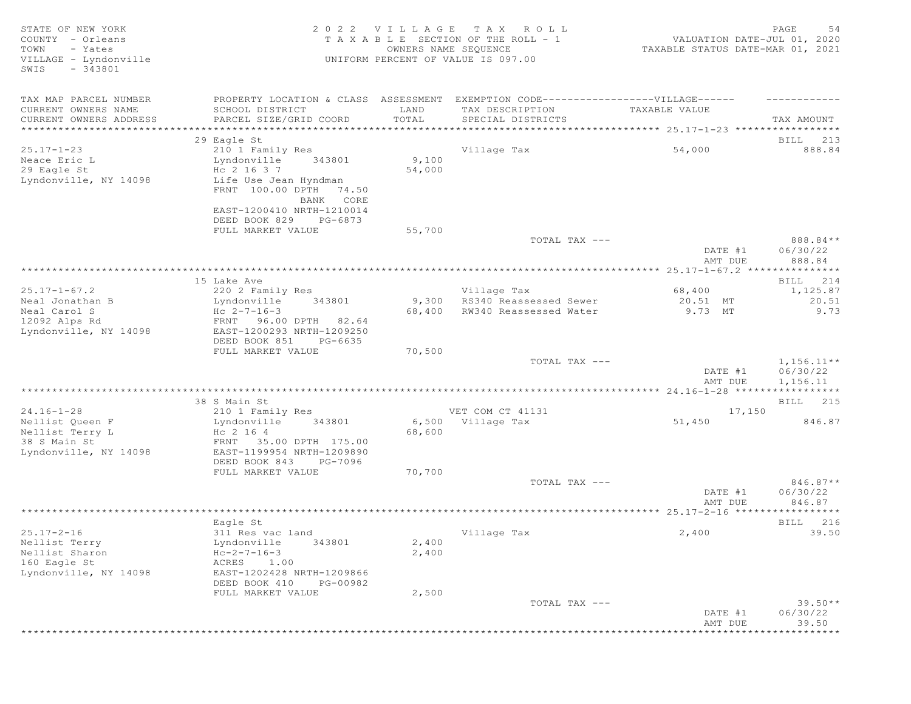STATE OF NEW YORK
COUNTY - Orleans
TOWN - Yates
VILLAGE - Lyndonville
SWIS - 343801

2022 VILLAGE TAX ROLL
TAXABLE SECTION OF THE ROLL - 1
OWNERS NAME SEQUENCE
UNIFORM PERCENT OF VALUE IS 097.00

VALUATION DATE-JUL 01, 2020
TAXABLE STATUS DATE-MAR 01, 2021

| TAX MAP PARCEL NUMBER / CURRENT OWNERS NAME / CURRENT OWNERS ADDRESS | PROPERTY LOCATION & CLASS / SCHOOL DISTRICT / PARCEL SIZE/GRID COORD | ASSESSMENT LAND / TOTAL | EXEMPTION CODE / TAX DESCRIPTION / SPECIAL DISTRICTS | TAXABLE VALUE | TAX AMOUNT |
|---|---|---|---|---|---|
| **25.17-1-23** | 29 Eagle St | | | | BILL 213 |
| 25.17-1-23 | 210 1 Family Res | | Village Tax | 54,000 | 888.84 |
| Neace Eric L | Lyndonville 343801 | 9,100 | | | |
| 29 Eagle St | Hc 2 16 3 7 | 54,000 | | | |
| Lyndonville, NY 14098 | Life Use Jean Hyndman | | | | |
| | FRNT 100.00 DPTH 74.50 | | | | |
| | BANK CORE | | | | |
| | EAST-1200410 NRTH-1210014 | | | | |
| | DEED BOOK 829 PG-6873 | | | | |
| | FULL MARKET VALUE | 55,700 | | | |
| | | | TOTAL TAX --- | | 888.84** |
| | | | | DATE #1 | 06/30/22 |
| | | | | AMT DUE | 888.84 |
| **25.17-1-67.2** | 15 Lake Ave | | | | BILL 214 |
| 25.17-1-67.2 | 220 2 Family Res | | Village Tax | 68,400 | 1,125.87 |
| Neal Jonathan B | Lyndonville 343801 | 9,300 | RS340 Reassessed Sewer | 20.51 MT | 20.51 |
| Neal Carol S | Hc 2-7-16-3 | 68,400 | RW340 Reassessed Water | 9.73 MT | 9.73 |
| 12092 Alps Rd | FRNT 96.00 DPTH 82.64 | | | | |
| Lyndonville, NY 14098 | EAST-1200293 NRTH-1209250 | | | | |
| | DEED BOOK 851 PG-6635 | | | | |
| | FULL MARKET VALUE | 70,500 | | | |
| | | | TOTAL TAX --- | | 1,156.11** |
| | | | | DATE #1 | 06/30/22 |
| | | | | AMT DUE | 1,156.11 |
| **24.16-1-28** | 38 S Main St | | | | BILL 215 |
| 24.16-1-28 | 210 1 Family Res | | VET COM CT 41131 | 17,150 | |
| Nellist Queen F | Lyndonville 343801 | 6,500 | Village Tax | 51,450 | 846.87 |
| Nellist Terry L | Hc 2 16 4 | 68,600 | | | |
| 38 S Main St | FRNT 35.00 DPTH 175.00 | | | | |
| Lyndonville, NY 14098 | EAST-1199954 NRTH-1209890 | | | | |
| | DEED BOOK 843 PG-7096 | | | | |
| | FULL MARKET VALUE | 70,700 | | | |
| | | | TOTAL TAX --- | | 846.87** |
| | | | | DATE #1 | 06/30/22 |
| | | | | AMT DUE | 846.87 |
| **25.17-2-16** | Eagle St | | | | BILL 216 |
| 25.17-2-16 | 311 Res vac land | | Village Tax | 2,400 | 39.50 |
| Nellist Terry | Lyndonville 343801 | 2,400 | | | |
| Nellist Sharon | Hc-2-7-16-3 | 2,400 | | | |
| 160 Eagle St | ACRES 1.00 | | | | |
| Lyndonville, NY 14098 | EAST-1202428 NRTH-1209866 | | | | |
| | DEED BOOK 410 PG-00982 | | | | |
| | FULL MARKET VALUE | 2,500 | | | |
| | | | TOTAL TAX --- | | 39.50** |
| | | | | DATE #1 | 06/30/22 |
| | | | | AMT DUE | 39.50 |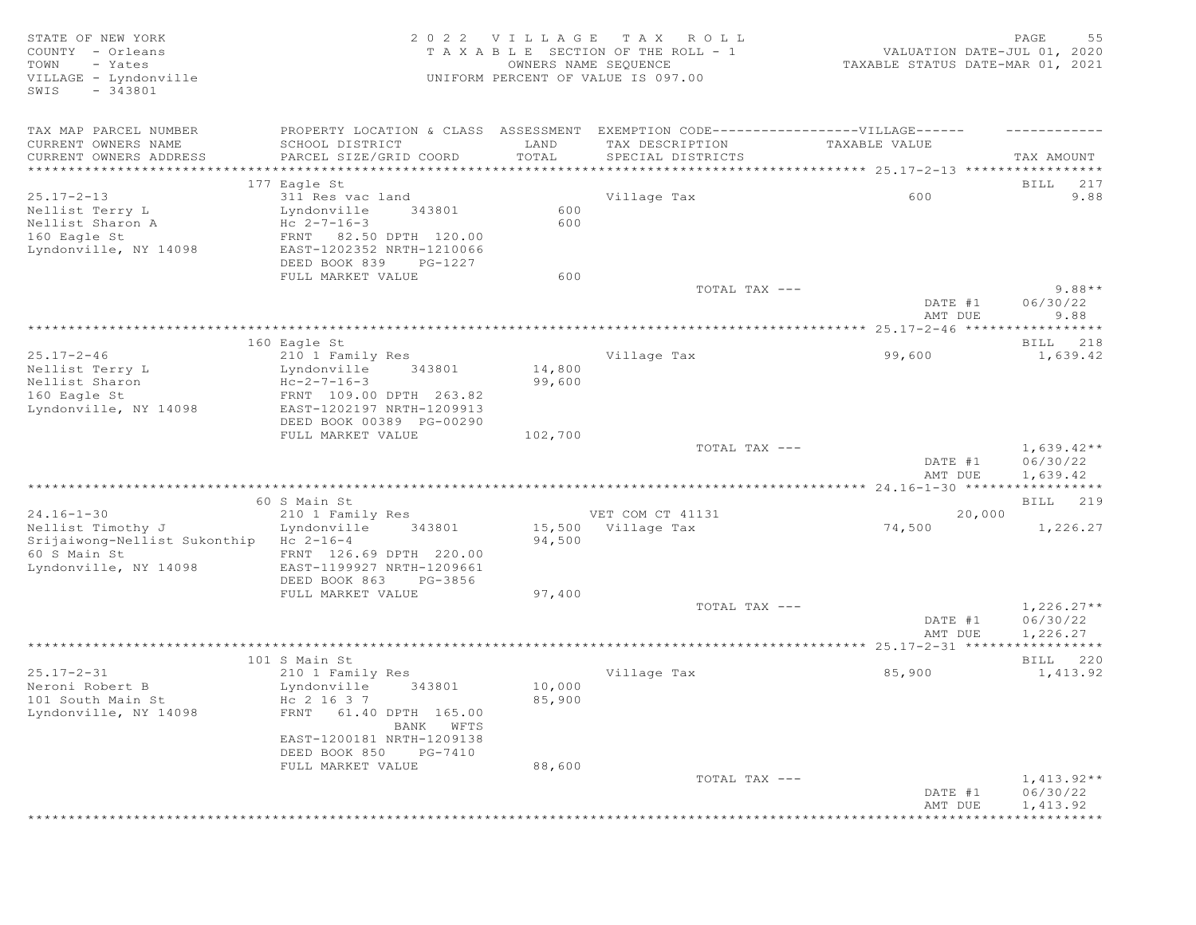STATE OF NEW YORK
COUNTY - Orleans
TOWN - Yates
VILLAGE - Lyndonville
SWIS - 343801

2022 VILLAGE TAX ROLL
TAXABLE SECTION OF THE ROLL - 1
OWNERS NAME SEQUENCE
UNIFORM PERCENT OF VALUE IS 097.00

VALUATION DATE-JUL 01, 2020
TAXABLE STATUS DATE-MAR 01, 2021

| TAX MAP PARCEL NUMBER / CURRENT OWNERS NAME / CURRENT OWNERS ADDRESS | PROPERTY LOCATION & CLASS / SCHOOL DISTRICT / PARCEL SIZE/GRID COORD | ASSESSMENT LAND / TOTAL | EXEMPTION CODE---VILLAGE--- / TAX DESCRIPTION / SPECIAL DISTRICTS | TAXABLE VALUE | TAX AMOUNT |
|---|---|---|---|---|---|
| **25.17-2-13** | 177 Eagle St | | | | BILL 217 |
| 25.17-2-13 | 311 Res vac land | | Village Tax | 600 | 9.88 |
| Nellist Terry L | Lyndonville 343801 | 600 | | | |
| Nellist Sharon A | Hc 2-7-16-3 | 600 | | | |
| 160 Eagle St | FRNT 82.50 DPTH 120.00 | | | | |
| Lyndonville, NY 14098 | EAST-1202352 NRTH-1210066 | | | | |
| | DEED BOOK 839 PG-1227 | | | | |
| | FULL MARKET VALUE | 600 | | | |
| | | | TOTAL TAX --- | | 9.88** |
| | | | | DATE #1 | 06/30/22 |
| | | | | AMT DUE | 9.88 |
| **25.17-2-46** | 160 Eagle St | | | | BILL 218 |
| 25.17-2-46 | 210 1 Family Res | | Village Tax | 99,600 | 1,639.42 |
| Nellist Terry L | Lyndonville 343801 | 14,800 | | | |
| Nellist Sharon | Hc-2-7-16-3 | 99,600 | | | |
| 160 Eagle St | FRNT 109.00 DPTH 263.82 | | | | |
| Lyndonville, NY 14098 | EAST-1202197 NRTH-1209913 | | | | |
| | DEED BOOK 00389 PG-00290 | | | | |
| | FULL MARKET VALUE | 102,700 | | | |
| | | | TOTAL TAX --- | | 1,639.42** |
| | | | | DATE #1 | 06/30/22 |
| | | | | AMT DUE | 1,639.42 |
| **24.16-1-30** | 60 S Main St | | | | BILL 219 |
| 24.16-1-30 | 210 1 Family Res | | VET COM CT 41131 | 20,000 | |
| Nellist Timothy J | Lyndonville 343801 | 15,500 | Village Tax | 74,500 | 1,226.27 |
| Srijaiwong-Nellist Sukonthip | Hc 2-16-4 | 94,500 | | | |
| 60 S Main St | FRNT 126.69 DPTH 220.00 | | | | |
| Lyndonville, NY 14098 | EAST-1199927 NRTH-1209661 | | | | |
| | DEED BOOK 863 PG-3856 | | | | |
| | FULL MARKET VALUE | 97,400 | | | |
| | | | TOTAL TAX --- | | 1,226.27** |
| | | | | DATE #1 | 06/30/22 |
| | | | | AMT DUE | 1,226.27 |
| **25.17-2-31** | 101 S Main St | | | | BILL 220 |
| 25.17-2-31 | 210 1 Family Res | | Village Tax | 85,900 | 1,413.92 |
| Neroni Robert B | Lyndonville 343801 | 10,000 | | | |
| 101 South Main St | Hc 2 16 3 7 | 85,900 | | | |
| Lyndonville, NY 14098 | FRNT 61.40 DPTH 165.00 | | | | |
| | BANK WFTS | | | | |
| | EAST-1200181 NRTH-1209138 | | | | |
| | DEED BOOK 850 PG-7410 | | | | |
| | FULL MARKET VALUE | 88,600 | | | |
| | | | TOTAL TAX --- | | 1,413.92** |
| | | | | DATE #1 | 06/30/22 |
| | | | | AMT DUE | 1,413.92 |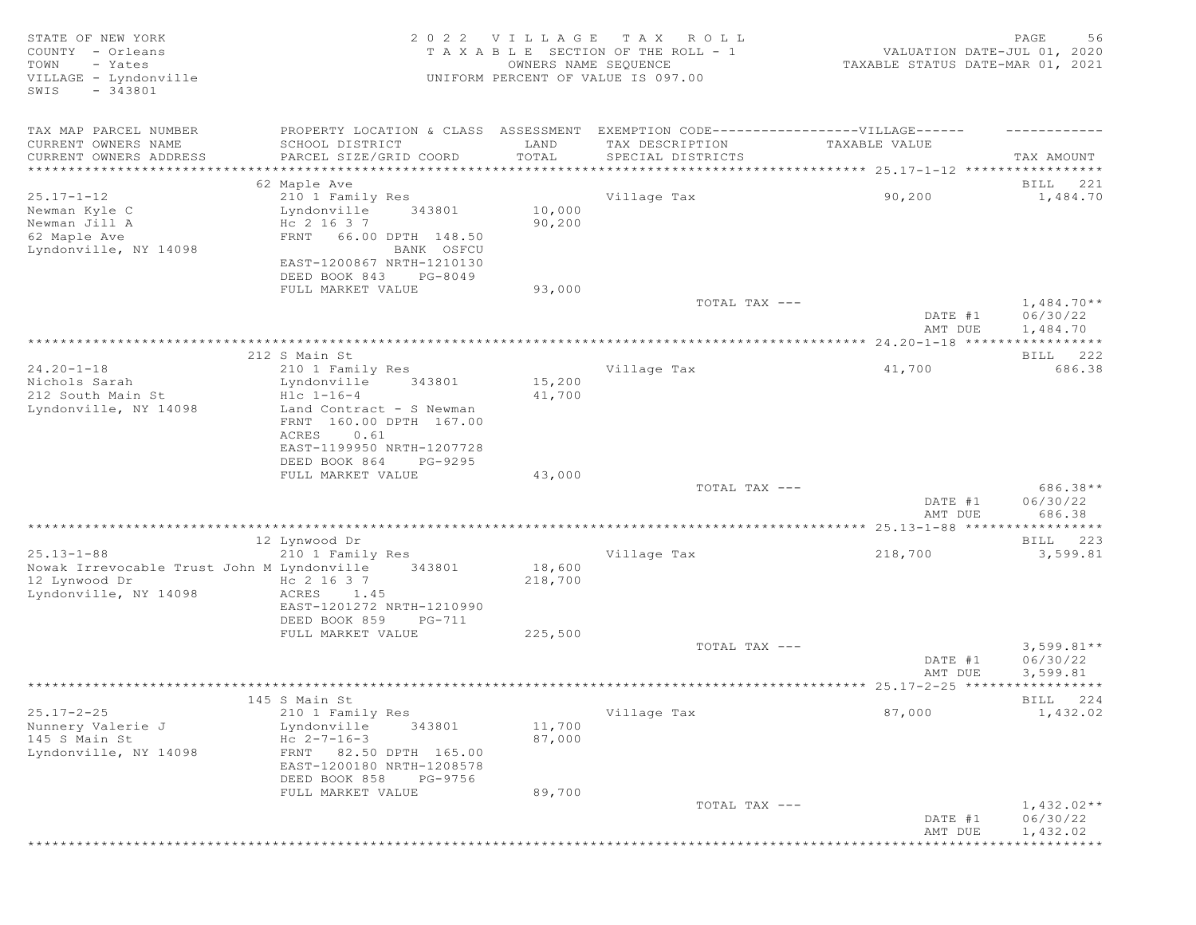STATE OF NEW YORK
COUNTY - Orleans
TOWN - Yates
VILLAGE - Lyndonville
SWIS - 343801

2022 VILLAGE TAX ROLL
TAXABLE SECTION OF THE ROLL - 1
OWNERS NAME SEQUENCE
UNIFORM PERCENT OF VALUE IS 097.00

VALUATION DATE-JUL 01, 2020
TAXABLE STATUS DATE-MAR 01, 2021

| TAX MAP PARCEL NUMBER<br>CURRENT OWNERS NAME<br>CURRENT OWNERS ADDRESS | PROPERTY LOCATION & CLASS<br>SCHOOL DISTRICT<br>PARCEL SIZE/GRID COORD | ASSESSMENT<br>LAND<br>TOTAL | EXEMPTION CODE-----VILLAGE-----<br>TAX DESCRIPTION<br>SPECIAL DISTRICTS | TAXABLE VALUE | TAX AMOUNT |
|---|---|---|---|---|---|
| **25.17-1-12** | 62 Maple Ave | | | | BILL 221 |
| 25.17-1-12 | 210 1 Family Res | | Village Tax | 90,200 | 1,484.70 |
| Newman Kyle C | Lyndonville 343801 | 10,000 | | | |
| Newman Jill A | Hc 2 16 3 7 | 90,200 | | | |
| 62 Maple Ave | FRNT 66.00 DPTH 148.50 | | | | |
| Lyndonville, NY 14098 | BANK OSFCU | | | | |
| | EAST-1200867 NRTH-1210130 | | | | |
| | DEED BOOK 843 PG-8049 | | | | |
| | FULL MARKET VALUE | 93,000 | | | |
| | | | TOTAL TAX --- | | 1,484.70** |
| | | | | DATE #1 | 06/30/22 |
| | | | | AMT DUE | 1,484.70 |
| **24.20-1-18** | 212 S Main St | | | | BILL 222 |
| 24.20-1-18 | 210 1 Family Res | | Village Tax | 41,700 | 686.38 |
| Nichols Sarah | Lyndonville 343801 | 15,200 | | | |
| 212 South Main St | Hlc 1-16-4 | 41,700 | | | |
| Lyndonville, NY 14098 | Land Contract - S Newman | | | | |
| | FRNT 160.00 DPTH 167.00 | | | | |
| | ACRES 0.61 | | | | |
| | EAST-1199950 NRTH-1207728 | | | | |
| | DEED BOOK 864 PG-9295 | | | | |
| | FULL MARKET VALUE | 43,000 | | | |
| | | | TOTAL TAX --- | | 686.38** |
| | | | | DATE #1 | 06/30/22 |
| | | | | AMT DUE | 686.38 |
| **25.13-1-88** | 12 Lynwood Dr | | | | BILL 223 |
| 25.13-1-88 | 210 1 Family Res | | Village Tax | 218,700 | 3,599.81 |
| Nowak Irrevocable Trust John M | Lyndonville 343801 | 18,600 | | | |
| 12 Lynwood Dr | Hc 2 16 3 7 | 218,700 | | | |
| Lyndonville, NY 14098 | ACRES 1.45 | | | | |
| | EAST-1201272 NRTH-1210990 | | | | |
| | DEED BOOK 859 PG-711 | | | | |
| | FULL MARKET VALUE | 225,500 | | | |
| | | | TOTAL TAX --- | | 3,599.81** |
| | | | | DATE #1 | 06/30/22 |
| | | | | AMT DUE | 3,599.81 |
| **25.17-2-25** | 145 S Main St | | | | BILL 224 |
| 25.17-2-25 | 210 1 Family Res | | Village Tax | 87,000 | 1,432.02 |
| Nunnery Valerie J | Lyndonville 343801 | 11,700 | | | |
| 145 S Main St | Hc 2-7-16-3 | 87,000 | | | |
| Lyndonville, NY 14098 | FRNT 82.50 DPTH 165.00 | | | | |
| | EAST-1200180 NRTH-1208578 | | | | |
| | DEED BOOK 858 PG-9756 | | | | |
| | FULL MARKET VALUE | 89,700 | | | |
| | | | TOTAL TAX --- | | 1,432.02** |
| | | | | DATE #1 | 06/30/22 |
| | | | | AMT DUE | 1,432.02 |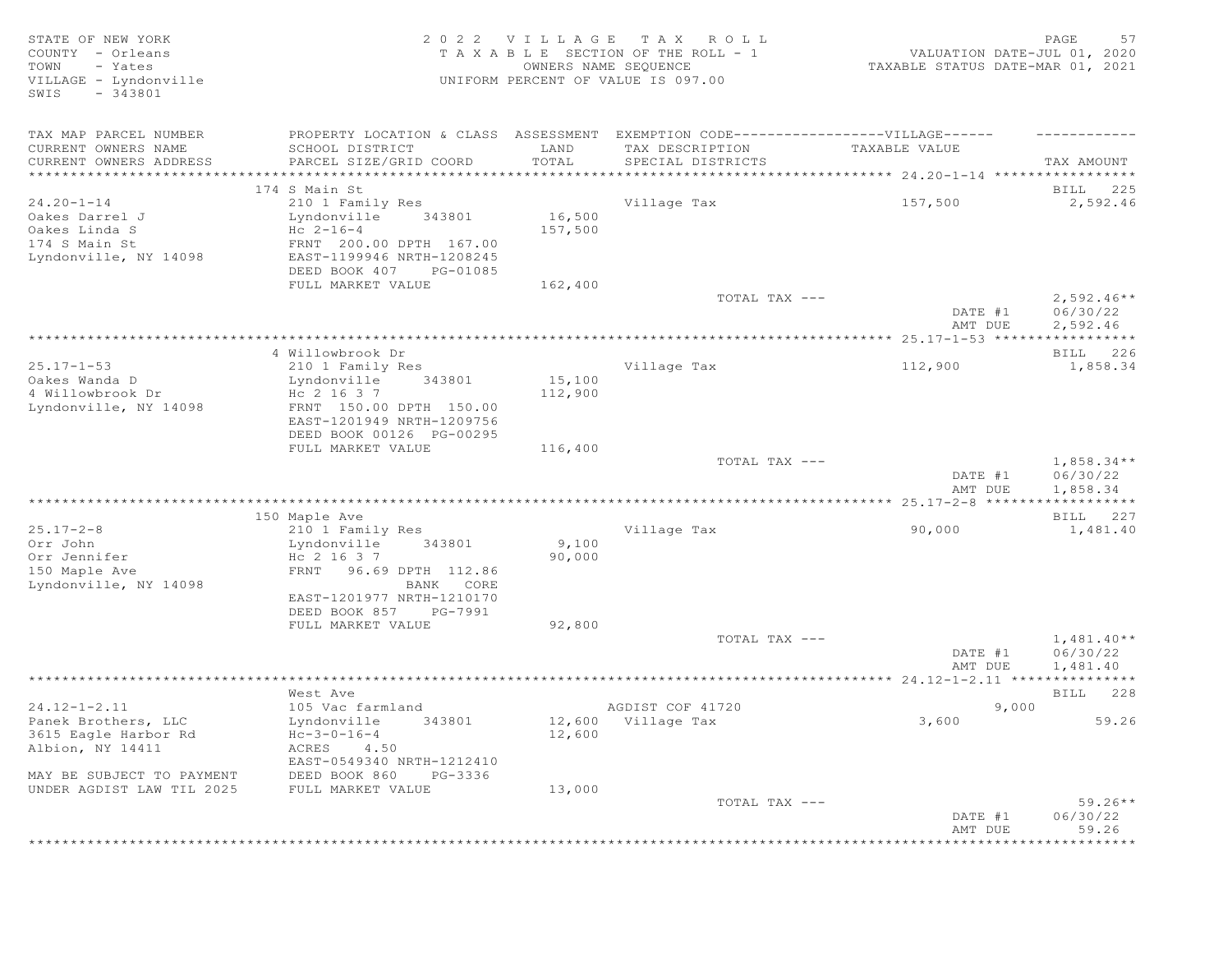STATE OF NEW YORK
COUNTY - Orleans
TOWN - Yates
VILLAGE - Lyndonville
SWIS - 343801

2 0 2 2 V I L L A G E T A X R O L L
T A X A B L E SECTION OF THE ROLL - 1
OWNERS NAME SEQUENCE
UNIFORM PERCENT OF VALUE IS 097.00

VALUATION DATE-JUL 01, 2020
TAXABLE STATUS DATE-MAR 01, 2021

| TAX MAP PARCEL NUMBER / CURRENT OWNERS NAME / CURRENT OWNERS ADDRESS | PROPERTY LOCATION & CLASS / SCHOOL DISTRICT / PARCEL SIZE/GRID COORD | ASSESSMENT LAND / TOTAL | EXEMPTION CODE / TAX DESCRIPTION / SPECIAL DISTRICTS | TAXABLE VALUE | TAX AMOUNT |
|---|---|---|---|---|---|
| **24.20-1-14** | 174 S Main St | | | | BILL 225 |
| 24.20-1-14 | 210 1 Family Res | | Village Tax | 157,500 | 2,592.46 |
| Oakes Darrel J | Lyndonville 343801 | 16,500 | | | |
| Oakes Linda S | Hc 2-16-4 | 157,500 | | | |
| 174 S Main St | FRNT 200.00 DPTH 167.00 | | | | |
| Lyndonville, NY 14098 | EAST-1199946 NRTH-1208245 | | | | |
| | DEED BOOK 407 PG-01085 | | | | |
| | FULL MARKET VALUE | 162,400 | | | |
| | | | TOTAL TAX --- | | 2,592.46** |
| | | | | DATE #1 | 06/30/22 |
| | | | | AMT DUE | 2,592.46 |
| **25.17-1-53** | 4 Willowbrook Dr | | | | BILL 226 |
| 25.17-1-53 | 210 1 Family Res | | Village Tax | 112,900 | 1,858.34 |
| Oakes Wanda D | Lyndonville 343801 | 15,100 | | | |
| 4 Willowbrook Dr | Hc 2 16 3 7 | 112,900 | | | |
| Lyndonville, NY 14098 | FRNT 150.00 DPTH 150.00 | | | | |
| | EAST-1201949 NRTH-1209756 | | | | |
| | DEED BOOK 00126 PG-00295 | | | | |
| | FULL MARKET VALUE | 116,400 | | | |
| | | | TOTAL TAX --- | | 1,858.34** |
| | | | | DATE #1 | 06/30/22 |
| | | | | AMT DUE | 1,858.34 |
| **25.17-2-8** | 150 Maple Ave | | | | BILL 227 |
| 25.17-2-8 | 210 1 Family Res | | Village Tax | 90,000 | 1,481.40 |
| Orr John | Lyndonville 343801 | 9,100 | | | |
| Orr Jennifer | Hc 2 16 3 7 | 90,000 | | | |
| 150 Maple Ave | FRNT 96.69 DPTH 112.86 | | | | |
| Lyndonville, NY 14098 | BANK CORE | | | | |
| | EAST-1201977 NRTH-1210170 | | | | |
| | DEED BOOK 857 PG-7991 | | | | |
| | FULL MARKET VALUE | 92,800 | | | |
| | | | TOTAL TAX --- | | 1,481.40** |
| | | | | DATE #1 | 06/30/22 |
| | | | | AMT DUE | 1,481.40 |
| **24.12-1-2.11** | West Ave | | | | BILL 228 |
| 24.12-1-2.11 | 105 Vac farmland | | AGDIST COF 41720 | 9,000 | |
| Panek Brothers, LLC | Lyndonville 343801 | 12,600 | Village Tax | 3,600 | 59.26 |
| 3615 Eagle Harbor Rd | Hc-3-0-16-4 | 12,600 | | | |
| Albion, NY 14411 | ACRES 4.50 | | | | |
| | EAST-0549340 NRTH-1212410 | | | | |
| MAY BE SUBJECT TO PAYMENT | DEED BOOK 860 PG-3336 | | | | |
| UNDER AGDIST LAW TIL 2025 | FULL MARKET VALUE | 13,000 | | | |
| | | | TOTAL TAX --- | | 59.26** |
| | | | | DATE #1 | 06/30/22 |
| | | | | AMT DUE | 59.26 |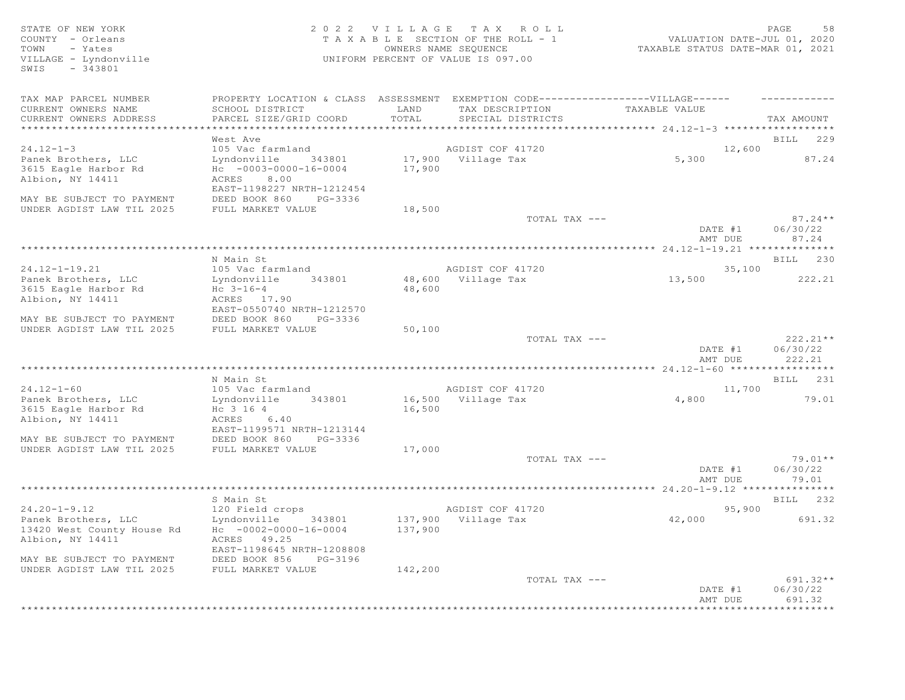STATE OF NEW YORK
COUNTY - Orleans
TOWN - Yates
VILLAGE - Lyndonville
SWIS - 343801

# 2022 VILLAGE TAX ROLL

TAXABLE SECTION OF THE ROLL - 1
OWNERS NAME SEQUENCE
UNIFORM PERCENT OF VALUE IS 097.00

VALUATION DATE-JUL 01, 2020
TAXABLE STATUS DATE-MAR 01, 2021

| TAX MAP PARCEL NUMBER / CURRENT OWNERS NAME / CURRENT OWNERS ADDRESS | PROPERTY LOCATION & CLASS / SCHOOL DISTRICT / PARCEL SIZE/GRID COORD | ASSESSMENT LAND / TOTAL | EXEMPTION CODE / TAX DESCRIPTION / SPECIAL DISTRICTS | TAXABLE VALUE | TAX AMOUNT |
|---|---|---|---|---|---|
| 24.12-1-3 | West Ave | | | | BILL 229 |
| 24.12-1-3 | 105 Vac farmland | | AGDIST COF 41720 | 12,600 | |
| Panek Brothers, LLC | Lyndonville 343801 | 17,900 | Village Tax | 5,300 | 87.24 |
| 3615 Eagle Harbor Rd | Hc -0003-0000-16-0004 | 17,900 | | | |
| Albion, NY 14411 | ACRES 8.00 | | | | |
| | EAST-1198227 NRTH-1212454 | | | | |
| MAY BE SUBJECT TO PAYMENT | DEED BOOK 860 PG-3336 | | | | |
| UNDER AGDIST LAW TIL 2025 | FULL MARKET VALUE | 18,500 | | | |
| | | | TOTAL TAX --- | | 87.24** |
| | | | | DATE #1 | 06/30/22 |
| | | | | AMT DUE | 87.24 |
| 24.12-1-19.21 | N Main St | | | | BILL 230 |
| 24.12-1-19.21 | 105 Vac farmland | | AGDIST COF 41720 | 35,100 | |
| Panek Brothers, LLC | Lyndonville 343801 | 48,600 | Village Tax | 13,500 | 222.21 |
| 3615 Eagle Harbor Rd | Hc 3-16-4 | 48,600 | | | |
| Albion, NY 14411 | ACRES 17.90 | | | | |
| | EAST-0550740 NRTH-1212570 | | | | |
| MAY BE SUBJECT TO PAYMENT | DEED BOOK 860 PG-3336 | | | | |
| UNDER AGDIST LAW TIL 2025 | FULL MARKET VALUE | 50,100 | | | |
| | | | TOTAL TAX --- | | 222.21** |
| | | | | DATE #1 | 06/30/22 |
| | | | | AMT DUE | 222.21 |
| 24.12-1-60 | N Main St | | | | BILL 231 |
| 24.12-1-60 | 105 Vac farmland | | AGDIST COF 41720 | 11,700 | |
| Panek Brothers, LLC | Lyndonville 343801 | 16,500 | Village Tax | 4,800 | 79.01 |
| 3615 Eagle Harbor Rd | Hc 3 16 4 | 16,500 | | | |
| Albion, NY 14411 | ACRES 6.40 | | | | |
| | EAST-1199571 NRTH-1213144 | | | | |
| MAY BE SUBJECT TO PAYMENT | DEED BOOK 860 PG-3336 | | | | |
| UNDER AGDIST LAW TIL 2025 | FULL MARKET VALUE | 17,000 | | | |
| | | | TOTAL TAX --- | | 79.01** |
| | | | | DATE #1 | 06/30/22 |
| | | | | AMT DUE | 79.01 |
| 24.20-1-9.12 | S Main St | | | | BILL 232 |
| 24.20-1-9.12 | 120 Field crops | | AGDIST COF 41720 | 95,900 | |
| Panek Brothers, LLC | Lyndonville 343801 | 137,900 | Village Tax | 42,000 | 691.32 |
| 13420 West County House Rd | Hc -0002-0000-16-0004 | 137,900 | | | |
| Albion, NY 14411 | ACRES 49.25 | | | | |
| | EAST-1198645 NRTH-1208808 | | | | |
| MAY BE SUBJECT TO PAYMENT | DEED BOOK 856 PG-3196 | | | | |
| UNDER AGDIST LAW TIL 2025 | FULL MARKET VALUE | 142,200 | | | |
| | | | TOTAL TAX --- | | 691.32** |
| | | | | DATE #1 | 06/30/22 |
| | | | | AMT DUE | 691.32 |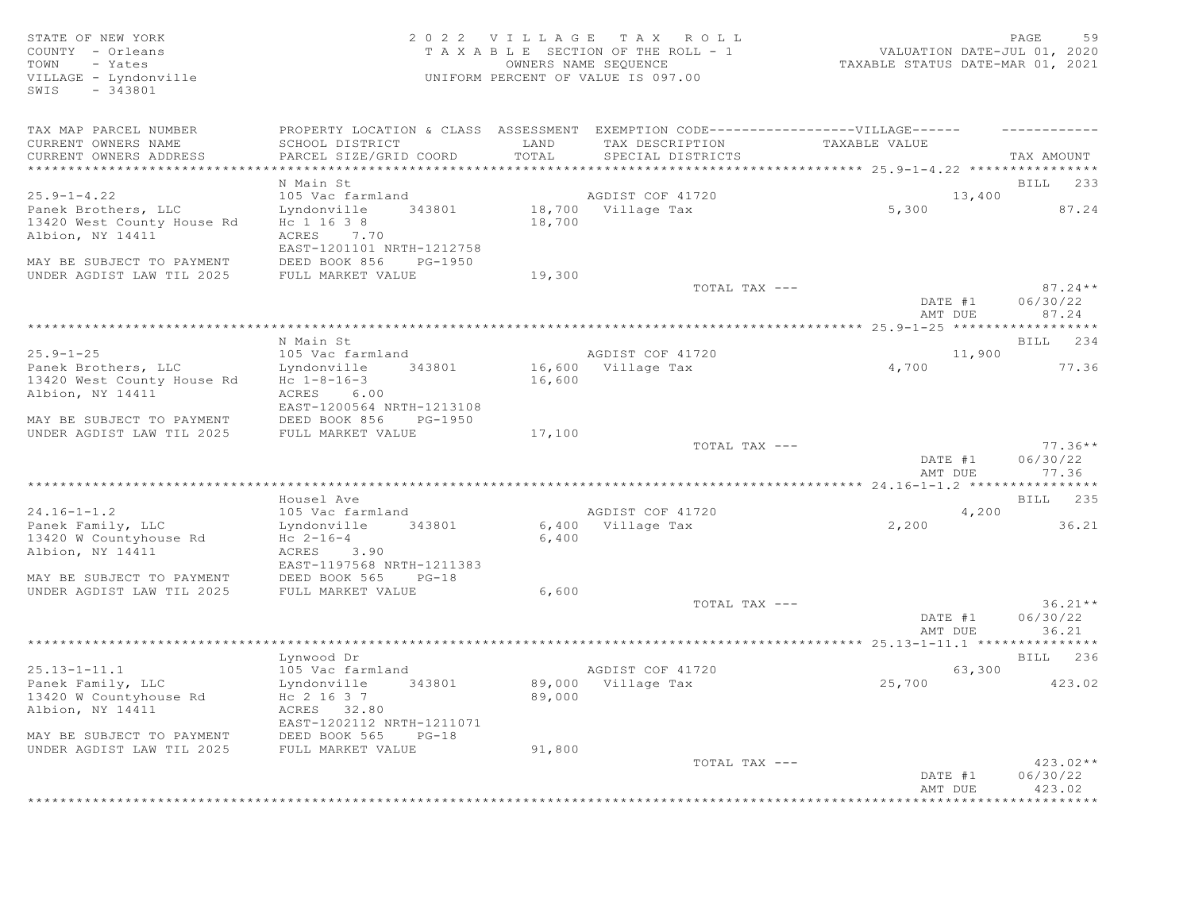STATE OF NEW YORK
COUNTY - Orleans
TOWN - Yates
VILLAGE - Lyndonville
SWIS - 343801

2022 VILLAGE TAX ROLL
TAXABLE SECTION OF THE ROLL - 1
OWNERS NAME SEQUENCE
UNIFORM PERCENT OF VALUE IS 097.00

VALUATION DATE-JUL 01, 2020
TAXABLE STATUS DATE-MAR 01, 2021

| TAX MAP PARCEL NUMBER / CURRENT OWNERS NAME / CURRENT OWNERS ADDRESS | PROPERTY LOCATION & CLASS / SCHOOL DISTRICT / PARCEL SIZE/GRID COORD | ASSESSMENT LAND / TOTAL | EXEMPTION CODE / TAX DESCRIPTION / SPECIAL DISTRICTS | VILLAGE TAXABLE VALUE | TAX AMOUNT |
|---|---|---|---|---|---|
| 25.9-1-4.22 | N Main St | | | | BILL 233 |
| | 105 Vac farmland | | AGDIST COF 41720 | 13,400 | |
| Panek Brothers, LLC | Lyndonville 343801 | 18,700 | Village Tax | 5,300 | 87.24 |
| 13420 West County House Rd | Hc 1 16 3 8 | 18,700 | | | |
| Albion, NY 14411 | ACRES 7.70 | | | | |
| | EAST-1201101 NRTH-1212758 | | | | |
| MAY BE SUBJECT TO PAYMENT | DEED BOOK 856 PG-1950 | | | | |
| UNDER AGDIST LAW TIL 2025 | FULL MARKET VALUE | 19,300 | | | |
| | | | TOTAL TAX --- | | 87.24** |
| | | | | DATE #1 | 06/30/22 |
| | | | | AMT DUE | 87.24 |
| 25.9-1-25 | N Main St | | | | BILL 234 |
| | 105 Vac farmland | | AGDIST COF 41720 | 11,900 | |
| Panek Brothers, LLC | Lyndonville 343801 | 16,600 | Village Tax | 4,700 | 77.36 |
| 13420 West County House Rd | Hc 1-8-16-3 | 16,600 | | | |
| Albion, NY 14411 | ACRES 6.00 | | | | |
| | EAST-1200564 NRTH-1213108 | | | | |
| MAY BE SUBJECT TO PAYMENT | DEED BOOK 856 PG-1950 | | | | |
| UNDER AGDIST LAW TIL 2025 | FULL MARKET VALUE | 17,100 | | | |
| | | | TOTAL TAX --- | | 77.36** |
| | | | | DATE #1 | 06/30/22 |
| | | | | AMT DUE | 77.36 |
| 24.16-1-1.2 | Housel Ave | | | | BILL 235 |
| | 105 Vac farmland | | AGDIST COF 41720 | 4,200 | |
| Panek Family, LLC | Lyndonville 343801 | 6,400 | Village Tax | 2,200 | 36.21 |
| 13420 W Countyhouse Rd | Hc 2-16-4 | 6,400 | | | |
| Albion, NY 14411 | ACRES 3.90 | | | | |
| | EAST-1197568 NRTH-1211383 | | | | |
| MAY BE SUBJECT TO PAYMENT | DEED BOOK 565 PG-18 | | | | |
| UNDER AGDIST LAW TIL 2025 | FULL MARKET VALUE | 6,600 | | | |
| | | | TOTAL TAX --- | | 36.21** |
| | | | | DATE #1 | 06/30/22 |
| | | | | AMT DUE | 36.21 |
| 25.13-1-11.1 | Lynwood Dr | | | | BILL 236 |
| | 105 Vac farmland | | AGDIST COF 41720 | 63,300 | |
| Panek Family, LLC | Lyndonville 343801 | 89,000 | Village Tax | 25,700 | 423.02 |
| 13420 W Countyhouse Rd | Hc 2 16 3 7 | 89,000 | | | |
| Albion, NY 14411 | ACRES 32.80 | | | | |
| | EAST-1202112 NRTH-1211071 | | | | |
| MAY BE SUBJECT TO PAYMENT | DEED BOOK 565 PG-18 | | | | |
| UNDER AGDIST LAW TIL 2025 | FULL MARKET VALUE | 91,800 | | | |
| | | | TOTAL TAX --- | | 423.02** |
| | | | | DATE #1 | 06/30/22 |
| | | | | AMT DUE | 423.02 |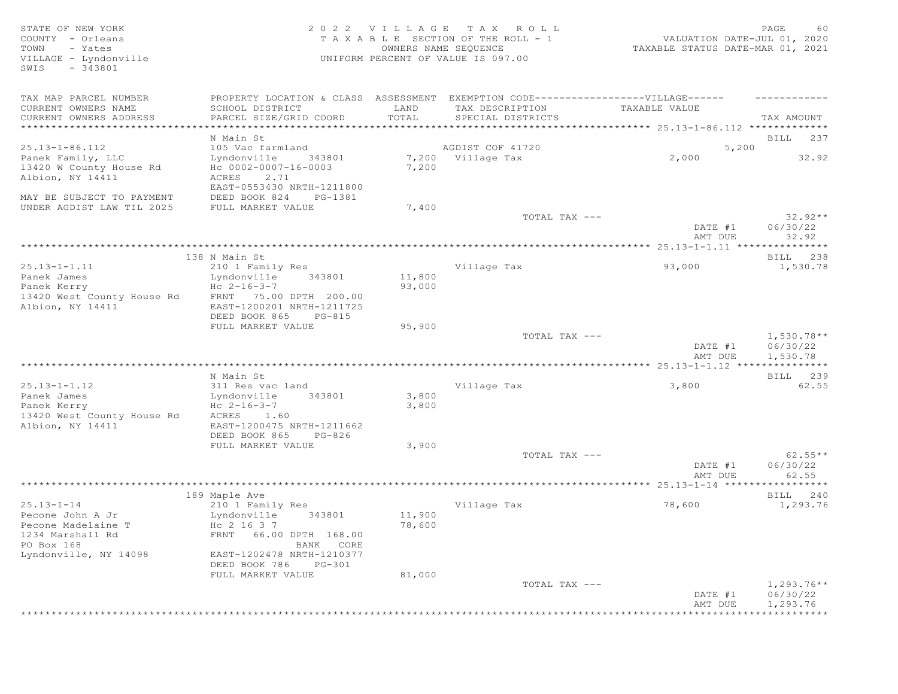STATE OF NEW YORK
COUNTY - Orleans
TOWN - Yates
VILLAGE - Lyndonville
SWIS - 343801

2022 VILLAGE TAX ROLL
TAXABLE SECTION OF THE ROLL - 1
OWNERS NAME SEQUENCE
UNIFORM PERCENT OF VALUE IS 097.00

VALUATION DATE-JUL 01, 2020
TAXABLE STATUS DATE-MAR 01, 2021

| TAX MAP PARCEL NUMBER / CURRENT OWNERS NAME / CURRENT OWNERS ADDRESS | PROPERTY LOCATION & CLASS / SCHOOL DISTRICT / PARCEL SIZE/GRID COORD | ASSESSMENT LAND / TOTAL | EXEMPTION CODE-----VILLAGE----- / TAX DESCRIPTION / SPECIAL DISTRICTS | TAXABLE VALUE | TAX AMOUNT |
|---|---|---|---|---|---|
| **25.13-1-86.112** | N Main St | | | | BILL 237 |
| 25.13-1-86.112 | 105 Vac farmland | | AGDIST COF 41720 | 5,200 | |
| Panek Family, LLC | Lyndonville 343801 | 7,200 | Village Tax | 2,000 | 32.92 |
| 13420 W County House Rd | Hc 0002-0007-16-0003 | 7,200 | | | |
| Albion, NY 14411 | ACRES 2.71 | | | | |
| | EAST-0553430 NRTH-1211800 | | | | |
| MAY BE SUBJECT TO PAYMENT | DEED BOOK 824 PG-1381 | | | | |
| UNDER AGDIST LAW TIL 2025 | FULL MARKET VALUE | 7,400 | | | |
| | | | TOTAL TAX --- | | 32.92** |
| | | | | DATE #1 | 06/30/22 |
| | | | | AMT DUE | 32.92 |
| **25.13-1-1.11** | 138 N Main St | | | | BILL 238 |
| 25.13-1-1.11 | 210 1 Family Res | | Village Tax | 93,000 | 1,530.78 |
| Panek James | Lyndonville 343801 | 11,800 | | | |
| Panek Kerry | Hc 2-16-3-7 | 93,000 | | | |
| 13420 West County House Rd | FRNT 75.00 DPTH 200.00 | | | | |
| Albion, NY 14411 | EAST-1200201 NRTH-1211725 | | | | |
| | DEED BOOK 865 PG-815 | | | | |
| | FULL MARKET VALUE | 95,900 | | | |
| | | | TOTAL TAX --- | | 1,530.78** |
| | | | | DATE #1 | 06/30/22 |
| | | | | AMT DUE | 1,530.78 |
| **25.13-1-1.12** | N Main St | | | | BILL 239 |
| 25.13-1-1.12 | 311 Res vac land | | Village Tax | 3,800 | 62.55 |
| Panek James | Lyndonville 343801 | 3,800 | | | |
| Panek Kerry | Hc 2-16-3-7 | 3,800 | | | |
| 13420 West County House Rd | ACRES 1.60 | | | | |
| Albion, NY 14411 | EAST-1200475 NRTH-1211662 | | | | |
| | DEED BOOK 865 PG-826 | | | | |
| | FULL MARKET VALUE | 3,900 | | | |
| | | | TOTAL TAX --- | | 62.55** |
| | | | | DATE #1 | 06/30/22 |
| | | | | AMT DUE | 62.55 |
| **25.13-1-14** | 189 Maple Ave | | | | BILL 240 |
| 25.13-1-14 | 210 1 Family Res | | Village Tax | 78,600 | 1,293.76 |
| Pecone John A Jr | Lyndonville 343801 | 11,900 | | | |
| Pecone Madelaine T | Hc 2 16 3 7 | 78,600 | | | |
| 1234 Marshall Rd | FRNT 66.00 DPTH 168.00 | | | | |
| PO Box 168 | BANK CORE | | | | |
| Lyndonville, NY 14098 | EAST-1202478 NRTH-1210377 | | | | |
| | DEED BOOK 786 PG-301 | | | | |
| | FULL MARKET VALUE | 81,000 | | | |
| | | | TOTAL TAX --- | | 1,293.76** |
| | | | | DATE #1 | 06/30/22 |
| | | | | AMT DUE | 1,293.76 |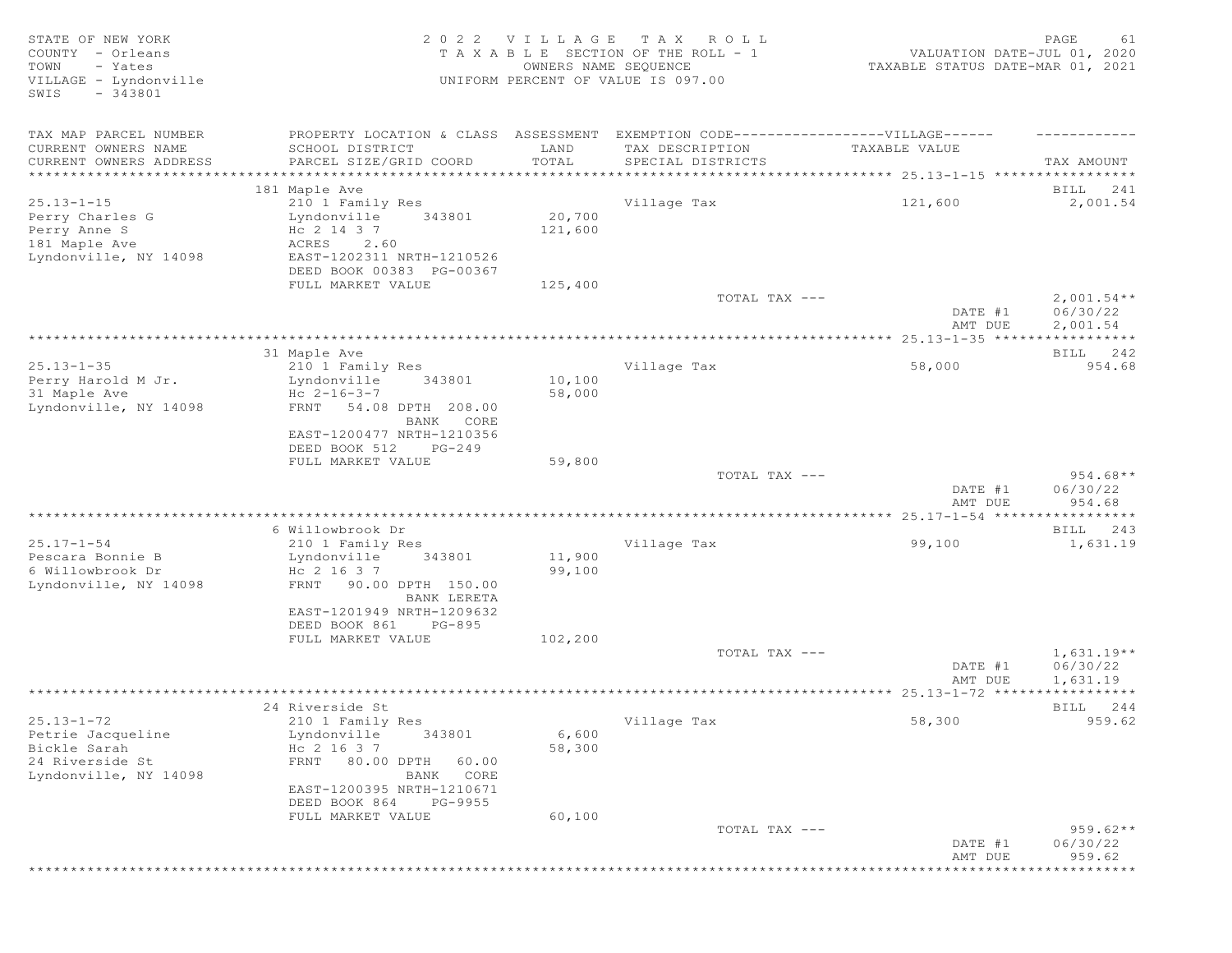STATE OF NEW YORK
COUNTY - Orleans
TOWN - Yates
VILLAGE - Lyndonville
SWIS - 343801

2022 VILLAGE TAX ROLL
TAXABLE SECTION OF THE ROLL - 1
OWNERS NAME SEQUENCE
UNIFORM PERCENT OF VALUE IS 097.00

VALUATION DATE-JUL 01, 2020
TAXABLE STATUS DATE-MAR 01, 2021

| TAX MAP PARCEL NUMBER / CURRENT OWNERS NAME / CURRENT OWNERS ADDRESS | PROPERTY LOCATION & CLASS / SCHOOL DISTRICT / PARCEL SIZE/GRID COORD | ASSESSMENT LAND / TOTAL | EXEMPTION CODE / TAX DESCRIPTION / SPECIAL DISTRICTS | VILLAGE TAXABLE VALUE | TAX AMOUNT |
|---|---|---|---|---|---|
| | 181 Maple Ave | | | | BILL 241 |
| 25.13-1-15 | 210 1 Family Res | | Village Tax | 121,600 | 2,001.54 |
| Perry Charles G | Lyndonville 343801 | 20,700 | | | |
| Perry Anne S | Hc 2 14 3 7 | 121,600 | | | |
| 181 Maple Ave | ACRES 2.60 | | | | |
| Lyndonville, NY 14098 | EAST-1202311 NRTH-1210526 | | | | |
| | DEED BOOK 00383 PG-00367 | | | | |
| | FULL MARKET VALUE | 125,400 | | | |
| | | | TOTAL TAX --- | | 2,001.54** |
| | | | | DATE #1 | 06/30/22 |
| | | | | AMT DUE | 2,001.54 |
| | 31 Maple Ave | | | | BILL 242 |
| 25.13-1-35 | 210 1 Family Res | | Village Tax | 58,000 | 954.68 |
| Perry Harold M Jr. | Lyndonville 343801 | 10,100 | | | |
| 31 Maple Ave | Hc 2-16-3-7 | 58,000 | | | |
| Lyndonville, NY 14098 | FRNT 54.08 DPTH 208.00 | | | | |
| | BANK CORE | | | | |
| | EAST-1200477 NRTH-1210356 | | | | |
| | DEED BOOK 512 PG-249 | | | | |
| | FULL MARKET VALUE | 59,800 | | | |
| | | | TOTAL TAX --- | | 954.68** |
| | | | | DATE #1 | 06/30/22 |
| | | | | AMT DUE | 954.68 |
| | 6 Willowbrook Dr | | | | BILL 243 |
| 25.17-1-54 | 210 1 Family Res | | Village Tax | 99,100 | 1,631.19 |
| Pescara Bonnie B | Lyndonville 343801 | 11,900 | | | |
| 6 Willowbrook Dr | Hc 2 16 3 7 | 99,100 | | | |
| Lyndonville, NY 14098 | FRNT 90.00 DPTH 150.00 | | | | |
| | BANK LERETA | | | | |
| | EAST-1201949 NRTH-1209632 | | | | |
| | DEED BOOK 861 PG-895 | | | | |
| | FULL MARKET VALUE | 102,200 | | | |
| | | | TOTAL TAX --- | | 1,631.19** |
| | | | | DATE #1 | 06/30/22 |
| | | | | AMT DUE | 1,631.19 |
| | 24 Riverside St | | | | BILL 244 |
| 25.13-1-72 | 210 1 Family Res | | Village Tax | 58,300 | 959.62 |
| Petrie Jacqueline | Lyndonville 343801 | 6,600 | | | |
| Bickle Sarah | Hc 2 16 3 7 | 58,300 | | | |
| 24 Riverside St | FRNT 80.00 DPTH 60.00 | | | | |
| Lyndonville, NY 14098 | BANK CORE | | | | |
| | EAST-1200395 NRTH-1210671 | | | | |
| | DEED BOOK 864 PG-9955 | | | | |
| | FULL MARKET VALUE | 60,100 | | | |
| | | | TOTAL TAX --- | | 959.62** |
| | | | | DATE #1 | 06/30/22 |
| | | | | AMT DUE | 959.62 |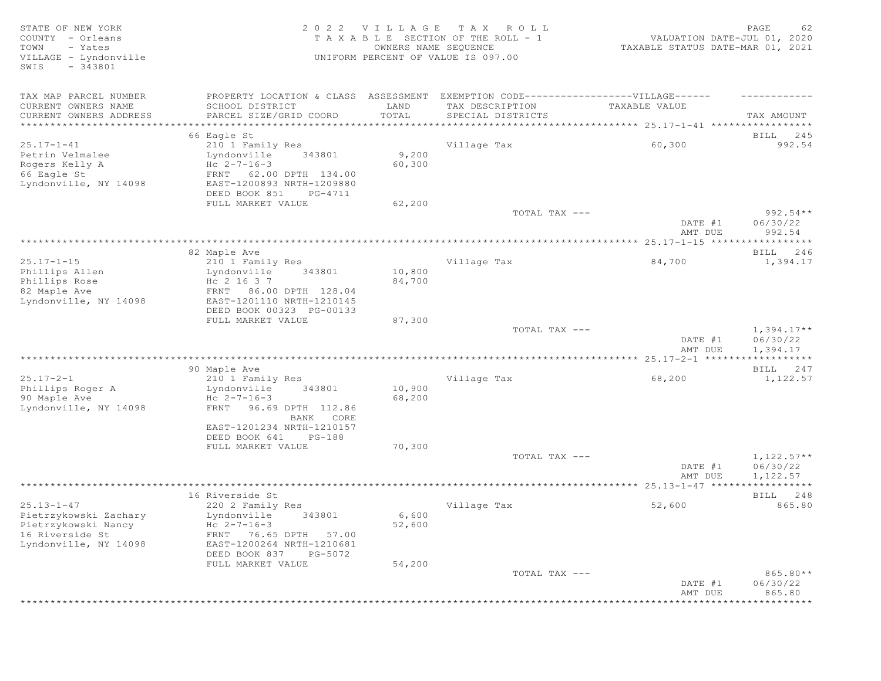STATE OF NEW YORK
COUNTY - Orleans
TOWN - Yates
VILLAGE - Lyndonville
SWIS - 343801

2022 VILLAGE TAX ROLL
TAXABLE SECTION OF THE ROLL - 1
OWNERS NAME SEQUENCE
UNIFORM PERCENT OF VALUE IS 097.00

VALUATION DATE-JUL 01, 2020
TAXABLE STATUS DATE-MAR 01, 2021

| TAX MAP PARCEL NUMBER / CURRENT OWNERS NAME / CURRENT OWNERS ADDRESS | PROPERTY LOCATION & CLASS / SCHOOL DISTRICT / PARCEL SIZE/GRID COORD | ASSESSMENT LAND / TOTAL | EXEMPTION CODE / TAX DESCRIPTION / SPECIAL DISTRICTS | VILLAGE TAXABLE VALUE | TAX AMOUNT |
|---|---|---|---|---|---|
| 25.17-1-41 | 66 Eagle St | | | | BILL 245 |
| | 210 1 Family Res | | Village Tax | 60,300 | 992.54 |
| Petrin Velmalee | Lyndonville 343801 | 9,200 | | | |
| Rogers Kelly A | Hc 2-7-16-3 | 60,300 | | | |
| 66 Eagle St | FRNT 62.00 DPTH 134.00 | | | | |
| Lyndonville, NY 14098 | EAST-1200893 NRTH-1209880 | | | | |
| | DEED BOOK 851 PG-4711 | | | | |
| | FULL MARKET VALUE | 62,200 | | | |
| | | | TOTAL TAX --- | | 992.54** |
| | | | | DATE #1 | 06/30/22 |
| | | | | AMT DUE | 992.54 |
| 25.17-1-15 | 82 Maple Ave | | | | BILL 246 |
| | 210 1 Family Res | | Village Tax | 84,700 | 1,394.17 |
| Phillips Allen | Lyndonville 343801 | 10,800 | | | |
| Phillips Rose | Hc 2 16 3 7 | 84,700 | | | |
| 82 Maple Ave | FRNT 86.00 DPTH 128.04 | | | | |
| Lyndonville, NY 14098 | EAST-1201110 NRTH-1210145 | | | | |
| | DEED BOOK 00323 PG-00133 | | | | |
| | FULL MARKET VALUE | 87,300 | | | |
| | | | TOTAL TAX --- | | 1,394.17** |
| | | | | DATE #1 | 06/30/22 |
| | | | | AMT DUE | 1,394.17 |
| 25.17-2-1 | 90 Maple Ave | | | | BILL 247 |
| | 210 1 Family Res | | Village Tax | 68,200 | 1,122.57 |
| Phillips Roger A | Lyndonville 343801 | 10,900 | | | |
| 90 Maple Ave | Hc 2-7-16-3 | 68,200 | | | |
| Lyndonville, NY 14098 | FRNT 96.69 DPTH 112.86 | | | | |
| | BANK CORE | | | | |
| | EAST-1201234 NRTH-1210157 | | | | |
| | DEED BOOK 641 PG-188 | | | | |
| | FULL MARKET VALUE | 70,300 | | | |
| | | | TOTAL TAX --- | | 1,122.57** |
| | | | | DATE #1 | 06/30/22 |
| | | | | AMT DUE | 1,122.57 |
| 25.13-1-47 | 16 Riverside St | | | | BILL 248 |
| | 220 2 Family Res | | Village Tax | 52,600 | 865.80 |
| Pietrzykowski Zachary | Lyndonville 343801 | 6,600 | | | |
| Pietrzykowski Nancy | Hc 2-7-16-3 | 52,600 | | | |
| 16 Riverside St | FRNT 76.65 DPTH 57.00 | | | | |
| Lyndonville, NY 14098 | EAST-1200264 NRTH-1210681 | | | | |
| | DEED BOOK 837 PG-5072 | | | | |
| | FULL MARKET VALUE | 54,200 | | | |
| | | | TOTAL TAX --- | | 865.80** |
| | | | | DATE #1 | 06/30/22 |
| | | | | AMT DUE | 865.80 |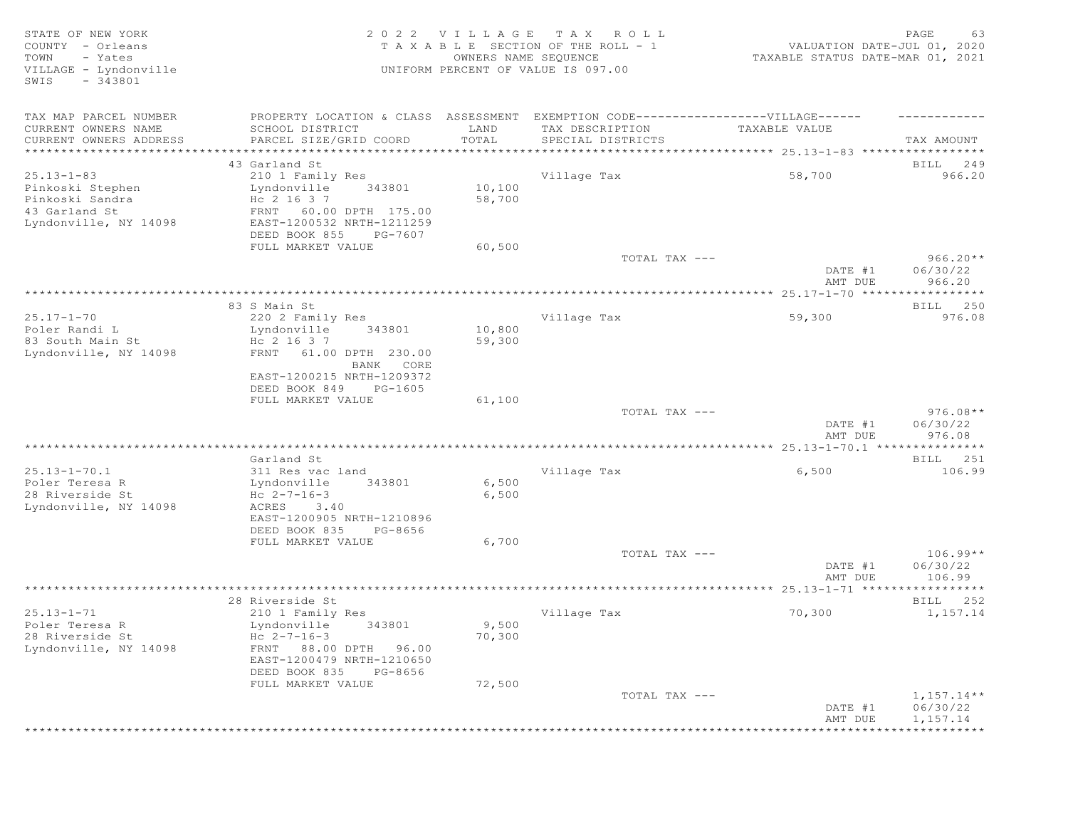STATE OF NEW YORK
COUNTY - Orleans
TOWN - Yates
VILLAGE - Lyndonville
SWIS - 343801

2022 VILLAGE TAX ROLL
TAXABLE SECTION OF THE ROLL - 1
OWNERS NAME SEQUENCE
UNIFORM PERCENT OF VALUE IS 097.00

VALUATION DATE-JUL 01, 2020
TAXABLE STATUS DATE-MAR 01, 2021

| TAX MAP PARCEL NUMBER / CURRENT OWNERS NAME / CURRENT OWNERS ADDRESS | PROPERTY LOCATION & CLASS / SCHOOL DISTRICT / PARCEL SIZE/GRID COORD | ASSESSMENT LAND / TOTAL | EXEMPTION CODE---VILLAGE--- TAX DESCRIPTION / SPECIAL DISTRICTS | TAXABLE VALUE | TAX AMOUNT |
|---|---|---|---|---|---|
| **25.13-1-83** | 43 Garland St | | | | BILL 249 |
| 25.13-1-83 | 210 1 Family Res | | Village Tax | 58,700 | 966.20 |
| Pinkoski Stephen | Lyndonville 343801 | 10,100 | | | |
| Pinkoski Sandra | Hc 2 16 3 7 | 58,700 | | | |
| 43 Garland St | FRNT 60.00 DPTH 175.00 | | | | |
| Lyndonville, NY 14098 | EAST-1200532 NRTH-1211259 | | | | |
| | DEED BOOK 855 PG-7607 | | | | |
| | FULL MARKET VALUE | 60,500 | | | |
| | | | TOTAL TAX --- | | 966.20** |
| | | | | DATE #1 | 06/30/22 |
| | | | | AMT DUE | 966.20 |
| **25.17-1-70** | 83 S Main St | | | | BILL 250 |
| 25.17-1-70 | 220 2 Family Res | | Village Tax | 59,300 | 976.08 |
| Poler Randi L | Lyndonville 343801 | 10,800 | | | |
| 83 South Main St | Hc 2 16 3 7 | 59,300 | | | |
| Lyndonville, NY 14098 | FRNT 61.00 DPTH 230.00 | | | | |
| | BANK CORE | | | | |
| | EAST-1200215 NRTH-1209372 | | | | |
| | DEED BOOK 849 PG-1605 | | | | |
| | FULL MARKET VALUE | 61,100 | | | |
| | | | TOTAL TAX --- | | 976.08** |
| | | | | DATE #1 | 06/30/22 |
| | | | | AMT DUE | 976.08 |
| **25.13-1-70.1** | Garland St | | | | BILL 251 |
| 25.13-1-70.1 | 311 Res vac land | | Village Tax | 6,500 | 106.99 |
| Poler Teresa R | Lyndonville 343801 | 6,500 | | | |
| 28 Riverside St | Hc 2-7-16-3 | 6,500 | | | |
| Lyndonville, NY 14098 | ACRES 3.40 | | | | |
| | EAST-1200905 NRTH-1210896 | | | | |
| | DEED BOOK 835 PG-8656 | | | | |
| | FULL MARKET VALUE | 6,700 | | | |
| | | | TOTAL TAX --- | | 106.99** |
| | | | | DATE #1 | 06/30/22 |
| | | | | AMT DUE | 106.99 |
| **25.13-1-71** | 28 Riverside St | | | | BILL 252 |
| 25.13-1-71 | 210 1 Family Res | | Village Tax | 70,300 | 1,157.14 |
| Poler Teresa R | Lyndonville 343801 | 9,500 | | | |
| 28 Riverside St | Hc 2-7-16-3 | 70,300 | | | |
| Lyndonville, NY 14098 | FRNT 88.00 DPTH 96.00 | | | | |
| | EAST-1200479 NRTH-1210650 | | | | |
| | DEED BOOK 835 PG-8656 | | | | |
| | FULL MARKET VALUE | 72,500 | | | |
| | | | TOTAL TAX --- | | 1,157.14** |
| | | | | DATE #1 | 06/30/22 |
| | | | | AMT DUE | 1,157.14 |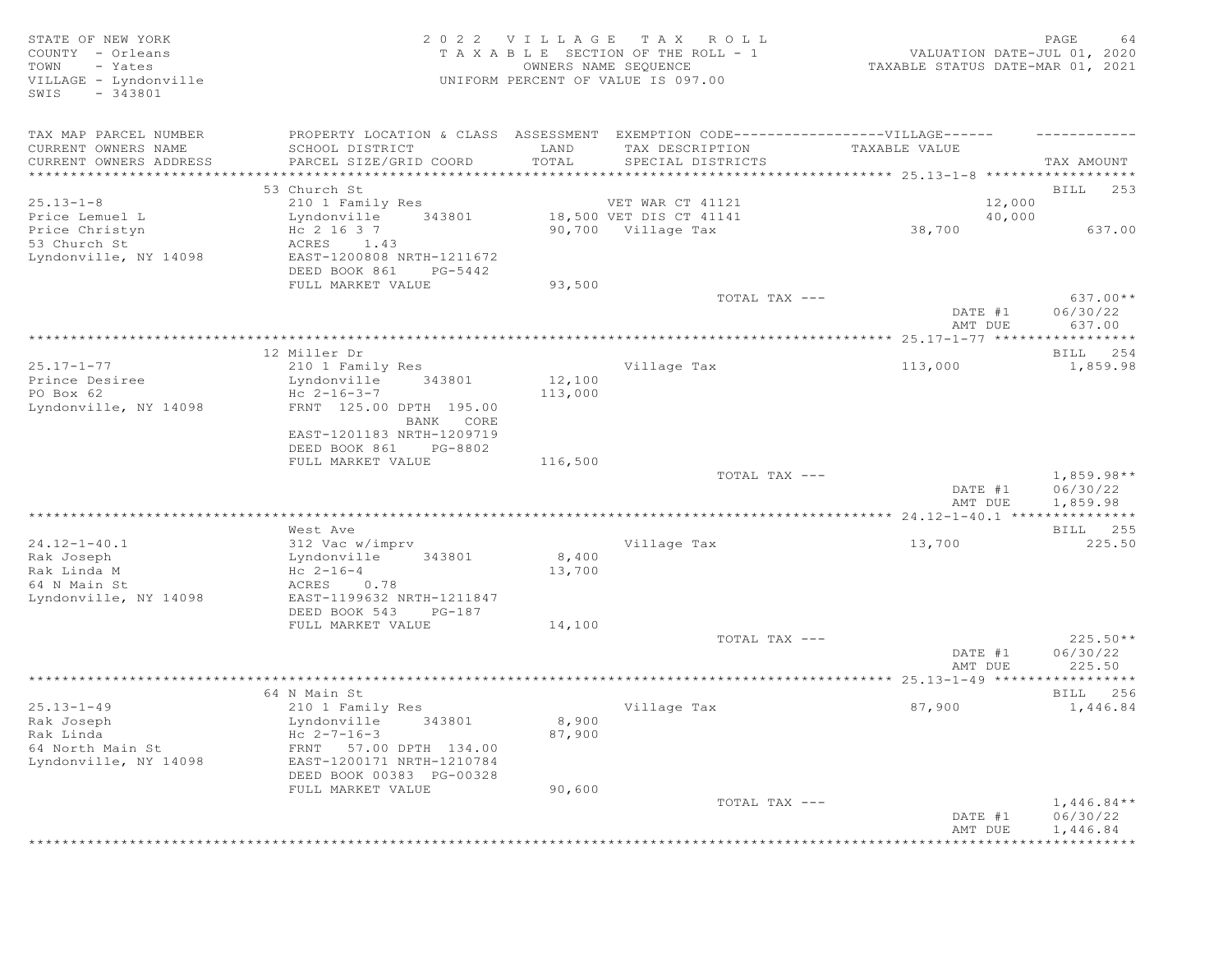STATE OF NEW YORK
COUNTY - Orleans
TOWN - Yates
VILLAGE - Lyndonville
SWIS - 343801

2022 VILLAGE TAX ROLL
TAXABLE SECTION OF THE ROLL - 1
OWNERS NAME SEQUENCE
UNIFORM PERCENT OF VALUE IS 097.00

VALUATION DATE-JUL 01, 2020
TAXABLE STATUS DATE-MAR 01, 2021

| TAX MAP PARCEL NUMBER / CURRENT OWNERS NAME / CURRENT OWNERS ADDRESS | PROPERTY LOCATION & CLASS / SCHOOL DISTRICT / PARCEL SIZE/GRID COORD | ASSESSMENT LAND / TOTAL | EXEMPTION CODE / TAX DESCRIPTION / SPECIAL DISTRICTS | VILLAGE TAXABLE VALUE | TAX AMOUNT |
|---|---|---|---|---|---|
| **25.13-1-8** | 53 Church St | | | | BILL 253 |
| 25.13-1-8 | 210 1 Family Res | | VET WAR CT 41121 | 12,000 | |
| Price Lemuel L | Lyndonville 343801 | 18,500 | VET DIS CT 41141 | 40,000 | |
| Price Christyn | Hc 2 16 3 7 | 90,700 | Village Tax | 38,700 | 637.00 |
| 53 Church St | ACRES 1.43 | | | | |
| Lyndonville, NY 14098 | EAST-1200808 NRTH-1211672 | | | | |
| | DEED BOOK 861 PG-5442 | | | | |
| | FULL MARKET VALUE | 93,500 | | | |
| | | | TOTAL TAX --- | | 637.00** |
| | | | | DATE #1 | 06/30/22 |
| | | | | AMT DUE | 637.00 |
| **25.17-1-77** | 12 Miller Dr | | | | BILL 254 |
| 25.17-1-77 | 210 1 Family Res | | Village Tax | 113,000 | 1,859.98 |
| Prince Desiree | Lyndonville 343801 | 12,100 | | | |
| PO Box 62 | Hc 2-16-3-7 | 113,000 | | | |
| Lyndonville, NY 14098 | FRNT 125.00 DPTH 195.00 | | | | |
| | BANK CORE | | | | |
| | EAST-1201183 NRTH-1209719 | | | | |
| | DEED BOOK 861 PG-8802 | | | | |
| | FULL MARKET VALUE | 116,500 | | | |
| | | | TOTAL TAX --- | | 1,859.98** |
| | | | | DATE #1 | 06/30/22 |
| | | | | AMT DUE | 1,859.98 |
| **24.12-1-40.1** | West Ave | | | | BILL 255 |
| 24.12-1-40.1 | 312 Vac w/imprv | | Village Tax | 13,700 | 225.50 |
| Rak Joseph | Lyndonville 343801 | 8,400 | | | |
| Rak Linda M | Hc 2-16-4 | 13,700 | | | |
| 64 N Main St | ACRES 0.78 | | | | |
| Lyndonville, NY 14098 | EAST-1199632 NRTH-1211847 | | | | |
| | DEED BOOK 543 PG-187 | | | | |
| | FULL MARKET VALUE | 14,100 | | | |
| | | | TOTAL TAX --- | | 225.50** |
| | | | | DATE #1 | 06/30/22 |
| | | | | AMT DUE | 225.50 |
| **25.13-1-49** | 64 N Main St | | | | BILL 256 |
| 25.13-1-49 | 210 1 Family Res | | Village Tax | 87,900 | 1,446.84 |
| Rak Joseph | Lyndonville 343801 | 8,900 | | | |
| Rak Linda | Hc 2-7-16-3 | 87,900 | | | |
| 64 North Main St | FRNT 57.00 DPTH 134.00 | | | | |
| Lyndonville, NY 14098 | EAST-1200171 NRTH-1210784 | | | | |
| | DEED BOOK 00383 PG-00328 | | | | |
| | FULL MARKET VALUE | 90,600 | | | |
| | | | TOTAL TAX --- | | 1,446.84** |
| | | | | DATE #1 | 06/30/22 |
| | | | | AMT DUE | 1,446.84 |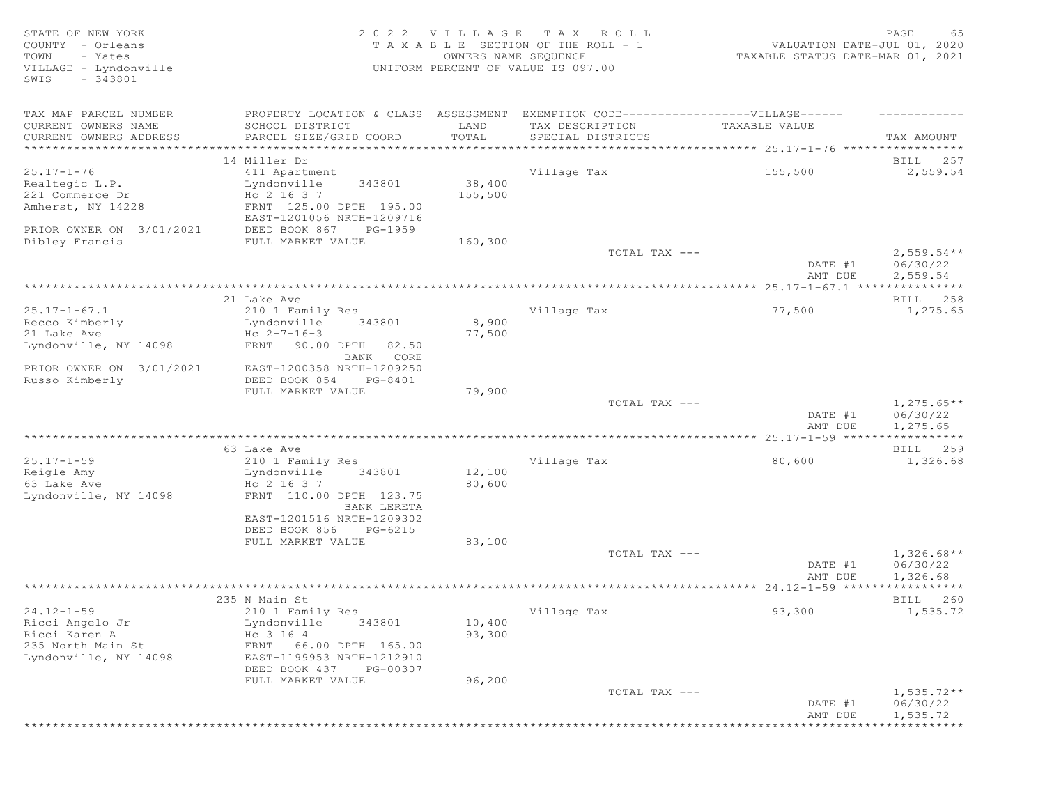STATE OF NEW YORK
COUNTY - Orleans
TOWN - Yates
VILLAGE - Lyndonville
SWIS - 343801

2022 VILLAGE TAX ROLL
TAXABLE SECTION OF THE ROLL - 1
OWNERS NAME SEQUENCE
UNIFORM PERCENT OF VALUE IS 097.00

VALUATION DATE-JUL 01, 2020
TAXABLE STATUS DATE-MAR 01, 2021

| TAX MAP PARCEL NUMBER / CURRENT OWNERS NAME / CURRENT OWNERS ADDRESS | PROPERTY LOCATION & CLASS / SCHOOL DISTRICT / PARCEL SIZE/GRID COORD | ASSESSMENT LAND / TOTAL | EXEMPTION CODE / TAX DESCRIPTION / SPECIAL DISTRICTS | VILLAGE TAXABLE VALUE | TAX AMOUNT |
|---|---|---|---|---|---|
| **25.17-1-76** | 14 Miller Dr | | | | BILL 257 |
| 25.17-1-76 | 411 Apartment | | Village Tax | 155,500 | 2,559.54 |
| Realtegic L.P. | Lyndonville 343801 | 38,400 | | | |
| 221 Commerce Dr | Hc 2 16 3 7 | 155,500 | | | |
| Amherst, NY 14228 | FRNT 125.00 DPTH 195.00 | | | | |
| | EAST-1201056 NRTH-1209716 | | | | |
| PRIOR OWNER ON 3/01/2021 | DEED BOOK 867 PG-1959 | | | | |
| Dibley Francis | FULL MARKET VALUE | 160,300 | | | |
| | | | TOTAL TAX --- | | 2,559.54** |
| | | | | DATE #1 | 06/30/22 |
| | | | | AMT DUE | 2,559.54 |
| **25.17-1-67.1** | 21 Lake Ave | | | | BILL 258 |
| 25.17-1-67.1 | 210 1 Family Res | | Village Tax | 77,500 | 1,275.65 |
| Recco Kimberly | Lyndonville 343801 | 8,900 | | | |
| 21 Lake Ave | Hc 2-7-16-3 | 77,500 | | | |
| Lyndonville, NY 14098 | FRNT 90.00 DPTH 82.50 | | | | |
| | BANK CORE | | | | |
| PRIOR OWNER ON 3/01/2021 | EAST-1200358 NRTH-1209250 | | | | |
| Russo Kimberly | DEED BOOK 854 PG-8401 | | | | |
| | FULL MARKET VALUE | 79,900 | | | |
| | | | TOTAL TAX --- | | 1,275.65** |
| | | | | DATE #1 | 06/30/22 |
| | | | | AMT DUE | 1,275.65 |
| **25.17-1-59** | 63 Lake Ave | | | | BILL 259 |
| 25.17-1-59 | 210 1 Family Res | | Village Tax | 80,600 | 1,326.68 |
| Reigle Amy | Lyndonville 343801 | 12,100 | | | |
| 63 Lake Ave | Hc 2 16 3 7 | 80,600 | | | |
| Lyndonville, NY 14098 | FRNT 110.00 DPTH 123.75 | | | | |
| | BANK LERETA | | | | |
| | EAST-1201516 NRTH-1209302 | | | | |
| | DEED BOOK 856 PG-6215 | | | | |
| | FULL MARKET VALUE | 83,100 | | | |
| | | | TOTAL TAX --- | | 1,326.68** |
| | | | | DATE #1 | 06/30/22 |
| | | | | AMT DUE | 1,326.68 |
| **24.12-1-59** | 235 N Main St | | | | BILL 260 |
| 24.12-1-59 | 210 1 Family Res | | Village Tax | 93,300 | 1,535.72 |
| Ricci Angelo Jr | Lyndonville 343801 | 10,400 | | | |
| Ricci Karen A | Hc 3 16 4 | 93,300 | | | |
| 235 North Main St | FRNT 66.00 DPTH 165.00 | | | | |
| Lyndonville, NY 14098 | EAST-1199953 NRTH-1212910 | | | | |
| | DEED BOOK 437 PG-00307 | | | | |
| | FULL MARKET VALUE | 96,200 | | | |
| | | | TOTAL TAX --- | | 1,535.72** |
| | | | | DATE #1 | 06/30/22 |
| | | | | AMT DUE | 1,535.72 |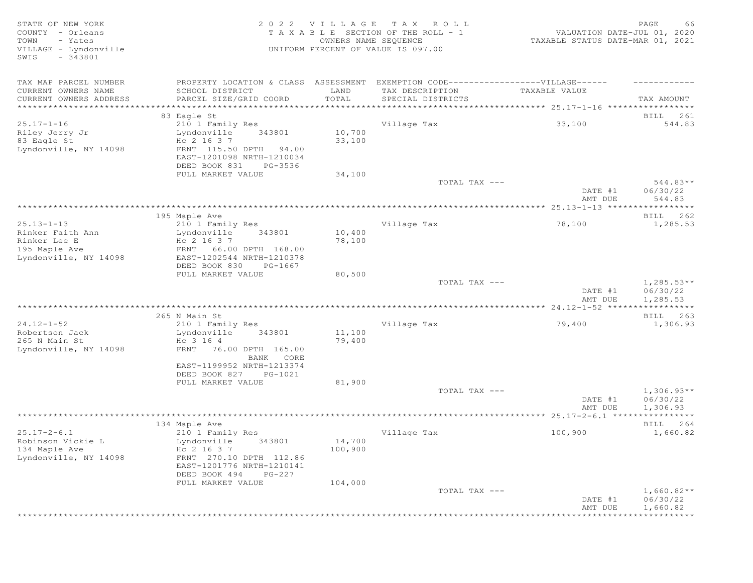STATE OF NEW YORK
COUNTY - Orleans
TOWN - Yates
VILLAGE - Lyndonville
SWIS - 343801

2022 VILLAGE TAX ROLL
TAXABLE SECTION OF THE ROLL - 1
OWNERS NAME SEQUENCE
UNIFORM PERCENT OF VALUE IS 097.00

VALUATION DATE-JUL 01, 2020
TAXABLE STATUS DATE-MAR 01, 2021

| TAX MAP PARCEL NUMBER / CURRENT OWNERS NAME / CURRENT OWNERS ADDRESS | PROPERTY LOCATION & CLASS / SCHOOL DISTRICT / PARCEL SIZE/GRID COORD | ASSESSMENT LAND / TOTAL | EXEMPTION CODE---VILLAGE--- / TAX DESCRIPTION / SPECIAL DISTRICTS | TAXABLE VALUE | TAX AMOUNT |
|---|---|---|---|---|---|
| 25.17-1-16 | 83 Eagle St | | | | BILL 261 |
| Riley Jerry Jr | 210 1 Family Res | | Village Tax | 33,100 | 544.83 |
| 83 Eagle St | Lyndonville 343801 | 10,700 | | | |
| Lyndonville, NY 14098 | Hc 2 16 3 7 | 33,100 | | | |
| | FRNT 115.50 DPTH 94.00 | | | | |
| | EAST-1201098 NRTH-1210034 | | | | |
| | DEED BOOK 831 PG-3536 | | | | |
| | FULL MARKET VALUE | 34,100 | | | |
| | | | TOTAL TAX --- | | 544.83** |
| | | | | DATE #1 | 06/30/22 |
| | | | | AMT DUE | 544.83 |
| 25.13-1-13 | 195 Maple Ave | | | | BILL 262 |
| Rinker Faith Ann | 210 1 Family Res | | Village Tax | 78,100 | 1,285.53 |
| Rinker Lee E | Lyndonville 343801 | 10,400 | | | |
| 195 Maple Ave | Hc 2 16 3 7 | 78,100 | | | |
| Lyndonville, NY 14098 | FRNT 66.00 DPTH 168.00 | | | | |
| | EAST-1202544 NRTH-1210378 | | | | |
| | DEED BOOK 830 PG-1667 | | | | |
| | FULL MARKET VALUE | 80,500 | | | |
| | | | TOTAL TAX --- | | 1,285.53** |
| | | | | DATE #1 | 06/30/22 |
| | | | | AMT DUE | 1,285.53 |
| 24.12-1-52 | 265 N Main St | | | | BILL 263 |
| Robertson Jack | 210 1 Family Res | | Village Tax | 79,400 | 1,306.93 |
| 265 N Main St | Lyndonville 343801 | 11,100 | | | |
| Lyndonville, NY 14098 | Hc 3 16 4 | 79,400 | | | |
| | FRNT 76.00 DPTH 165.00 | | | | |
| | BANK CORE | | | | |
| | EAST-1199952 NRTH-1213374 | | | | |
| | DEED BOOK 827 PG-1021 | | | | |
| | FULL MARKET VALUE | 81,900 | | | |
| | | | TOTAL TAX --- | | 1,306.93** |
| | | | | DATE #1 | 06/30/22 |
| | | | | AMT DUE | 1,306.93 |
| 25.17-2-6.1 | 134 Maple Ave | | | | BILL 264 |
| Robinson Vickie L | 210 1 Family Res | | Village Tax | 100,900 | 1,660.82 |
| 134 Maple Ave | Lyndonville 343801 | 14,700 | | | |
| Lyndonville, NY 14098 | Hc 2 16 3 7 | 100,900 | | | |
| | FRNT 270.10 DPTH 112.86 | | | | |
| | EAST-1201776 NRTH-1210141 | | | | |
| | DEED BOOK 494 PG-227 | | | | |
| | FULL MARKET VALUE | 104,000 | | | |
| | | | TOTAL TAX --- | | 1,660.82** |
| | | | | DATE #1 | 06/30/22 |
| | | | | AMT DUE | 1,660.82 |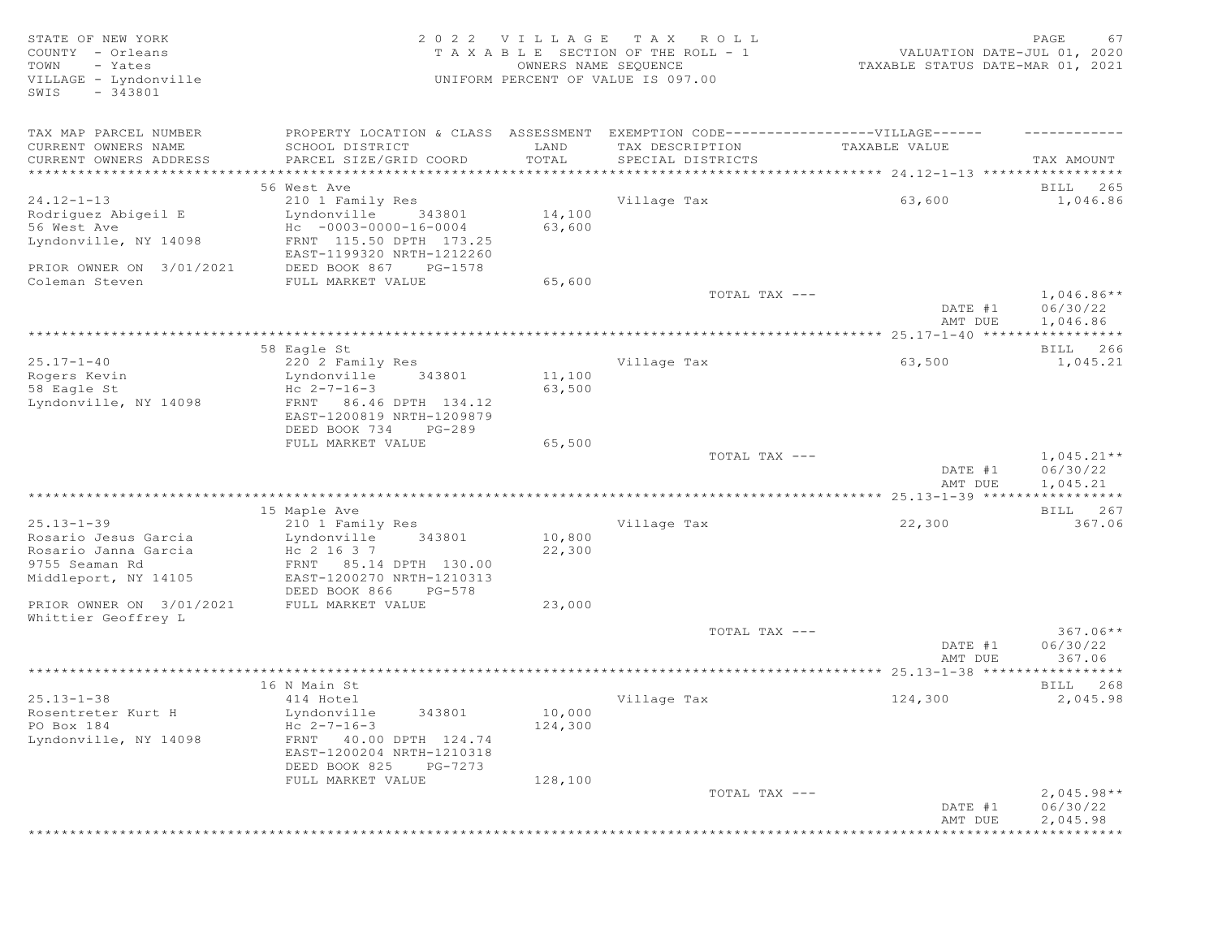STATE OF NEW YORK
COUNTY - Orleans
TOWN - Yates
VILLAGE - Lyndonville
SWIS - 343801

2022 VILLAGE TAX ROLL
TAXABLE SECTION OF THE ROLL - 1
OWNERS NAME SEQUENCE
UNIFORM PERCENT OF VALUE IS 097.00

VALUATION DATE-JUL 01, 2020
TAXABLE STATUS DATE-MAR 01, 2021

| TAX MAP PARCEL NUMBER / CURRENT OWNERS NAME / CURRENT OWNERS ADDRESS | PROPERTY LOCATION & CLASS / SCHOOL DISTRICT / PARCEL SIZE/GRID COORD | ASSESSMENT LAND / TOTAL | EXEMPTION CODE---VILLAGE--- TAX DESCRIPTION / SPECIAL DISTRICTS | TAXABLE VALUE | TAX AMOUNT |
|---|---|---|---|---|---|
| 24.12-1-13 | 56 West Ave | | | | BILL 265 |
| 24.12-1-13 | 210 1 Family Res | | Village Tax | 63,600 | 1,046.86 |
| Rodriguez Abigeil E | Lyndonville 343801 | 14,100 | | | |
| 56 West Ave | Hc -0003-0000-16-0004 | 63,600 | | | |
| Lyndonville, NY 14098 | FRNT 115.50 DPTH 173.25 | | | | |
| | EAST-1199320 NRTH-1212260 | | | | |
| PRIOR OWNER ON 3/01/2021 | DEED BOOK 867 PG-1578 | | | | |
| Coleman Steven | FULL MARKET VALUE | 65,600 | | | |
| | | | TOTAL TAX --- | | 1,046.86** |
| | | | | DATE #1 | 06/30/22 |
| | | | | AMT DUE | 1,046.86 |
| 25.17-1-40 | 58 Eagle St | | | | BILL 266 |
| 25.17-1-40 | 220 2 Family Res | | Village Tax | 63,500 | 1,045.21 |
| Rogers Kevin | Lyndonville 343801 | 11,100 | | | |
| 58 Eagle St | Hc 2-7-16-3 | 63,500 | | | |
| Lyndonville, NY 14098 | FRNT 86.46 DPTH 134.12 | | | | |
| | EAST-1200819 NRTH-1209879 | | | | |
| | DEED BOOK 734 PG-289 | | | | |
| | FULL MARKET VALUE | 65,500 | | | |
| | | | TOTAL TAX --- | | 1,045.21** |
| | | | | DATE #1 | 06/30/22 |
| | | | | AMT DUE | 1,045.21 |
| 25.13-1-39 | 15 Maple Ave | | | | BILL 267 |
| 25.13-1-39 | 210 1 Family Res | | Village Tax | 22,300 | 367.06 |
| Rosario Jesus Garcia | Lyndonville 343801 | 10,800 | | | |
| Rosario Janna Garcia | Hc 2 16 3 7 | 22,300 | | | |
| 9755 Seaman Rd | FRNT 85.14 DPTH 130.00 | | | | |
| Middleport, NY 14105 | EAST-1200270 NRTH-1210313 | | | | |
| | DEED BOOK 866 PG-578 | | | | |
| PRIOR OWNER ON 3/01/2021 | FULL MARKET VALUE | 23,000 | | | |
| Whittier Geoffrey L | | | | | |
| | | | TOTAL TAX --- | | 367.06** |
| | | | | DATE #1 | 06/30/22 |
| | | | | AMT DUE | 367.06 |
| 25.13-1-38 | 16 N Main St | | | | BILL 268 |
| 25.13-1-38 | 414 Hotel | | Village Tax | 124,300 | 2,045.98 |
| Rosentreter Kurt H | Lyndonville 343801 | 10,000 | | | |
| PO Box 184 | Hc 2-7-16-3 | 124,300 | | | |
| Lyndonville, NY 14098 | FRNT 40.00 DPTH 124.74 | | | | |
| | EAST-1200204 NRTH-1210318 | | | | |
| | DEED BOOK 825 PG-7273 | | | | |
| | FULL MARKET VALUE | 128,100 | | | |
| | | | TOTAL TAX --- | | 2,045.98** |
| | | | | DATE #1 | 06/30/22 |
| | | | | AMT DUE | 2,045.98 |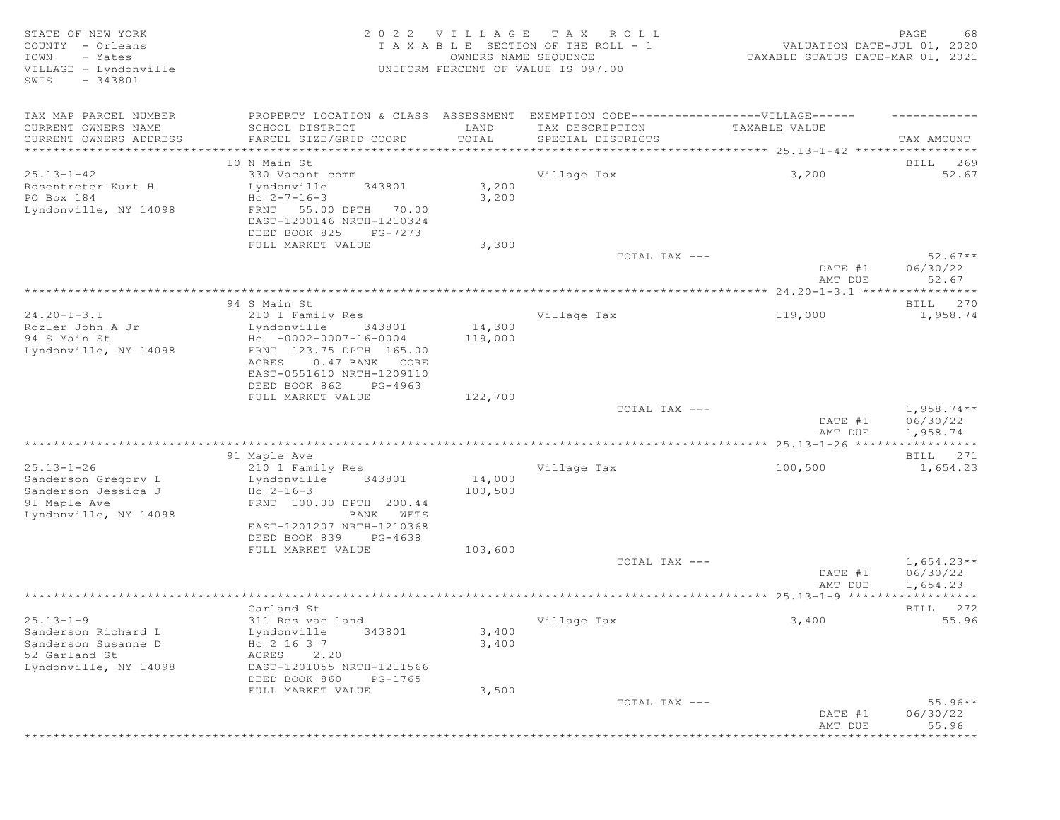STATE OF NEW YORK
COUNTY - Orleans
TOWN - Yates
VILLAGE - Lyndonville
SWIS - 343801

2022 VILLAGE TAX ROLL
TAXABLE SECTION OF THE ROLL - 1
OWNERS NAME SEQUENCE
UNIFORM PERCENT OF VALUE IS 097.00

VALUATION DATE-JUL 01, 2020
TAXABLE STATUS DATE-MAR 01, 2021

| TAX MAP PARCEL NUMBER / CURRENT OWNERS NAME / CURRENT OWNERS ADDRESS | PROPERTY LOCATION & CLASS / SCHOOL DISTRICT / PARCEL SIZE/GRID COORD | ASSESSMENT LAND / TOTAL | EXEMPTION CODE-----VILLAGE----- / TAX DESCRIPTION / SPECIAL DISTRICTS | TAXABLE VALUE | TAX AMOUNT |
|---|---|---|---|---|---|
| 25.13-1-42 | 10 N Main St | | | | BILL 269 |
| Rosentreter Kurt H | 330 Vacant comm | | Village Tax | 3,200 | 52.67 |
| PO Box 184 | Lyndonville 343801 | 3,200 | | | |
| Lyndonville, NY 14098 | Hc 2-7-16-3 | 3,200 | | | |
| | FRNT 55.00 DPTH 70.00 | | | | |
| | EAST-1200146 NRTH-1210324 | | | | |
| | DEED BOOK 825 PG-7273 | | | | |
| | FULL MARKET VALUE | 3,300 | | | |
| | | | TOTAL TAX --- | | 52.67** |
| | | | | DATE #1 | 06/30/22 |
| | | | | AMT DUE | 52.67 |
| 24.20-1-3.1 | 94 S Main St | | | | BILL 270 |
| Rozler John A Jr | 210 1 Family Res | | Village Tax | 119,000 | 1,958.74 |
| 94 S Main St | Lyndonville 343801 | 14,300 | | | |
| Lyndonville, NY 14098 | Hc -0002-0007-16-0004 | 119,000 | | | |
| | FRNT 123.75 DPTH 165.00 | | | | |
| | ACRES 0.47 BANK CORE | | | | |
| | EAST-0551610 NRTH-1209110 | | | | |
| | DEED BOOK 862 PG-4963 | | | | |
| | FULL MARKET VALUE | 122,700 | | | |
| | | | TOTAL TAX --- | | 1,958.74** |
| | | | | DATE #1 | 06/30/22 |
| | | | | AMT DUE | 1,958.74 |
| 25.13-1-26 | 91 Maple Ave | | | | BILL 271 |
| Sanderson Gregory L | 210 1 Family Res | | Village Tax | 100,500 | 1,654.23 |
| Sanderson Jessica J | Lyndonville 343801 | 14,000 | | | |
| 91 Maple Ave | Hc 2-16-3 | 100,500 | | | |
| Lyndonville, NY 14098 | FRNT 100.00 DPTH 200.44 | | | | |
| | BANK WFTS | | | | |
| | EAST-1201207 NRTH-1210368 | | | | |
| | DEED BOOK 839 PG-4638 | | | | |
| | FULL MARKET VALUE | 103,600 | | | |
| | | | TOTAL TAX --- | | 1,654.23** |
| | | | | DATE #1 | 06/30/22 |
| | | | | AMT DUE | 1,654.23 |
| 25.13-1-9 | Garland St | | | | BILL 272 |
| Sanderson Richard L | 311 Res vac land | | Village Tax | 3,400 | 55.96 |
| Sanderson Susanne D | Lyndonville 343801 | 3,400 | | | |
| 52 Garland St | Hc 2 16 3 7 | 3,400 | | | |
| Lyndonville, NY 14098 | ACRES 2.20 | | | | |
| | EAST-1201055 NRTH-1211566 | | | | |
| | DEED BOOK 860 PG-1765 | | | | |
| | FULL MARKET VALUE | 3,500 | | | |
| | | | TOTAL TAX --- | | 55.96** |
| | | | | DATE #1 | 06/30/22 |
| | | | | AMT DUE | 55.96 |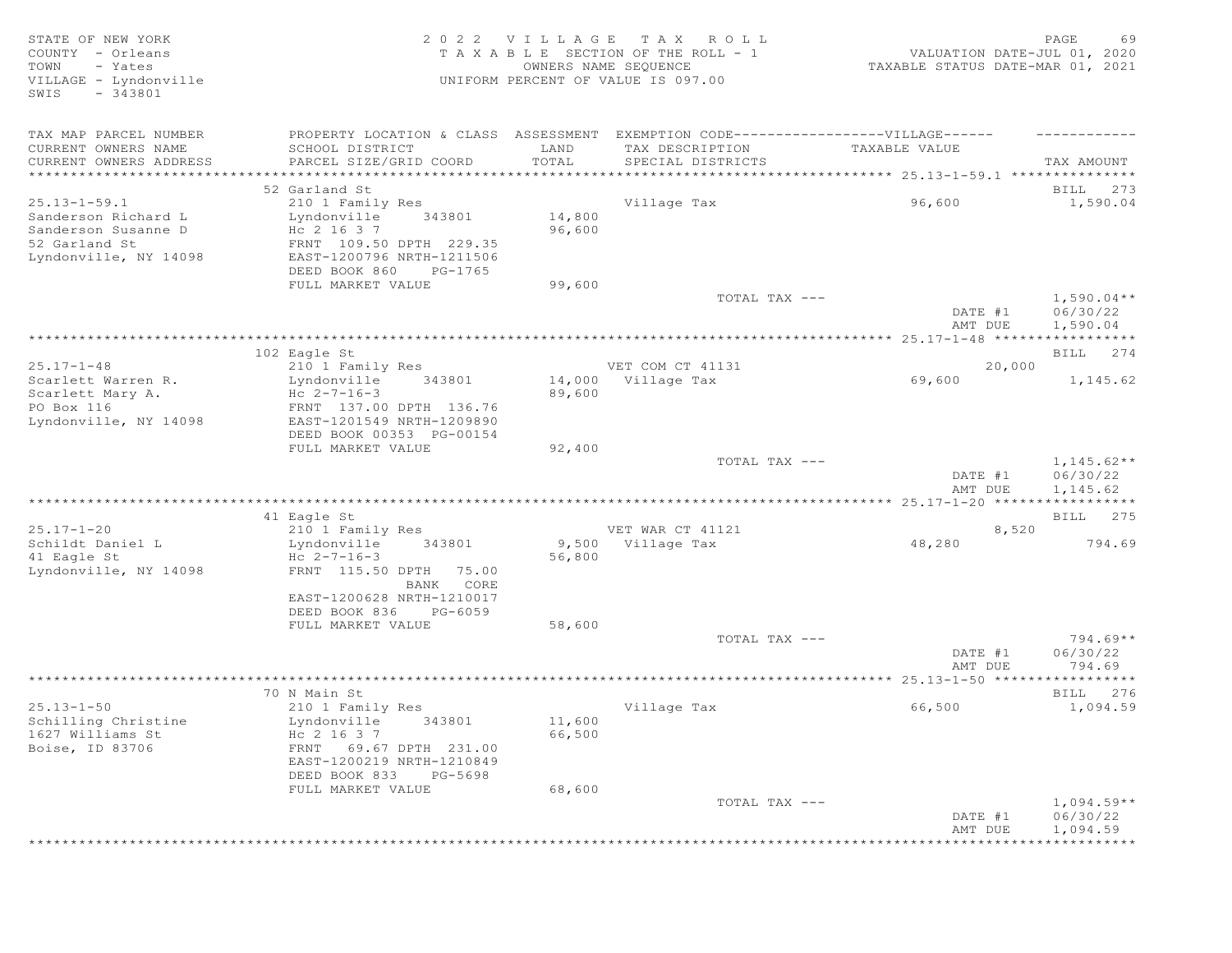STATE OF NEW YORK
COUNTY - Orleans
TOWN - Yates
VILLAGE - Lyndonville
SWIS - 343801

2022 VILLAGE TAX ROLL
TAXABLE SECTION OF THE ROLL - 1
OWNERS NAME SEQUENCE
UNIFORM PERCENT OF VALUE IS 097.00

VALUATION DATE-JUL 01, 2020
TAXABLE STATUS DATE-MAR 01, 2021

| TAX MAP PARCEL NUMBER / CURRENT OWNERS NAME / CURRENT OWNERS ADDRESS | PROPERTY LOCATION & CLASS / SCHOOL DISTRICT / PARCEL SIZE/GRID COORD | ASSESSMENT LAND / TOTAL | EXEMPTION CODE / TAX DESCRIPTION / SPECIAL DISTRICTS | VILLAGE TAXABLE VALUE | TAX AMOUNT |
|---|---|---|---|---|---|
| 25.13-1-59.1 | 52 Garland St | | | | BILL 273 |
| | 210 1 Family Res | | Village Tax | 96,600 | 1,590.04 |
| Sanderson Richard L | Lyndonville 343801 | 14,800 | | | |
| Sanderson Susanne D | Hc 2 16 3 7 | 96,600 | | | |
| 52 Garland St | FRNT 109.50 DPTH 229.35 | | | | |
| Lyndonville, NY 14098 | EAST-1200796 NRTH-1211506 | | | | |
| | DEED BOOK 860 PG-1765 | | | | |
| | FULL MARKET VALUE | 99,600 | | | |
| | | | TOTAL TAX --- | | 1,590.04** |
| | | | | DATE #1 | 06/30/22 |
| | | | | AMT DUE | 1,590.04 |
| 25.17-1-48 | 102 Eagle St | | | | BILL 274 |
| | 210 1 Family Res | | VET COM CT 41131 | 20,000 | |
| Scarlett Warren R. | Lyndonville 343801 | 14,000 | Village Tax | 69,600 | 1,145.62 |
| Scarlett Mary A. | Hc 2-7-16-3 | 89,600 | | | |
| PO Box 116 | FRNT 137.00 DPTH 136.76 | | | | |
| Lyndonville, NY 14098 | EAST-1201549 NRTH-1209890 | | | | |
| | DEED BOOK 00353 PG-00154 | | | | |
| | FULL MARKET VALUE | 92,400 | | | |
| | | | TOTAL TAX --- | | 1,145.62** |
| | | | | DATE #1 | 06/30/22 |
| | | | | AMT DUE | 1,145.62 |
| 25.17-1-20 | 41 Eagle St | | | | BILL 275 |
| | 210 1 Family Res | | VET WAR CT 41121 | 8,520 | |
| Schildt Daniel L | Lyndonville 343801 | 9,500 | Village Tax | 48,280 | 794.69 |
| 41 Eagle St | Hc 2-7-16-3 | 56,800 | | | |
| Lyndonville, NY 14098 | FRNT 115.50 DPTH 75.00 | | | | |
| | BANK CORE | | | | |
| | EAST-1200628 NRTH-1210017 | | | | |
| | DEED BOOK 836 PG-6059 | | | | |
| | FULL MARKET VALUE | 58,600 | | | |
| | | | TOTAL TAX --- | | 794.69** |
| | | | | DATE #1 | 06/30/22 |
| | | | | AMT DUE | 794.69 |
| 25.13-1-50 | 70 N Main St | | | | BILL 276 |
| | 210 1 Family Res | | Village Tax | 66,500 | 1,094.59 |
| Schilling Christine | Lyndonville 343801 | 11,600 | | | |
| 1627 Williams St | Hc 2 16 3 7 | 66,500 | | | |
| Boise, ID 83706 | FRNT 69.67 DPTH 231.00 | | | | |
| | EAST-1200219 NRTH-1210849 | | | | |
| | DEED BOOK 833 PG-5698 | | | | |
| | FULL MARKET VALUE | 68,600 | | | |
| | | | TOTAL TAX --- | | 1,094.59** |
| | | | | DATE #1 | 06/30/22 |
| | | | | AMT DUE | 1,094.59 |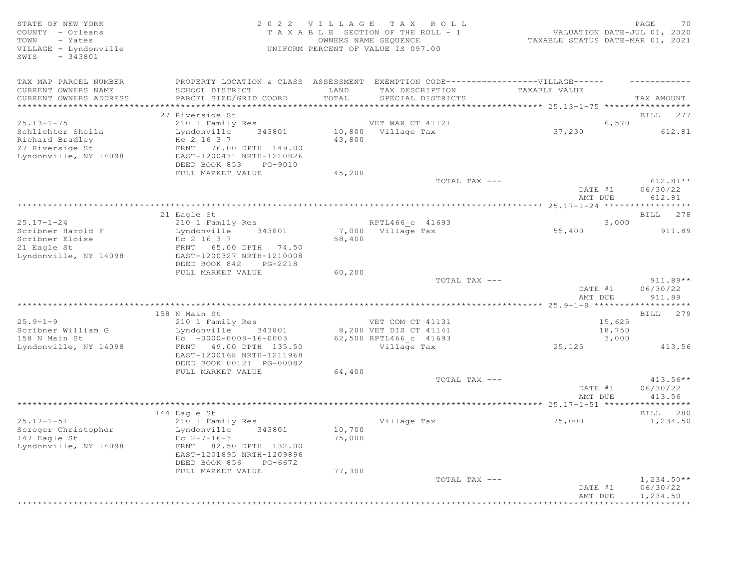STATE OF NEW YORK
COUNTY - Orleans
TOWN - Yates
VILLAGE - Lyndonville
SWIS - 343801

2022 VILLAGE TAX ROLL
TAXABLE SECTION OF THE ROLL - 1
OWNERS NAME SEQUENCE
UNIFORM PERCENT OF VALUE IS 097.00

VALUATION DATE-JUL 01, 2020
TAXABLE STATUS DATE-MAR 01, 2021

| TAX MAP PARCEL NUMBER / CURRENT OWNERS NAME / CURRENT OWNERS ADDRESS | PROPERTY LOCATION & CLASS / SCHOOL DISTRICT / PARCEL SIZE/GRID COORD | ASSESSMENT LAND / TOTAL | EXEMPTION CODE-----VILLAGE----- / TAX DESCRIPTION / SPECIAL DISTRICTS | TAXABLE VALUE | TAX AMOUNT |
|---|---|---|---|---|---|
| | 27 Riverside St | | | | BILL 277 |
| 25.13-1-75 | 210 1 Family Res | | VET WAR CT 41121 | 6,570 | |
| Schlichter Sheila | Lyndonville 343801 | 10,800 | Village Tax | 37,230 | 612.81 |
| Richard Bradley | Hc 2 16 3 7 | 43,800 | | | |
| 27 Riverside St | FRNT 76.00 DPTH 149.00 | | | | |
| Lyndonville, NY 14098 | EAST-1200431 NRTH-1210826 | | | | |
| | DEED BOOK 853 PG-9010 | | | | |
| | FULL MARKET VALUE | 45,200 | | | |
| | | | TOTAL TAX --- | | 612.81** |
| | | | | DATE #1 | 06/30/22 |
| | | | | AMT DUE | 612.81 |
| | 21 Eagle St | | | | BILL 278 |
| 25.17-1-24 | 210 1 Family Res | | RPTL466_c 41693 | 3,000 | |
| Scribner Harold F | Lyndonville 343801 | 7,000 | Village Tax | 55,400 | 911.89 |
| Scribner Eloise | Hc 2 16 3 7 | 58,400 | | | |
| 21 Eagle St | FRNT 65.00 DPTH 74.50 | | | | |
| Lyndonville, NY 14098 | EAST-1200327 NRTH-1210008 | | | | |
| | DEED BOOK 842 PG-2218 | | | | |
| | FULL MARKET VALUE | 60,200 | | | |
| | | | TOTAL TAX --- | | 911.89** |
| | | | | DATE #1 | 06/30/22 |
| | | | | AMT DUE | 911.89 |
| | 158 N Main St | | | | BILL 279 |
| 25.9-1-9 | 210 1 Family Res | | VET COM CT 41131 | 15,625 | |
| Scribner William G | Lyndonville 343801 | 8,200 | VET DIS CT 41141 | 18,750 | |
| 158 N Main St | Hc -0000-0008-16-0003 | 62,500 | RPTL466_c 41693 | 3,000 | |
| Lyndonville, NY 14098 | FRNT 49.00 DPTH 135.50 | | Village Tax | 25,125 | 413.56 |
| | EAST-1200168 NRTH-1211968 | | | | |
| | DEED BOOK 00121 PG-00082 | | | | |
| | FULL MARKET VALUE | 64,400 | | | |
| | | | TOTAL TAX --- | | 413.56** |
| | | | | DATE #1 | 06/30/22 |
| | | | | AMT DUE | 413.56 |
| | 144 Eagle St | | | | BILL 280 |
| 25.17-1-51 | 210 1 Family Res | | Village Tax | 75,000 | 1,234.50 |
| Scroger Christopher | Lyndonville 343801 | 10,700 | | | |
| 147 Eagle St | Hc 2-7-16-3 | 75,000 | | | |
| Lyndonville, NY 14098 | FRNT 82.50 DPTH 132.00 | | | | |
| | EAST-1201895 NRTH-1209896 | | | | |
| | DEED BOOK 856 PG-6672 | | | | |
| | FULL MARKET VALUE | 77,300 | | | |
| | | | TOTAL TAX --- | | 1,234.50** |
| | | | | DATE #1 | 06/30/22 |
| | | | | AMT DUE | 1,234.50 |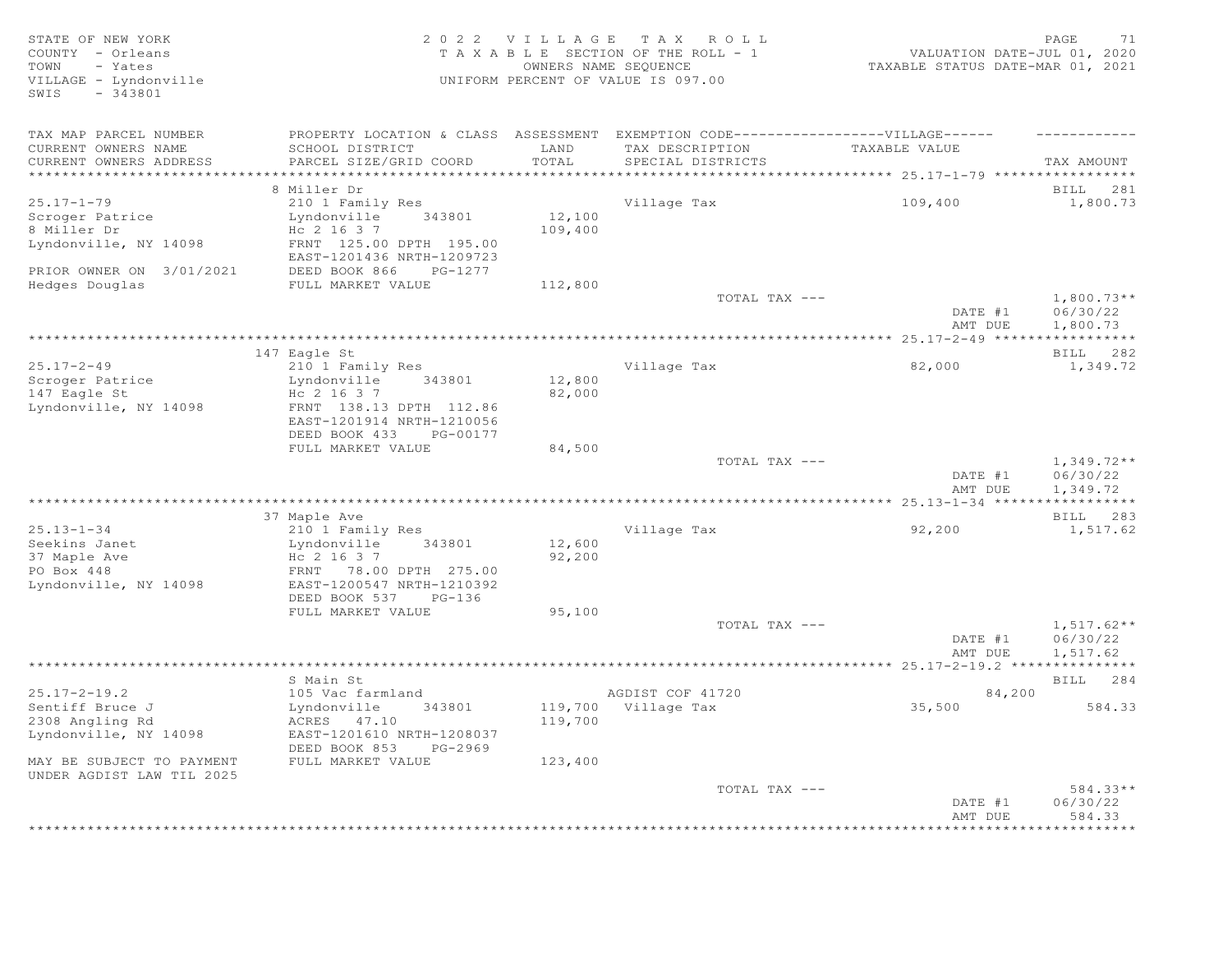STATE OF NEW YORK
COUNTY - Orleans
TOWN - Yates
VILLAGE - Lyndonville
SWIS - 343801

2022 VILLAGE TAX ROLL
TAXABLE SECTION OF THE ROLL - 1
OWNERS NAME SEQUENCE
UNIFORM PERCENT OF VALUE IS 097.00

VALUATION DATE-JUL 01, 2020
TAXABLE STATUS DATE-MAR 01, 2021

| TAX MAP PARCEL NUMBER / CURRENT OWNERS NAME / CURRENT OWNERS ADDRESS | PROPERTY LOCATION & CLASS / SCHOOL DISTRICT / PARCEL SIZE/GRID COORD | ASSESSMENT LAND / TOTAL | EXEMPTION CODE-----VILLAGE----- / TAX DESCRIPTION / SPECIAL DISTRICTS | TAXABLE VALUE | TAX AMOUNT |
|---|---|---|---|---|---|
| | 8 Miller Dr | | | | BILL 281 |
| 25.17-1-79 | 210 1 Family Res | | Village Tax | 109,400 | 1,800.73 |
| Scroger Patrice | Lyndonville 343801 | 12,100 | | | |
| 8 Miller Dr | Hc 2 16 3 7 | 109,400 | | | |
| Lyndonville, NY 14098 | FRNT 125.00 DPTH 195.00 | | | | |
| | EAST-1201436 NRTH-1209723 | | | | |
| PRIOR OWNER ON 3/01/2021 | DEED BOOK 866 PG-1277 | | | | |
| Hedges Douglas | FULL MARKET VALUE | 112,800 | | | |
| | | | TOTAL TAX --- | | 1,800.73** |
| | | | | DATE #1 | 06/30/22 |
| | | | | AMT DUE | 1,800.73 |
| | 147 Eagle St | | | | BILL 282 |
| 25.17-2-49 | 210 1 Family Res | | Village Tax | 82,000 | 1,349.72 |
| Scroger Patrice | Lyndonville 343801 | 12,800 | | | |
| 147 Eagle St | Hc 2 16 3 7 | 82,000 | | | |
| Lyndonville, NY 14098 | FRNT 138.13 DPTH 112.86 | | | | |
| | EAST-1201914 NRTH-1210056 | | | | |
| | DEED BOOK 433 PG-00177 | | | | |
| | FULL MARKET VALUE | 84,500 | | | |
| | | | TOTAL TAX --- | | 1,349.72** |
| | | | | DATE #1 | 06/30/22 |
| | | | | AMT DUE | 1,349.72 |
| | 37 Maple Ave | | | | BILL 283 |
| 25.13-1-34 | 210 1 Family Res | | Village Tax | 92,200 | 1,517.62 |
| Seekins Janet | Lyndonville 343801 | 12,600 | | | |
| 37 Maple Ave | Hc 2 16 3 7 | 92,200 | | | |
| PO Box 448 | FRNT 78.00 DPTH 275.00 | | | | |
| Lyndonville, NY 14098 | EAST-1200547 NRTH-1210392 | | | | |
| | DEED BOOK 537 PG-136 | | | | |
| | FULL MARKET VALUE | 95,100 | | | |
| | | | TOTAL TAX --- | | 1,517.62** |
| | | | | DATE #1 | 06/30/22 |
| | | | | AMT DUE | 1,517.62 |
| | S Main St | | | | BILL 284 |
| 25.17-2-19.2 | 105 Vac farmland | | AGDIST COF 41720 | 84,200 | |
| Sentiff Bruce J | Lyndonville 343801 | 119,700 | Village Tax | 35,500 | 584.33 |
| 2308 Angling Rd | ACRES 47.10 | 119,700 | | | |
| Lyndonville, NY 14098 | EAST-1201610 NRTH-1208037 | | | | |
| | DEED BOOK 853 PG-2969 | | | | |
| MAY BE SUBJECT TO PAYMENT | FULL MARKET VALUE | 123,400 | | | |
| UNDER AGDIST LAW TIL 2025 | | | | | |
| | | | TOTAL TAX --- | | 584.33** |
| | | | | DATE #1 | 06/30/22 |
| | | | | AMT DUE | 584.33 |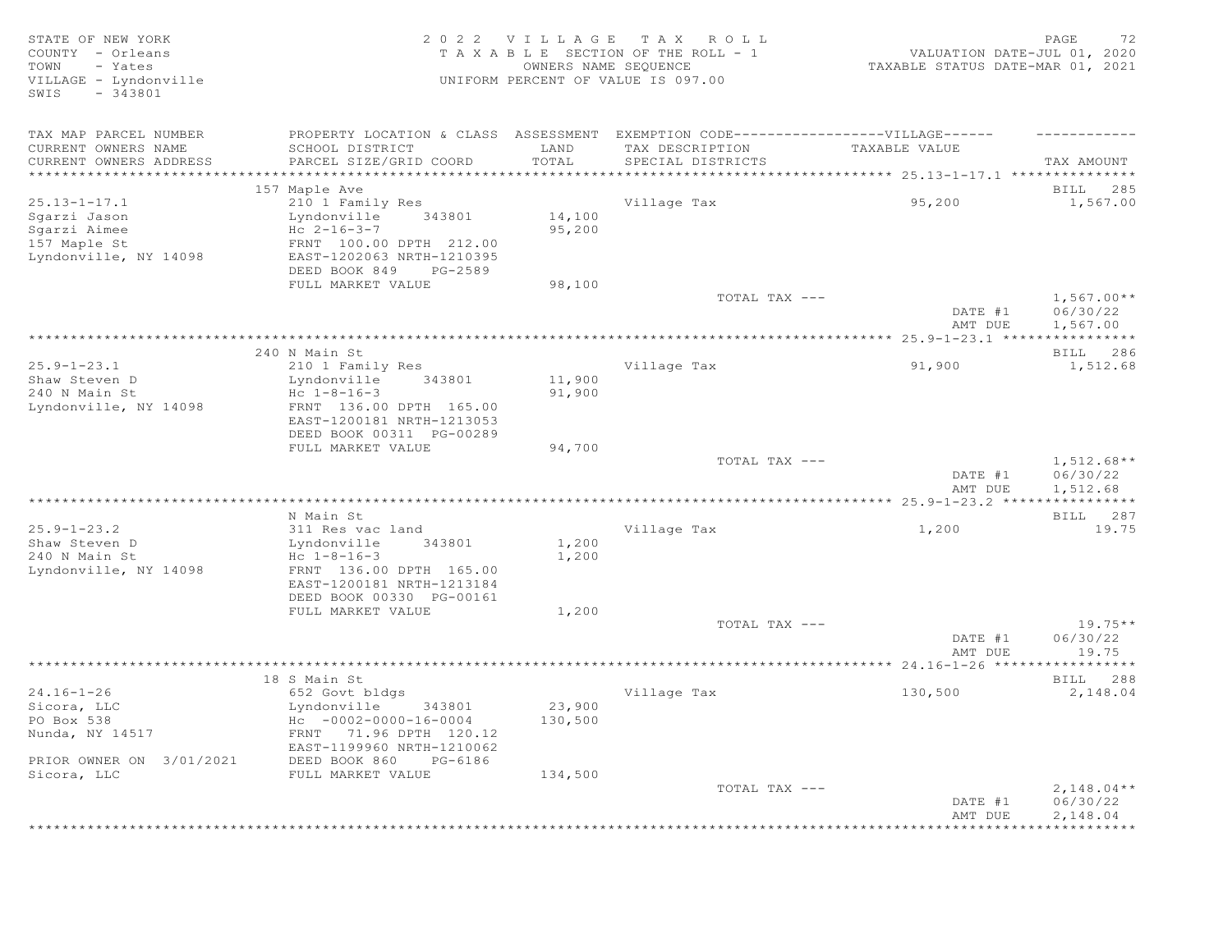STATE OF NEW YORK
COUNTY - Orleans
TOWN - Yates
VILLAGE - Lyndonville
SWIS - 343801

2022 VILLAGE TAX ROLL
TAXABLE SECTION OF THE ROLL - 1
OWNERS NAME SEQUENCE
UNIFORM PERCENT OF VALUE IS 097.00

VALUATION DATE-JUL 01, 2020
TAXABLE STATUS DATE-MAR 01, 2021

| TAX MAP PARCEL NUMBER / CURRENT OWNERS NAME / CURRENT OWNERS ADDRESS | PROPERTY LOCATION & CLASS / SCHOOL DISTRICT / PARCEL SIZE/GRID COORD | ASSESSMENT LAND / TOTAL | EXEMPTION CODE / TAX DESCRIPTION / SPECIAL DISTRICTS | VILLAGE TAXABLE VALUE | TAX AMOUNT |
|---|---|---|---|---|---|
| 25.13-1-17.1 | 157 Maple Ave | | | | BILL 285 |
| | 210 1 Family Res | | Village Tax | 95,200 | 1,567.00 |
| Sgarzi Jason | Lyndonville 343801 | 14,100 | | | |
| Sgarzi Aimee | Hc 2-16-3-7 | 95,200 | | | |
| 157 Maple St | FRNT 100.00 DPTH 212.00 | | | | |
| Lyndonville, NY 14098 | EAST-1202063 NRTH-1210395 | | | | |
| | DEED BOOK 849 PG-2589 | | | | |
| | FULL MARKET VALUE | 98,100 | | | |
| | | | TOTAL TAX --- | | 1,567.00** |
| | | | | DATE #1 | 06/30/22 |
| | | | | AMT DUE | 1,567.00 |
| 25.9-1-23.1 | 240 N Main St | | | | BILL 286 |
| | 210 1 Family Res | | Village Tax | 91,900 | 1,512.68 |
| Shaw Steven D | Lyndonville 343801 | 11,900 | | | |
| 240 N Main St | Hc 1-8-16-3 | 91,900 | | | |
| Lyndonville, NY 14098 | FRNT 136.00 DPTH 165.00 | | | | |
| | EAST-1200181 NRTH-1213053 | | | | |
| | DEED BOOK 00311 PG-00289 | | | | |
| | FULL MARKET VALUE | 94,700 | | | |
| | | | TOTAL TAX --- | | 1,512.68** |
| | | | | DATE #1 | 06/30/22 |
| | | | | AMT DUE | 1,512.68 |
| 25.9-1-23.2 | N Main St | | | | BILL 287 |
| | 311 Res vac land | | Village Tax | 1,200 | 19.75 |
| Shaw Steven D | Lyndonville 343801 | 1,200 | | | |
| 240 N Main St | Hc 1-8-16-3 | 1,200 | | | |
| Lyndonville, NY 14098 | FRNT 136.00 DPTH 165.00 | | | | |
| | EAST-1200181 NRTH-1213184 | | | | |
| | DEED BOOK 00330 PG-00161 | | | | |
| | FULL MARKET VALUE | 1,200 | | | |
| | | | TOTAL TAX --- | | 19.75** |
| | | | | DATE #1 | 06/30/22 |
| | | | | AMT DUE | 19.75 |
| 24.16-1-26 | 18 S Main St | | | | BILL 288 |
| | 652 Govt bldgs | | Village Tax | 130,500 | 2,148.04 |
| Sicora, LLC | Lyndonville 343801 | 23,900 | | | |
| PO Box 538 | Hc -0002-0000-16-0004 | 130,500 | | | |
| Nunda, NY 14517 | FRNT 71.96 DPTH 120.12 | | | | |
| | EAST-1199960 NRTH-1210062 | | | | |
| PRIOR OWNER ON 3/01/2021 | DEED BOOK 860 PG-6186 | | | | |
| Sicora, LLC | FULL MARKET VALUE | 134,500 | | | |
| | | | TOTAL TAX --- | | 2,148.04** |
| | | | | DATE #1 | 06/30/22 |
| | | | | AMT DUE | 2,148.04 |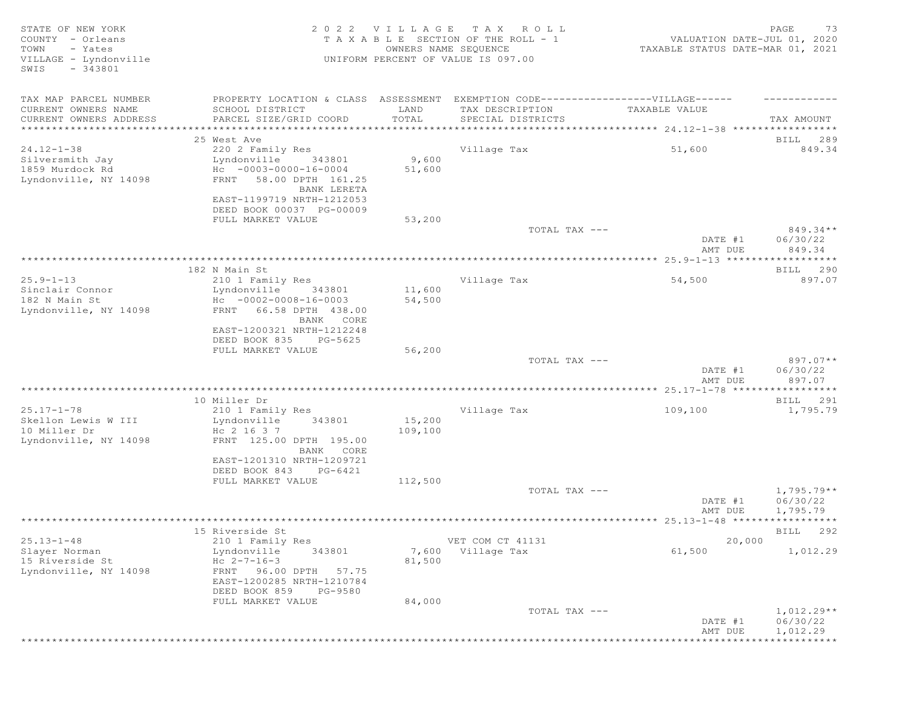STATE OF NEW YORK
COUNTY - Orleans
TOWN - Yates
VILLAGE - Lyndonville
SWIS - 343801

2022 VILLAGE TAX ROLL
TAXABLE SECTION OF THE ROLL - 1
OWNERS NAME SEQUENCE
UNIFORM PERCENT OF VALUE IS 097.00

PAGE 73
VALUATION DATE-JUL 01, 2020
TAXABLE STATUS DATE-MAR 01, 2021

| TAX MAP PARCEL NUMBER / CURRENT OWNERS NAME / CURRENT OWNERS ADDRESS | PROPERTY LOCATION & CLASS / SCHOOL DISTRICT / PARCEL SIZE/GRID COORD | ASSESSMENT LAND / TOTAL | EXEMPTION CODE--VILLAGE-- / TAX DESCRIPTION / SPECIAL DISTRICTS | TAXABLE VALUE | TAX AMOUNT |
|---|---|---|---|---|---|
| 24.12-1-38 | 25 West Ave | | | | BILL 289 |
| Silversmith Jay | 220 2 Family Res | | Village Tax | 51,600 | 849.34 |
| 1859 Murdock Rd | Lyndonville 343801 | 9,600 | | | |
| Lyndonville, NY 14098 | Hc -0003-0000-16-0004 | 51,600 | | | |
| | FRNT 58.00 DPTH 161.25 | | | | |
| | BANK LERETA | | | | |
| | EAST-1199719 NRTH-1212053 | | | | |
| | DEED BOOK 00037 PG-00009 | | | | |
| | FULL MARKET VALUE | 53,200 | | | |
| | | | TOTAL TAX --- | | 849.34** |
| | | | | DATE #1 | 06/30/22 |
| | | | | AMT DUE | 849.34 |
| 25.9-1-13 | 182 N Main St | | | | BILL 290 |
| Sinclair Connor | 210 1 Family Res | | Village Tax | 54,500 | 897.07 |
| 182 N Main St | Lyndonville 343801 | 11,600 | | | |
| Lyndonville, NY 14098 | Hc -0002-0008-16-0003 | 54,500 | | | |
| | FRNT 66.58 DPTH 438.00 | | | | |
| | BANK CORE | | | | |
| | EAST-1200321 NRTH-1212248 | | | | |
| | DEED BOOK 835 PG-5625 | | | | |
| | FULL MARKET VALUE | 56,200 | | | |
| | | | TOTAL TAX --- | | 897.07** |
| | | | | DATE #1 | 06/30/22 |
| | | | | AMT DUE | 897.07 |
| 25.17-1-78 | 10 Miller Dr | | | | BILL 291 |
| Skellon Lewis W III | 210 1 Family Res | | Village Tax | 109,100 | 1,795.79 |
| 10 Miller Dr | Lyndonville 343801 | 15,200 | | | |
| Lyndonville, NY 14098 | Hc 2 16 3 7 | 109,100 | | | |
| | FRNT 125.00 DPTH 195.00 | | | | |
| | BANK CORE | | | | |
| | EAST-1201310 NRTH-1209721 | | | | |
| | DEED BOOK 843 PG-6421 | | | | |
| | FULL MARKET VALUE | 112,500 | | | |
| | | | TOTAL TAX --- | | 1,795.79** |
| | | | | DATE #1 | 06/30/22 |
| | | | | AMT DUE | 1,795.79 |
| 25.13-1-48 | 15 Riverside St | | | | BILL 292 |
| Slayer Norman | 210 1 Family Res | | VET COM CT 41131 | 20,000 | |
| 15 Riverside St | Lyndonville 343801 | 7,600 | Village Tax | 61,500 | 1,012.29 |
| Lyndonville, NY 14098 | Hc 2-7-16-3 | 81,500 | | | |
| | FRNT 96.00 DPTH 57.75 | | | | |
| | EAST-1200285 NRTH-1210784 | | | | |
| | DEED BOOK 859 PG-9580 | | | | |
| | FULL MARKET VALUE | 84,000 | | | |
| | | | TOTAL TAX --- | | 1,012.29** |
| | | | | DATE #1 | 06/30/22 |
| | | | | AMT DUE | 1,012.29 |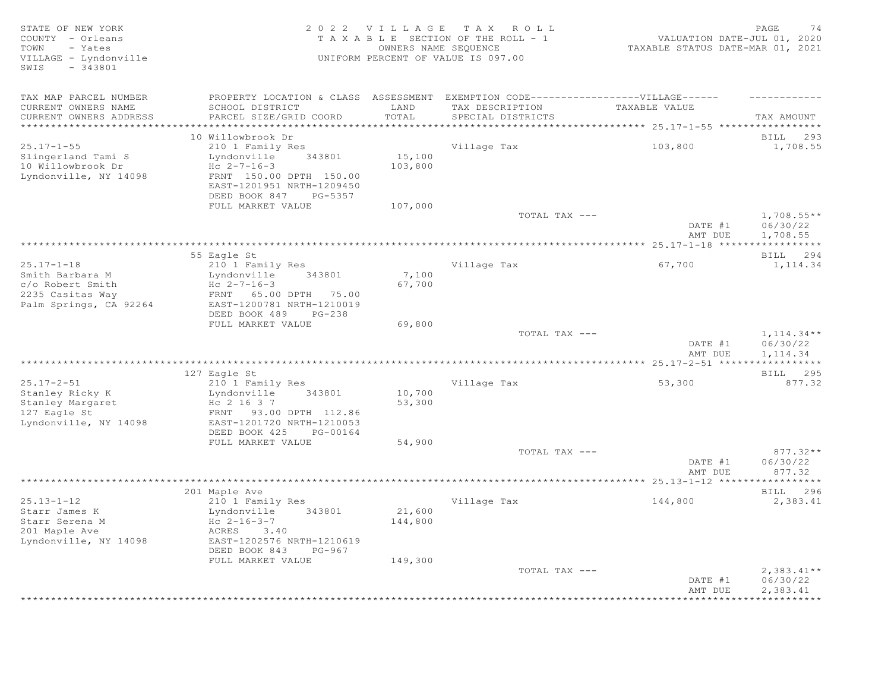STATE OF NEW YORK
COUNTY - Orleans
TOWN - Yates
VILLAGE - Lyndonville
SWIS - 343801

2022 VILLAGE TAX ROLL
TAXABLE SECTION OF THE ROLL - 1
OWNERS NAME SEQUENCE
UNIFORM PERCENT OF VALUE IS 097.00

VALUATION DATE-JUL 01, 2020
TAXABLE STATUS DATE-MAR 01, 2021

| TAX MAP PARCEL NUMBER / CURRENT OWNERS NAME / CURRENT OWNERS ADDRESS | PROPERTY LOCATION & CLASS / SCHOOL DISTRICT / PARCEL SIZE/GRID COORD | ASSESSMENT LAND / TOTAL | EXEMPTION CODE / TAX DESCRIPTION / SPECIAL DISTRICTS | VILLAGE TAXABLE VALUE | TAX AMOUNT |
|---|---|---|---|---|---|
| **25.17-1-55** | 10 Willowbrook Dr | | | | BILL 293 |
| | 210 1 Family Res | | Village Tax | 103,800 | 1,708.55 |
| Slingerland Tami S | Lyndonville 343801 | 15,100 | | | |
| 10 Willowbrook Dr | Hc 2-7-16-3 | 103,800 | | | |
| Lyndonville, NY 14098 | FRNT 150.00 DPTH 150.00 | | | | |
| | EAST-1201951 NRTH-1209450 | | | | |
| | DEED BOOK 847 PG-5357 | | | | |
| | FULL MARKET VALUE | 107,000 | | | |
| | | | TOTAL TAX --- | | 1,708.55** |
| | | | | DATE #1 | 06/30/22 |
| | | | | AMT DUE | 1,708.55 |
| **25.17-1-18** | 55 Eagle St | | | | BILL 294 |
| | 210 1 Family Res | | Village Tax | 67,700 | 1,114.34 |
| Smith Barbara M | Lyndonville 343801 | 7,100 | | | |
| c/o Robert Smith | Hc 2-7-16-3 | 67,700 | | | |
| 2235 Casitas Way | FRNT 65.00 DPTH 75.00 | | | | |
| Palm Springs, CA 92264 | EAST-1200781 NRTH-1210019 | | | | |
| | DEED BOOK 489 PG-238 | | | | |
| | FULL MARKET VALUE | 69,800 | | | |
| | | | TOTAL TAX --- | | 1,114.34** |
| | | | | DATE #1 | 06/30/22 |
| | | | | AMT DUE | 1,114.34 |
| **25.17-2-51** | 127 Eagle St | | | | BILL 295 |
| | 210 1 Family Res | | Village Tax | 53,300 | 877.32 |
| Stanley Ricky K | Lyndonville 343801 | 10,700 | | | |
| Stanley Margaret | Hc 2 16 3 7 | 53,300 | | | |
| 127 Eagle St | FRNT 93.00 DPTH 112.86 | | | | |
| Lyndonville, NY 14098 | EAST-1201720 NRTH-1210053 | | | | |
| | DEED BOOK 425 PG-00164 | | | | |
| | FULL MARKET VALUE | 54,900 | | | |
| | | | TOTAL TAX --- | | 877.32** |
| | | | | DATE #1 | 06/30/22 |
| | | | | AMT DUE | 877.32 |
| **25.13-1-12** | 201 Maple Ave | | | | BILL 296 |
| | 210 1 Family Res | | Village Tax | 144,800 | 2,383.41 |
| Starr James K | Lyndonville 343801 | 21,600 | | | |
| Starr Serena M | Hc 2-16-3-7 | 144,800 | | | |
| 201 Maple Ave | ACRES 3.40 | | | | |
| Lyndonville, NY 14098 | EAST-1202576 NRTH-1210619 | | | | |
| | DEED BOOK 843 PG-967 | | | | |
| | FULL MARKET VALUE | 149,300 | | | |
| | | | TOTAL TAX --- | | 2,383.41** |
| | | | | DATE #1 | 06/30/22 |
| | | | | AMT DUE | 2,383.41 |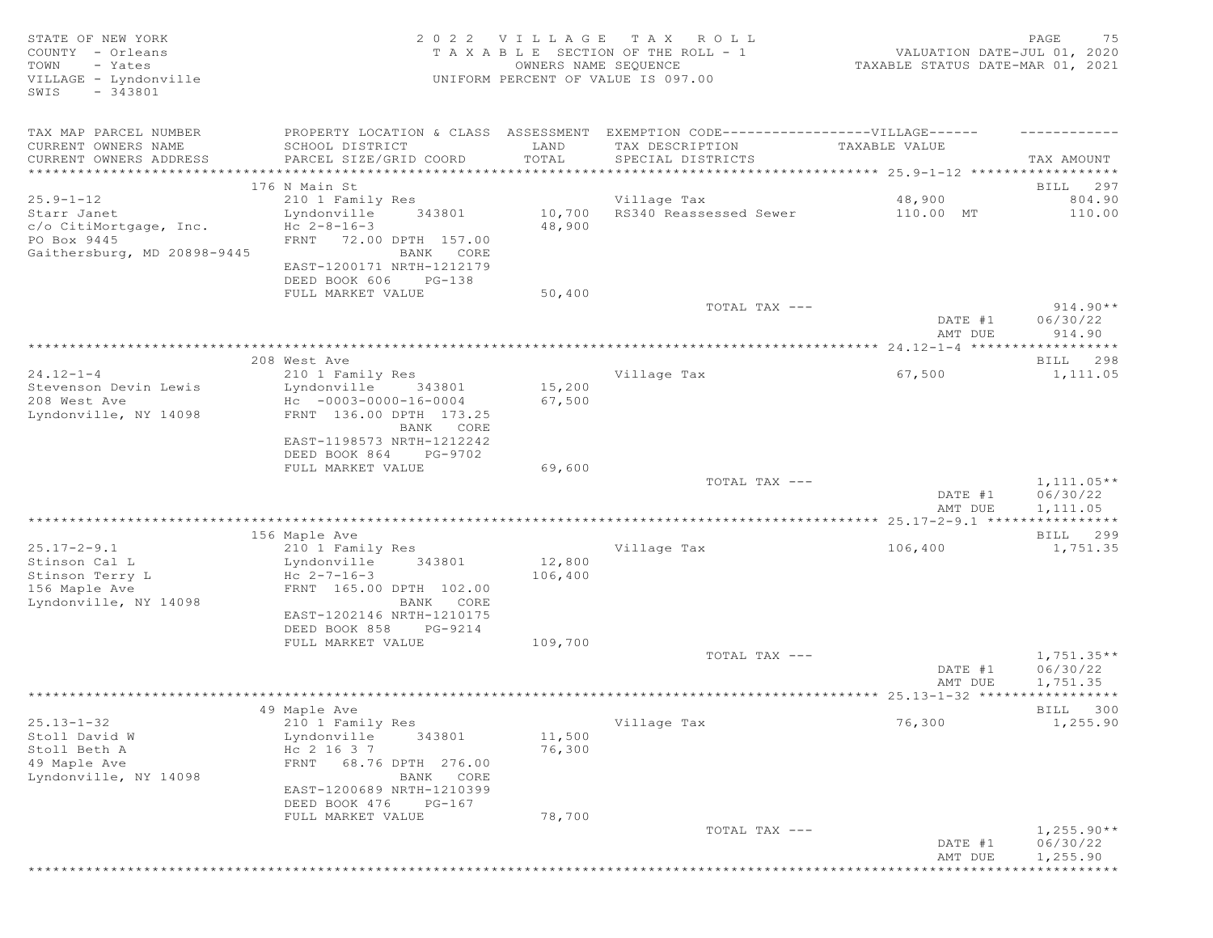STATE OF NEW YORK
COUNTY - Orleans
TOWN - Yates
VILLAGE - Lyndonville
SWIS - 343801

# 2022 VILLAGE TAX ROLL

TAXABLE SECTION OF THE ROLL - 1
OWNERS NAME SEQUENCE
UNIFORM PERCENT OF VALUE IS 097.00

VALUATION DATE-JUL 01, 2020
TAXABLE STATUS DATE-MAR 01, 2021

| TAX MAP PARCEL NUMBER / CURRENT OWNERS NAME / CURRENT OWNERS ADDRESS | PROPERTY LOCATION & CLASS / SCHOOL DISTRICT / PARCEL SIZE/GRID COORD | ASSESSMENT LAND / TOTAL | EXEMPTION CODE / TAX DESCRIPTION / SPECIAL DISTRICTS | VILLAGE TAXABLE VALUE | TAX AMOUNT |
|---|---|---|---|---|---|
| **25.9-1-12** | 176 N Main St | | | | BILL 297 |
| 25.9-1-12 | 210 1 Family Res | | Village Tax | 48,900 | 804.90 |
| Starr Janet | Lyndonville 343801 | 10,700 | RS340 Reassessed Sewer | 110.00 MT | 110.00 |
| c/o CitiMortgage, Inc. | Hc 2-8-16-3 | 48,900 | | | |
| PO Box 9445 | FRNT 72.00 DPTH 157.00 | | | | |
| Gaithersburg, MD 20898-9445 | BANK CORE | | | | |
| | EAST-1200171 NRTH-1212179 | | | | |
| | DEED BOOK 606 PG-138 | | | | |
| | FULL MARKET VALUE | 50,400 | | | |
| | | | TOTAL TAX --- | | 914.90** |
| | | | | DATE #1 | 06/30/22 |
| | | | | AMT DUE | 914.90 |
| **24.12-1-4** | 208 West Ave | | | | BILL 298 |
| 24.12-1-4 | 210 1 Family Res | | Village Tax | 67,500 | 1,111.05 |
| Stevenson Devin Lewis | Lyndonville 343801 | 15,200 | | | |
| 208 West Ave | Hc -0003-0000-16-0004 | 67,500 | | | |
| Lyndonville, NY 14098 | FRNT 136.00 DPTH 173.25 | | | | |
| | BANK CORE | | | | |
| | EAST-1198573 NRTH-1212242 | | | | |
| | DEED BOOK 864 PG-9702 | | | | |
| | FULL MARKET VALUE | 69,600 | | | |
| | | | TOTAL TAX --- | | 1,111.05** |
| | | | | DATE #1 | 06/30/22 |
| | | | | AMT DUE | 1,111.05 |
| **25.17-2-9.1** | 156 Maple Ave | | | | BILL 299 |
| 25.17-2-9.1 | 210 1 Family Res | | Village Tax | 106,400 | 1,751.35 |
| Stinson Cal L | Lyndonville 343801 | 12,800 | | | |
| Stinson Terry L | Hc 2-7-16-3 | 106,400 | | | |
| 156 Maple Ave | FRNT 165.00 DPTH 102.00 | | | | |
| Lyndonville, NY 14098 | BANK CORE | | | | |
| | EAST-1202146 NRTH-1210175 | | | | |
| | DEED BOOK 858 PG-9214 | | | | |
| | FULL MARKET VALUE | 109,700 | | | |
| | | | TOTAL TAX --- | | 1,751.35** |
| | | | | DATE #1 | 06/30/22 |
| | | | | AMT DUE | 1,751.35 |
| **25.13-1-32** | 49 Maple Ave | | | | BILL 300 |
| 25.13-1-32 | 210 1 Family Res | | Village Tax | 76,300 | 1,255.90 |
| Stoll David W | Lyndonville 343801 | 11,500 | | | |
| Stoll Beth A | Hc 2 16 3 7 | 76,300 | | | |
| 49 Maple Ave | FRNT 68.76 DPTH 276.00 | | | | |
| Lyndonville, NY 14098 | BANK CORE | | | | |
| | EAST-1200689 NRTH-1210399 | | | | |
| | DEED BOOK 476 PG-167 | | | | |
| | FULL MARKET VALUE | 78,700 | | | |
| | | | TOTAL TAX --- | | 1,255.90** |
| | | | | DATE #1 | 06/30/22 |
| | | | | AMT DUE | 1,255.90 |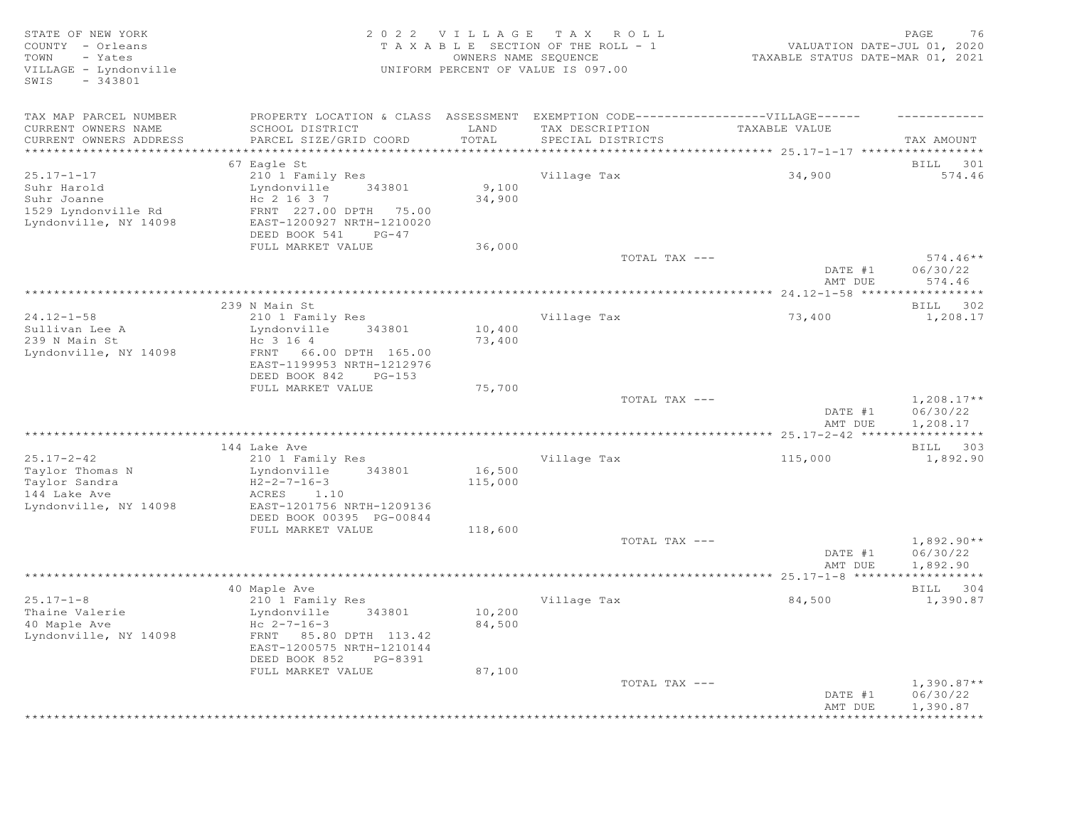STATE OF NEW YORK
COUNTY - Orleans
TOWN - Yates
VILLAGE - Lyndonville
SWIS - 343801

2022 VILLAGE TAX ROLL
TAXABLE SECTION OF THE ROLL - 1
OWNERS NAME SEQUENCE
UNIFORM PERCENT OF VALUE IS 097.00

VALUATION DATE-JUL 01, 2020
TAXABLE STATUS DATE-MAR 01, 2021

| TAX MAP PARCEL NUMBER / CURRENT OWNERS NAME / CURRENT OWNERS ADDRESS | PROPERTY LOCATION & CLASS / SCHOOL DISTRICT / PARCEL SIZE/GRID COORD | ASSESSMENT LAND / TOTAL | EXEMPTION CODE / TAX DESCRIPTION / SPECIAL DISTRICTS | VILLAGE TAXABLE VALUE | TAX AMOUNT |
|---|---|---|---|---|---|
| 25.17-1-17 | 67 Eagle St | | | | BILL 301 |
| Suhr Harold | 210 1 Family Res | | Village Tax | 34,900 | 574.46 |
| Suhr Joanne | Lyndonville 343801 | 9,100 | | | |
| 1529 Lyndonville Rd | Hc 2 16 3 7 | 34,900 | | | |
| Lyndonville, NY 14098 | FRNT 227.00 DPTH 75.00 | | | | |
| | EAST-1200927 NRTH-1210020 | | | | |
| | DEED BOOK 541 PG-47 | | | | |
| | FULL MARKET VALUE | 36,000 | | | |
| | | | TOTAL TAX --- | | 574.46** |
| | | | | DATE #1 | 06/30/22 |
| | | | | AMT DUE | 574.46 |
| 24.12-1-58 | 239 N Main St | | | | BILL 302 |
| Sullivan Lee A | 210 1 Family Res | | Village Tax | 73,400 | 1,208.17 |
| 239 N Main St | Lyndonville 343801 | 10,400 | | | |
| Lyndonville, NY 14098 | Hc 3 16 4 | 73,400 | | | |
| | FRNT 66.00 DPTH 165.00 | | | | |
| | EAST-1199953 NRTH-1212976 | | | | |
| | DEED BOOK 842 PG-153 | | | | |
| | FULL MARKET VALUE | 75,700 | | | |
| | | | TOTAL TAX --- | | 1,208.17** |
| | | | | DATE #1 | 06/30/22 |
| | | | | AMT DUE | 1,208.17 |
| 25.17-2-42 | 144 Lake Ave | | | | BILL 303 |
| Taylor Thomas N | 210 1 Family Res | | Village Tax | 115,000 | 1,892.90 |
| Taylor Sandra | Lyndonville 343801 | 16,500 | | | |
| 144 Lake Ave | H2-2-7-16-3 | 115,000 | | | |
| Lyndonville, NY 14098 | ACRES 1.10 | | | | |
| | EAST-1201756 NRTH-1209136 | | | | |
| | DEED BOOK 00395 PG-00844 | | | | |
| | FULL MARKET VALUE | 118,600 | | | |
| | | | TOTAL TAX --- | | 1,892.90** |
| | | | | DATE #1 | 06/30/22 |
| | | | | AMT DUE | 1,892.90 |
| 25.17-1-8 | 40 Maple Ave | | | | BILL 304 |
| Thaine Valerie | 210 1 Family Res | | Village Tax | 84,500 | 1,390.87 |
| 40 Maple Ave | Lyndonville 343801 | 10,200 | | | |
| Lyndonville, NY 14098 | Hc 2-7-16-3 | 84,500 | | | |
| | FRNT 85.80 DPTH 113.42 | | | | |
| | EAST-1200575 NRTH-1210144 | | | | |
| | DEED BOOK 852 PG-8391 | | | | |
| | FULL MARKET VALUE | 87,100 | | | |
| | | | TOTAL TAX --- | | 1,390.87** |
| | | | | DATE #1 | 06/30/22 |
| | | | | AMT DUE | 1,390.87 |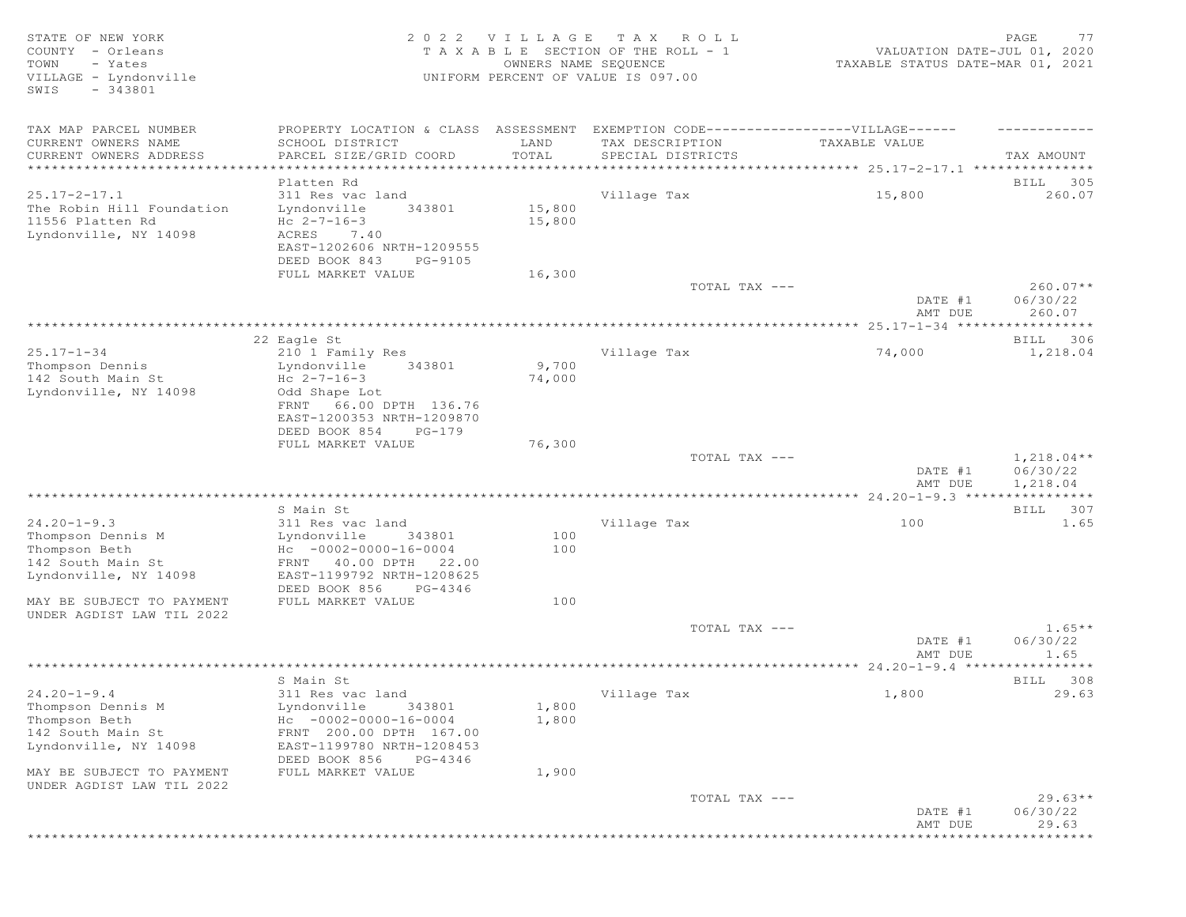STATE OF NEW YORK
COUNTY - Orleans
TOWN - Yates
VILLAGE - Lyndonville
SWIS - 343801

2022 VILLAGE TAX ROLL
TAXABLE SECTION OF THE ROLL - 1
OWNERS NAME SEQUENCE
UNIFORM PERCENT OF VALUE IS 097.00

VALUATION DATE-JUL 01, 2020
TAXABLE STATUS DATE-MAR 01, 2021

| TAX MAP PARCEL NUMBER / CURRENT OWNERS NAME / CURRENT OWNERS ADDRESS | PROPERTY LOCATION & CLASS / SCHOOL DISTRICT / PARCEL SIZE/GRID COORD | ASSESSMENT LAND / TOTAL | EXEMPTION CODE / TAX DESCRIPTION / SPECIAL DISTRICTS | VILLAGE TAXABLE VALUE | TAX AMOUNT |
|---|---|---|---|---|---|
| **25.17-2-17.1** | Platten Rd | | | | BILL 305 |
| 25.17-2-17.1 | 311 Res vac land | | Village Tax | 15,800 | 260.07 |
| The Robin Hill Foundation | Lyndonville 343801 | 15,800 | | | |
| 11556 Platten Rd | Hc 2-7-16-3 | 15,800 | | | |
| Lyndonville, NY 14098 | ACRES 7.40 | | | | |
| | EAST-1202606 NRTH-1209555 | | | | |
| | DEED BOOK 843 PG-9105 | | | | |
| | FULL MARKET VALUE | 16,300 | | | |
| | | | TOTAL TAX --- | | 260.07** |
| | | | | DATE #1 | 06/30/22 |
| | | | | AMT DUE | 260.07 |
| **25.17-1-34** | 22 Eagle St | | | | BILL 306 |
| 25.17-1-34 | 210 1 Family Res | | Village Tax | 74,000 | 1,218.04 |
| Thompson Dennis | Lyndonville 343801 | 9,700 | | | |
| 142 South Main St | Hc 2-7-16-3 | 74,000 | | | |
| Lyndonville, NY 14098 | Odd Shape Lot | | | | |
| | FRNT 66.00 DPTH 136.76 | | | | |
| | EAST-1200353 NRTH-1209870 | | | | |
| | DEED BOOK 854 PG-179 | | | | |
| | FULL MARKET VALUE | 76,300 | | | |
| | | | TOTAL TAX --- | | 1,218.04** |
| | | | | DATE #1 | 06/30/22 |
| | | | | AMT DUE | 1,218.04 |
| **24.20-1-9.3** | S Main St | | | | BILL 307 |
| 24.20-1-9.3 | 311 Res vac land | | Village Tax | 100 | 1.65 |
| Thompson Dennis M | Lyndonville 343801 | 100 | | | |
| Thompson Beth | Hc -0002-0000-16-0004 | 100 | | | |
| 142 South Main St | FRNT 40.00 DPTH 22.00 | | | | |
| Lyndonville, NY 14098 | EAST-1199792 NRTH-1208625 | | | | |
| | DEED BOOK 856 PG-4346 | | | | |
| MAY BE SUBJECT TO PAYMENT UNDER AGDIST LAW TIL 2022 | FULL MARKET VALUE | 100 | | | |
| | | | TOTAL TAX --- | | 1.65** |
| | | | | DATE #1 | 06/30/22 |
| | | | | AMT DUE | 1.65 |
| **24.20-1-9.4** | S Main St | | | | BILL 308 |
| 24.20-1-9.4 | 311 Res vac land | | Village Tax | 1,800 | 29.63 |
| Thompson Dennis M | Lyndonville 343801 | 1,800 | | | |
| Thompson Beth | Hc -0002-0000-16-0004 | 1,800 | | | |
| 142 South Main St | FRNT 200.00 DPTH 167.00 | | | | |
| Lyndonville, NY 14098 | EAST-1199780 NRTH-1208453 | | | | |
| | DEED BOOK 856 PG-4346 | | | | |
| MAY BE SUBJECT TO PAYMENT UNDER AGDIST LAW TIL 2022 | FULL MARKET VALUE | 1,900 | | | |
| | | | TOTAL TAX --- | | 29.63** |
| | | | | DATE #1 | 06/30/22 |
| | | | | AMT DUE | 29.63 |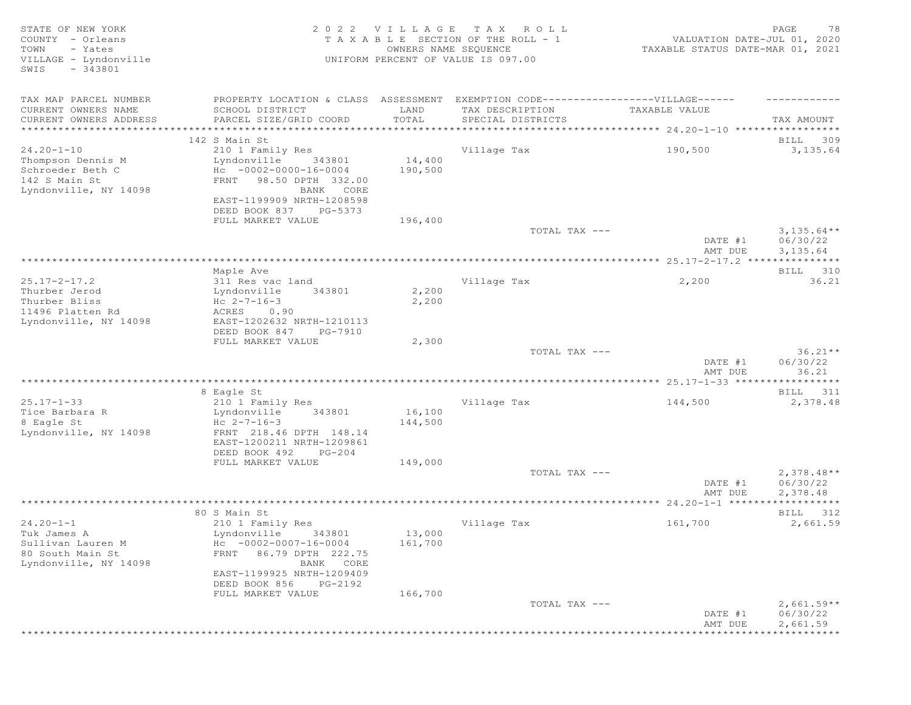STATE OF NEW YORK
COUNTY - Orleans
TOWN - Yates
VILLAGE - Lyndonville
SWIS - 343801

**2022 VILLAGE TAX ROLL**
TAXABLE SECTION OF THE ROLL - 1
OWNERS NAME SEQUENCE
UNIFORM PERCENT OF VALUE IS 097.00

VALUATION DATE-JUL 01, 2020
TAXABLE STATUS DATE-MAR 01, 2021

| TAX MAP PARCEL NUMBER / CURRENT OWNERS NAME / CURRENT OWNERS ADDRESS | PROPERTY LOCATION & CLASS / SCHOOL DISTRICT / PARCEL SIZE/GRID COORD | ASSESSMENT LAND / TOTAL | EXEMPTION CODE / TAX DESCRIPTION / SPECIAL DISTRICTS | VILLAGE TAXABLE VALUE | TAX AMOUNT |
|---|---|---|---|---|---|
| **24.20-1-10** | 142 S Main St | | | | BILL 309 |
| Thompson Dennis M | 210 1 Family Res | | Village Tax | 190,500 | 3,135.64 |
| Schroeder Beth C | Lyndonville 343801 | 14,400 | | | |
| 142 S Main St | Hc -0002-0000-16-0004 | 190,500 | | | |
| Lyndonville, NY 14098 | FRNT 98.50 DPTH 332.00 | | | | |
| | BANK CORE | | | | |
| | EAST-1199909 NRTH-1208598 | | | | |
| | DEED BOOK 837 PG-5373 | | | | |
| | FULL MARKET VALUE | 196,400 | | | |
| | | | TOTAL TAX --- | | 3,135.64** |
| | | | | DATE #1 | 06/30/22 |
| | | | | AMT DUE | 3,135.64 |
| **25.17-2-17.2** | Maple Ave | | | | BILL 310 |
| Thurber Jerod | 311 Res vac land | | Village Tax | 2,200 | 36.21 |
| Thurber Bliss | Lyndonville 343801 | 2,200 | | | |
| 11496 Platten Rd | Hc 2-7-16-3 | 2,200 | | | |
| Lyndonville, NY 14098 | ACRES 0.90 | | | | |
| | EAST-1202632 NRTH-1210113 | | | | |
| | DEED BOOK 847 PG-7910 | | | | |
| | FULL MARKET VALUE | 2,300 | | | |
| | | | TOTAL TAX --- | | 36.21** |
| | | | | DATE #1 | 06/30/22 |
| | | | | AMT DUE | 36.21 |
| **25.17-1-33** | 8 Eagle St | | | | BILL 311 |
| Tice Barbara R | 210 1 Family Res | | Village Tax | 144,500 | 2,378.48 |
| 8 Eagle St | Lyndonville 343801 | 16,100 | | | |
| Lyndonville, NY 14098 | Hc 2-7-16-3 | 144,500 | | | |
| | FRNT 218.46 DPTH 148.14 | | | | |
| | EAST-1200211 NRTH-1209861 | | | | |
| | DEED BOOK 492 PG-204 | | | | |
| | FULL MARKET VALUE | 149,000 | | | |
| | | | TOTAL TAX --- | | 2,378.48** |
| | | | | DATE #1 | 06/30/22 |
| | | | | AMT DUE | 2,378.48 |
| **24.20-1-1** | 80 S Main St | | | | BILL 312 |
| Tuk James A | 210 1 Family Res | | Village Tax | 161,700 | 2,661.59 |
| Sullivan Lauren M | Lyndonville 343801 | 13,000 | | | |
| 80 South Main St | Hc -0002-0007-16-0004 | 161,700 | | | |
| Lyndonville, NY 14098 | FRNT 86.79 DPTH 222.75 | | | | |
| | BANK CORE | | | | |
| | EAST-1199925 NRTH-1209409 | | | | |
| | DEED BOOK 856 PG-2192 | | | | |
| | FULL MARKET VALUE | 166,700 | | | |
| | | | TOTAL TAX --- | | 2,661.59** |
| | | | | DATE #1 | 06/30/22 |
| | | | | AMT DUE | 2,661.59 |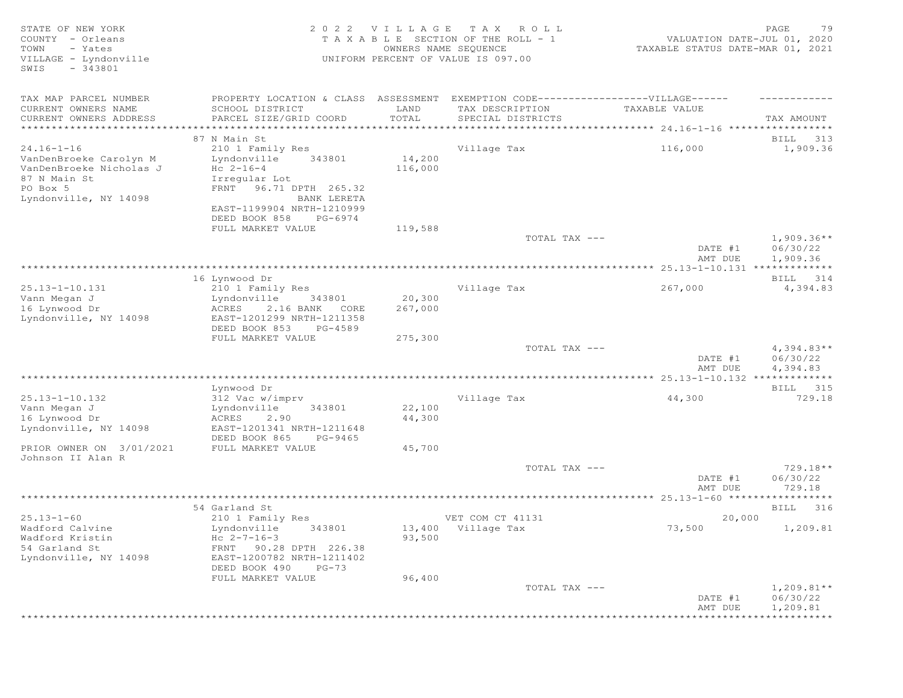STATE OF NEW YORK
COUNTY - Orleans
TOWN - Yates
VILLAGE - Lyndonville
SWIS - 343801

2022 VILLAGE TAX ROLL
TAXABLE SECTION OF THE ROLL - 1
OWNERS NAME SEQUENCE
UNIFORM PERCENT OF VALUE IS 097.00

VALUATION DATE-JUL 01, 2020
TAXABLE STATUS DATE-MAR 01, 2021

| TAX MAP PARCEL NUMBER / CURRENT OWNERS NAME / CURRENT OWNERS ADDRESS | PROPERTY LOCATION & CLASS / SCHOOL DISTRICT / PARCEL SIZE/GRID COORD | ASSESSMENT LAND / TOTAL | EXEMPTION CODE-----VILLAGE----- / TAX DESCRIPTION / SPECIAL DISTRICTS | TAXABLE VALUE | TAX AMOUNT |
|---|---|---|---|---|---|
| **24.16-1-16** | 87 N Main St | | | | BILL 313 |
| 24.16-1-16 | 210 1 Family Res | | Village Tax | 116,000 | 1,909.36 |
| VanDenBroeke Carolyn M | Lyndonville 343801 | 14,200 | | | |
| VanDenBroeke Nicholas J | Hc 2-16-4 | 116,000 | | | |
| 87 N Main St | Irregular Lot | | | | |
| PO Box 5 | FRNT 96.71 DPTH 265.32 | | | | |
| Lyndonville, NY 14098 | BANK LERETA | | | | |
| | EAST-1199904 NRTH-1210999 | | | | |
| | DEED BOOK 858 PG-6974 | | | | |
| | FULL MARKET VALUE | 119,588 | | | |
| | | | TOTAL TAX --- | | 1,909.36** |
| | | | | DATE #1 | 06/30/22 |
| | | | | AMT DUE | 1,909.36 |
| **25.13-1-10.131** | 16 Lynwood Dr | | | | BILL 314 |
| 25.13-1-10.131 | 210 1 Family Res | | Village Tax | 267,000 | 4,394.83 |
| Vann Megan J | Lyndonville 343801 | 20,300 | | | |
| 16 Lynwood Dr | ACRES 2.16 BANK CORE | 267,000 | | | |
| Lyndonville, NY 14098 | EAST-1201299 NRTH-1211358 | | | | |
| | DEED BOOK 853 PG-4589 | | | | |
| | FULL MARKET VALUE | 275,300 | | | |
| | | | TOTAL TAX --- | | 4,394.83** |
| | | | | DATE #1 | 06/30/22 |
| | | | | AMT DUE | 4,394.83 |
| **25.13-1-10.132** | Lynwood Dr | | | | BILL 315 |
| 25.13-1-10.132 | 312 Vac w/imprv | | Village Tax | 44,300 | 729.18 |
| Vann Megan J | Lyndonville 343801 | 22,100 | | | |
| 16 Lynwood Dr | ACRES 2.90 | 44,300 | | | |
| Lyndonville, NY 14098 | EAST-1201341 NRTH-1211648 | | | | |
| | DEED BOOK 865 PG-9465 | | | | |
| PRIOR OWNER ON 3/01/2021 | FULL MARKET VALUE | 45,700 | | | |
| Johnson II Alan R | | | | | |
| | | | TOTAL TAX --- | | 729.18** |
| | | | | DATE #1 | 06/30/22 |
| | | | | AMT DUE | 729.18 |
| **25.13-1-60** | 54 Garland St | | | | BILL 316 |
| 25.13-1-60 | 210 1 Family Res | | VET COM CT 41131 | 20,000 | |
| Wadford Calvine | Lyndonville 343801 | 13,400 | Village Tax | 73,500 | 1,209.81 |
| Wadford Kristin | Hc 2-7-16-3 | 93,500 | | | |
| 54 Garland St | FRNT 90.28 DPTH 226.38 | | | | |
| Lyndonville, NY 14098 | EAST-1200782 NRTH-1211402 | | | | |
| | DEED BOOK 490 PG-73 | | | | |
| | FULL MARKET VALUE | 96,400 | | | |
| | | | TOTAL TAX --- | | 1,209.81** |
| | | | | DATE #1 | 06/30/22 |
| | | | | AMT DUE | 1,209.81 |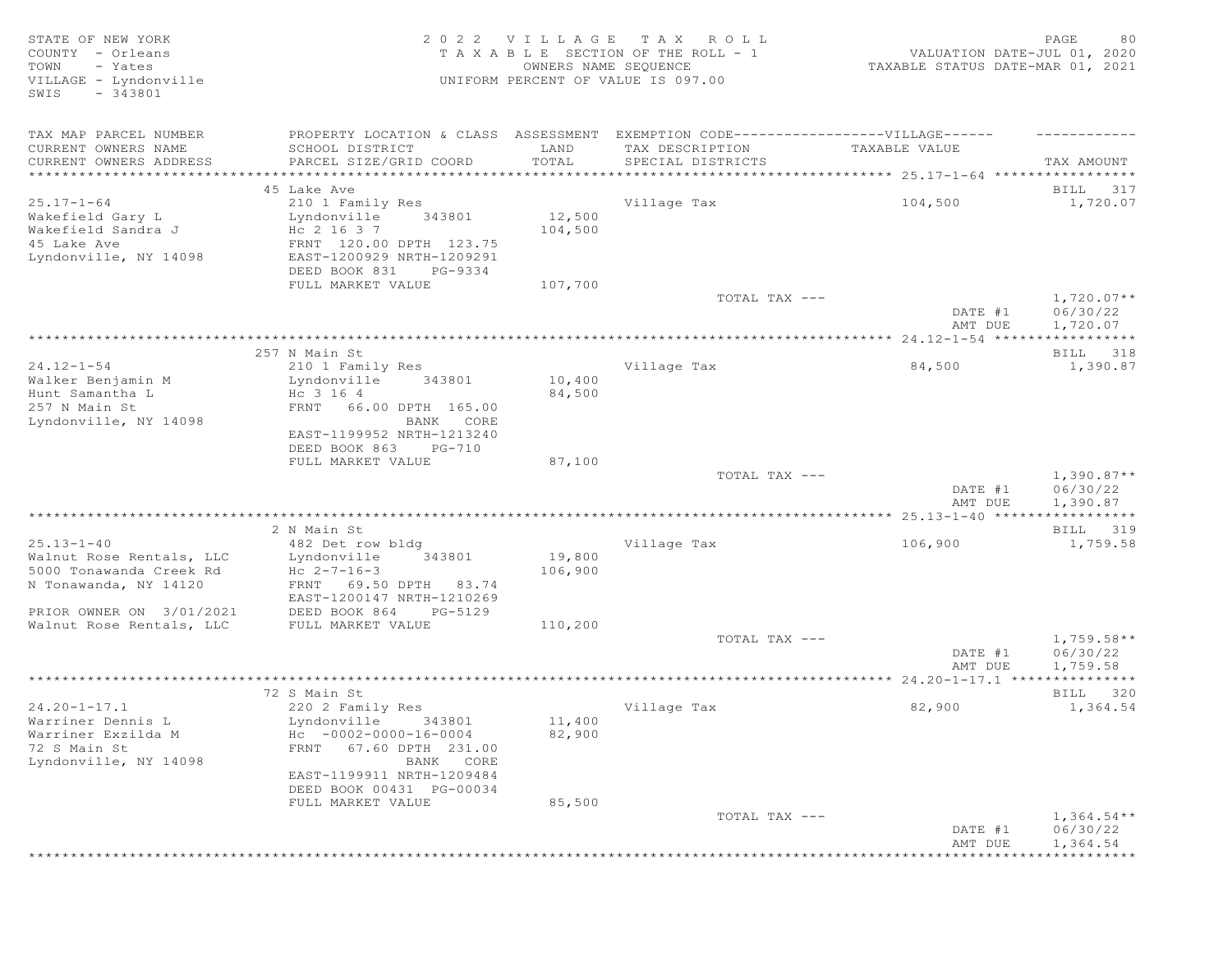STATE OF NEW YORK
COUNTY - Orleans
TOWN - Yates
VILLAGE - Lyndonville
SWIS - 343801

2022 VILLAGE TAX ROLL
TAXABLE SECTION OF THE ROLL - 1
OWNERS NAME SEQUENCE
UNIFORM PERCENT OF VALUE IS 097.00

VALUATION DATE-JUL 01, 2020
TAXABLE STATUS DATE-MAR 01, 2021

| TAX MAP PARCEL NUMBER / CURRENT OWNERS NAME / CURRENT OWNERS ADDRESS | PROPERTY LOCATION & CLASS / SCHOOL DISTRICT / PARCEL SIZE/GRID COORD | ASSESSMENT LAND / TOTAL | EXEMPTION CODE / TAX DESCRIPTION / SPECIAL DISTRICTS | VILLAGE TAXABLE VALUE | TAX AMOUNT |
|---|---|---|---|---|---|
| **25.17-1-64** | 45 Lake Ave | | | | BILL 317 |
| 25.17-1-64 | 210 1 Family Res | | Village Tax | 104,500 | 1,720.07 |
| Wakefield Gary L | Lyndonville 343801 | 12,500 | | | |
| Wakefield Sandra J | Hc 2 16 3 7 | 104,500 | | | |
| 45 Lake Ave | FRNT 120.00 DPTH 123.75 | | | | |
| Lyndonville, NY 14098 | EAST-1200929 NRTH-1209291 | | | | |
| | DEED BOOK 831 PG-9334 | | | | |
| | FULL MARKET VALUE | 107,700 | | | |
| | | | TOTAL TAX --- | | 1,720.07** |
| | | | | DATE #1 | 06/30/22 |
| | | | | AMT DUE | 1,720.07 |
| **24.12-1-54** | 257 N Main St | | | | BILL 318 |
| 24.12-1-54 | 210 1 Family Res | | Village Tax | 84,500 | 1,390.87 |
| Walker Benjamin M | Lyndonville 343801 | 10,400 | | | |
| Hunt Samantha L | Hc 3 16 4 | 84,500 | | | |
| 257 N Main St | FRNT 66.00 DPTH 165.00 | | | | |
| Lyndonville, NY 14098 | BANK CORE | | | | |
| | EAST-1199952 NRTH-1213240 | | | | |
| | DEED BOOK 863 PG-710 | | | | |
| | FULL MARKET VALUE | 87,100 | | | |
| | | | TOTAL TAX --- | | 1,390.87** |
| | | | | DATE #1 | 06/30/22 |
| | | | | AMT DUE | 1,390.87 |
| **25.13-1-40** | 2 N Main St | | | | BILL 319 |
| 25.13-1-40 | 482 Det row bldg | | Village Tax | 106,900 | 1,759.58 |
| Walnut Rose Rentals, LLC | Lyndonville 343801 | 19,800 | | | |
| 5000 Tonawanda Creek Rd | Hc 2-7-16-3 | 106,900 | | | |
| N Tonawanda, NY 14120 | FRNT 69.50 DPTH 83.74 | | | | |
| | EAST-1200147 NRTH-1210269 | | | | |
| PRIOR OWNER ON 3/01/2021 | DEED BOOK 864 PG-5129 | | | | |
| Walnut Rose Rentals, LLC | FULL MARKET VALUE | 110,200 | | | |
| | | | TOTAL TAX --- | | 1,759.58** |
| | | | | DATE #1 | 06/30/22 |
| | | | | AMT DUE | 1,759.58 |
| **24.20-1-17.1** | 72 S Main St | | | | BILL 320 |
| 24.20-1-17.1 | 220 2 Family Res | | Village Tax | 82,900 | 1,364.54 |
| Warriner Dennis L | Lyndonville 343801 | 11,400 | | | |
| Warriner Exzilda M | Hc -0002-0000-16-0004 | 82,900 | | | |
| 72 S Main St | FRNT 67.60 DPTH 231.00 | | | | |
| Lyndonville, NY 14098 | BANK CORE | | | | |
| | EAST-1199911 NRTH-1209484 | | | | |
| | DEED BOOK 00431 PG-00034 | | | | |
| | FULL MARKET VALUE | 85,500 | | | |
| | | | TOTAL TAX --- | | 1,364.54** |
| | | | | DATE #1 | 06/30/22 |
| | | | | AMT DUE | 1,364.54 |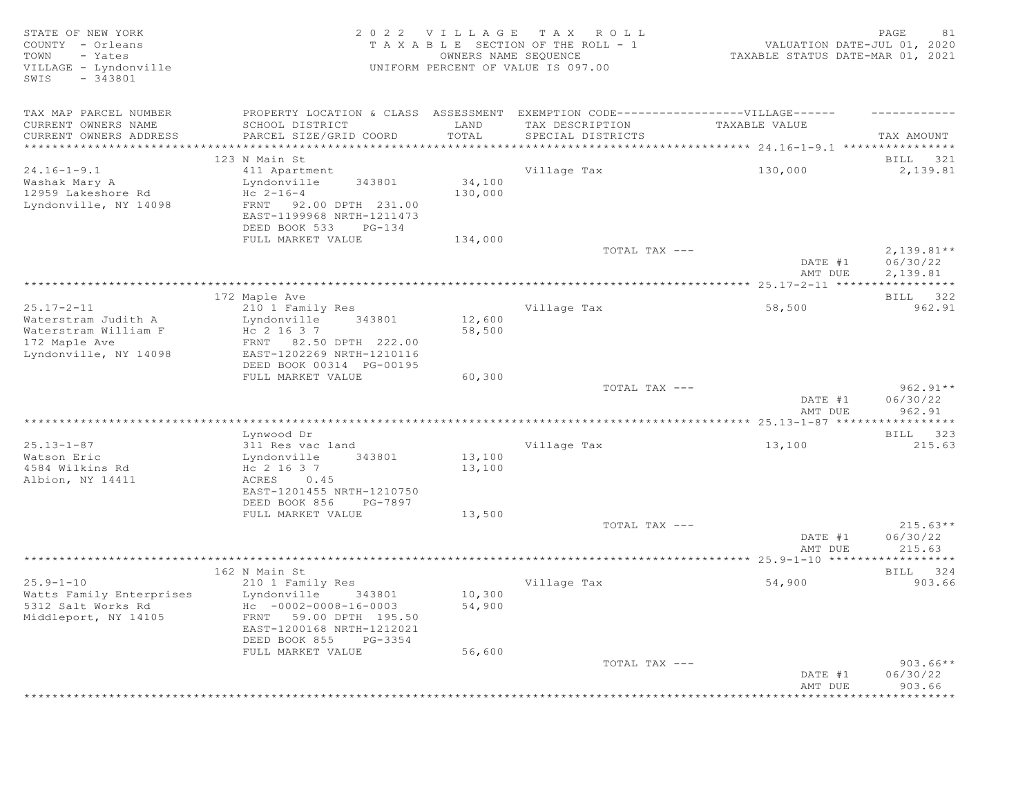STATE OF NEW YORK
COUNTY - Orleans
TOWN - Yates
VILLAGE - Lyndonville
SWIS - 343801

2022 VILLAGE TAX ROLL
TAXABLE SECTION OF THE ROLL - 1
OWNERS NAME SEQUENCE
UNIFORM PERCENT OF VALUE IS 097.00

VALUATION DATE-JUL 01, 2020
TAXABLE STATUS DATE-MAR 01, 2021

| TAX MAP PARCEL NUMBER<br>CURRENT OWNERS NAME<br>CURRENT OWNERS ADDRESS | PROPERTY LOCATION & CLASS<br>SCHOOL DISTRICT<br>PARCEL SIZE/GRID COORD | ASSESSMENT<br>LAND<br>TOTAL | EXEMPTION CODE------VILLAGE------<br>TAX DESCRIPTION<br>SPECIAL DISTRICTS | TAXABLE VALUE | TAX AMOUNT |
|---|---|---|---|---|---|
| **24.16-1-9.1** | 123 N Main St | | | | BILL 321 |
| 24.16-1-9.1 | 411 Apartment | | Village Tax | 130,000 | 2,139.81 |
| Washak Mary A | Lyndonville 343801 | 34,100 | | | |
| 12959 Lakeshore Rd | Hc 2-16-4 | 130,000 | | | |
| Lyndonville, NY 14098 | FRNT 92.00 DPTH 231.00 | | | | |
| | EAST-1199968 NRTH-1211473 | | | | |
| | DEED BOOK 533 PG-134 | | | | |
| | FULL MARKET VALUE | 134,000 | | | |
| | | | TOTAL TAX --- | | 2,139.81** |
| | | | | DATE #1 | 06/30/22 |
| | | | | AMT DUE | 2,139.81 |
| **25.17-2-11** | 172 Maple Ave | | | | BILL 322 |
| 25.17-2-11 | 210 1 Family Res | | Village Tax | 58,500 | 962.91 |
| Waterstram Judith A | Lyndonville 343801 | 12,600 | | | |
| Waterstram William F | Hc 2 16 3 7 | 58,500 | | | |
| 172 Maple Ave | FRNT 82.50 DPTH 222.00 | | | | |
| Lyndonville, NY 14098 | EAST-1202269 NRTH-1210116 | | | | |
| | DEED BOOK 00314 PG-00195 | | | | |
| | FULL MARKET VALUE | 60,300 | | | |
| | | | TOTAL TAX --- | | 962.91** |
| | | | | DATE #1 | 06/30/22 |
| | | | | AMT DUE | 962.91 |
| **25.13-1-87** | Lynwood Dr | | | | BILL 323 |
| 25.13-1-87 | 311 Res vac land | | Village Tax | 13,100 | 215.63 |
| Watson Eric | Lyndonville 343801 | 13,100 | | | |
| 4584 Wilkins Rd | Hc 2 16 3 7 | 13,100 | | | |
| Albion, NY 14411 | ACRES 0.45 | | | | |
| | EAST-1201455 NRTH-1210750 | | | | |
| | DEED BOOK 856 PG-7897 | | | | |
| | FULL MARKET VALUE | 13,500 | | | |
| | | | TOTAL TAX --- | | 215.63** |
| | | | | DATE #1 | 06/30/22 |
| | | | | AMT DUE | 215.63 |
| **25.9-1-10** | 162 N Main St | | | | BILL 324 |
| 25.9-1-10 | 210 1 Family Res | | Village Tax | 54,900 | 903.66 |
| Watts Family Enterprises | Lyndonville 343801 | 10,300 | | | |
| 5312 Salt Works Rd | Hc -0002-0008-16-0003 | 54,900 | | | |
| Middleport, NY 14105 | FRNT 59.00 DPTH 195.50 | | | | |
| | EAST-1200168 NRTH-1212021 | | | | |
| | DEED BOOK 855 PG-3354 | | | | |
| | FULL MARKET VALUE | 56,600 | | | |
| | | | TOTAL TAX --- | | 903.66** |
| | | | | DATE #1 | 06/30/22 |
| | | | | AMT DUE | 903.66 |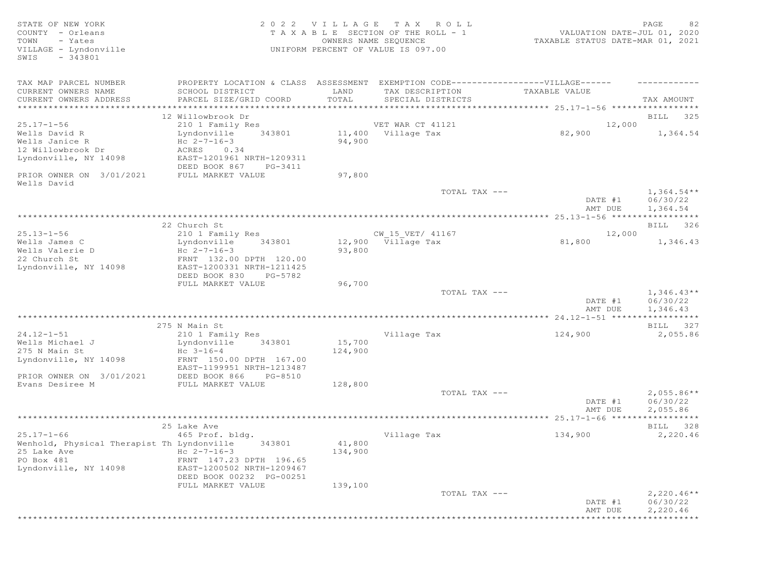STATE OF NEW YORK
COUNTY - Orleans
TOWN - Yates
VILLAGE - Lyndonville
SWIS - 343801

2022 VILLAGE TAX ROLL
TAXABLE SECTION OF THE ROLL - 1
OWNERS NAME SEQUENCE
UNIFORM PERCENT OF VALUE IS 097.00

VALUATION DATE-JUL 01, 2020
TAXABLE STATUS DATE-MAR 01, 2021

| TAX MAP PARCEL NUMBER / CURRENT OWNERS NAME / CURRENT OWNERS ADDRESS | PROPERTY LOCATION & CLASS / SCHOOL DISTRICT / PARCEL SIZE/GRID COORD | ASSESSMENT LAND / TOTAL | EXEMPTION CODE / TAX DESCRIPTION / SPECIAL DISTRICTS | VILLAGE TAXABLE VALUE | TAX AMOUNT |
|---|---|---|---|---|---|
| | 12 Willowbrook Dr | | | | BILL 325 |
| 25.17-1-56 | 210 1 Family Res | | VET WAR CT 41121 | 12,000 | |
| Wells David R | Lyndonville 343801 | 11,400 | Village Tax | 82,900 | 1,364.54 |
| Wells Janice R | Hc 2-7-16-3 | 94,900 | | | |
| 12 Willowbrook Dr | ACRES 0.34 | | | | |
| Lyndonville, NY 14098 | EAST-1201961 NRTH-1209311 | | | | |
| | DEED BOOK 867 PG-3411 | | | | |
| PRIOR OWNER ON 3/01/2021 | FULL MARKET VALUE | 97,800 | | | |
| Wells David | | | | | |
| | | | TOTAL TAX --- | | 1,364.54** |
| | | | | DATE #1 | 06/30/22 |
| | | | | AMT DUE | 1,364.54 |
| | 22 Church St | | | | BILL 326 |
| 25.13-1-56 | 210 1 Family Res | | CW_15_VET/ 41167 | 12,000 | |
| Wells James C | Lyndonville 343801 | 12,900 | Village Tax | 81,800 | 1,346.43 |
| Wells Valerie D | Hc 2-7-16-3 | 93,800 | | | |
| 22 Church St | FRNT 132.00 DPTH 120.00 | | | | |
| Lyndonville, NY 14098 | EAST-1200331 NRTH-1211425 | | | | |
| | DEED BOOK 830 PG-5782 | | | | |
| | FULL MARKET VALUE | 96,700 | | | |
| | | | TOTAL TAX --- | | 1,346.43** |
| | | | | DATE #1 | 06/30/22 |
| | | | | AMT DUE | 1,346.43 |
| | 275 N Main St | | | | BILL 327 |
| 24.12-1-51 | 210 1 Family Res | | Village Tax | 124,900 | 2,055.86 |
| Wells Michael J | Lyndonville 343801 | 15,700 | | | |
| 275 N Main St | Hc 3-16-4 | 124,900 | | | |
| Lyndonville, NY 14098 | FRNT 150.00 DPTH 167.00 | | | | |
| | EAST-1199951 NRTH-1213487 | | | | |
| PRIOR OWNER ON 3/01/2021 | DEED BOOK 866 PG-8510 | | | | |
| Evans Desiree M | FULL MARKET VALUE | 128,800 | | | |
| | | | TOTAL TAX --- | | 2,055.86** |
| | | | | DATE #1 | 06/30/22 |
| | | | | AMT DUE | 2,055.86 |
| | 25 Lake Ave | | | | BILL 328 |
| 25.17-1-66 | 465 Prof. bldg. | | Village Tax | 134,900 | 2,220.46 |
| Wenhold, Physical Therapist Th | Lyndonville 343801 | 41,800 | | | |
| 25 Lake Ave | Hc 2-7-16-3 | 134,900 | | | |
| PO Box 481 | FRNT 147.23 DPTH 196.65 | | | | |
| Lyndonville, NY 14098 | EAST-1200502 NRTH-1209467 | | | | |
| | DEED BOOK 00232 PG-00251 | | | | |
| | FULL MARKET VALUE | 139,100 | | | |
| | | | TOTAL TAX --- | | 2,220.46** |
| | | | | DATE #1 | 06/30/22 |
| | | | | AMT DUE | 2,220.46 |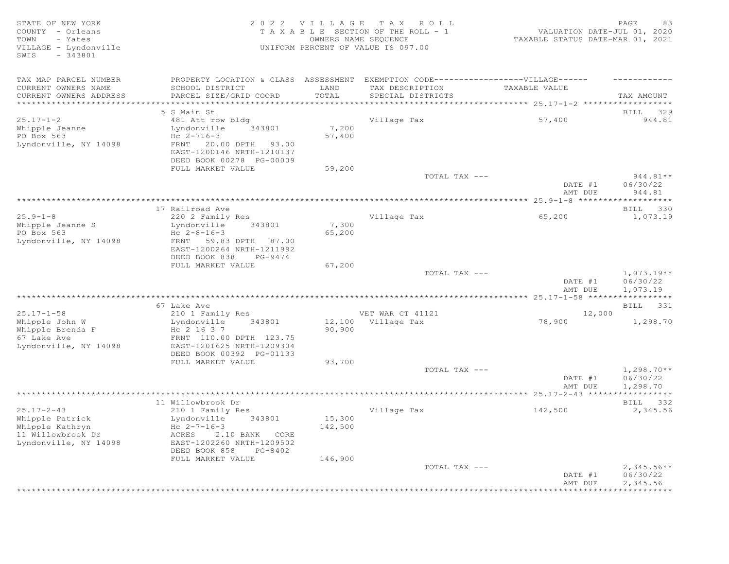STATE OF NEW YORK
COUNTY - Orleans
TOWN - Yates
VILLAGE - Lyndonville
SWIS - 343801

2 0 2 2 V I L L A G E T A X R O L L
T A X A B L E SECTION OF THE ROLL - 1
OWNERS NAME SEQUENCE
UNIFORM PERCENT OF VALUE IS 097.00

VALUATION DATE-JUL 01, 2020
TAXABLE STATUS DATE-MAR 01, 2021

| TAX MAP PARCEL NUMBER / CURRENT OWNERS NAME / CURRENT OWNERS ADDRESS | PROPERTY LOCATION & CLASS / SCHOOL DISTRICT / PARCEL SIZE/GRID COORD | ASSESSMENT LAND / TOTAL | EXEMPTION CODE / TAX DESCRIPTION / SPECIAL DISTRICTS | TAXABLE VALUE | TAX AMOUNT |
|---|---|---|---|---|---|
| **25.17-1-2** | 5 S Main St | | | | BILL 329 |
| 25.17-1-2 | 481 Att row bldg | | Village Tax | 57,400 | 944.81 |
| Whipple Jeanne | Lyndonville 343801 | 7,200 | | | |
| PO Box 563 | Hc 2-716-3 | 57,400 | | | |
| Lyndonville, NY 14098 | FRNT 20.00 DPTH 93.00 | | | | |
| | EAST-1200146 NRTH-1210137 | | | | |
| | DEED BOOK 00278 PG-00009 | | | | |
| | FULL MARKET VALUE | 59,200 | | | |
| | | | TOTAL TAX --- | | 944.81** |
| | | | | DATE #1 | 06/30/22 |
| | | | | AMT DUE | 944.81 |
| **25.9-1-8** | 17 Railroad Ave | | | | BILL 330 |
| 25.9-1-8 | 220 2 Family Res | | Village Tax | 65,200 | 1,073.19 |
| Whipple Jeanne S | Lyndonville 343801 | 7,300 | | | |
| PO Box 563 | Hc 2-8-16-3 | 65,200 | | | |
| Lyndonville, NY 14098 | FRNT 59.83 DPTH 87.00 | | | | |
| | EAST-1200264 NRTH-1211992 | | | | |
| | DEED BOOK 838 PG-9474 | | | | |
| | FULL MARKET VALUE | 67,200 | | | |
| | | | TOTAL TAX --- | | 1,073.19** |
| | | | | DATE #1 | 06/30/22 |
| | | | | AMT DUE | 1,073.19 |
| **25.17-1-58** | 67 Lake Ave | | | | BILL 331 |
| 25.17-1-58 | 210 1 Family Res | | VET WAR CT 41121 | 12,000 | |
| Whipple John W | Lyndonville 343801 | 12,100 | Village Tax | 78,900 | 1,298.70 |
| Whipple Brenda F | Hc 2 16 3 7 | 90,900 | | | |
| 67 Lake Ave | FRNT 110.00 DPTH 123.75 | | | | |
| Lyndonville, NY 14098 | EAST-1201625 NRTH-1209304 | | | | |
| | DEED BOOK 00392 PG-01133 | | | | |
| | FULL MARKET VALUE | 93,700 | | | |
| | | | TOTAL TAX --- | | 1,298.70** |
| | | | | DATE #1 | 06/30/22 |
| | | | | AMT DUE | 1,298.70 |
| **25.17-2-43** | 11 Willowbrook Dr | | | | BILL 332 |
| 25.17-2-43 | 210 1 Family Res | | Village Tax | 142,500 | 2,345.56 |
| Whipple Patrick | Lyndonville 343801 | 15,300 | | | |
| Whipple Kathryn | Hc 2-7-16-3 | 142,500 | | | |
| 11 Willowbrook Dr | ACRES 2.10 BANK CORE | | | | |
| Lyndonville, NY 14098 | EAST-1202260 NRTH-1209502 | | | | |
| | DEED BOOK 858 PG-8402 | | | | |
| | FULL MARKET VALUE | 146,900 | | | |
| | | | TOTAL TAX --- | | 2,345.56** |
| | | | | DATE #1 | 06/30/22 |
| | | | | AMT DUE | 2,345.56 |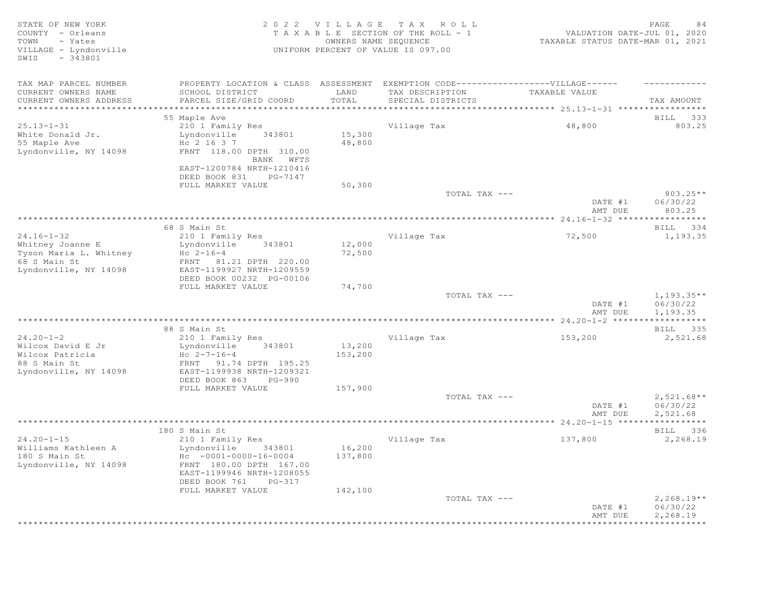STATE OF NEW YORK
COUNTY - Orleans
TOWN - Yates
VILLAGE - Lyndonville
SWIS - 343801

2022 VILLAGE TAX ROLL
TAXABLE SECTION OF THE ROLL - 1
OWNERS NAME SEQUENCE
UNIFORM PERCENT OF VALUE IS 097.00

VALUATION DATE-JUL 01, 2020
TAXABLE STATUS DATE-MAR 01, 2021

| TAX MAP PARCEL NUMBER / CURRENT OWNERS NAME / CURRENT OWNERS ADDRESS | PROPERTY LOCATION & CLASS / SCHOOL DISTRICT / PARCEL SIZE/GRID COORD | ASSESSMENT LAND / TOTAL | EXEMPTION CODE / TAX DESCRIPTION / SPECIAL DISTRICTS | VILLAGE TAXABLE VALUE | TAX AMOUNT |
|---|---|---|---|---|---|
| **25.13-1-31** | 55 Maple Ave | | | | BILL 333 |
| 25.13-1-31 | 210 1 Family Res | | Village Tax | 48,800 | 803.25 |
| White Donald Jr. | Lyndonville 343801 | 15,300 | | | |
| 55 Maple Ave | Hc 2 16 3 7 | 48,800 | | | |
| Lyndonville, NY 14098 | FRNT 118.00 DPTH 310.00 | | | | |
| | BANK WFTS | | | | |
| | EAST-1200784 NRTH-1210416 | | | | |
| | DEED BOOK 831 PG-7147 | | | | |
| | FULL MARKET VALUE | 50,300 | | | |
| | | | TOTAL TAX --- | | 803.25** |
| | | | | DATE #1 | 06/30/22 |
| | | | | AMT DUE | 803.25 |
| **24.16-1-32** | 68 S Main St | | | | BILL 334 |
| 24.16-1-32 | 210 1 Family Res | | Village Tax | 72,500 | 1,193.35 |
| Whitney Joanne E | Lyndonville 343801 | 12,000 | | | |
| Tyson Maria L. Whitney | Hc 2-16-4 | 72,500 | | | |
| 68 S Main St | FRNT 81.21 DPTH 220.00 | | | | |
| Lyndonville, NY 14098 | EAST-1199927 NRTH-1209559 | | | | |
| | DEED BOOK 00232 PG-00106 | | | | |
| | FULL MARKET VALUE | 74,700 | | | |
| | | | TOTAL TAX --- | | 1,193.35** |
| | | | | DATE #1 | 06/30/22 |
| | | | | AMT DUE | 1,193.35 |
| **24.20-1-2** | 88 S Main St | | | | BILL 335 |
| 24.20-1-2 | 210 1 Family Res | | Village Tax | 153,200 | 2,521.68 |
| Wilcox David E Jr | Lyndonville 343801 | 13,200 | | | |
| Wilcox Patricia | Hc 2-7-16-4 | 153,200 | | | |
| 88 S Main St | FRNT 91.74 DPTH 195.25 | | | | |
| Lyndonville, NY 14098 | EAST-1199938 NRTH-1209321 | | | | |
| | DEED BOOK 863 PG-990 | | | | |
| | FULL MARKET VALUE | 157,900 | | | |
| | | | TOTAL TAX --- | | 2,521.68** |
| | | | | DATE #1 | 06/30/22 |
| | | | | AMT DUE | 2,521.68 |
| **24.20-1-15** | 180 S Main St | | | | BILL 336 |
| 24.20-1-15 | 210 1 Family Res | | Village Tax | 137,800 | 2,268.19 |
| Williams Kathleen A | Lyndonville 343801 | 16,200 | | | |
| 180 S Main St | Hc -0001-0000-16-0004 | 137,800 | | | |
| Lyndonville, NY 14098 | FRNT 180.00 DPTH 167.00 | | | | |
| | EAST-1199946 NRTH-1208055 | | | | |
| | DEED BOOK 761 PG-317 | | | | |
| | FULL MARKET VALUE | 142,100 | | | |
| | | | TOTAL TAX --- | | 2,268.19** |
| | | | | DATE #1 | 06/30/22 |
| | | | | AMT DUE | 2,268.19 |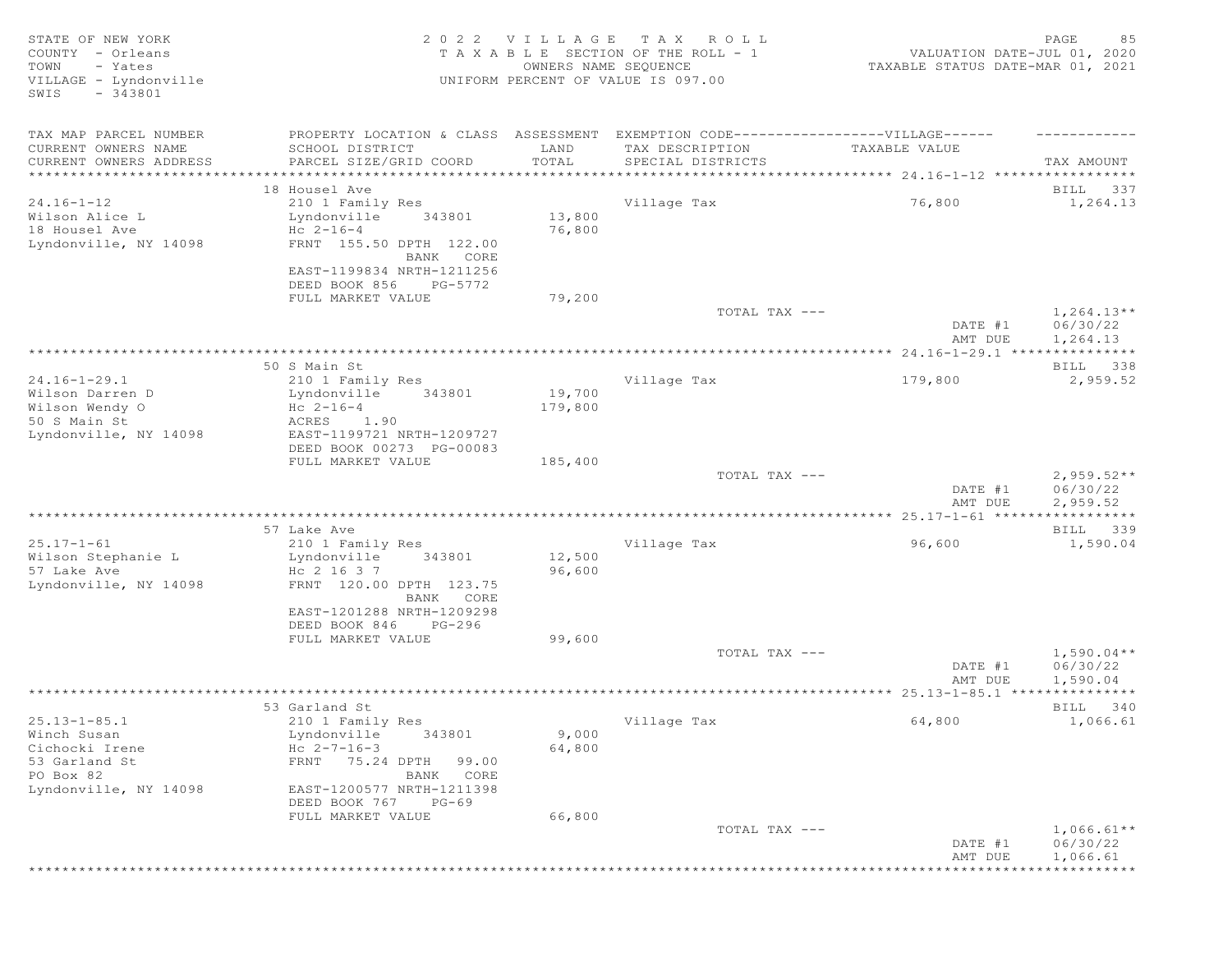STATE OF NEW YORK
COUNTY - Orleans
TOWN - Yates
VILLAGE - Lyndonville
SWIS - 343801

2022 VILLAGE TAX ROLL
TAXABLE SECTION OF THE ROLL - 1
OWNERS NAME SEQUENCE
UNIFORM PERCENT OF VALUE IS 097.00

PAGE 85
VALUATION DATE-JUL 01, 2020
TAXABLE STATUS DATE-MAR 01, 2021

| TAX MAP PARCEL NUMBER / CURRENT OWNERS NAME / CURRENT OWNERS ADDRESS | PROPERTY LOCATION & CLASS / SCHOOL DISTRICT / PARCEL SIZE/GRID COORD | ASSESSMENT LAND / TOTAL | EXEMPTION CODE / TAX DESCRIPTION / SPECIAL DISTRICTS | VILLAGE TAXABLE VALUE | TAX AMOUNT |
|---|---|---|---|---|---|
| **24.16-1-12** | 18 Housel Ave | | | | BILL 337 |
| 24.16-1-12 | 210 1 Family Res | | Village Tax | 76,800 | 1,264.13 |
| Wilson Alice L | Lyndonville 343801 | 13,800 | | | |
| 18 Housel Ave | Hc 2-16-4 | 76,800 | | | |
| Lyndonville, NY 14098 | FRNT 155.50 DPTH 122.00 | | | | |
| | BANK CORE | | | | |
| | EAST-1199834 NRTH-1211256 | | | | |
| | DEED BOOK 856 PG-5772 | | | | |
| | FULL MARKET VALUE | 79,200 | | | |
| | | | TOTAL TAX --- | | 1,264.13** |
| | | | | DATE #1 | 06/30/22 |
| | | | | AMT DUE | 1,264.13 |
| **24.16-1-29.1** | 50 S Main St | | | | BILL 338 |
| 24.16-1-29.1 | 210 1 Family Res | | Village Tax | 179,800 | 2,959.52 |
| Wilson Darren D | Lyndonville 343801 | 19,700 | | | |
| Wilson Wendy O | Hc 2-16-4 | 179,800 | | | |
| 50 S Main St | ACRES 1.90 | | | | |
| Lyndonville, NY 14098 | EAST-1199721 NRTH-1209727 | | | | |
| | DEED BOOK 00273 PG-00083 | | | | |
| | FULL MARKET VALUE | 185,400 | | | |
| | | | TOTAL TAX --- | | 2,959.52** |
| | | | | DATE #1 | 06/30/22 |
| | | | | AMT DUE | 2,959.52 |
| **25.17-1-61** | 57 Lake Ave | | | | BILL 339 |
| 25.17-1-61 | 210 1 Family Res | | Village Tax | 96,600 | 1,590.04 |
| Wilson Stephanie L | Lyndonville 343801 | 12,500 | | | |
| 57 Lake Ave | Hc 2 16 3 7 | 96,600 | | | |
| Lyndonville, NY 14098 | FRNT 120.00 DPTH 123.75 | | | | |
| | BANK CORE | | | | |
| | EAST-1201288 NRTH-1209298 | | | | |
| | DEED BOOK 846 PG-296 | | | | |
| | FULL MARKET VALUE | 99,600 | | | |
| | | | TOTAL TAX --- | | 1,590.04** |
| | | | | DATE #1 | 06/30/22 |
| | | | | AMT DUE | 1,590.04 |
| **25.13-1-85.1** | 53 Garland St | | | | BILL 340 |
| 25.13-1-85.1 | 210 1 Family Res | | Village Tax | 64,800 | 1,066.61 |
| Winch Susan | Lyndonville 343801 | 9,000 | | | |
| Cichocki Irene | Hc 2-7-16-3 | 64,800 | | | |
| 53 Garland St | FRNT 75.24 DPTH 99.00 | | | | |
| PO Box 82 | BANK CORE | | | | |
| Lyndonville, NY 14098 | EAST-1200577 NRTH-1211398 | | | | |
| | DEED BOOK 767 PG-69 | | | | |
| | FULL MARKET VALUE | 66,800 | | | |
| | | | TOTAL TAX --- | | 1,066.61** |
| | | | | DATE #1 | 06/30/22 |
| | | | | AMT DUE | 1,066.61 |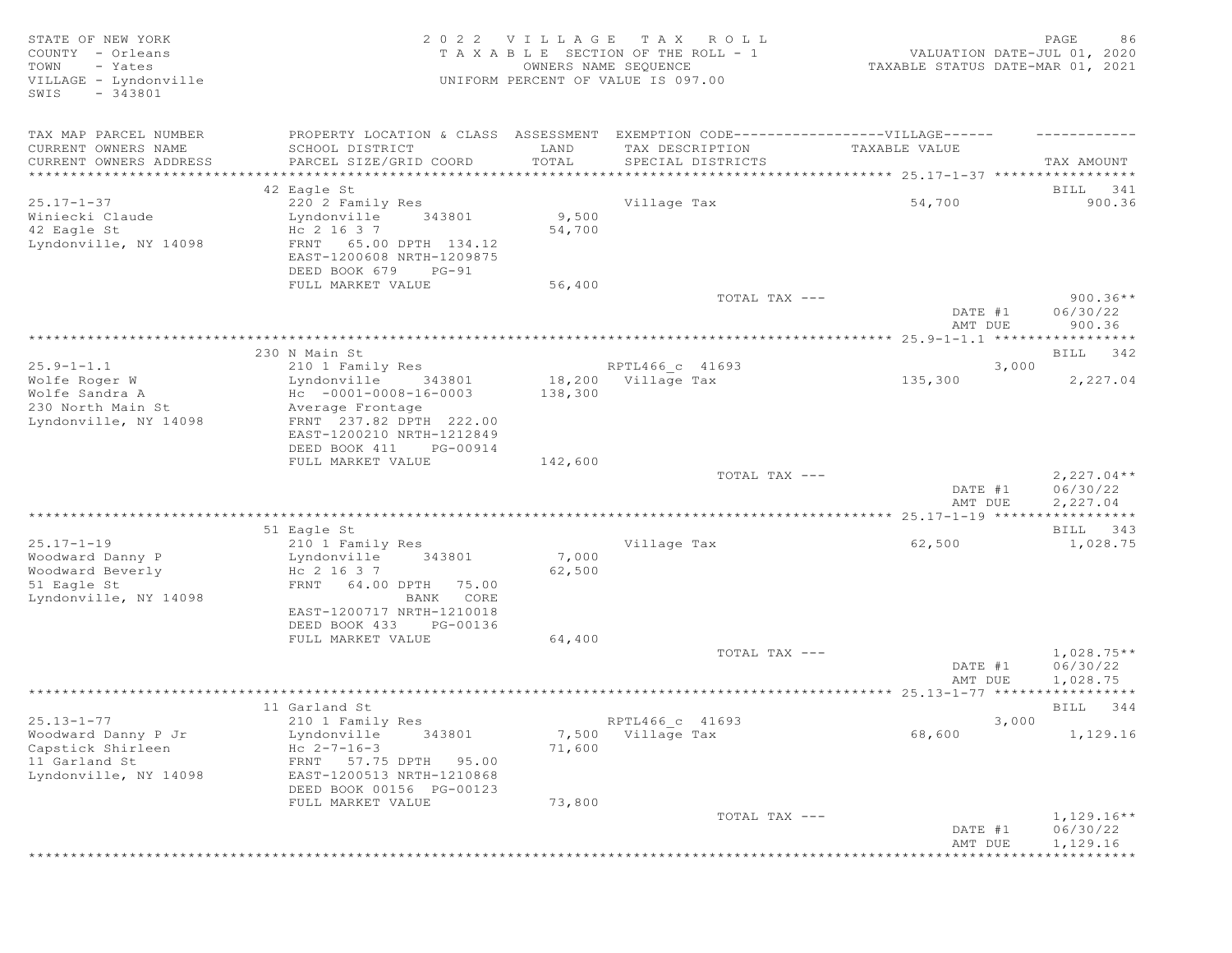STATE OF NEW YORK
COUNTY - Orleans
TOWN - Yates
VILLAGE - Lyndonville
SWIS - 343801

2022 VILLAGE TAX ROLL
TAXABLE SECTION OF THE ROLL - 1
OWNERS NAME SEQUENCE
UNIFORM PERCENT OF VALUE IS 097.00

VALUATION DATE-JUL 01, 2020
TAXABLE STATUS DATE-MAR 01, 2021

| TAX MAP PARCEL NUMBER<br>CURRENT OWNERS NAME<br>CURRENT OWNERS ADDRESS | PROPERTY LOCATION & CLASS<br>SCHOOL DISTRICT<br>PARCEL SIZE/GRID COORD | ASSESSMENT<br>LAND<br>TOTAL | EXEMPTION CODE-----VILLAGE-----<br>TAX DESCRIPTION<br>SPECIAL DISTRICTS | TAXABLE VALUE | TAX AMOUNT |
|---|---|---|---|---|---|
| 25.17-1-37 | 42 Eagle St | | | | BILL 341 |
| 25.17-1-37 | 220 2 Family Res | | Village Tax | 54,700 | 900.36 |
| Winiecki Claude | Lyndonville 343801 | 9,500 | | | |
| 42 Eagle St | Hc 2 16 3 7 | 54,700 | | | |
| Lyndonville, NY 14098 | FRNT 65.00 DPTH 134.12 | | | | |
| | EAST-1200608 NRTH-1209875 | | | | |
| | DEED BOOK 679 PG-91 | | | | |
| | FULL MARKET VALUE | 56,400 | | | |
| | | | TOTAL TAX --- | | 900.36** |
| | | | | DATE #1 | 06/30/22 |
| | | | | AMT DUE | 900.36 |
| 25.9-1-1.1 | 230 N Main St | | | | BILL 342 |
| 25.9-1-1.1 | 210 1 Family Res | | RPTL466_c 41693 | 3,000 | |
| Wolfe Roger W | Lyndonville 343801 | 18,200 | Village Tax | 135,300 | 2,227.04 |
| Wolfe Sandra A | Hc -0001-0008-16-0003 | 138,300 | | | |
| 230 North Main St | Average Frontage | | | | |
| Lyndonville, NY 14098 | FRNT 237.82 DPTH 222.00 | | | | |
| | EAST-1200210 NRTH-1212849 | | | | |
| | DEED BOOK 411 PG-00914 | | | | |
| | FULL MARKET VALUE | 142,600 | | | |
| | | | TOTAL TAX --- | | 2,227.04** |
| | | | | DATE #1 | 06/30/22 |
| | | | | AMT DUE | 2,227.04 |
| 25.17-1-19 | 51 Eagle St | | | | BILL 343 |
| 25.17-1-19 | 210 1 Family Res | | Village Tax | 62,500 | 1,028.75 |
| Woodward Danny P | Lyndonville 343801 | 7,000 | | | |
| Woodward Beverly | Hc 2 16 3 7 | 62,500 | | | |
| 51 Eagle St | FRNT 64.00 DPTH 75.00 | | | | |
| Lyndonville, NY 14098 | BANK CORE | | | | |
| | EAST-1200717 NRTH-1210018 | | | | |
| | DEED BOOK 433 PG-00136 | | | | |
| | FULL MARKET VALUE | 64,400 | | | |
| | | | TOTAL TAX --- | | 1,028.75** |
| | | | | DATE #1 | 06/30/22 |
| | | | | AMT DUE | 1,028.75 |
| 25.13-1-77 | 11 Garland St | | | | BILL 344 |
| 25.13-1-77 | 210 1 Family Res | | RPTL466_c 41693 | 3,000 | |
| Woodward Danny P Jr | Lyndonville 343801 | 7,500 | Village Tax | 68,600 | 1,129.16 |
| Capstick Shirleen | Hc 2-7-16-3 | 71,600 | | | |
| 11 Garland St | FRNT 57.75 DPTH 95.00 | | | | |
| Lyndonville, NY 14098 | EAST-1200513 NRTH-1210868 | | | | |
| | DEED BOOK 00156 PG-00123 | | | | |
| | FULL MARKET VALUE | 73,800 | | | |
| | | | TOTAL TAX --- | | 1,129.16** |
| | | | | DATE #1 | 06/30/22 |
| | | | | AMT DUE | 1,129.16 |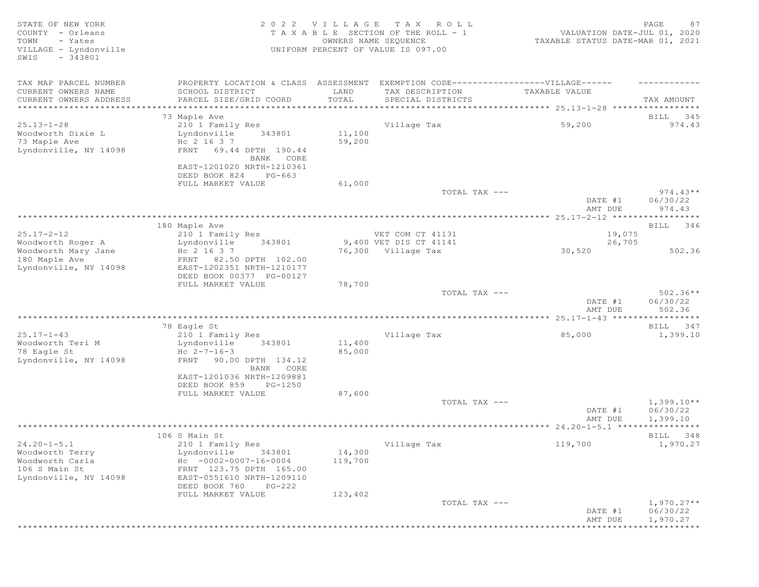STATE OF NEW YORK
COUNTY - Orleans
TOWN - Yates
VILLAGE - Lyndonville
SWIS - 343801

2022 VILLAGE TAX ROLL
TAXABLE SECTION OF THE ROLL - 1
OWNERS NAME SEQUENCE
UNIFORM PERCENT OF VALUE IS 097.00

VALUATION DATE-JUL 01, 2020
TAXABLE STATUS DATE-MAR 01, 2021

| TAX MAP PARCEL NUMBER / CURRENT OWNERS NAME / CURRENT OWNERS ADDRESS | PROPERTY LOCATION & CLASS / SCHOOL DISTRICT / PARCEL SIZE/GRID COORD | ASSESSMENT LAND / TOTAL | EXEMPTION CODE / TAX DESCRIPTION / SPECIAL DISTRICTS | VILLAGE TAXABLE VALUE | TAX AMOUNT |
|---|---|---|---|---|---|
| **25.13-1-28** | 73 Maple Ave | | | | BILL 345 |
| 25.13-1-28 | 210 1 Family Res | | Village Tax | 59,200 | 974.43 |
| Woodworth Dixie L | Lyndonville 343801 | 11,100 | | | |
| 73 Maple Ave | Hc 2 16 3 7 | 59,200 | | | |
| Lyndonville, NY 14098 | FRNT 69.44 DPTH 190.44 BANK CORE | | | | |
| | EAST-1201020 NRTH-1210361 | | | | |
| | DEED BOOK 824 PG-663 | | | | |
| | FULL MARKET VALUE | 61,000 | | | |
| | | | TOTAL TAX --- | | 974.43** |
| | | | | DATE #1 | 06/30/22 |
| | | | | AMT DUE | 974.43 |
| **25.17-2-12** | 180 Maple Ave | | | | BILL 346 |
| 25.17-2-12 | 210 1 Family Res | | VET COM CT 41131 | 19,075 | |
| Woodworth Roger A | Lyndonville 343801 | 9,400 | VET DIS CT 41141 | 26,705 | |
| Woodworth Mary Jane | Hc 2 16 3 7 | 76,300 | Village Tax | 30,520 | 502.36 |
| 180 Maple Ave | FRNT 82.50 DPTH 102.00 | | | | |
| Lyndonville, NY 14098 | EAST-1202351 NRTH-1210177 | | | | |
| | DEED BOOK 00377 PG-00127 | | | | |
| | FULL MARKET VALUE | 78,700 | | | |
| | | | TOTAL TAX --- | | 502.36** |
| | | | | DATE #1 | 06/30/22 |
| | | | | AMT DUE | 502.36 |
| **25.17-1-43** | 78 Eagle St | | | | BILL 347 |
| 25.17-1-43 | 210 1 Family Res | | Village Tax | 85,000 | 1,399.10 |
| Woodworth Teri M | Lyndonville 343801 | 11,400 | | | |
| 78 Eagle St | Hc 2-7-16-3 | 85,000 | | | |
| Lyndonville, NY 14098 | FRNT 90.00 DPTH 134.12 BANK CORE | | | | |
| | EAST-1201036 NRTH-1209881 | | | | |
| | DEED BOOK 859 PG-1250 | | | | |
| | FULL MARKET VALUE | 87,600 | | | |
| | | | TOTAL TAX --- | | 1,399.10** |
| | | | | DATE #1 | 06/30/22 |
| | | | | AMT DUE | 1,399.10 |
| **24.20-1-5.1** | 106 S Main St | | | | BILL 348 |
| 24.20-1-5.1 | 210 1 Family Res | | Village Tax | 119,700 | 1,970.27 |
| Woodworth Terry | Lyndonville 343801 | 14,300 | | | |
| Woodworth Carla | Hc -0002-0007-16-0004 | 119,700 | | | |
| 106 S Main St | FRNT 123.75 DPTH 165.00 | | | | |
| Lyndonville, NY 14098 | EAST-0551610 NRTH-1209110 | | | | |
| | DEED BOOK 760 PG-222 | | | | |
| | FULL MARKET VALUE | 123,402 | | | |
| | | | TOTAL TAX --- | | 1,970.27** |
| | | | | DATE #1 | 06/30/22 |
| | | | | AMT DUE | 1,970.27 |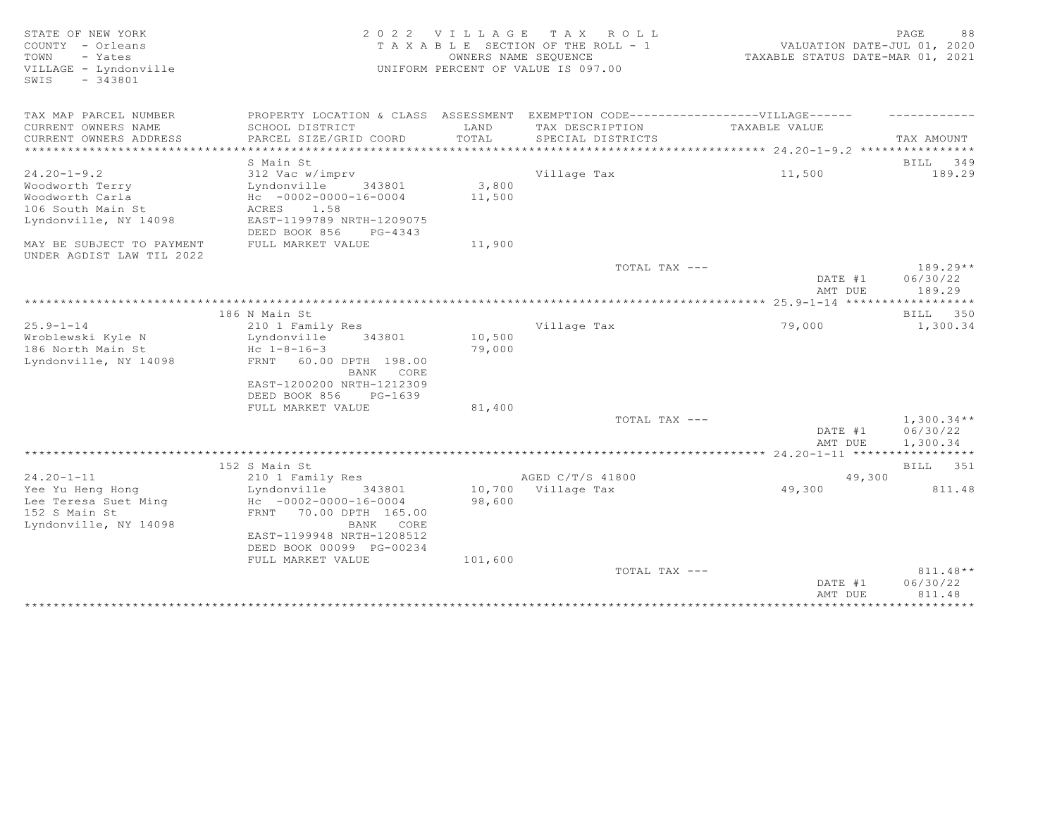STATE OF NEW YORK
COUNTY - Orleans
TOWN - Yates
VILLAGE - Lyndonville
SWIS - 343801

2022 VILLAGE TAX ROLL
TAXABLE SECTION OF THE ROLL - 1
OWNERS NAME SEQUENCE
UNIFORM PERCENT OF VALUE IS 097.00

VALUATION DATE-JUL 01, 2020
TAXABLE STATUS DATE-MAR 01, 2021

| TAX MAP PARCEL NUMBER / CURRENT OWNERS NAME / CURRENT OWNERS ADDRESS | PROPERTY LOCATION & CLASS / SCHOOL DISTRICT / PARCEL SIZE/GRID COORD | ASSESSMENT LAND / TOTAL | EXEMPTION CODE / TAX DESCRIPTION / SPECIAL DISTRICTS | TAXABLE VALUE | TAX AMOUNT |
|---|---|---|---|---|---|
| **24.20-1-9.2** | S Main St | | | | BILL 349 |
| 24.20-1-9.2 | 312 Vac w/imprv | | Village Tax | 11,500 | 189.29 |
| Woodworth Terry | Lyndonville 343801 | 3,800 | | | |
| Woodworth Carla | Hc -0002-0000-16-0004 | 11,500 | | | |
| 106 South Main St | ACRES 1.58 | | | | |
| Lyndonville, NY 14098 | EAST-1199789 NRTH-1209075 | | | | |
| | DEED BOOK 856 PG-4343 | | | | |
| MAY BE SUBJECT TO PAYMENT UNDER AGDIST LAW TIL 2022 | FULL MARKET VALUE | 11,900 | | | |
| | | | TOTAL TAX --- | | 189.29** |
| | | | | DATE #1 | 06/30/22 |
| | | | | AMT DUE | 189.29 |
| **25.9-1-14** | 186 N Main St | | | | BILL 350 |
| 25.9-1-14 | 210 1 Family Res | | Village Tax | 79,000 | 1,300.34 |
| Wroblewski Kyle N | Lyndonville 343801 | 10,500 | | | |
| 186 North Main St | Hc 1-8-16-3 | 79,000 | | | |
| Lyndonville, NY 14098 | FRNT 60.00 DPTH 198.00 | | | | |
| | BANK CORE | | | | |
| | EAST-1200200 NRTH-1212309 | | | | |
| | DEED BOOK 856 PG-1639 | | | | |
| | FULL MARKET VALUE | 81,400 | | | |
| | | | TOTAL TAX --- | | 1,300.34** |
| | | | | DATE #1 | 06/30/22 |
| | | | | AMT DUE | 1,300.34 |
| **24.20-1-11** | 152 S Main St | | | | BILL 351 |
| 24.20-1-11 | 210 1 Family Res | | AGED C/T/S 41800 | 49,300 | |
| Yee Yu Heng Hong | Lyndonville 343801 | 10,700 | Village Tax | 49,300 | 811.48 |
| Lee Teresa Suet Ming | Hc -0002-0000-16-0004 | 98,600 | | | |
| 152 S Main St | FRNT 70.00 DPTH 165.00 | | | | |
| Lyndonville, NY 14098 | BANK CORE | | | | |
| | EAST-1199948 NRTH-1208512 | | | | |
| | DEED BOOK 00099 PG-00234 | | | | |
| | FULL MARKET VALUE | 101,600 | | | |
| | | | TOTAL TAX --- | | 811.48** |
| | | | | DATE #1 | 06/30/22 |
| | | | | AMT DUE | 811.48 |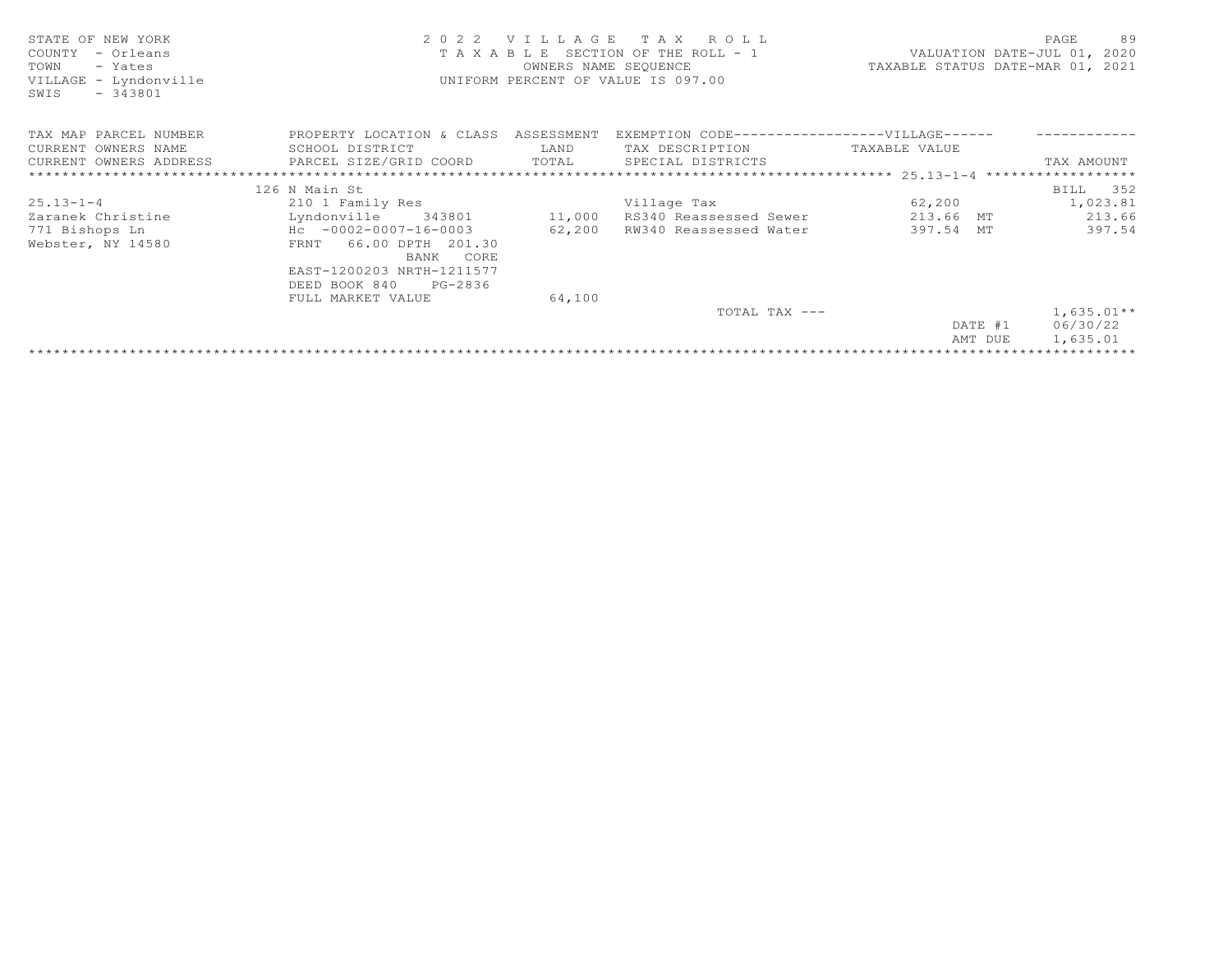STATE OF NEW YORK
COUNTY - Orleans
TOWN - Yates
VILLAGE - Lyndonville
SWIS - 343801

2 0 2 2 V I L L A G E T A X R O L L
T A X A B L E SECTION OF THE ROLL - 1
OWNERS NAME SEQUENCE
UNIFORM PERCENT OF VALUE IS 097.00

VALUATION DATE-JUL 01, 2020
TAXABLE STATUS DATE-MAR 01, 2021

| TAX MAP PARCEL NUMBER<br>CURRENT OWNERS NAME<br>CURRENT OWNERS ADDRESS | PROPERTY LOCATION & CLASS<br>SCHOOL DISTRICT<br>PARCEL SIZE/GRID COORD | ASSESSMENT<br>LAND<br>TOTAL | EXEMPTION CODE------------------VILLAGE------<br>TAX DESCRIPTION<br>SPECIAL DISTRICTS | TAXABLE VALUE | TAX AMOUNT |
|---|---|---|---|---|---|
| | 126 N Main St | | | 25.13-1-4 | BILL 352 |
| 25.13-1-4 | 210 1 Family Res | | Village Tax | 62,200 | 1,023.81 |
| Zaranek Christine | Lyndonville 343801 | 11,000 | RS340 Reassessed Sewer | 213.66 MT | 213.66 |
| 771 Bishops Ln | Hc -0002-0007-16-0003 | 62,200 | RW340 Reassessed Water | 397.54 MT | 397.54 |
| Webster, NY 14580 | FRNT 66.00 DPTH 201.30 | | | | |
| | BANK CORE | | | | |
| | EAST-1200203 NRTH-1211577 | | | | |
| | DEED BOOK 840 PG-2836 | | | | |
| | FULL MARKET VALUE | 64,100 | | | |
| | | | TOTAL TAX --- | | 1,635.01** |
| | | | | DATE #1 | 06/30/22 |
| | | | | AMT DUE | 1,635.01 |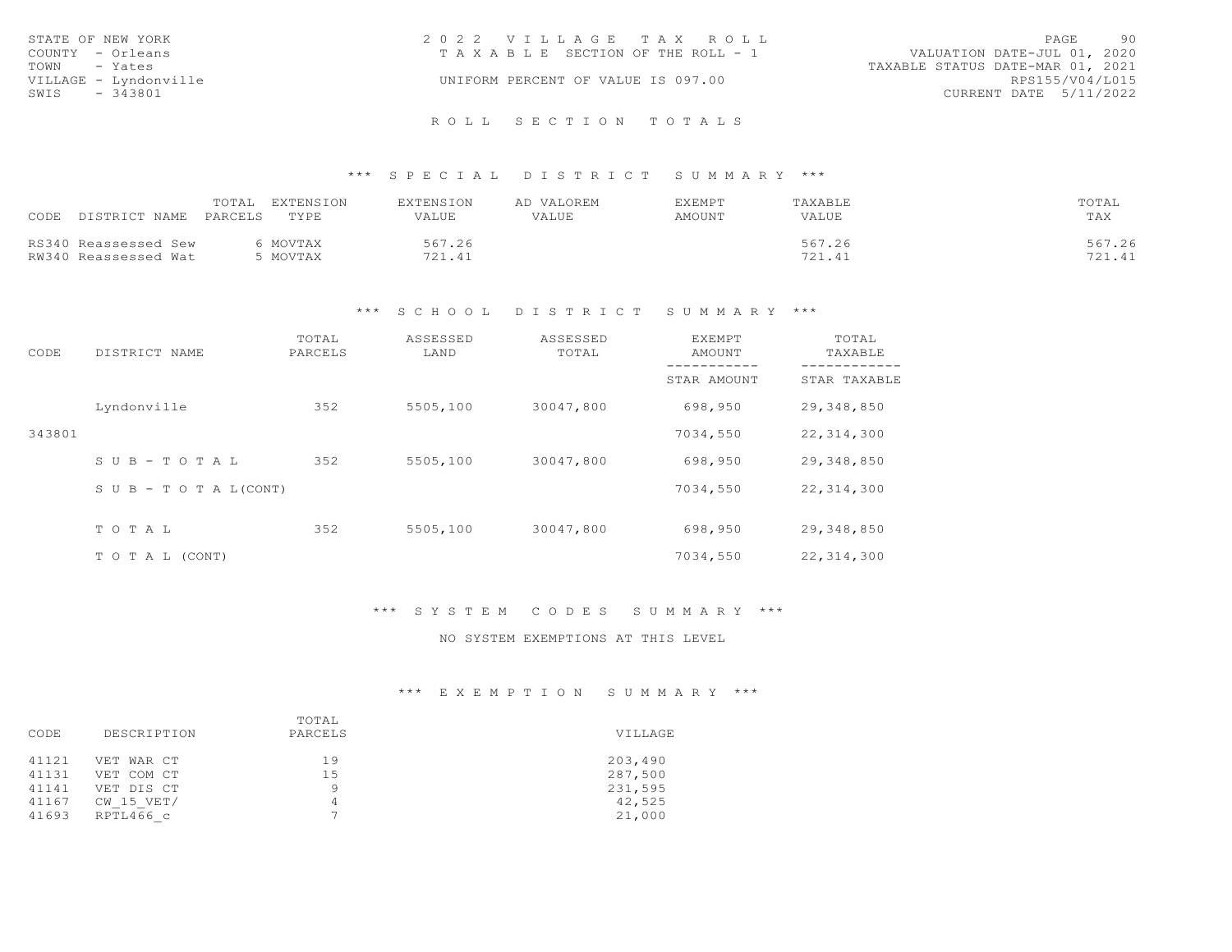STATE OF NEW YORK
COUNTY - Orleans
TOWN - Yates
VILLAGE - Lyndonville
SWIS - 343801

2022 VILLAGE TAX ROLL
TAXABLE SECTION OF THE ROLL - 1
UNIFORM PERCENT OF VALUE IS 097.00

VALUATION DATE-JUL 01, 2020
TAXABLE STATUS DATE-MAR 01, 2021
RPS155/V04/L015
CURRENT DATE 5/11/2022

# ROLL SECTION TOTALS

## *** SPECIAL DISTRICT SUMMARY ***

| CODE | DISTRICT NAME | TOTAL PARCELS | EXTENSION TYPE | EXTENSION VALUE | AD VALOREM VALUE | EXEMPT AMOUNT | TAXABLE VALUE | TOTAL TAX |
|---|---|---|---|---|---|---|---|---|
| RS340 | Reassessed Sew | 6 | MOVTAX | 567.26 | | | 567.26 | 567.26 |
| RW340 | Reassessed Wat | 5 | MOVTAX | 721.41 | | | 721.41 | 721.41 |

## *** SCHOOL DISTRICT SUMMARY ***

| CODE | DISTRICT NAME | TOTAL PARCELS | ASSESSED LAND | ASSESSED TOTAL | EXEMPT AMOUNT / STAR AMOUNT | TOTAL TAXABLE / STAR TAXABLE |
|---|---|---|---|---|---|---|
| | Lyndonville | 352 | 5505,100 | 30047,800 | 698,950 | 29,348,850 |
| 343801 | | | | | 7034,550 | 22,314,300 |
| | SUB-TOTAL | 352 | 5505,100 | 30047,800 | 698,950 | 29,348,850 |
| | SUB-TOTAL(CONT) | | | | 7034,550 | 22,314,300 |
| | TOTAL | 352 | 5505,100 | 30047,800 | 698,950 | 29,348,850 |
| | TOTAL (CONT) | | | | 7034,550 | 22,314,300 |

## *** SYSTEM CODES SUMMARY ***

NO SYSTEM EXEMPTIONS AT THIS LEVEL

## *** EXEMPTION SUMMARY ***

| CODE | DESCRIPTION | TOTAL PARCELS | VILLAGE |
|---|---|---|---|
| 41121 | VET WAR CT | 19 | 203,490 |
| 41131 | VET COM CT | 15 | 287,500 |
| 41141 | VET DIS CT | 9 | 231,595 |
| 41167 | CW_15_VET/ | 4 | 42,525 |
| 41693 | RPTL466_c | 7 | 21,000 |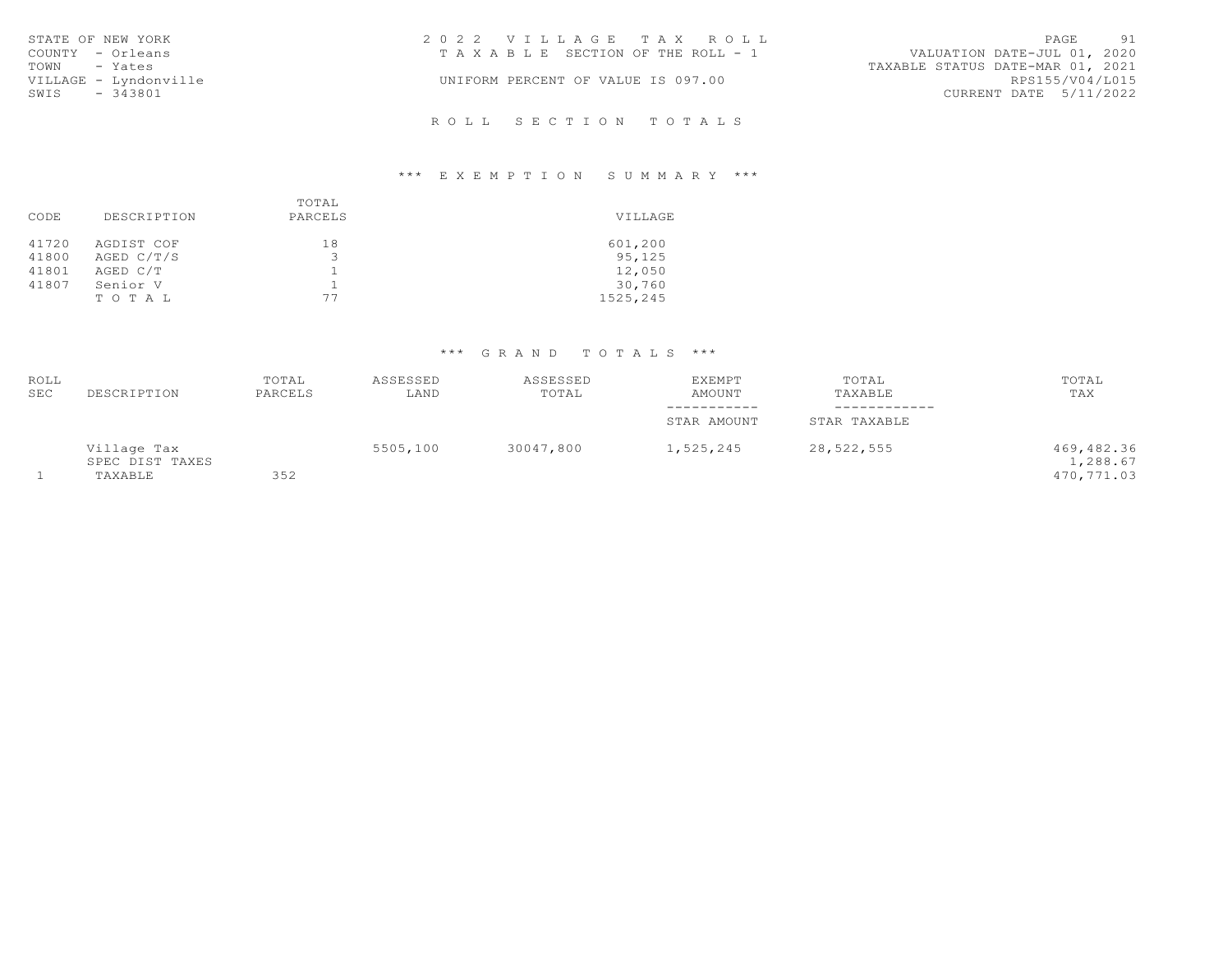STATE OF NEW YORK
COUNTY - Orleans
TOWN - Yates
VILLAGE - Lyndonville
SWIS - 343801

2 0 2 2 V I L L A G E T A X R O L L
T A X A B L E SECTION OF THE ROLL - 1
UNIFORM PERCENT OF VALUE IS 097.00

VALUATION DATE-JUL 01, 2020
TAXABLE STATUS DATE-MAR 01, 2021
RPS155/V04/L015
CURRENT DATE 5/11/2022

## R O L L S E C T I O N T O T A L S

### *** E X E M P T I O N S U M M A R Y ***

| CODE | DESCRIPTION | TOTAL PARCELS | VILLAGE |
|---|---|---|---|
| 41720 | AGDIST COF | 18 | 601,200 |
| 41800 | AGED C/T/S | 3 | 95,125 |
| 41801 | AGED C/T | 1 | 12,050 |
| 41807 | Senior V | 1 | 30,760 |
| | T O T A L | 77 | 1525,245 |

### *** G R A N D T O T A L S ***

| ROLL SEC | DESCRIPTION | TOTAL PARCELS | ASSESSED LAND | ASSESSED TOTAL | EXEMPT AMOUNT<br>-----------<br>STAR AMOUNT | TOTAL TAXABLE<br>------------<br>STAR TAXABLE | TOTAL TAX |
|---|---|---|---|---|---|---|---|
| | Village Tax | | 5505,100 | 30047,800 | 1,525,245 | 28,522,555 | 469,482.36 |
| | SPEC DIST TAXES | | | | | | 1,288.67 |
| 1 | TAXABLE | 352 | | | | | 470,771.03 |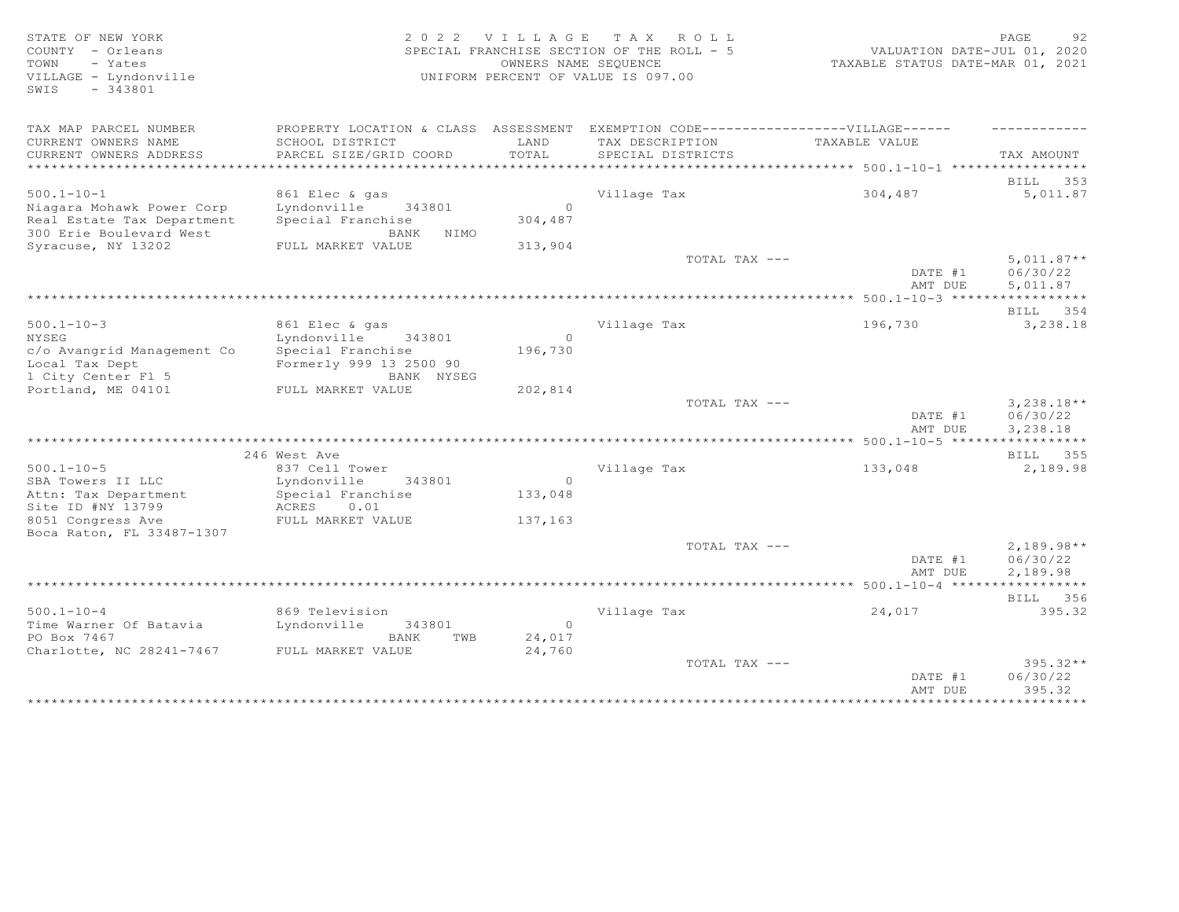STATE OF NEW YORK
COUNTY - Orleans
TOWN - Yates
VILLAGE - Lyndonville
SWIS - 343801

2022 VILLAGE TAX ROLL
SPECIAL FRANCHISE SECTION OF THE ROLL - 5
OWNERS NAME SEQUENCE
UNIFORM PERCENT OF VALUE IS 097.00

VALUATION DATE-JUL 01, 2020
TAXABLE STATUS DATE-MAR 01, 2021

| TAX MAP PARCEL NUMBER / CURRENT OWNERS NAME / CURRENT OWNERS ADDRESS | PROPERTY LOCATION & CLASS / SCHOOL DISTRICT / PARCEL SIZE/GRID COORD | ASSESSMENT LAND / TOTAL | EXEMPTION CODE / TAX DESCRIPTION / SPECIAL DISTRICTS | VILLAGE TAXABLE VALUE | TAX AMOUNT |
|---|---|---|---|---|---|
| **500.1-10-1** | | | | | BILL 353 |
| 500.1-10-1 | 861 Elec & gas | | Village Tax | 304,487 | 5,011.87 |
| Niagara Mohawk Power Corp | Lyndonville 343801 | 0 | | | |
| Real Estate Tax Department | Special Franchise | 304,487 | | | |
| 300 Erie Boulevard West | BANK NIMO | | | | |
| Syracuse, NY 13202 | FULL MARKET VALUE | 313,904 | | | |
| | | | TOTAL TAX --- | | 5,011.87** |
| | | | | DATE #1 | 06/30/22 |
| | | | | AMT DUE | 5,011.87 |
| **500.1-10-3** | | | | | BILL 354 |
| 500.1-10-3 | 861 Elec & gas | | Village Tax | 196,730 | 3,238.18 |
| NYSEG | Lyndonville 343801 | 0 | | | |
| c/o Avangrid Management Co | Special Franchise | 196,730 | | | |
| Local Tax Dept | Formerly 999 13 2500 90 | | | | |
| 1 City Center Fl 5 | BANK NYSEG | | | | |
| Portland, ME 04101 | FULL MARKET VALUE | 202,814 | | | |
| | | | TOTAL TAX --- | | 3,238.18** |
| | | | | DATE #1 | 06/30/22 |
| | | | | AMT DUE | 3,238.18 |
| **500.1-10-5** | 246 West Ave | | | | BILL 355 |
| 500.1-10-5 | 837 Cell Tower | | Village Tax | 133,048 | 2,189.98 |
| SBA Towers II LLC | Lyndonville 343801 | 0 | | | |
| Attn: Tax Department | Special Franchise | 133,048 | | | |
| Site ID #NY 13799 | ACRES 0.01 | | | | |
| 8051 Congress Ave | FULL MARKET VALUE | 137,163 | | | |
| Boca Raton, FL 33487-1307 | | | | | |
| | | | TOTAL TAX --- | | 2,189.98** |
| | | | | DATE #1 | 06/30/22 |
| | | | | AMT DUE | 2,189.98 |
| **500.1-10-4** | | | | | BILL 356 |
| 500.1-10-4 | 869 Television | | Village Tax | 24,017 | 395.32 |
| Time Warner Of Batavia | Lyndonville 343801 | 0 | | | |
| PO Box 7467 | BANK TWB | 24,017 | | | |
| Charlotte, NC 28241-7467 | FULL MARKET VALUE | 24,760 | | | |
| | | | TOTAL TAX --- | | 395.32** |
| | | | | DATE #1 | 06/30/22 |
| | | | | AMT DUE | 395.32 |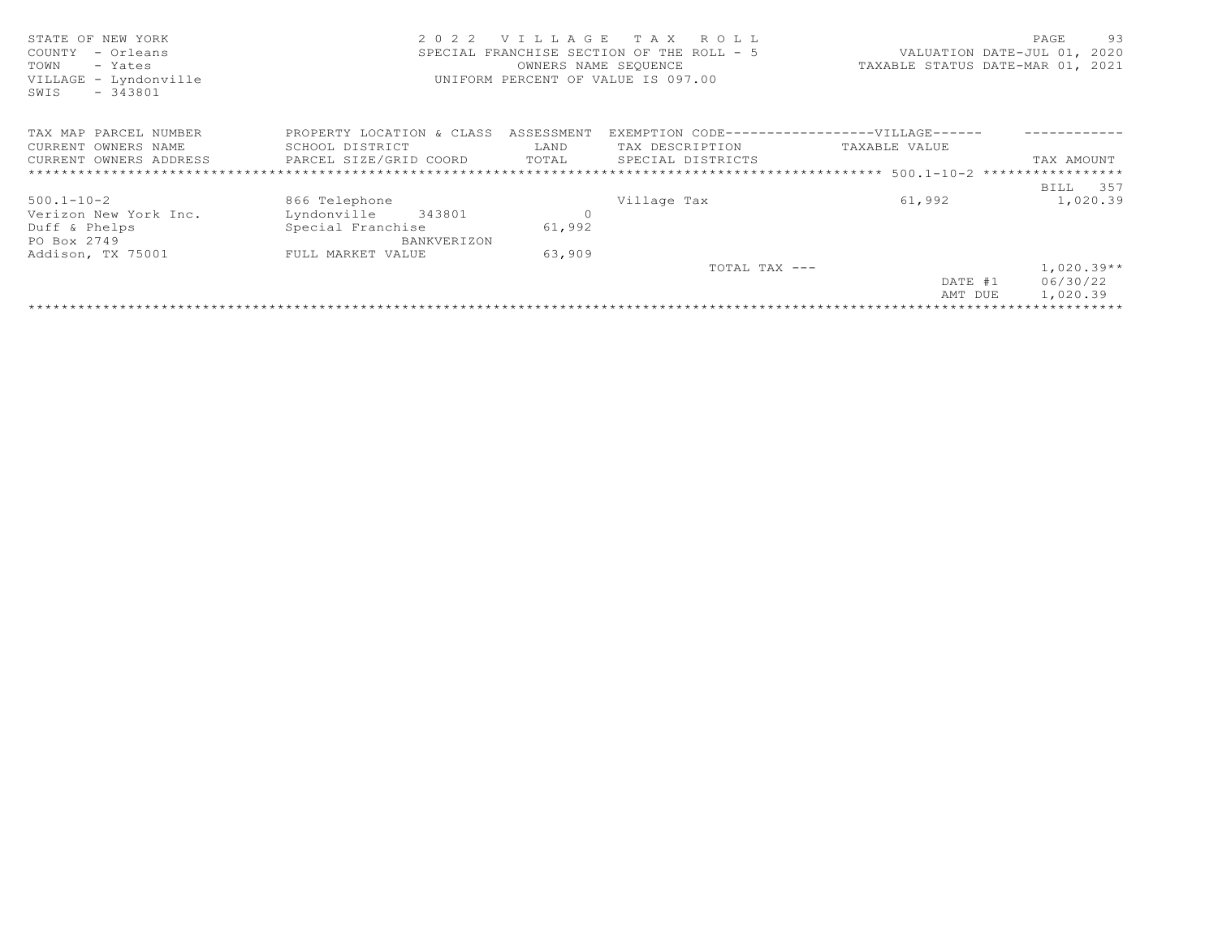STATE OF NEW YORK
COUNTY - Orleans
TOWN - Yates
VILLAGE - Lyndonville
SWIS - 343801

2022 VILLAGE TAX ROLL
SPECIAL FRANCHISE SECTION OF THE ROLL - 5
OWNERS NAME SEQUENCE
UNIFORM PERCENT OF VALUE IS 097.00

VALUATION DATE-JUL 01, 2020
TAXABLE STATUS DATE-MAR 01, 2021

| TAX MAP PARCEL NUMBER / CURRENT OWNERS NAME / CURRENT OWNERS ADDRESS | PROPERTY LOCATION & CLASS / SCHOOL DISTRICT / PARCEL SIZE/GRID COORD | ASSESSMENT LAND / TOTAL | EXEMPTION CODE-----VILLAGE----- / TAX DESCRIPTION / SPECIAL DISTRICTS | TAXABLE VALUE | TAX AMOUNT |
|---|---|---|---|---|---|
| ******** 500.1-10-2 ******** | | | | | BILL 357 |
| 500.1-10-2 | 866 Telephone | | Village Tax | 61,992 | 1,020.39 |
| Verizon New York Inc. | Lyndonville 343801 | 0 | | | |
| Duff & Phelps | Special Franchise | 61,992 | | | |
| PO Box 2749 | BANKVERIZON | | | | |
| Addison, TX 75001 | FULL MARKET VALUE | 63,909 | | | |
| | | | TOTAL TAX --- | | 1,020.39** |
| | | | | DATE #1 | 06/30/22 |
| | | | | AMT DUE | 1,020.39 |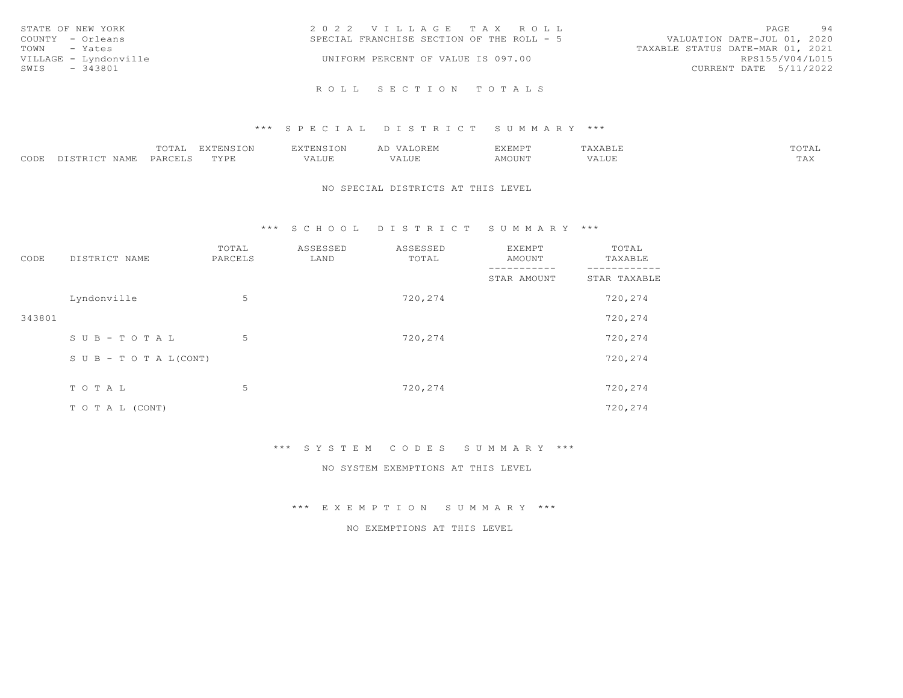STATE OF NEW YORK
COUNTY - Orleans
TOWN - Yates
VILLAGE - Lyndonville
SWIS - 343801

2 0 2 2 V I L L A G E T A X R O L L
SPECIAL FRANCHISE SECTION OF THE ROLL - 5
UNIFORM PERCENT OF VALUE IS 097.00

PAGE 94
VALUATION DATE-JUL 01, 2020
TAXABLE STATUS DATE-MAR 01, 2021
RPS155/V04/L015
CURRENT DATE 5/11/2022

R O L L S E C T I O N T O T A L S

\*\*\* S P E C I A L D I S T R I C T S U M M A R Y \*\*\*

| CODE | DISTRICT NAME | TOTAL PARCELS | EXTENSION TYPE | EXTENSION VALUE | AD VALOREM VALUE | EXEMPT AMOUNT | TAXABLE VALUE | TOTAL TAX |
|---|---|---|---|---|---|---|---|---|

NO SPECIAL DISTRICTS AT THIS LEVEL

\*\*\* S C H O O L D I S T R I C T S U M M A R Y \*\*\*

| CODE | DISTRICT NAME | TOTAL PARCELS | ASSESSED LAND | ASSESSED TOTAL | EXEMPT AMOUNT / STAR AMOUNT | TOTAL TAXABLE / STAR TAXABLE |
|---|---|---|---|---|---|---|
| | Lyndonville | 5 | | 720,274 | | 720,274 |
| 343801 | | | | | | 720,274 |
| | S U B - T O T A L | 5 | | 720,274 | | 720,274 |
| | S U B - T O T A L(CONT) | | | | | 720,274 |
| | T O T A L | 5 | | 720,274 | | 720,274 |
| | T O T A L (CONT) | | | | | 720,274 |

\*\*\* S Y S T E M C O D E S S U M M A R Y \*\*\*

NO SYSTEM EXEMPTIONS AT THIS LEVEL

\*\*\* E X E M P T I O N S U M M A R Y \*\*\*

NO EXEMPTIONS AT THIS LEVEL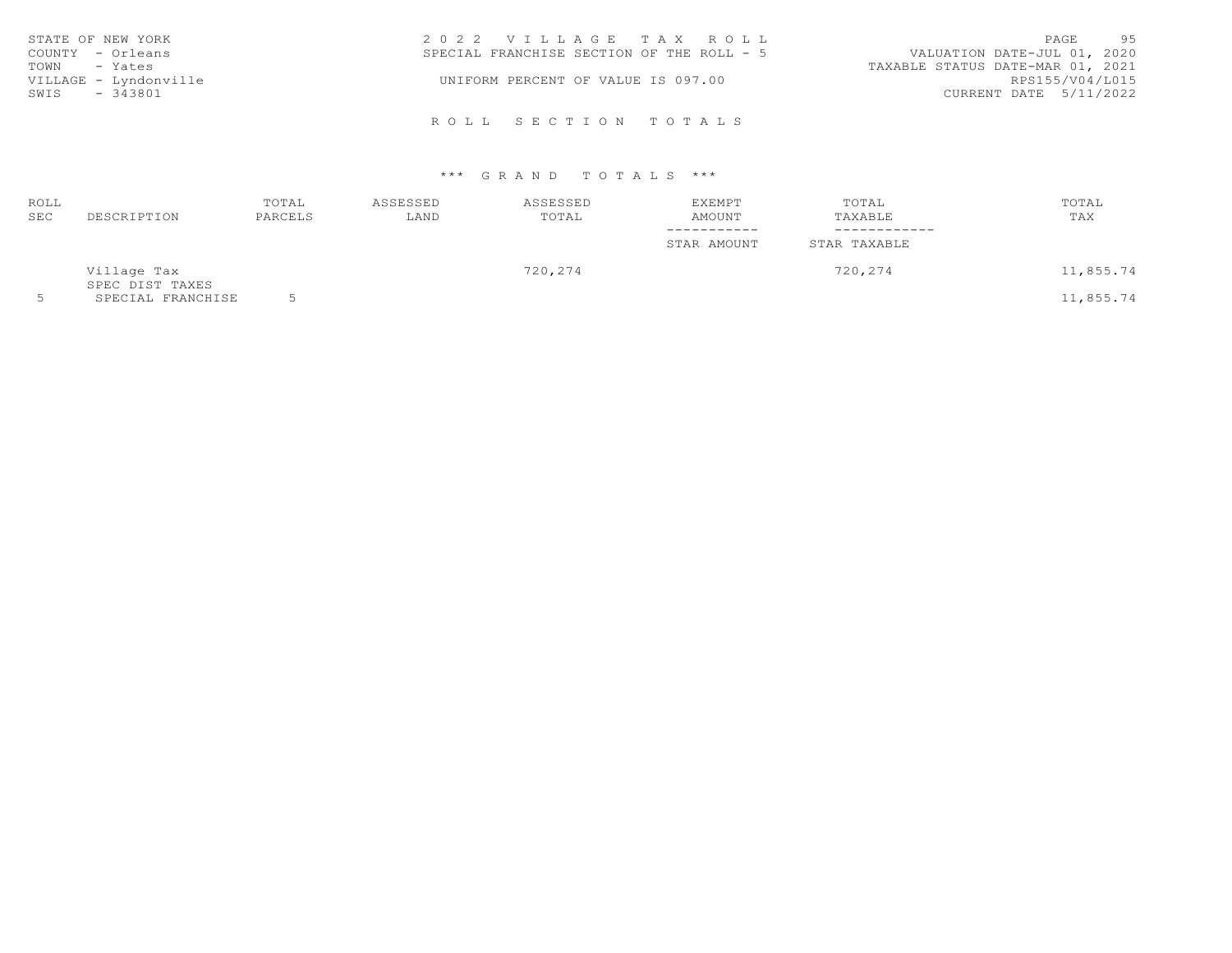STATE OF NEW YORK
COUNTY - Orleans
TOWN - Yates
VILLAGE - Lyndonville
SWIS - 343801

2 0 2 2 V I L L A G E T A X R O L L
SPECIAL FRANCHISE SECTION OF THE ROLL - 5
UNIFORM PERCENT OF VALUE IS 097.00

VALUATION DATE-JUL 01, 2020
TAXABLE STATUS DATE-MAR 01, 2021
RPS155/V04/L015
CURRENT DATE 5/11/2022

R O L L S E C T I O N T O T A L S

*** G R A N D T O T A L S ***

| ROLL SEC | DESCRIPTION | TOTAL PARCELS | ASSESSED LAND | ASSESSED TOTAL | EXEMPT AMOUNT / STAR AMOUNT | TOTAL TAXABLE / STAR TAXABLE | TOTAL TAX |
|---|---|---|---|---|---|---|---|
| | Village Tax | | | 720,274 | | 720,274 | 11,855.74 |
| | SPEC DIST TAXES | | | | | | |
| 5 | SPECIAL FRANCHISE | 5 | | | | | 11,855.74 |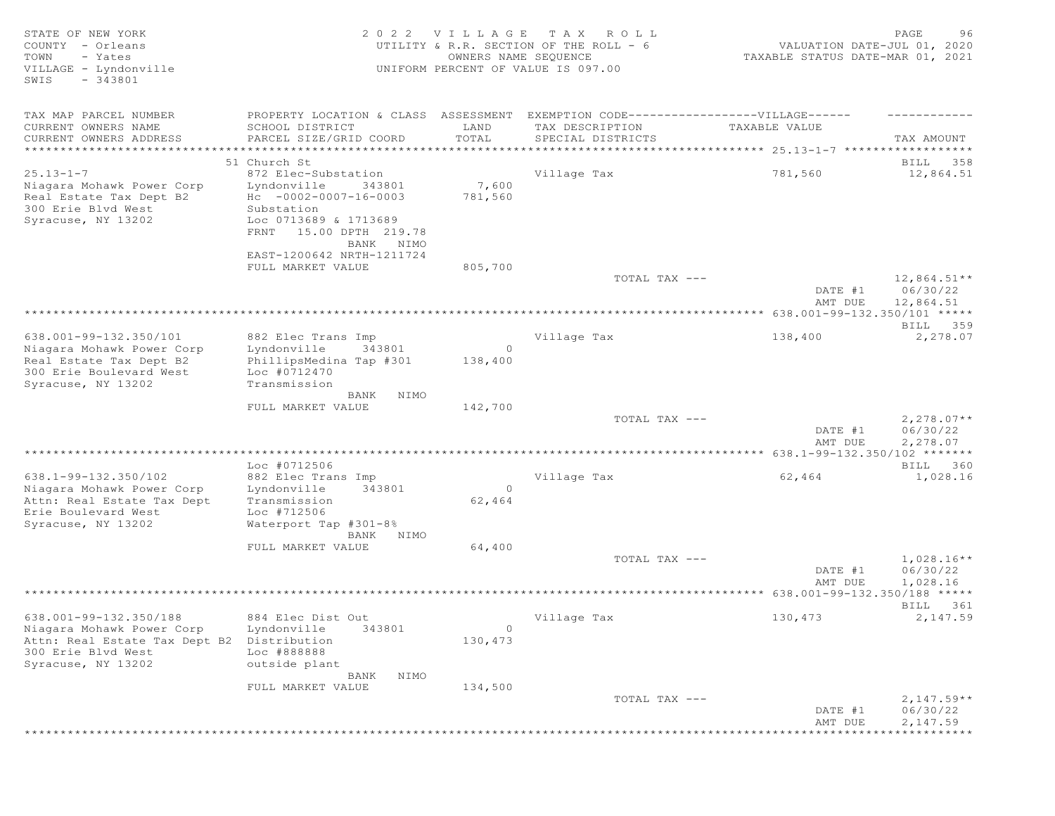STATE OF NEW YORK
COUNTY - Orleans
TOWN - Yates
VILLAGE - Lyndonville
SWIS - 343801

2022 VILLAGE TAX ROLL
UTILITY & R.R. SECTION OF THE ROLL - 6
OWNERS NAME SEQUENCE
UNIFORM PERCENT OF VALUE IS 097.00

VALUATION DATE-JUL 01, 2020
TAXABLE STATUS DATE-MAR 01, 2021

| TAX MAP PARCEL NUMBER / CURRENT OWNERS NAME / CURRENT OWNERS ADDRESS | PROPERTY LOCATION & CLASS / SCHOOL DISTRICT / PARCEL SIZE/GRID COORD | ASSESSMENT LAND / TOTAL | EXEMPTION CODE / TAX DESCRIPTION / SPECIAL DISTRICTS | TAXABLE VALUE (VILLAGE) | TAX AMOUNT |
|---|---|---|---|---|---|
| **25.13-1-7** | 51 Church St | | | | BILL 358 |
| 25.13-1-7 | 872 Elec-Substation | | Village Tax | 781,560 | 12,864.51 |
| Niagara Mohawk Power Corp | Lyndonville 343801 | 7,600 | | | |
| Real Estate Tax Dept B2 | Hc -0002-0007-16-0003 | 781,560 | | | |
| 300 Erie Blvd West | Substation | | | | |
| Syracuse, NY 13202 | Loc 0713689 & 1713689 | | | | |
| | FRNT 15.00 DPTH 219.78 | | | | |
| | BANK NIMO | | | | |
| | EAST-1200642 NRTH-1211724 | | | | |
| | FULL MARKET VALUE | 805,700 | | | |
| | | | TOTAL TAX --- | | 12,864.51** |
| | | | | DATE #1 | 06/30/22 |
| | | | | AMT DUE | 12,864.51 |
| **638.001-99-132.350/101** | | | | | BILL 359 |
| 638.001-99-132.350/101 | 882 Elec Trans Imp | | Village Tax | 138,400 | 2,278.07 |
| Niagara Mohawk Power Corp | Lyndonville 343801 | 0 | | | |
| Real Estate Tax Dept B2 | PhillipsMedina Tap #301 | 138,400 | | | |
| 300 Erie Boulevard West | Loc #0712470 | | | | |
| Syracuse, NY 13202 | Transmission | | | | |
| | BANK NIMO | | | | |
| | FULL MARKET VALUE | 142,700 | | | |
| | | | TOTAL TAX --- | | 2,278.07** |
| | | | | DATE #1 | 06/30/22 |
| | | | | AMT DUE | 2,278.07 |
| **638.1-99-132.350/102** | Loc #0712506 | | | | BILL 360 |
| 638.1-99-132.350/102 | 882 Elec Trans Imp | | Village Tax | 62,464 | 1,028.16 |
| Niagara Mohawk Power Corp | Lyndonville 343801 | 0 | | | |
| Attn: Real Estate Tax Dept | Transmission | 62,464 | | | |
| Erie Boulevard West | Loc #712506 | | | | |
| Syracuse, NY 13202 | Waterport Tap #301-8% | | | | |
| | BANK NIMO | | | | |
| | FULL MARKET VALUE | 64,400 | | | |
| | | | TOTAL TAX --- | | 1,028.16** |
| | | | | DATE #1 | 06/30/22 |
| | | | | AMT DUE | 1,028.16 |
| **638.001-99-132.350/188** | | | | | BILL 361 |
| 638.001-99-132.350/188 | 884 Elec Dist Out | | Village Tax | 130,473 | 2,147.59 |
| Niagara Mohawk Power Corp | Lyndonville 343801 | 0 | | | |
| Attn: Real Estate Tax Dept B2 | Distribution | 130,473 | | | |
| 300 Erie Blvd West | Loc #888888 | | | | |
| Syracuse, NY 13202 | outside plant | | | | |
| | BANK NIMO | | | | |
| | FULL MARKET VALUE | 134,500 | | | |
| | | | TOTAL TAX --- | | 2,147.59** |
| | | | | DATE #1 | 06/30/22 |
| | | | | AMT DUE | 2,147.59 |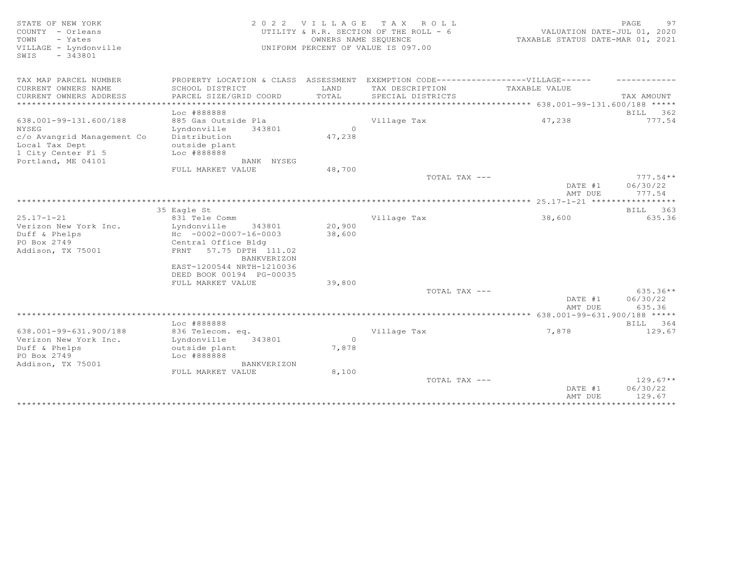STATE OF NEW YORK
COUNTY - Orleans
TOWN - Yates
VILLAGE - Lyndonville
SWIS - 343801

2 0 2 2 V I L L A G E T A X R O L L
UTILITY & R.R. SECTION OF THE ROLL - 6
OWNERS NAME SEQUENCE
UNIFORM PERCENT OF VALUE IS 097.00

VALUATION DATE-JUL 01, 2020
TAXABLE STATUS DATE-MAR 01, 2021

| TAX MAP PARCEL NUMBER / CURRENT OWNERS NAME / CURRENT OWNERS ADDRESS | PROPERTY LOCATION & CLASS / SCHOOL DISTRICT / PARCEL SIZE/GRID COORD | ASSESSMENT LAND / TOTAL | EXEMPTION CODE-----VILLAGE----- / TAX DESCRIPTION / SPECIAL DISTRICTS | TAXABLE VALUE | TAX AMOUNT |
|---|---|---|---|---|---|
| **638.001-99-131.600/188** | Loc #888888 | | | | BILL 362 |
| 638.001-99-131.600/188 | 885 Gas Outside Pla | | Village Tax | 47,238 | 777.54 |
| NYSEG | Lyndonville 343801 | 0 | | | |
| c/o Avangrid Management Co | Distribution | 47,238 | | | |
| Local Tax Dept | outside plant | | | | |
| 1 City Center Fl 5 | Loc #888888 | | | | |
| Portland, ME 04101 | BANK NYSEG | | | | |
| | FULL MARKET VALUE | 48,700 | | | |
| | | | TOTAL TAX --- | | 777.54** |
| | | | | DATE #1 | 06/30/22 |
| | | | | AMT DUE | 777.54 |
| **25.17-1-21** | 35 Eagle St | | | | BILL 363 |
| 25.17-1-21 | 831 Tele Comm | | Village Tax | 38,600 | 635.36 |
| Verizon New York Inc. | Lyndonville 343801 | 20,900 | | | |
| Duff & Phelps | Hc -0002-0007-16-0003 | 38,600 | | | |
| PO Box 2749 | Central Office Bldg | | | | |
| Addison, TX 75001 | FRNT 57.75 DPTH 111.02 | | | | |
| | BANKVERIZON | | | | |
| | EAST-1200544 NRTH-1210036 | | | | |
| | DEED BOOK 00194 PG-00035 | | | | |
| | FULL MARKET VALUE | 39,800 | | | |
| | | | TOTAL TAX --- | | 635.36** |
| | | | | DATE #1 | 06/30/22 |
| | | | | AMT DUE | 635.36 |
| **638.001-99-631.900/188** | Loc #888888 | | | | BILL 364 |
| 638.001-99-631.900/188 | 836 Telecom. eq. | | Village Tax | 7,878 | 129.67 |
| Verizon New York Inc. | Lyndonville 343801 | 0 | | | |
| Duff & Phelps | outside plant | 7,878 | | | |
| PO Box 2749 | Loc #888888 | | | | |
| Addison, TX 75001 | BANKVERIZON | | | | |
| | FULL MARKET VALUE | 8,100 | | | |
| | | | TOTAL TAX --- | | 129.67** |
| | | | | DATE #1 | 06/30/22 |
| | | | | AMT DUE | 129.67 |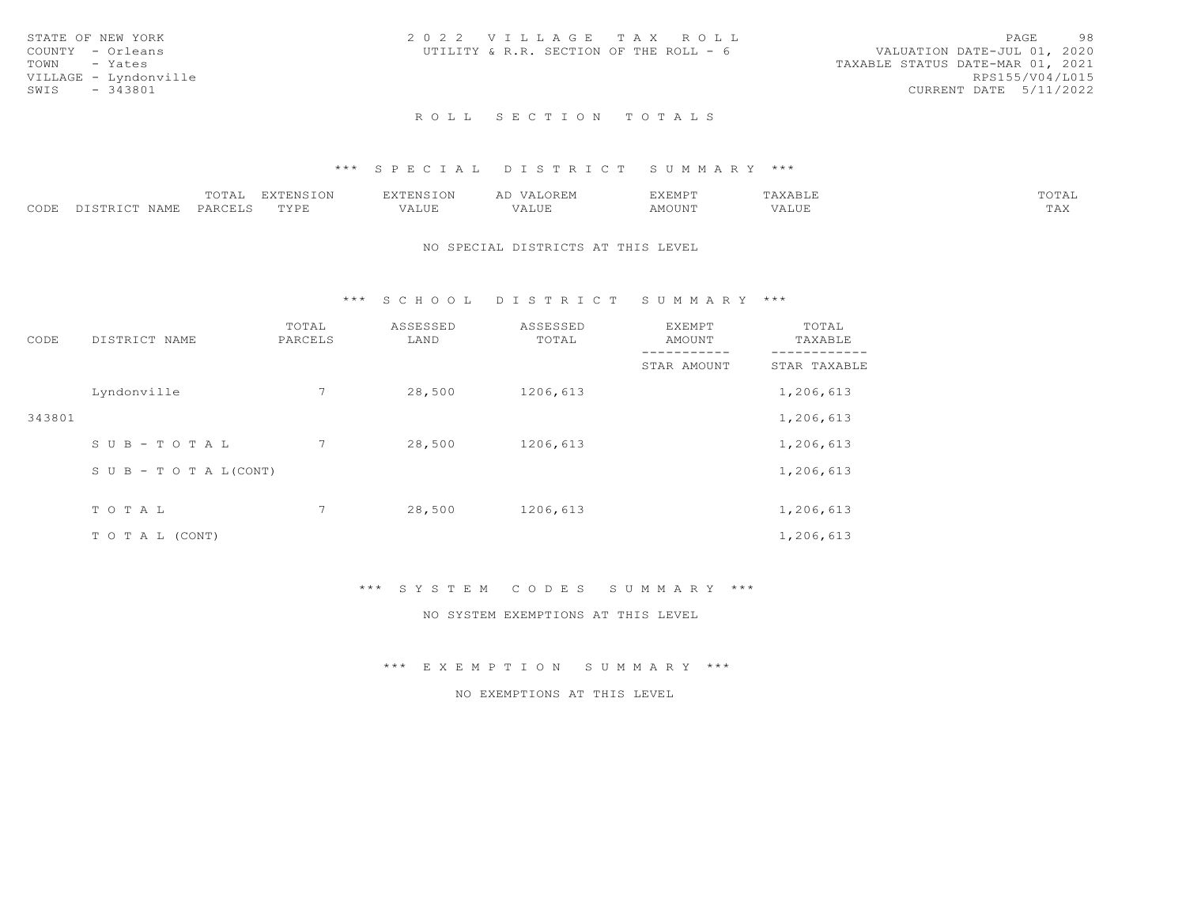STATE OF NEW YORK
COUNTY - Orleans
TOWN - Yates
VILLAGE - Lyndonville
SWIS - 343801

2 0 2 2 V I L L A G E T A X R O L L
UTILITY & R.R. SECTION OF THE ROLL - 6

VALUATION DATE-JUL 01, 2020
TAXABLE STATUS DATE-MAR 01, 2021
RPS155/V04/L015
CURRENT DATE 5/11/2022

## R O L L S E C T I O N T O T A L S

### \*\*\* S P E C I A L D I S T R I C T S U M M A R Y \*\*\*

| CODE | DISTRICT NAME | TOTAL PARCELS | EXTENSION TYPE | EXTENSION VALUE | AD VALOREM VALUE | EXEMPT AMOUNT | TAXABLE VALUE | TOTAL TAX |
|---|---|---|---|---|---|---|---|---|

NO SPECIAL DISTRICTS AT THIS LEVEL

### \*\*\* S C H O O L D I S T R I C T S U M M A R Y \*\*\*

| CODE | DISTRICT NAME | TOTAL PARCELS | ASSESSED LAND | ASSESSED TOTAL | EXEMPT AMOUNT / STAR AMOUNT | TOTAL TAXABLE / STAR TAXABLE |
|---|---|---|---|---|---|---|
| | Lyndonville | 7 | 28,500 | 1206,613 | | 1,206,613 |
| 343801 | | | | | | 1,206,613 |
| | S U B - T O T A L | 7 | 28,500 | 1206,613 | | 1,206,613 |
| | S U B - T O T A L(CONT) | | | | | 1,206,613 |
| | T O T A L | 7 | 28,500 | 1206,613 | | 1,206,613 |
| | T O T A L (CONT) | | | | | 1,206,613 |

### \*\*\* S Y S T E M C O D E S S U M M A R Y \*\*\*

NO SYSTEM EXEMPTIONS AT THIS LEVEL

### \*\*\* E X E M P T I O N S U M M A R Y \*\*\*

NO EXEMPTIONS AT THIS LEVEL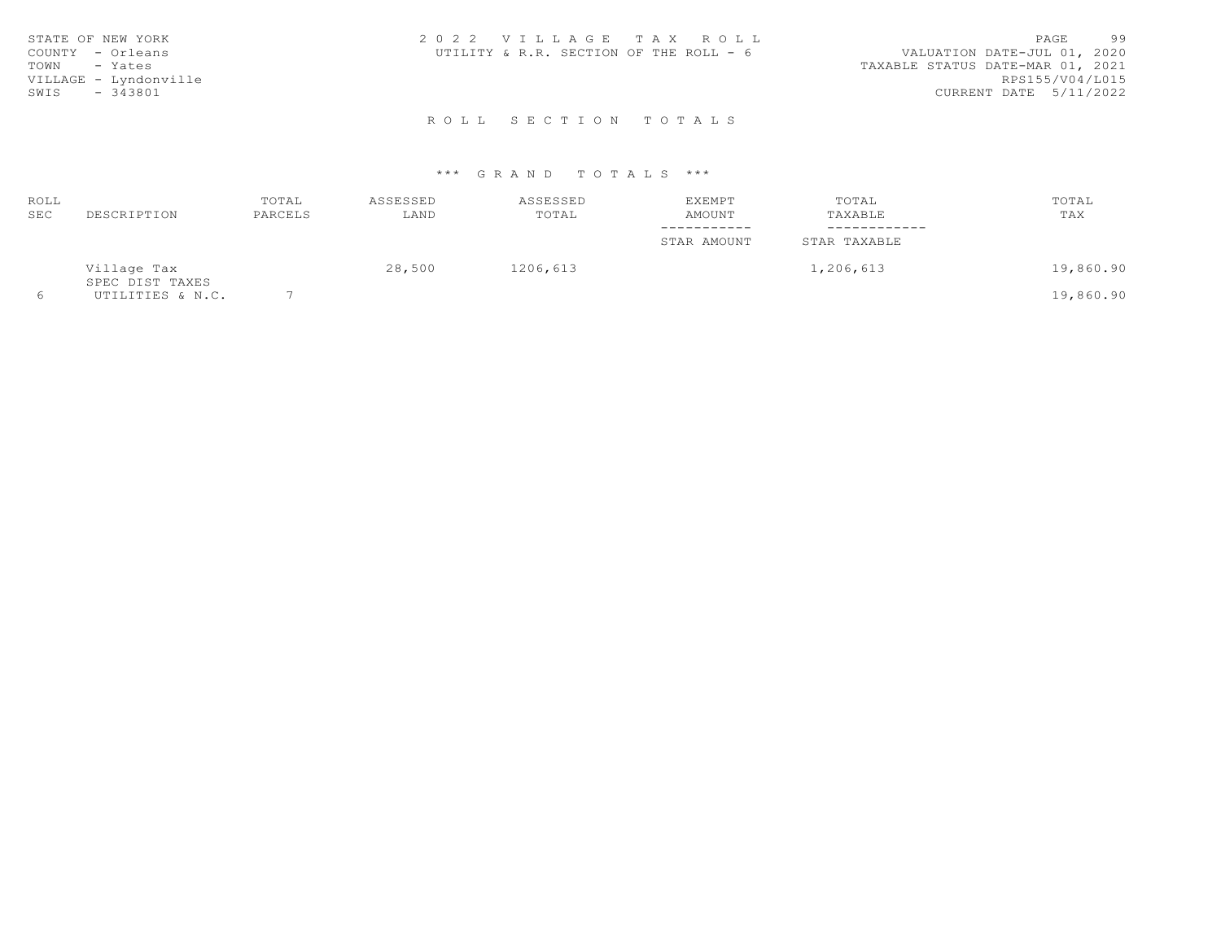STATE OF NEW YORK
COUNTY - Orleans
TOWN - Yates
VILLAGE - Lyndonville
SWIS - 343801

# 2022 VILLAGE TAX ROLL

UTILITY & R.R. SECTION OF THE ROLL - 6

VALUATION DATE-JUL 01, 2020
TAXABLE STATUS DATE-MAR 01, 2021
RPS155/V04/L015
CURRENT DATE 5/11/2022

## ROLL SECTION TOTALS

### *** GRAND TOTALS ***

| ROLL SEC | DESCRIPTION | TOTAL PARCELS | ASSESSED LAND | ASSESSED TOTAL | EXEMPT AMOUNT / STAR AMOUNT | TOTAL TAXABLE / STAR TAXABLE | TOTAL TAX |
|---|---|---|---|---|---|---|---|
| | Village Tax | | 28,500 | 1206,613 | | 1,206,613 | 19,860.90 |
| | SPEC DIST TAXES | | | | | | |
| 6 | UTILITIES & N.C. | 7 | | | | | 19,860.90 |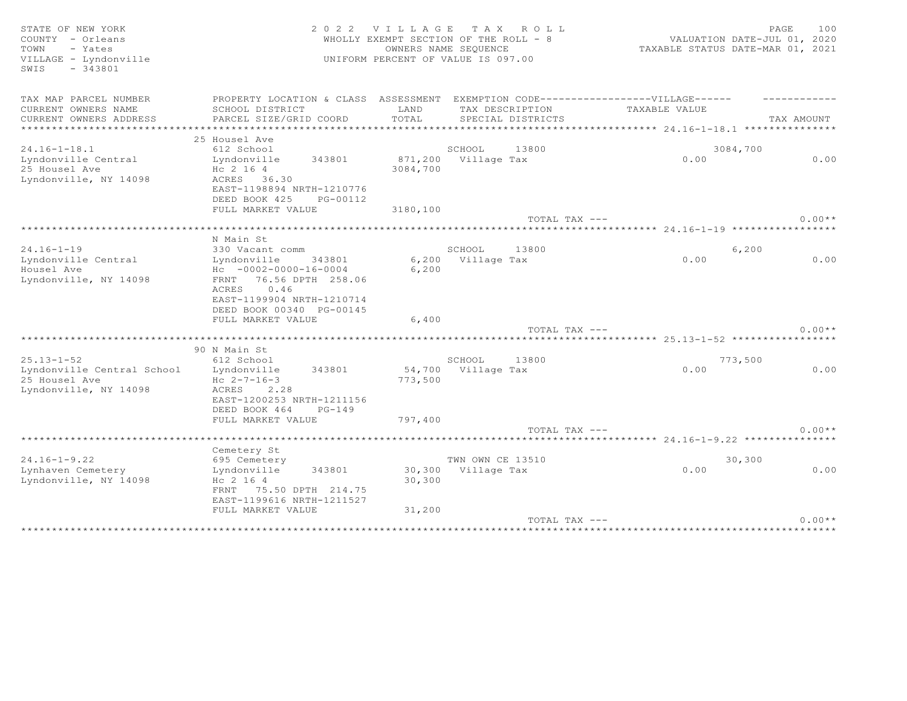STATE OF NEW YORK
COUNTY - Orleans
TOWN - Yates
VILLAGE - Lyndonville
SWIS - 343801

# 2022 VILLAGE TAX ROLL

WHOLLY EXEMPT SECTION OF THE ROLL - 8
OWNERS NAME SEQUENCE
UNIFORM PERCENT OF VALUE IS 097.00

VALUATION DATE-JUL 01, 2020
TAXABLE STATUS DATE-MAR 01, 2021

| TAX MAP PARCEL NUMBER / CURRENT OWNERS NAME / CURRENT OWNERS ADDRESS | PROPERTY LOCATION & CLASS / SCHOOL DISTRICT / PARCEL SIZE/GRID COORD | ASSESSMENT LAND / TOTAL | EXEMPTION CODE / TAX DESCRIPTION / SPECIAL DISTRICTS | VILLAGE TAXABLE VALUE | TAX AMOUNT |
|---|---|---|---|---|---|
| **24.16-1-18.1** | 25 Housel Ave | | | | |
| 24.16-1-18.1 | 612 School | | SCHOOL 13800 | 3084,700 | |
| Lyndonville Central | Lyndonville 343801 | 871,200 | Village Tax | 0.00 | 0.00 |
| 25 Housel Ave | Hc 2 16 4 | 3084,700 | | | |
| Lyndonville, NY 14098 | ACRES 36.30 | | | | |
| | EAST-1198894 NRTH-1210776 | | | | |
| | DEED BOOK 425 PG-00112 | | | | |
| | FULL MARKET VALUE | 3180,100 | | | |
| | | | TOTAL TAX --- | | 0.00** |
| **24.16-1-19** | N Main St | | | | |
| 24.16-1-19 | 330 Vacant comm | | SCHOOL 13800 | 6,200 | |
| Lyndonville Central | Lyndonville 343801 | 6,200 | Village Tax | 0.00 | 0.00 |
| Housel Ave | Hc -0002-0000-16-0004 | 6,200 | | | |
| Lyndonville, NY 14098 | FRNT 76.56 DPTH 258.06 | | | | |
| | ACRES 0.46 | | | | |
| | EAST-1199904 NRTH-1210714 | | | | |
| | DEED BOOK 00340 PG-00145 | | | | |
| | FULL MARKET VALUE | 6,400 | | | |
| | | | TOTAL TAX --- | | 0.00** |
| **25.13-1-52** | 90 N Main St | | | | |
| 25.13-1-52 | 612 School | | SCHOOL 13800 | 773,500 | |
| Lyndonville Central School | Lyndonville 343801 | 54,700 | Village Tax | 0.00 | 0.00 |
| 25 Housel Ave | Hc 2-7-16-3 | 773,500 | | | |
| Lyndonville, NY 14098 | ACRES 2.28 | | | | |
| | EAST-1200253 NRTH-1211156 | | | | |
| | DEED BOOK 464 PG-149 | | | | |
| | FULL MARKET VALUE | 797,400 | | | |
| | | | TOTAL TAX --- | | 0.00** |
| **24.16-1-9.22** | Cemetery St | | | | |
| 24.16-1-9.22 | 695 Cemetery | | TWN OWN CE 13510 | 30,300 | |
| Lynhaven Cemetery | Lyndonville 343801 | 30,300 | Village Tax | 0.00 | 0.00 |
| Lyndonville, NY 14098 | Hc 2 16 4 | 30,300 | | | |
| | FRNT 75.50 DPTH 214.75 | | | | |
| | EAST-1199616 NRTH-1211527 | | | | |
| | FULL MARKET VALUE | 31,200 | | | |
| | | | TOTAL TAX --- | | 0.00** |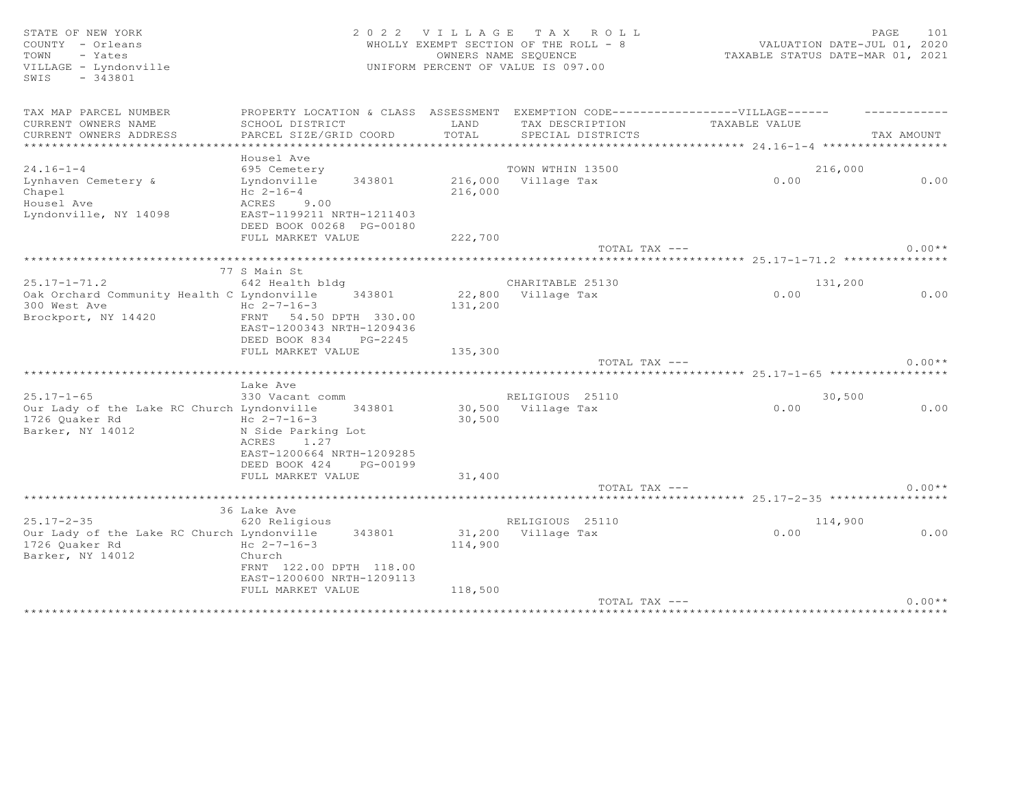STATE OF NEW YORK
COUNTY - Orleans
TOWN - Yates
VILLAGE - Lyndonville
SWIS - 343801

2022 VILLAGE TAX ROLL
WHOLLY EXEMPT SECTION OF THE ROLL - 8
OWNERS NAME SEQUENCE
UNIFORM PERCENT OF VALUE IS 097.00

VALUATION DATE-JUL 01, 2020
TAXABLE STATUS DATE-MAR 01, 2021

| TAX MAP PARCEL NUMBER / CURRENT OWNERS NAME / CURRENT OWNERS ADDRESS | PROPERTY LOCATION & CLASS / SCHOOL DISTRICT / PARCEL SIZE/GRID COORD | ASSESSMENT LAND / TOTAL | EXEMPTION CODE / TAX DESCRIPTION / SPECIAL DISTRICTS | VILLAGE TAXABLE VALUE | TAX AMOUNT |
|---|---|---|---|---|---|
| **24.16-1-4** | Housel Ave | | | | |
| 24.16-1-4 | 695 Cemetery | | TOWN WTHIN 13500 | 216,000 | |
| Lynhaven Cemetery & | Lyndonville 343801 | 216,000 | Village Tax | 0.00 | 0.00 |
| Chapel | Hc 2-16-4 | 216,000 | | | |
| Housel Ave | ACRES 9.00 | | | | |
| Lyndonville, NY 14098 | EAST-1199211 NRTH-1211403 | | | | |
| | DEED BOOK 00268 PG-00180 | | | | |
| | FULL MARKET VALUE | 222,700 | | | |
| | | | TOTAL TAX --- | | 0.00** |
| **25.17-1-71.2** | 77 S Main St | | | | |
| 25.17-1-71.2 | 642 Health bldg | | CHARITABLE 25130 | 131,200 | |
| Oak Orchard Community Health C | Lyndonville 343801 | 22,800 | Village Tax | 0.00 | 0.00 |
| 300 West Ave | Hc 2-7-16-3 | 131,200 | | | |
| Brockport, NY 14420 | FRNT 54.50 DPTH 330.00 | | | | |
| | EAST-1200343 NRTH-1209436 | | | | |
| | DEED BOOK 834 PG-2245 | | | | |
| | FULL MARKET VALUE | 135,300 | | | |
| | | | TOTAL TAX --- | | 0.00** |
| **25.17-1-65** | Lake Ave | | | | |
| 25.17-1-65 | 330 Vacant comm | | RELIGIOUS 25110 | 30,500 | |
| Our Lady of the Lake RC Church | Lyndonville 343801 | 30,500 | Village Tax | 0.00 | 0.00 |
| 1726 Quaker Rd | Hc 2-7-16-3 | 30,500 | | | |
| Barker, NY 14012 | N Side Parking Lot | | | | |
| | ACRES 1.27 | | | | |
| | EAST-1200664 NRTH-1209285 | | | | |
| | DEED BOOK 424 PG-00199 | | | | |
| | FULL MARKET VALUE | 31,400 | | | |
| | | | TOTAL TAX --- | | 0.00** |
| **25.17-2-35** | 36 Lake Ave | | | | |
| 25.17-2-35 | 620 Religious | | RELIGIOUS 25110 | 114,900 | |
| Our Lady of the Lake RC Church | Lyndonville 343801 | 31,200 | Village Tax | 0.00 | 0.00 |
| 1726 Quaker Rd | Hc 2-7-16-3 | 114,900 | | | |
| Barker, NY 14012 | Church | | | | |
| | FRNT 122.00 DPTH 118.00 | | | | |
| | EAST-1200600 NRTH-1209113 | | | | |
| | FULL MARKET VALUE | 118,500 | | | |
| | | | TOTAL TAX --- | | 0.00** |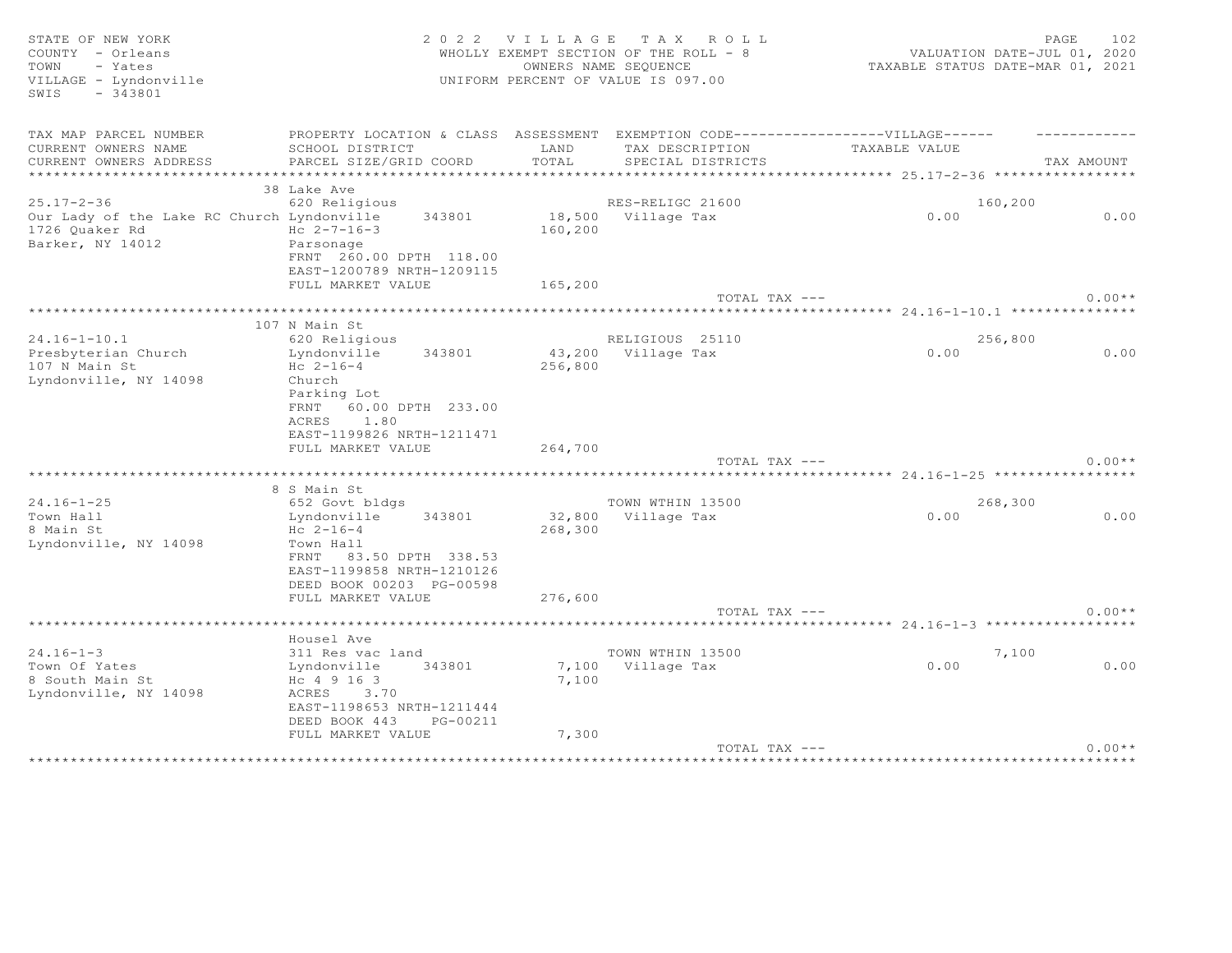STATE OF NEW YORK
COUNTY - Orleans
TOWN - Yates
VILLAGE - Lyndonville
SWIS - 343801

2022 VILLAGE TAX ROLL
WHOLLY EXEMPT SECTION OF THE ROLL - 8
OWNERS NAME SEQUENCE
UNIFORM PERCENT OF VALUE IS 097.00

VALUATION DATE-JUL 01, 2020
TAXABLE STATUS DATE-MAR 01, 2021

| TAX MAP PARCEL NUMBER / CURRENT OWNERS NAME / CURRENT OWNERS ADDRESS | PROPERTY LOCATION & CLASS / SCHOOL DISTRICT / PARCEL SIZE/GRID COORD | ASSESSMENT LAND / TOTAL | EXEMPTION CODE / TAX DESCRIPTION / SPECIAL DISTRICTS | VILLAGE TAXABLE VALUE | TAX AMOUNT |
|---|---|---|---|---|---|
| **25.17-2-36** | 38 Lake Ave | | | | |
| 25.17-2-36 | 620 Religious | | RES-RELIGC 21600 | 160,200 | |
| Our Lady of the Lake RC Church | Lyndonville 343801 | 18,500 | Village Tax | 0.00 | 0.00 |
| 1726 Quaker Rd | Hc 2-7-16-3 | 160,200 | | | |
| Barker, NY 14012 | Parsonage | | | | |
| | FRNT 260.00 DPTH 118.00 | | | | |
| | EAST-1200789 NRTH-1209115 | | | | |
| | FULL MARKET VALUE | 165,200 | | | |
| | | | TOTAL TAX --- | | 0.00** |
| **24.16-1-10.1** | 107 N Main St | | | | |
| 24.16-1-10.1 | 620 Religious | | RELIGIOUS 25110 | 256,800 | |
| Presbyterian Church | Lyndonville 343801 | 43,200 | Village Tax | 0.00 | 0.00 |
| 107 N Main St | Hc 2-16-4 | 256,800 | | | |
| Lyndonville, NY 14098 | Church | | | | |
| | Parking Lot | | | | |
| | FRNT 60.00 DPTH 233.00 | | | | |
| | ACRES 1.80 | | | | |
| | EAST-1199826 NRTH-1211471 | | | | |
| | FULL MARKET VALUE | 264,700 | | | |
| | | | TOTAL TAX --- | | 0.00** |
| **24.16-1-25** | 8 S Main St | | | | |
| 24.16-1-25 | 652 Govt bldgs | | TOWN WTHIN 13500 | 268,300 | |
| Town Hall | Lyndonville 343801 | 32,800 | Village Tax | 0.00 | 0.00 |
| 8 Main St | Hc 2-16-4 | 268,300 | | | |
| Lyndonville, NY 14098 | Town Hall | | | | |
| | FRNT 83.50 DPTH 338.53 | | | | |
| | EAST-1199858 NRTH-1210126 | | | | |
| | DEED BOOK 00203 PG-00598 | | | | |
| | FULL MARKET VALUE | 276,600 | | | |
| | | | TOTAL TAX --- | | 0.00** |
| **24.16-1-3** | Housel Ave | | | | |
| 24.16-1-3 | 311 Res vac land | | TOWN WTHIN 13500 | 7,100 | |
| Town Of Yates | Lyndonville 343801 | 7,100 | Village Tax | 0.00 | 0.00 |
| 8 South Main St | Hc 4 9 16 3 | 7,100 | | | |
| Lyndonville, NY 14098 | ACRES 3.70 | | | | |
| | EAST-1198653 NRTH-1211444 | | | | |
| | DEED BOOK 443 PG-00211 | | | | |
| | FULL MARKET VALUE | 7,300 | | | |
| | | | TOTAL TAX --- | | 0.00** |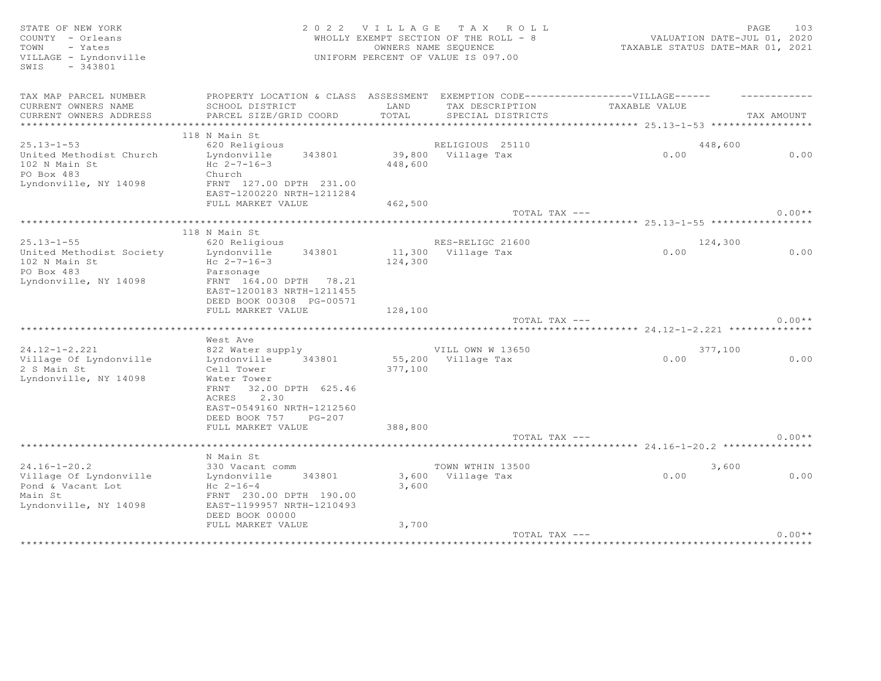STATE OF NEW YORK
COUNTY - Orleans
TOWN - Yates
VILLAGE - Lyndonville
SWIS - 343801

2022 VILLAGE TAX ROLL
WHOLLY EXEMPT SECTION OF THE ROLL - 8
OWNERS NAME SEQUENCE
UNIFORM PERCENT OF VALUE IS 097.00

VALUATION DATE-JUL 01, 2020
TAXABLE STATUS DATE-MAR 01, 2021

| TAX MAP PARCEL NUMBER / CURRENT OWNERS NAME / CURRENT OWNERS ADDRESS | PROPERTY LOCATION & CLASS / SCHOOL DISTRICT / PARCEL SIZE/GRID COORD | ASSESSMENT LAND / TOTAL | EXEMPTION CODE / TAX DESCRIPTION / SPECIAL DISTRICTS | TAXABLE VALUE | TAX AMOUNT |
|---|---|---|---|---|---|
| **25.13-1-53** | 118 N Main St | | | | |
| 25.13-1-53 | 620 Religious | | RELIGIOUS 25110 | 448,600 | |
| United Methodist Church | Lyndonville 343801 | 39,800 | Village Tax | 0.00 | 0.00 |
| 102 N Main St | Hc 2-7-16-3 | 448,600 | | | |
| PO Box 483 | Church | | | | |
| Lyndonville, NY 14098 | FRNT 127.00 DPTH 231.00 | | | | |
| | EAST-1200220 NRTH-1211284 | | | | |
| | FULL MARKET VALUE | 462,500 | | | |
| | | | TOTAL TAX --- | | 0.00** |
| **25.13-1-55** | 118 N Main St | | | | |
| 25.13-1-55 | 620 Religious | | RES-RELIGC 21600 | 124,300 | |
| United Methodist Society | Lyndonville 343801 | 11,300 | Village Tax | 0.00 | 0.00 |
| 102 N Main St | Hc 2-7-16-3 | 124,300 | | | |
| PO Box 483 | Parsonage | | | | |
| Lyndonville, NY 14098 | FRNT 164.00 DPTH 78.21 | | | | |
| | EAST-1200183 NRTH-1211455 | | | | |
| | DEED BOOK 00308 PG-00571 | | | | |
| | FULL MARKET VALUE | 128,100 | | | |
| | | | TOTAL TAX --- | | 0.00** |
| **24.12-1-2.221** | West Ave | | | | |
| 24.12-1-2.221 | 822 Water supply | | VILL OWN W 13650 | 377,100 | |
| Village Of Lyndonville | Lyndonville 343801 | 55,200 | Village Tax | 0.00 | 0.00 |
| 2 S Main St | Cell Tower | 377,100 | | | |
| Lyndonville, NY 14098 | Water Tower | | | | |
| | FRNT 32.00 DPTH 625.46 | | | | |
| | ACRES 2.30 | | | | |
| | EAST-0549160 NRTH-1212560 | | | | |
| | DEED BOOK 757 PG-207 | | | | |
| | FULL MARKET VALUE | 388,800 | | | |
| | | | TOTAL TAX --- | | 0.00** |
| **24.16-1-20.2** | N Main St | | | | |
| 24.16-1-20.2 | 330 Vacant comm | | TOWN WTHIN 13500 | 3,600 | |
| Village Of Lyndonville | Lyndonville 343801 | 3,600 | Village Tax | 0.00 | 0.00 |
| Pond & Vacant Lot | Hc 2-16-4 | 3,600 | | | |
| Main St | FRNT 230.00 DPTH 190.00 | | | | |
| Lyndonville, NY 14098 | EAST-1199957 NRTH-1210493 | | | | |
| | DEED BOOK 00000 | | | | |
| | FULL MARKET VALUE | 3,700 | | | |
| | | | TOTAL TAX --- | | 0.00** |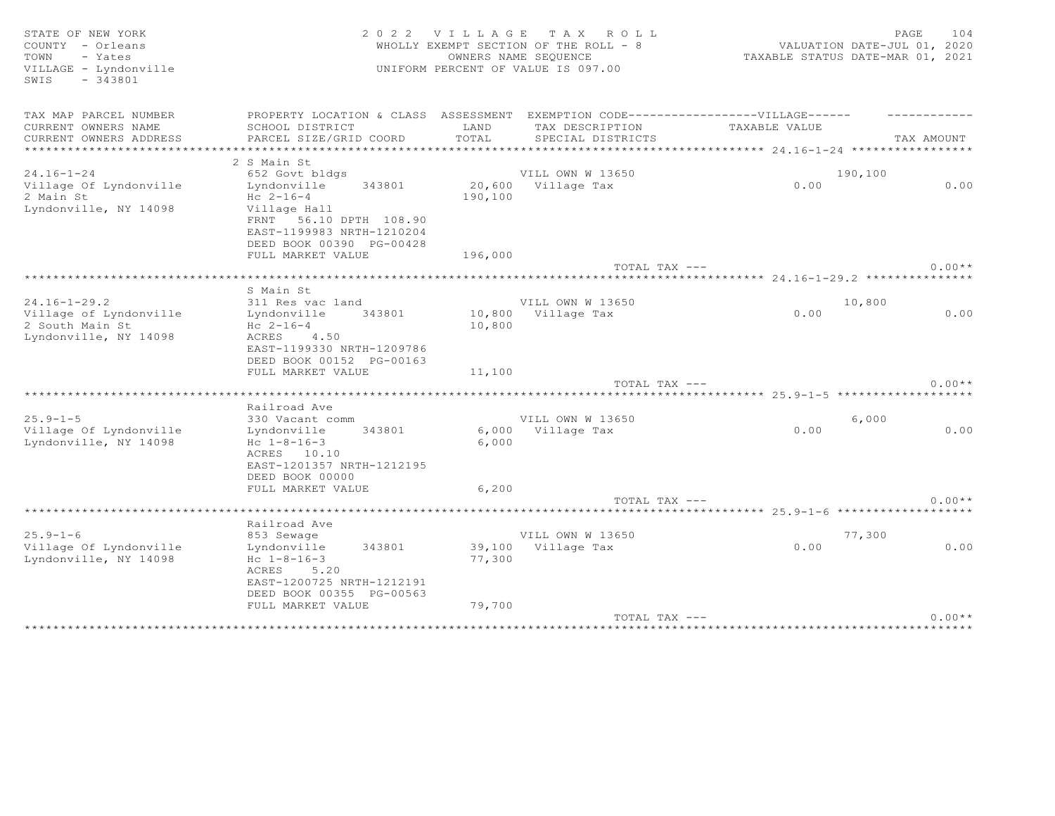STATE OF NEW YORK — 2022 VILLAGE TAX ROLL — PAGE 104
COUNTY - Orleans — WHOLLY EXEMPT SECTION OF THE ROLL - 8 — VALUATION DATE-JUL 01, 2020
TOWN - Yates — OWNERS NAME SEQUENCE — TAXABLE STATUS DATE-MAR 01, 2021
VILLAGE - Lyndonville — UNIFORM PERCENT OF VALUE IS 097.00
SWIS - 343801

| TAX MAP PARCEL NUMBER / CURRENT OWNERS NAME / CURRENT OWNERS ADDRESS | PROPERTY LOCATION & CLASS / SCHOOL DISTRICT / PARCEL SIZE/GRID COORD | ASSESSMENT LAND / TOTAL | EXEMPTION CODE / TAX DESCRIPTION / SPECIAL DISTRICTS | VILLAGE TAXABLE VALUE | TAX AMOUNT |
|---|---|---|---|---|---|
| **24.16-1-24** | 2 S Main St | | | | |
| 24.16-1-24 | 652 Govt bldgs | | VILL OWN W 13650 | 190,100 | |
| Village Of Lyndonville | Lyndonville 343801 | 20,600 | Village Tax | 0.00 | 0.00 |
| 2 Main St | Hc 2-16-4 | 190,100 | | | |
| Lyndonville, NY 14098 | Village Hall | | | | |
| | FRNT 56.10 DPTH 108.90 | | | | |
| | EAST-1199983 NRTH-1210204 | | | | |
| | DEED BOOK 00390 PG-00428 | | | | |
| | FULL MARKET VALUE | 196,000 | | | |
| | | | TOTAL TAX --- | | 0.00** |
| **24.16-1-29.2** | S Main St | | | | |
| 24.16-1-29.2 | 311 Res vac land | | VILL OWN W 13650 | 10,800 | |
| Village of Lyndonville | Lyndonville 343801 | 10,800 | Village Tax | 0.00 | 0.00 |
| 2 South Main St | Hc 2-16-4 | 10,800 | | | |
| Lyndonville, NY 14098 | ACRES 4.50 | | | | |
| | EAST-1199330 NRTH-1209786 | | | | |
| | DEED BOOK 00152 PG-00163 | | | | |
| | FULL MARKET VALUE | 11,100 | | | |
| | | | TOTAL TAX --- | | 0.00** |
| **25.9-1-5** | Railroad Ave | | | | |
| 25.9-1-5 | 330 Vacant comm | | VILL OWN W 13650 | 6,000 | |
| Village Of Lyndonville | Lyndonville 343801 | 6,000 | Village Tax | 0.00 | 0.00 |
| Lyndonville, NY 14098 | Hc 1-8-16-3 | 6,000 | | | |
| | ACRES 10.10 | | | | |
| | EAST-1201357 NRTH-1212195 | | | | |
| | DEED BOOK 00000 | | | | |
| | FULL MARKET VALUE | 6,200 | | | |
| | | | TOTAL TAX --- | | 0.00** |
| **25.9-1-6** | Railroad Ave | | | | |
| 25.9-1-6 | 853 Sewage | | VILL OWN W 13650 | 77,300 | |
| Village Of Lyndonville | Lyndonville 343801 | 39,100 | Village Tax | 0.00 | 0.00 |
| Lyndonville, NY 14098 | Hc 1-8-16-3 | 77,300 | | | |
| | ACRES 5.20 | | | | |
| | EAST-1200725 NRTH-1212191 | | | | |
| | DEED BOOK 00355 PG-00563 | | | | |
| | FULL MARKET VALUE | 79,700 | | | |
| | | | TOTAL TAX --- | | 0.00** |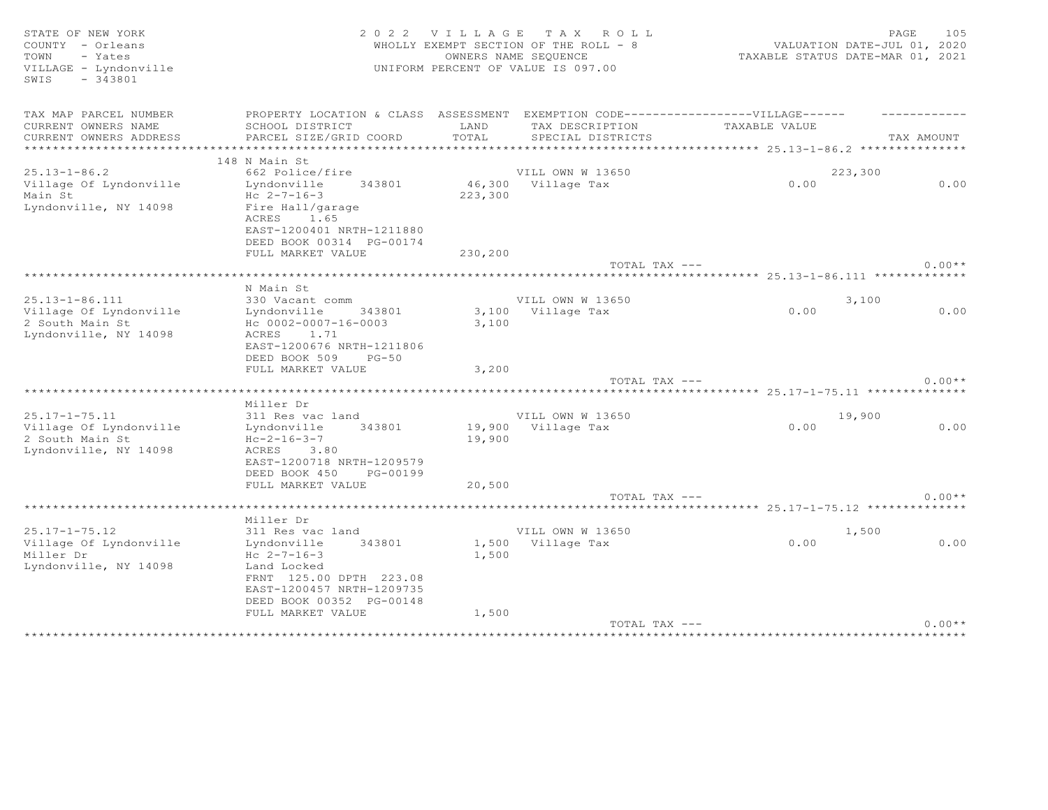STATE OF NEW YORK
COUNTY - Orleans
TOWN - Yates
VILLAGE - Lyndonville
SWIS - 343801

2 0 2 2 V I L L A G E T A X R O L L
WHOLLY EXEMPT SECTION OF THE ROLL - 8
OWNERS NAME SEQUENCE
UNIFORM PERCENT OF VALUE IS 097.00

VALUATION DATE-JUL 01, 2020
TAXABLE STATUS DATE-MAR 01, 2021

| TAX MAP PARCEL NUMBER / CURRENT OWNERS NAME / CURRENT OWNERS ADDRESS | PROPERTY LOCATION & CLASS / SCHOOL DISTRICT / PARCEL SIZE/GRID COORD | ASSESSMENT LAND / TOTAL | EXEMPTION CODE / TAX DESCRIPTION / SPECIAL DISTRICTS | VILLAGE TAXABLE VALUE | TAX AMOUNT |
|---|---|---|---|---|---|
| **25.13-1-86.2** | 148 N Main St | | | | |
| 25.13-1-86.2 | 662 Police/fire | | VILL OWN W 13650 | 223,300 | |
| Village Of Lyndonville | Lyndonville 343801 | 46,300 | Village Tax | 0.00 | 0.00 |
| Main St | Hc 2-7-16-3 | 223,300 | | | |
| Lyndonville, NY 14098 | Fire Hall/garage | | | | |
| | ACRES 1.65 | | | | |
| | EAST-1200401 NRTH-1211880 | | | | |
| | DEED BOOK 00314 PG-00174 | | | | |
| | FULL MARKET VALUE | 230,200 | | | |
| | | | TOTAL TAX --- | | 0.00** |
| **25.13-1-86.111** | N Main St | | | | |
| 25.13-1-86.111 | 330 Vacant comm | | VILL OWN W 13650 | 3,100 | |
| Village Of Lyndonville | Lyndonville 343801 | 3,100 | Village Tax | 0.00 | 0.00 |
| 2 South Main St | Hc 0002-0007-16-0003 | 3,100 | | | |
| Lyndonville, NY 14098 | ACRES 1.71 | | | | |
| | EAST-1200676 NRTH-1211806 | | | | |
| | DEED BOOK 509 PG-50 | | | | |
| | FULL MARKET VALUE | 3,200 | | | |
| | | | TOTAL TAX --- | | 0.00** |
| **25.17-1-75.11** | Miller Dr | | | | |
| 25.17-1-75.11 | 311 Res vac land | | VILL OWN W 13650 | 19,900 | |
| Village Of Lyndonville | Lyndonville 343801 | 19,900 | Village Tax | 0.00 | 0.00 |
| 2 South Main St | Hc-2-16-3-7 | 19,900 | | | |
| Lyndonville, NY 14098 | ACRES 3.80 | | | | |
| | EAST-1200718 NRTH-1209579 | | | | |
| | DEED BOOK 450 PG-00199 | | | | |
| | FULL MARKET VALUE | 20,500 | | | |
| | | | TOTAL TAX --- | | 0.00** |
| **25.17-1-75.12** | Miller Dr | | | | |
| 25.17-1-75.12 | 311 Res vac land | | VILL OWN W 13650 | 1,500 | |
| Village Of Lyndonville | Lyndonville 343801 | 1,500 | Village Tax | 0.00 | 0.00 |
| Miller Dr | Hc 2-7-16-3 | 1,500 | | | |
| Lyndonville, NY 14098 | Land Locked | | | | |
| | FRNT 125.00 DPTH 223.08 | | | | |
| | EAST-1200457 NRTH-1209735 | | | | |
| | DEED BOOK 00352 PG-00148 | | | | |
| | FULL MARKET VALUE | 1,500 | | | |
| | | | TOTAL TAX --- | | 0.00** |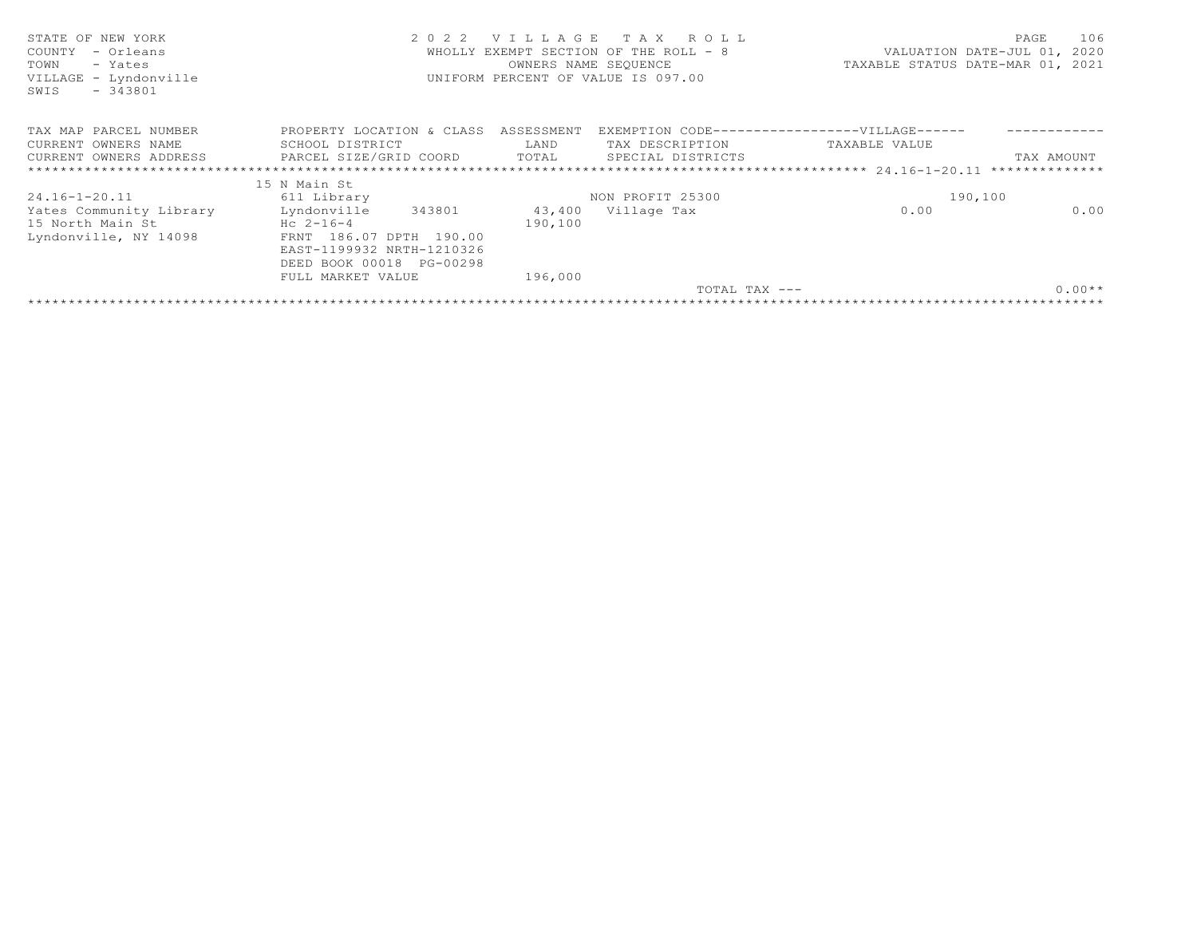STATE OF NEW YORK
COUNTY - Orleans
TOWN - Yates
VILLAGE - Lyndonville
SWIS - 343801

2 0 2 2 V I L L A G E T A X R O L L
WHOLLY EXEMPT SECTION OF THE ROLL - 8
OWNERS NAME SEQUENCE
UNIFORM PERCENT OF VALUE IS 097.00

VALUATION DATE-JUL 01, 2020
TAXABLE STATUS DATE-MAR 01, 2021

| TAX MAP PARCEL NUMBER<br>CURRENT OWNERS NAME<br>CURRENT OWNERS ADDRESS | PROPERTY LOCATION & CLASS<br>SCHOOL DISTRICT<br>PARCEL SIZE/GRID COORD | ASSESSMENT<br>LAND<br>TOTAL | EXEMPTION CODE------------------VILLAGE------<br>TAX DESCRIPTION<br>SPECIAL DISTRICTS | TAXABLE VALUE | TAX AMOUNT |
|---|---|---|---|---|---|
| | 15 N Main St | | | | |
| 24.16-1-20.11 | 611 Library | | NON PROFIT 25300 | 190,100 | |
| Yates Community Library | Lyndonville 343801 | 43,400 | Village Tax | 0.00 | 0.00 |
| 15 North Main St | Hc 2-16-4 | 190,100 | | | |
| Lyndonville, NY 14098 | FRNT 186.07 DPTH 190.00 | | | | |
| | EAST-1199932 NRTH-1210326 | | | | |
| | DEED BOOK 00018 PG-00298 | | | | |
| | FULL MARKET VALUE | 196,000 | | | |
| | | | TOTAL TAX --- | | 0.00** |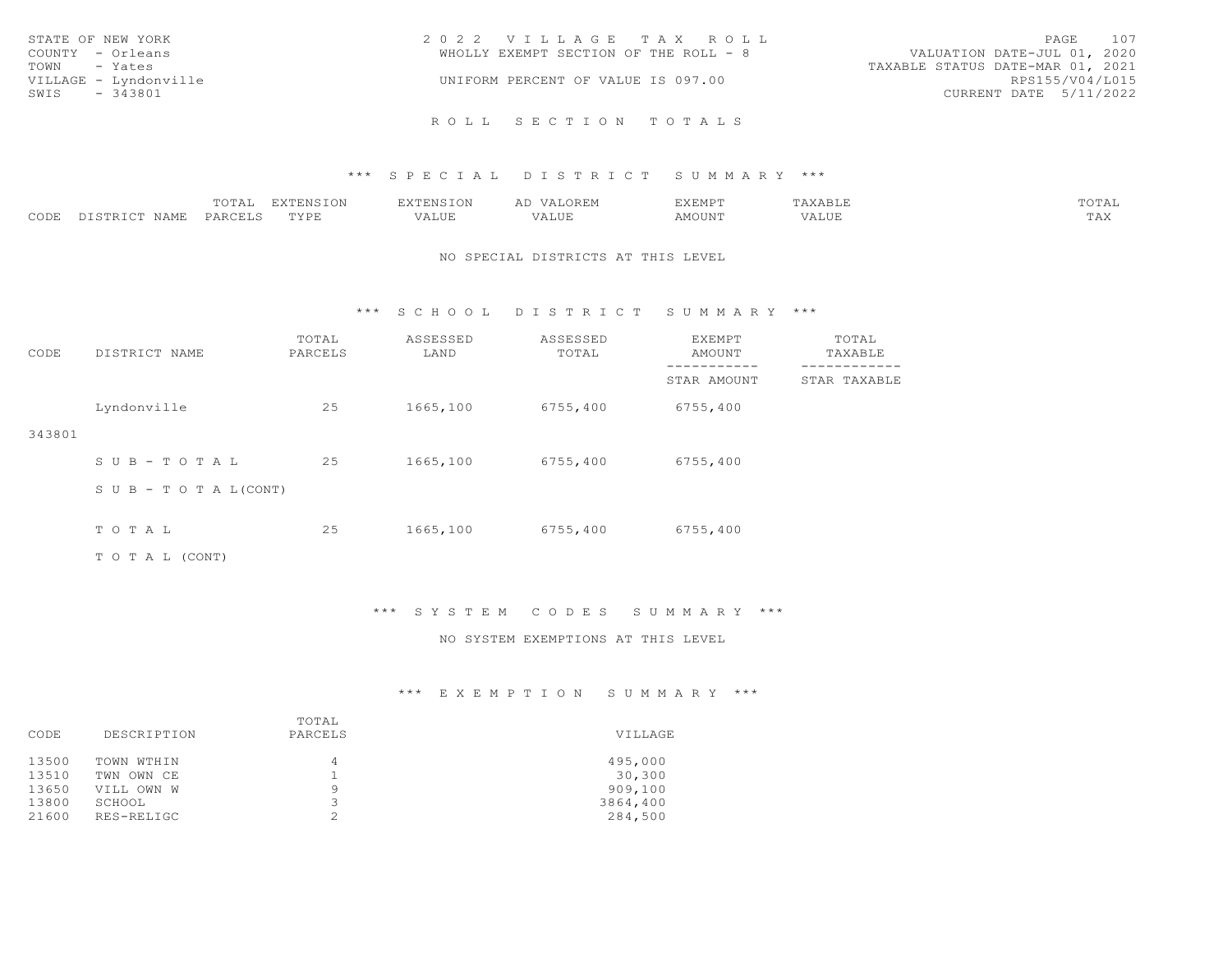STATE OF NEW YORK
COUNTY - Orleans
TOWN - Yates
VILLAGE - Lyndonville
SWIS - 343801

2 0 2 2 V I L L A G E T A X R O L L
WHOLLY EXEMPT SECTION OF THE ROLL - 8
UNIFORM PERCENT OF VALUE IS 097.00

VALUATION DATE-JUL 01, 2020
TAXABLE STATUS DATE-MAR 01, 2021
RPS155/V04/L015
CURRENT DATE 5/11/2022

## R O L L S E C T I O N T O T A L S

### *** S P E C I A L D I S T R I C T S U M M A R Y ***

| CODE | DISTRICT NAME | TOTAL PARCELS | EXTENSION TYPE | EXTENSION VALUE | AD VALOREM VALUE | EXEMPT AMOUNT | TAXABLE VALUE | TOTAL TAX |
|---|---|---|---|---|---|---|---|---|

NO SPECIAL DISTRICTS AT THIS LEVEL

### *** S C H O O L D I S T R I C T S U M M A R Y ***

| CODE | DISTRICT NAME | TOTAL PARCELS | ASSESSED LAND | ASSESSED TOTAL | EXEMPT AMOUNT / STAR AMOUNT | TOTAL TAXABLE / STAR TAXABLE |
|---|---|---|---|---|---|---|
| 343801 | Lyndonville | 25 | 1665,100 | 6755,400 | 6755,400 | |
| | S U B - T O T A L | 25 | 1665,100 | 6755,400 | 6755,400 | |
| | S U B - T O T A L(CONT) | | | | | |
| | T O T A L | 25 | 1665,100 | 6755,400 | 6755,400 | |
| | T O T A L (CONT) | | | | | |

### *** S Y S T E M C O D E S S U M M A R Y ***

NO SYSTEM EXEMPTIONS AT THIS LEVEL

### *** E X E M P T I O N S U M M A R Y ***

| CODE | DESCRIPTION | TOTAL PARCELS | VILLAGE |
|---|---|---|---|
| 13500 | TOWN WTHIN | 4 | 495,000 |
| 13510 | TWN OWN CE | 1 | 30,300 |
| 13650 | VILL OWN W | 9 | 909,100 |
| 13800 | SCHOOL | 3 | 3864,400 |
| 21600 | RES-RELIGC | 2 | 284,500 |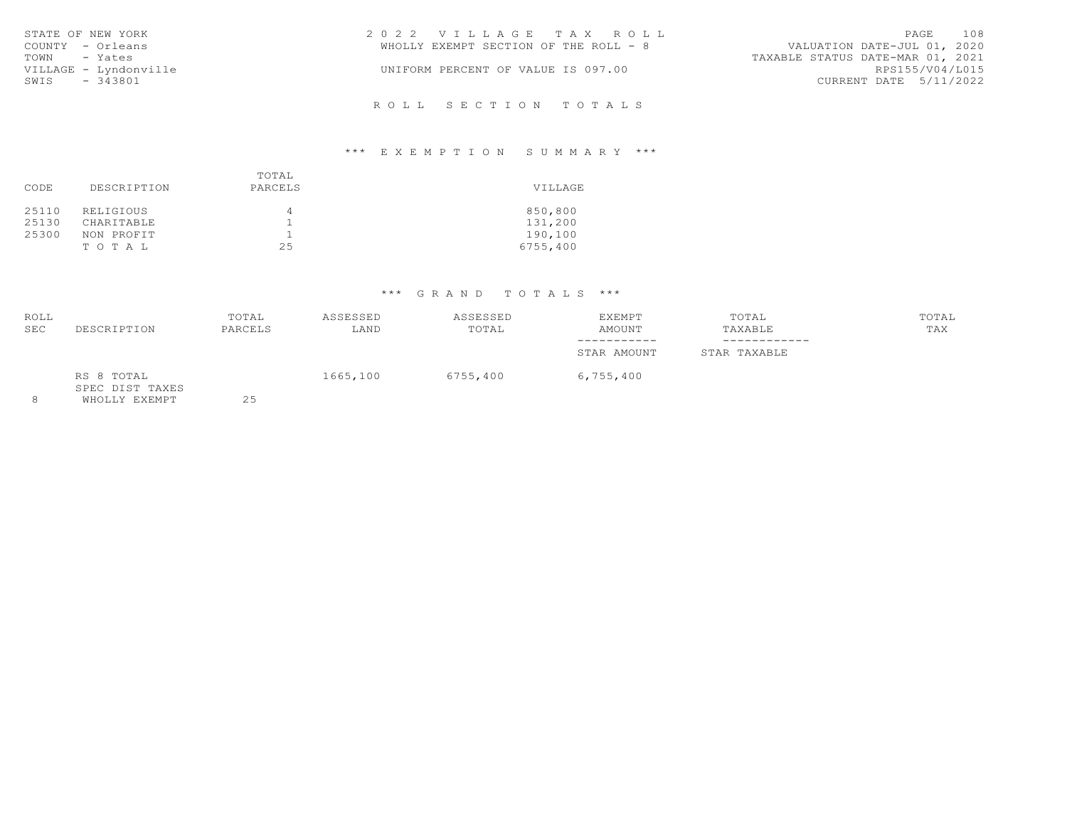STATE OF NEW YORK
COUNTY - Orleans
TOWN - Yates
VILLAGE - Lyndonville
SWIS - 343801

2 0 2 2 V I L L A G E T A X R O L L
WHOLLY EXEMPT SECTION OF THE ROLL - 8
UNIFORM PERCENT OF VALUE IS 097.00

VALUATION DATE-JUL 01, 2020
TAXABLE STATUS DATE-MAR 01, 2021
RPS155/V04/L015
CURRENT DATE 5/11/2022

R O L L S E C T I O N T O T A L S

*** E X E M P T I O N S U M M A R Y ***

| CODE | DESCRIPTION | TOTAL PARCELS | VILLAGE |
|---|---|---|---|
| 25110 | RELIGIOUS | 4 | 850,800 |
| 25130 | CHARITABLE | 1 | 131,200 |
| 25300 | NON PROFIT | 1 | 190,100 |
| | T O T A L | 25 | 6755,400 |

*** G R A N D T O T A L S ***

| ROLL SEC | DESCRIPTION | TOTAL PARCELS | ASSESSED LAND | ASSESSED TOTAL | EXEMPT AMOUNT / STAR AMOUNT | TOTAL TAXABLE / STAR TAXABLE | TOTAL TAX |
|---|---|---|---|---|---|---|---|
| | RS 8 TOTAL | | 1665,100 | 6755,400 | 6,755,400 | | |
| | SPEC DIST TAXES | | | | | | |
| 8 | WHOLLY EXEMPT | 25 | | | | | |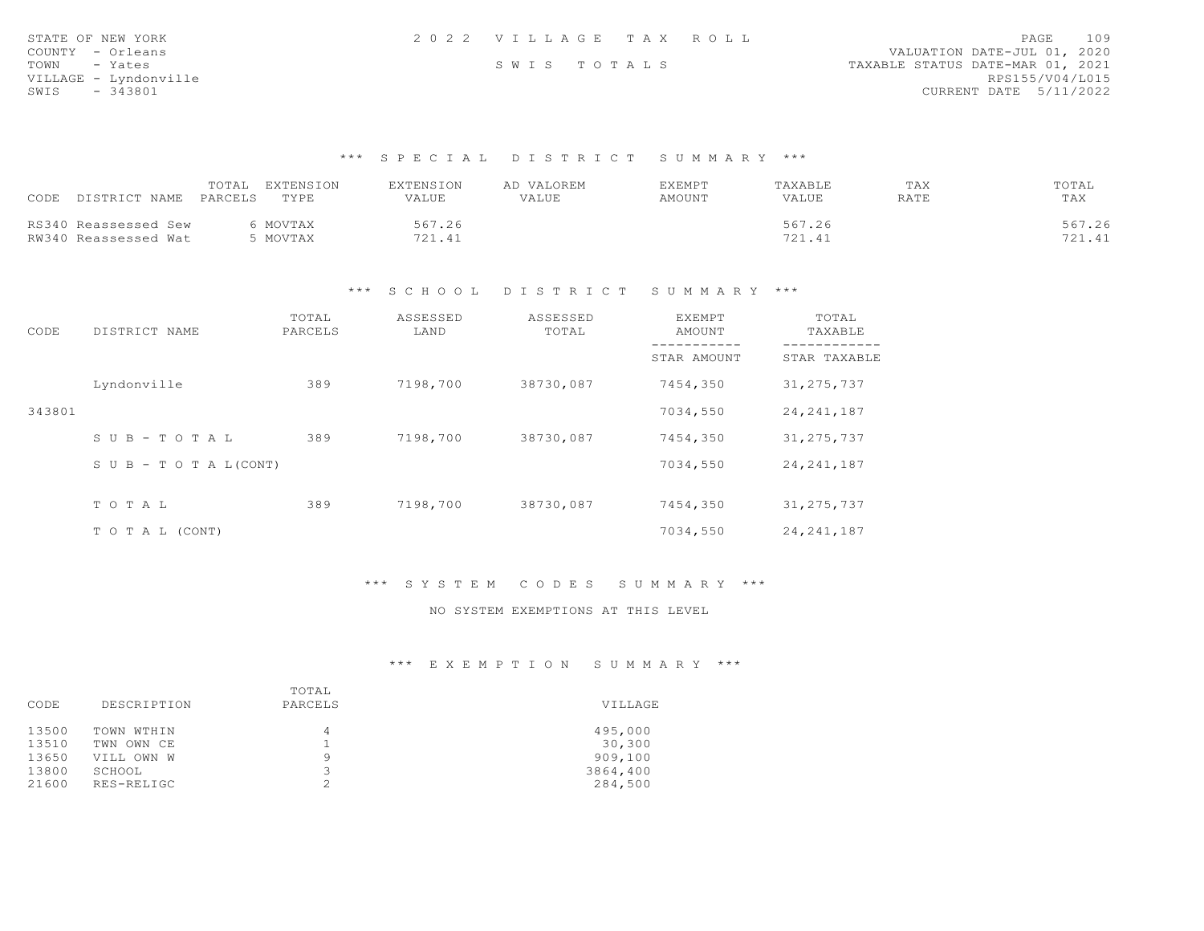STATE OF NEW YORK
COUNTY - Orleans
TOWN - Yates
VILLAGE - Lyndonville
SWIS - 343801

2022 VILLAGE TAX ROLL

SWIS TOTALS

VALUATION DATE-JUL 01, 2020
TAXABLE STATUS DATE-MAR 01, 2021
RPS155/V04/L015
CURRENT DATE 5/11/2022

## *** SPECIAL DISTRICT SUMMARY ***

| CODE | DISTRICT NAME | TOTAL PARCELS | EXTENSION TYPE | EXTENSION VALUE | AD VALOREM VALUE | EXEMPT AMOUNT | TAXABLE VALUE | TAX RATE | TOTAL TAX |
|---|---|---|---|---|---|---|---|---|---|
| RS340 | Reassessed Sew | 6 | MOVTAX | 567.26 | | | 567.26 | | 567.26 |
| RW340 | Reassessed Wat | 5 | MOVTAX | 721.41 | | | 721.41 | | 721.41 |

## *** SCHOOL DISTRICT SUMMARY ***

| CODE | DISTRICT NAME | TOTAL PARCELS | ASSESSED LAND | ASSESSED TOTAL | EXEMPT AMOUNT / STAR AMOUNT | TOTAL TAXABLE / STAR TAXABLE |
|---|---|---|---|---|---|---|
| | Lyndonville | 389 | 7198,700 | 38730,087 | 7454,350 | 31,275,737 |
| 343801 | | | | | 7034,550 | 24,241,187 |
| | SUB-TOTAL | 389 | 7198,700 | 38730,087 | 7454,350 | 31,275,737 |
| | SUB-TOTAL(CONT) | | | | 7034,550 | 24,241,187 |
| | TOTAL | 389 | 7198,700 | 38730,087 | 7454,350 | 31,275,737 |
| | TOTAL (CONT) | | | | 7034,550 | 24,241,187 |

## *** SYSTEM CODES SUMMARY ***

NO SYSTEM EXEMPTIONS AT THIS LEVEL

## *** EXEMPTION SUMMARY ***

| CODE | DESCRIPTION | TOTAL PARCELS | VILLAGE |
|---|---|---|---|
| 13500 | TOWN WTHIN | 4 | 495,000 |
| 13510 | TWN OWN CE | 1 | 30,300 |
| 13650 | VILL OWN W | 9 | 909,100 |
| 13800 | SCHOOL | 3 | 3864,400 |
| 21600 | RES-RELIGC | 2 | 284,500 |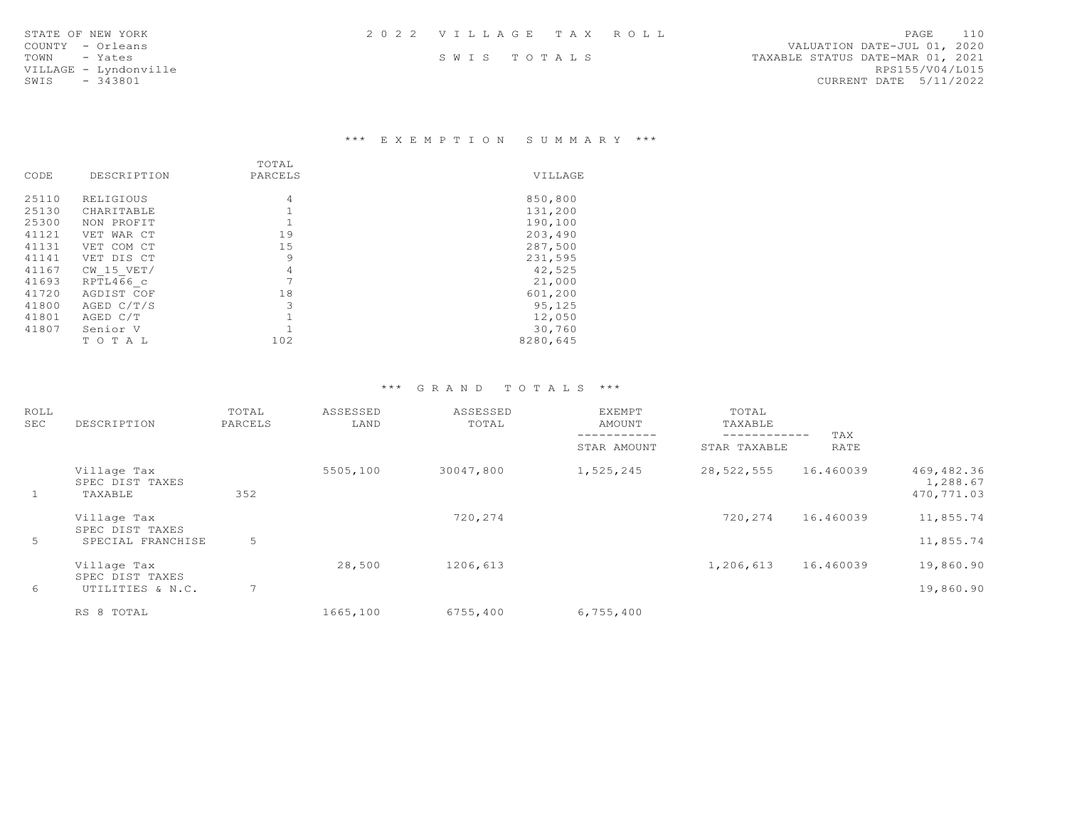STATE OF NEW YORK
COUNTY - Orleans
TOWN - Yates
VILLAGE - Lyndonville
SWIS - 343801

2 0 2 2 V I L L A G E T A X R O L L

S W I S T O T A L S

VALUATION DATE-JUL 01, 2020
TAXABLE STATUS DATE-MAR 01, 2021
RPS155/V04/L015
CURRENT DATE 5/11/2022

## *** E X E M P T I O N S U M M A R Y ***

| CODE | DESCRIPTION | TOTAL PARCELS | VILLAGE |
|---|---|---|---|
| 25110 | RELIGIOUS | 4 | 850,800 |
| 25130 | CHARITABLE | 1 | 131,200 |
| 25300 | NON PROFIT | 1 | 190,100 |
| 41121 | VET WAR CT | 19 | 203,490 |
| 41131 | VET COM CT | 15 | 287,500 |
| 41141 | VET DIS CT | 9 | 231,595 |
| 41167 | CW_15_VET/ | 4 | 42,525 |
| 41693 | RPTL466_c | 7 | 21,000 |
| 41720 | AGDIST COF | 18 | 601,200 |
| 41800 | AGED C/T/S | 3 | 95,125 |
| 41801 | AGED C/T | 1 | 12,050 |
| 41807 | Senior V | 1 | 30,760 |
| | T O T A L | 102 | 8280,645 |

## *** G R A N D T O T A L S ***

| ROLL SEC | DESCRIPTION | TOTAL PARCELS | ASSESSED LAND | ASSESSED TOTAL | EXEMPT AMOUNT<br>-----------<br>STAR AMOUNT | TOTAL TAXABLE<br>------------<br>STAR TAXABLE | TAX RATE | |
|---|---|---|---|---|---|---|---|---|
| | Village Tax | | 5505,100 | 30047,800 | 1,525,245 | 28,522,555 | 16.460039 | 469,482.36 |
| | SPEC DIST TAXES | | | | | | | 1,288.67 |
| 1 | TAXABLE | 352 | | | | | | 470,771.03 |
| | Village Tax | | | 720,274 | | 720,274 | 16.460039 | 11,855.74 |
| | SPEC DIST TAXES | | | | | | | |
| 5 | SPECIAL FRANCHISE | 5 | | | | | | 11,855.74 |
| | Village Tax | | 28,500 | 1206,613 | | 1,206,613 | 16.460039 | 19,860.90 |
| | SPEC DIST TAXES | | | | | | | |
| 6 | UTILITIES & N.C. | 7 | | | | | | 19,860.90 |
| | RS 8 TOTAL | | 1665,100 | 6755,400 | 6,755,400 | | | |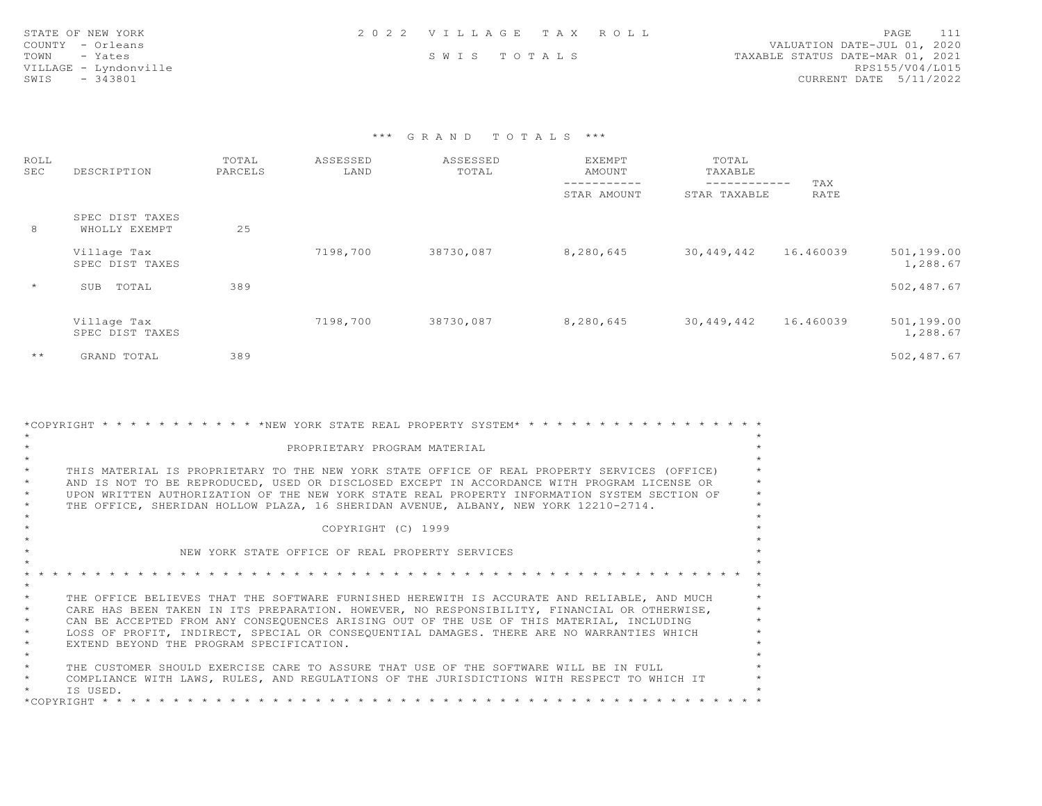STATE OF NEW YORK
COUNTY - Orleans
TOWN - Yates
VILLAGE - Lyndonville
SWIS - 343801

2 0 2 2 V I L L A G E T A X R O L L
S W I S T O T A L S

VALUATION DATE-JUL 01, 2020
TAXABLE STATUS DATE-MAR 01, 2021
RPS155/V04/L015
CURRENT DATE 5/11/2022

*** G R A N D T O T A L S ***

| ROLL SEC | DESCRIPTION | TOTAL PARCELS | ASSESSED LAND | ASSESSED TOTAL | EXEMPT AMOUNT / STAR AMOUNT | TOTAL TAXABLE / STAR TAXABLE | TAX RATE | |
|---|---|---|---|---|---|---|---|---|
| | SPEC DIST TAXES | | | | | | | |
| 8 | WHOLLY EXEMPT | 25 | | | | | | |
| | Village Tax | | 7198,700 | 38730,087 | 8,280,645 | 30,449,442 | 16.460039 | 501,199.00 |
| | SPEC DIST TAXES | | | | | | | 1,288.67 |
| * | SUB TOTAL | 389 | | | | | | 502,487.67 |
| | Village Tax | | 7198,700 | 38730,087 | 8,280,645 | 30,449,442 | 16.460039 | 501,199.00 |
| | SPEC DIST TAXES | | | | | | | 1,288.67 |
| ** | GRAND TOTAL | 389 | | | | | | 502,487.67 |

*COPYRIGHT * * * * * * * * * * * *NEW YORK STATE REAL PROPERTY SYSTEM* * * * * * * * * * * * * * * * * *

PROPRIETARY PROGRAM MATERIAL

THIS MATERIAL IS PROPRIETARY TO THE NEW YORK STATE OFFICE OF REAL PROPERTY SERVICES (OFFICE) AND IS NOT TO BE REPRODUCED, USED OR DISCLOSED EXCEPT IN ACCORDANCE WITH PROGRAM LICENSE OR UPON WRITTEN AUTHORIZATION OF THE NEW YORK STATE REAL PROPERTY INFORMATION SYSTEM SECTION OF THE OFFICE, SHERIDAN HOLLOW PLAZA, 16 SHERIDAN AVENUE, ALBANY, NEW YORK 12210-2714.

COPYRIGHT (C) 1999

NEW YORK STATE OFFICE OF REAL PROPERTY SERVICES

THE OFFICE BELIEVES THAT THE SOFTWARE FURNISHED HEREWITH IS ACCURATE AND RELIABLE, AND MUCH CARE HAS BEEN TAKEN IN ITS PREPARATION. HOWEVER, NO RESPONSIBILITY, FINANCIAL OR OTHERWISE, CAN BE ACCEPTED FROM ANY CONSEQUENCES ARISING OUT OF THE USE OF THIS MATERIAL, INCLUDING LOSS OF PROFIT, INDIRECT, SPECIAL OR CONSEQUENTIAL DAMAGES. THERE ARE NO WARRANTIES WHICH EXTEND BEYOND THE PROGRAM SPECIFICATION.

THE CUSTOMER SHOULD EXERCISE CARE TO ASSURE THAT USE OF THE SOFTWARE WILL BE IN FULL COMPLIANCE WITH LAWS, RULES, AND REGULATIONS OF THE JURISDICTIONS WITH RESPECT TO WHICH IT IS USED.

*COPYRIGHT * * * * * * * * * * * * * * * * * * * * * * * * * * * * * * * * * * * * * * * * * * * * * * * *